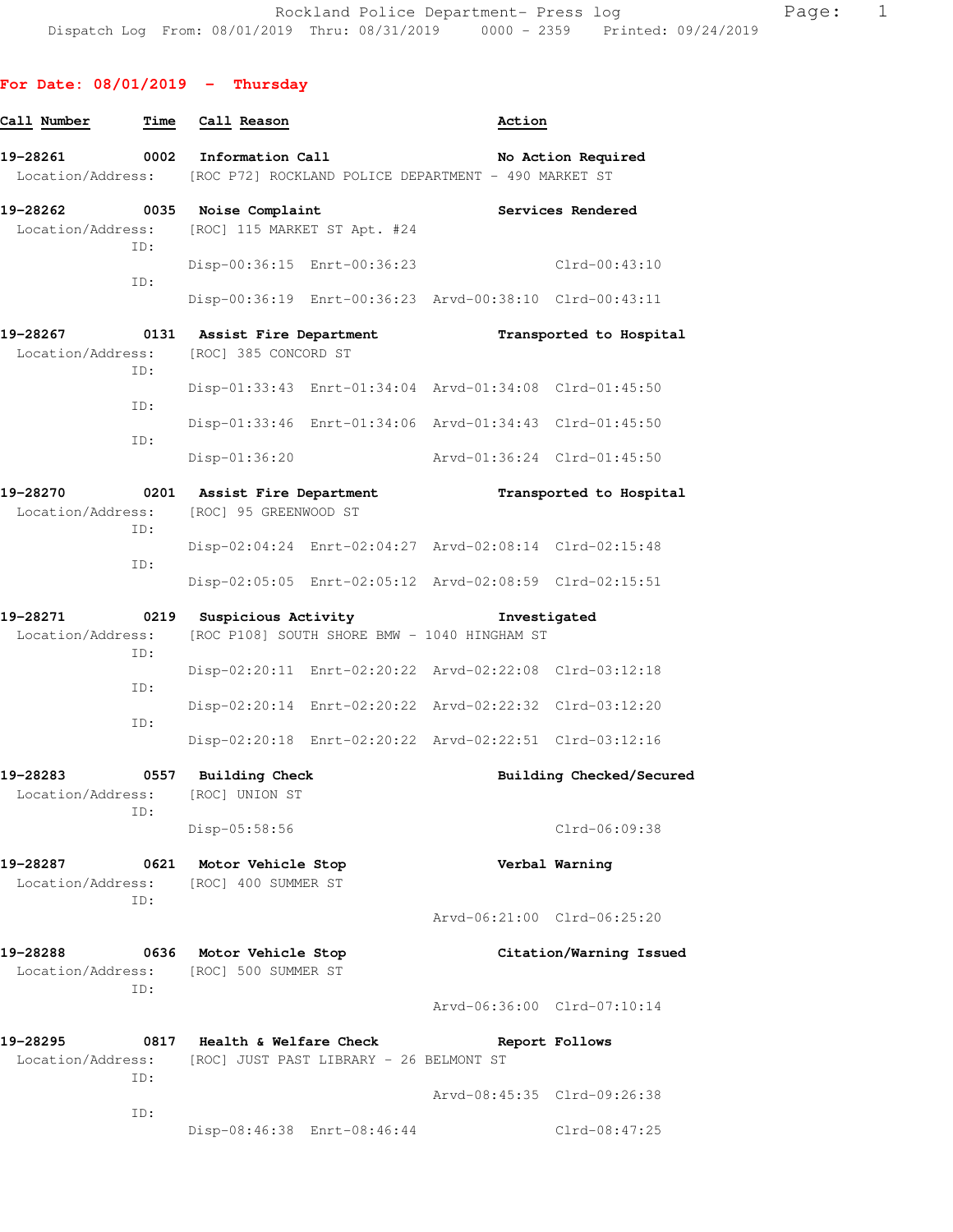Rockland Police Department- Press log

Dispatch Log From: 08/01/2019 Thru: 08/31/2019 0000 - 2359 Printed: 09/24/2019

## For Date: 08/01/2019 - Thursday

| Call Number | Time | Call Reason | Action |
|---|---|---|---|

**19-28261** 0002 **Information Call** — **No Action Required**
Location/Address: [ROC P72] ROCKLAND POLICE DEPARTMENT - 490 MARKET ST

**19-28262** 0035 **Noise Complaint** — **Services Rendered**
Location/Address: [ROC] 115 MARKET ST Apt. #24
ID:
Disp-00:36:15 Enrt-00:36:23 Clrd-00:43:10
ID:
Disp-00:36:19 Enrt-00:36:23 Arvd-00:38:10 Clrd-00:43:11

**19-28267** 0131 **Assist Fire Department** — **Transported to Hospital**
Location/Address: [ROC] 385 CONCORD ST
ID:
Disp-01:33:43 Enrt-01:34:04 Arvd-01:34:08 Clrd-01:45:50
ID:
Disp-01:33:46 Enrt-01:34:06 Arvd-01:34:43 Clrd-01:45:50
ID:
Disp-01:36:20 Arvd-01:36:24 Clrd-01:45:50

**19-28270** 0201 **Assist Fire Department** — **Transported to Hospital**
Location/Address: [ROC] 95 GREENWOOD ST
ID:
Disp-02:04:24 Enrt-02:04:27 Arvd-02:08:14 Clrd-02:15:48
ID:
Disp-02:05:05 Enrt-02:05:12 Arvd-02:08:59 Clrd-02:15:51

**19-28271** 0219 **Suspicious Activity** — **Investigated**
Location/Address: [ROC P108] SOUTH SHORE BMW - 1040 HINGHAM ST
ID:
Disp-02:20:11 Enrt-02:20:22 Arvd-02:22:08 Clrd-03:12:18
ID:
Disp-02:20:14 Enrt-02:20:22 Arvd-02:22:32 Clrd-03:12:20
ID:
Disp-02:20:18 Enrt-02:20:22 Arvd-02:22:51 Clrd-03:12:16

**19-28283** 0557 **Building Check** — **Building Checked/Secured**
Location/Address: [ROC] UNION ST
ID:
Disp-05:58:56 Clrd-06:09:38

**19-28287** 0621 **Motor Vehicle Stop** — **Verbal Warning**
Location/Address: [ROC] 400 SUMMER ST
ID:
Arvd-06:21:00 Clrd-06:25:20

**19-28288** 0636 **Motor Vehicle Stop** — **Citation/Warning Issued**
Location/Address: [ROC] 500 SUMMER ST
ID:
Arvd-06:36:00 Clrd-07:10:14

**19-28295** 0817 **Health & Welfare Check** — **Report Follows**
Location/Address: [ROC] JUST PAST LIBRARY - 26 BELMONT ST
ID:
Arvd-08:45:35 Clrd-09:26:38
ID:
Disp-08:46:38 Enrt-08:46:44 Clrd-08:47:25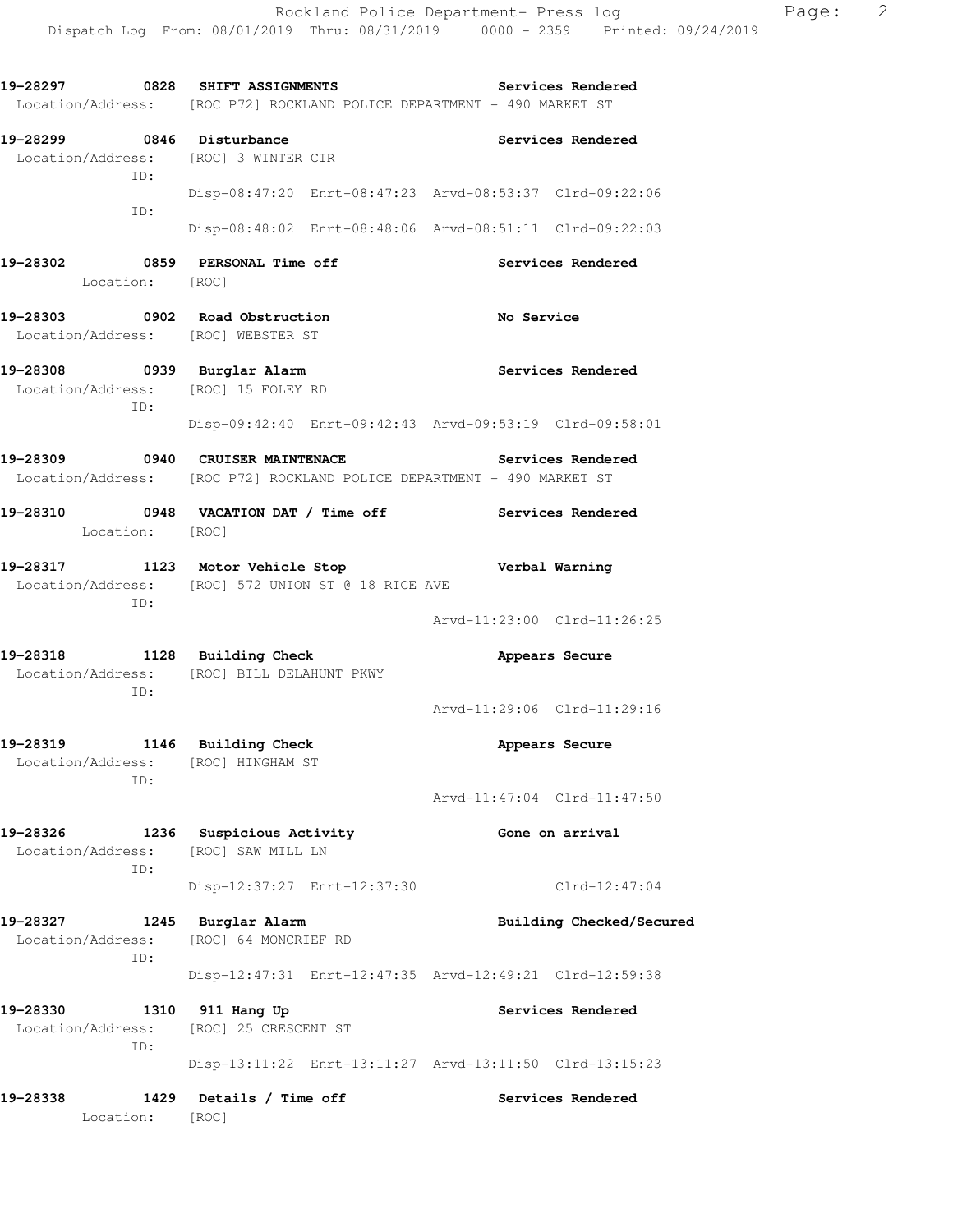**19-28297 0828 SHIFT ASSIGNMENTS Services Rendered**
Location/Address: [ROC P72] ROCKLAND POLICE DEPARTMENT - 490 MARKET ST

**19-28299 0846 Disturbance Services Rendered**
Location/Address: [ROC] 3 WINTER CIR
ID:
Disp-08:47:20 Enrt-08:47:23 Arvd-08:53:37 Clrd-09:22:06
ID:
Disp-08:48:02 Enrt-08:48:06 Arvd-08:51:11 Clrd-09:22:03

**19-28302 0859 PERSONAL Time off Services Rendered**
Location: [ROC]

**19-28303 0902 Road Obstruction No Service**
Location/Address: [ROC] WEBSTER ST

**19-28308 0939 Burglar Alarm Services Rendered**
Location/Address: [ROC] 15 FOLEY RD
ID:
Disp-09:42:40 Enrt-09:42:43 Arvd-09:53:19 Clrd-09:58:01

**19-28309 0940 CRUISER MAINTENACE Services Rendered**
Location/Address: [ROC P72] ROCKLAND POLICE DEPARTMENT - 490 MARKET ST

**19-28310 0948 VACATION DAT / Time off Services Rendered**
Location: [ROC]

**19-28317 1123 Motor Vehicle Stop Verbal Warning**
Location/Address: [ROC] 572 UNION ST @ 18 RICE AVE
ID:
Arvd-11:23:00 Clrd-11:26:25

**19-28318 1128 Building Check Appears Secure**
Location/Address: [ROC] BILL DELAHUNT PKWY
ID:
Arvd-11:29:06 Clrd-11:29:16

**19-28319 1146 Building Check Appears Secure**
Location/Address: [ROC] HINGHAM ST
ID:
Arvd-11:47:04 Clrd-11:47:50

**19-28326 1236 Suspicious Activity Gone on arrival**
Location/Address: [ROC] SAW MILL LN
ID:
Disp-12:37:27 Enrt-12:37:30 Clrd-12:47:04

**19-28327 1245 Burglar Alarm Building Checked/Secured**
Location/Address: [ROC] 64 MONCRIEF RD
ID:
Disp-12:47:31 Enrt-12:47:35 Arvd-12:49:21 Clrd-12:59:38

**19-28330 1310 911 Hang Up Services Rendered**
Location/Address: [ROC] 25 CRESCENT ST
ID:
Disp-13:11:22 Enrt-13:11:27 Arvd-13:11:50 Clrd-13:15:23

**19-28338 1429 Details / Time off Services Rendered**
Location: [ROC]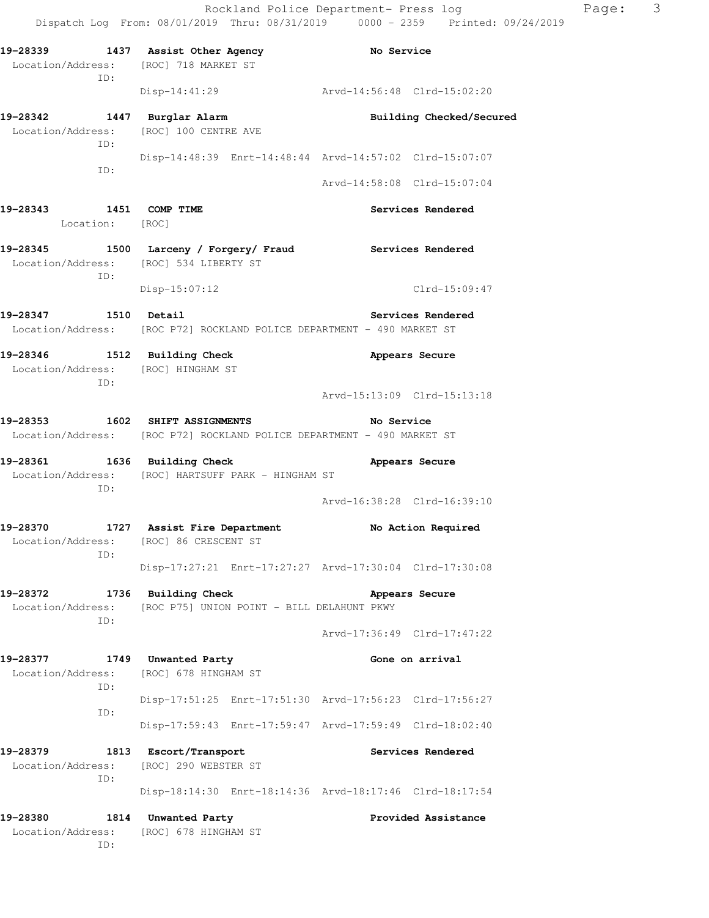**19-28339 1437 Assist Other Agency** — **No Service**
Location/Address: [ROC] 718 MARKET ST
ID:
Disp-14:41:29 Arvd-14:56:48 Clrd-15:02:20

**19-28342 1447 Burglar Alarm** — **Building Checked/Secured**
Location/Address: [ROC] 100 CENTRE AVE
ID:
Disp-14:48:39 Enrt-14:48:44 Arvd-14:57:02 Clrd-15:07:07
ID:
Arvd-14:58:08 Clrd-15:07:04

**19-28343 1451 COMP TIME** — **Services Rendered**
Location: [ROC]

**19-28345 1500 Larceny / Forgery/ Fraud** — **Services Rendered**
Location/Address: [ROC] 534 LIBERTY ST
ID:
Disp-15:07:12 Clrd-15:09:47

**19-28347 1510 Detail** — **Services Rendered**
Location/Address: [ROC P72] ROCKLAND POLICE DEPARTMENT - 490 MARKET ST

**19-28346 1512 Building Check** — **Appears Secure**
Location/Address: [ROC] HINGHAM ST
ID:
Arvd-15:13:09 Clrd-15:13:18

**19-28353 1602 SHIFT ASSIGNMENTS** — **No Service**
Location/Address: [ROC P72] ROCKLAND POLICE DEPARTMENT - 490 MARKET ST

**19-28361 1636 Building Check** — **Appears Secure**
Location/Address: [ROC] HARTSUFF PARK - HINGHAM ST
ID:
Arvd-16:38:28 Clrd-16:39:10

**19-28370 1727 Assist Fire Department** — **No Action Required**
Location/Address: [ROC] 86 CRESCENT ST
ID:
Disp-17:27:21 Enrt-17:27:27 Arvd-17:30:04 Clrd-17:30:08

**19-28372 1736 Building Check** — **Appears Secure**
Location/Address: [ROC P75] UNION POINT - BILL DELAHUNT PKWY
ID:
Arvd-17:36:49 Clrd-17:47:22

**19-28377 1749 Unwanted Party** — **Gone on arrival**
Location/Address: [ROC] 678 HINGHAM ST
ID:
Disp-17:51:25 Enrt-17:51:30 Arvd-17:56:23 Clrd-17:56:27
ID:
Disp-17:59:43 Enrt-17:59:47 Arvd-17:59:49 Clrd-18:02:40

**19-28379 1813 Escort/Transport** — **Services Rendered**
Location/Address: [ROC] 290 WEBSTER ST
ID:
Disp-18:14:30 Enrt-18:14:36 Arvd-18:17:46 Clrd-18:17:54

**19-28380 1814 Unwanted Party** — **Provided Assistance**
Location/Address: [ROC] 678 HINGHAM ST
ID: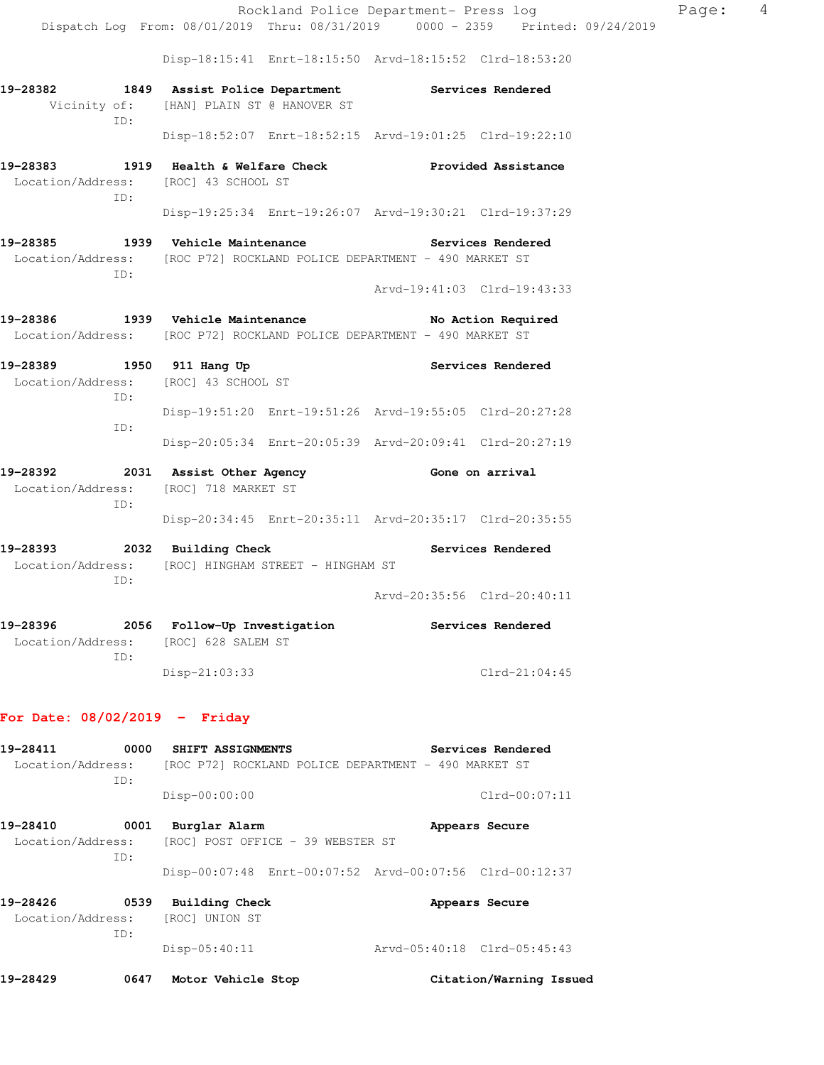Disp-18:15:41 Enrt-18:15:50 Arvd-18:15:52 Clrd-18:53:20

**19-28382** 1849 **Assist Police Department** **Services Rendered**
Vicinity of: [HAN] PLAIN ST @ HANOVER ST
ID:
Disp-18:52:07 Enrt-18:52:15 Arvd-19:01:25 Clrd-19:22:10

**19-28383** 1919 **Health & Welfare Check** **Provided Assistance**
Location/Address: [ROC] 43 SCHOOL ST
ID:
Disp-19:25:34 Enrt-19:26:07 Arvd-19:30:21 Clrd-19:37:29

**19-28385** 1939 **Vehicle Maintenance** **Services Rendered**
Location/Address: [ROC P72] ROCKLAND POLICE DEPARTMENT - 490 MARKET ST
ID:
Arvd-19:41:03 Clrd-19:43:33

**19-28386** 1939 **Vehicle Maintenance** **No Action Required**
Location/Address: [ROC P72] ROCKLAND POLICE DEPARTMENT - 490 MARKET ST

**19-28389** 1950 **911 Hang Up** **Services Rendered**
Location/Address: [ROC] 43 SCHOOL ST
ID:
Disp-19:51:20 Enrt-19:51:26 Arvd-19:55:05 Clrd-20:27:28
ID:
Disp-20:05:34 Enrt-20:05:39 Arvd-20:09:41 Clrd-20:27:19

**19-28392** 2031 **Assist Other Agency** **Gone on arrival**
Location/Address: [ROC] 718 MARKET ST
ID:
Disp-20:34:45 Enrt-20:35:11 Arvd-20:35:17 Clrd-20:35:55

**19-28393** 2032 **Building Check** **Services Rendered**
Location/Address: [ROC] HINGHAM STREET - HINGHAM ST
ID:
Arvd-20:35:56 Clrd-20:40:11

**19-28396** 2056 **Follow-Up Investigation** **Services Rendered**
Location/Address: [ROC] 628 SALEM ST
ID:
Disp-21:03:33 Clrd-21:04:45

## For Date: 08/02/2019 - Friday

**19-28411** 0000 **SHIFT ASSIGNMENTS** **Services Rendered**
Location/Address: [ROC P72] ROCKLAND POLICE DEPARTMENT - 490 MARKET ST
ID:
Disp-00:00:00 Clrd-00:07:11

**19-28410** 0001 **Burglar Alarm** **Appears Secure**
Location/Address: [ROC] POST OFFICE - 39 WEBSTER ST
ID:
Disp-00:07:48 Enrt-00:07:52 Arvd-00:07:56 Clrd-00:12:37

**19-28426** 0539 **Building Check** **Appears Secure**
Location/Address: [ROC] UNION ST
ID:
Disp-05:40:11 Arvd-05:40:18 Clrd-05:45:43

**19-28429** 0647 **Motor Vehicle Stop** **Citation/Warning Issued**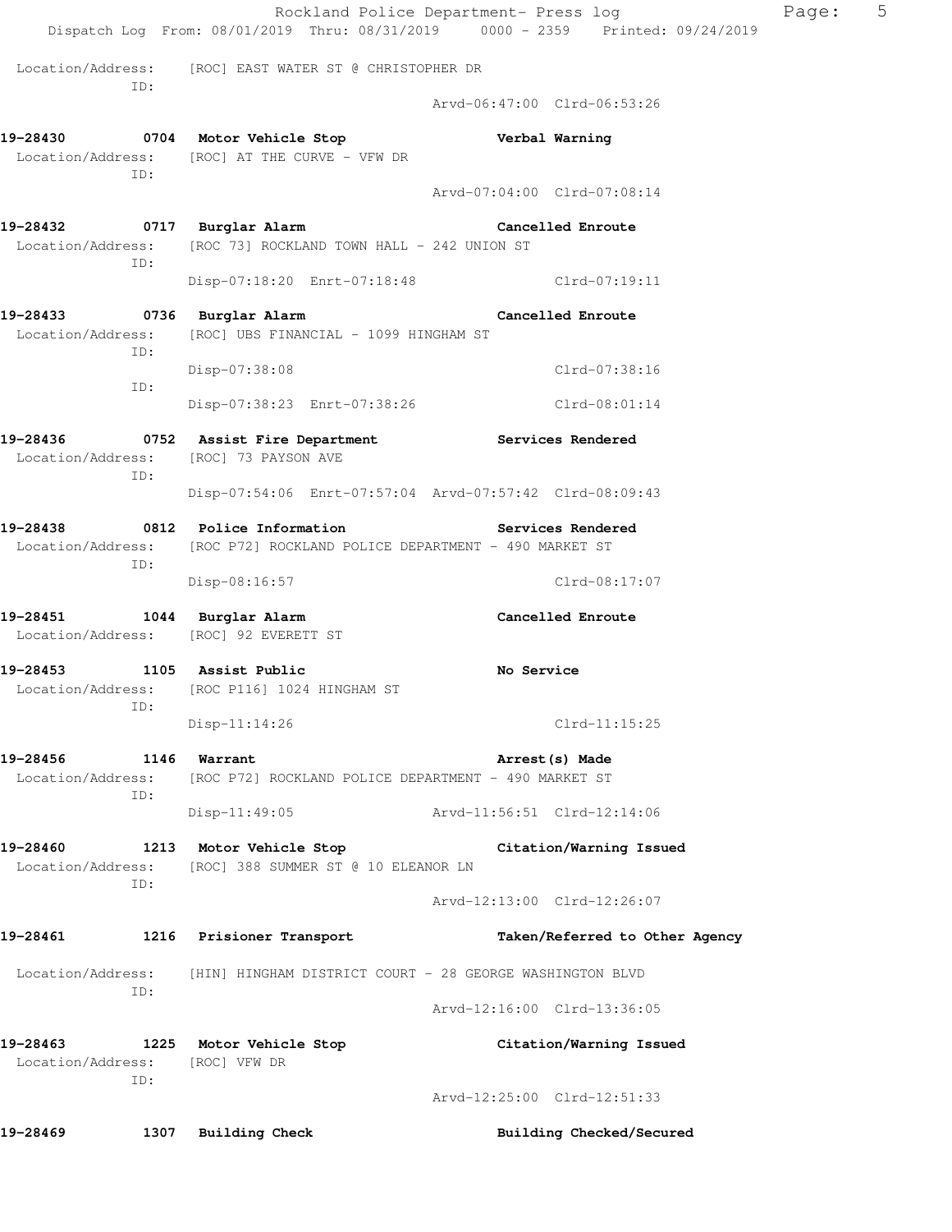Location/Address: [ROC] EAST WATER ST @ CHRISTOPHER DR
ID:
Arvd-06:47:00 Clrd-06:53:26

**19-28430 0704 Motor Vehicle Stop** **Verbal Warning**
Location/Address: [ROC] AT THE CURVE - VFW DR
ID:
Arvd-07:04:00 Clrd-07:08:14

**19-28432 0717 Burglar Alarm** **Cancelled Enroute**
Location/Address: [ROC 73] ROCKLAND TOWN HALL - 242 UNION ST
ID:
Disp-07:18:20 Enrt-07:18:48 Clrd-07:19:11

**19-28433 0736 Burglar Alarm** **Cancelled Enroute**
Location/Address: [ROC] UBS FINANCIAL - 1099 HINGHAM ST
ID:
Disp-07:38:08 Clrd-07:38:16
ID:
Disp-07:38:23 Enrt-07:38:26 Clrd-08:01:14

**19-28436 0752 Assist Fire Department** **Services Rendered**
Location/Address: [ROC] 73 PAYSON AVE
ID:
Disp-07:54:06 Enrt-07:57:04 Arvd-07:57:42 Clrd-08:09:43

**19-28438 0812 Police Information** **Services Rendered**
Location/Address: [ROC P72] ROCKLAND POLICE DEPARTMENT - 490 MARKET ST
ID:
Disp-08:16:57 Clrd-08:17:07

**19-28451 1044 Burglar Alarm** **Cancelled Enroute**
Location/Address: [ROC] 92 EVERETT ST

**19-28453 1105 Assist Public** **No Service**
Location/Address: [ROC P116] 1024 HINGHAM ST
ID:
Disp-11:14:26 Clrd-11:15:25

**19-28456 1146 Warrant** **Arrest(s) Made**
Location/Address: [ROC P72] ROCKLAND POLICE DEPARTMENT - 490 MARKET ST
ID:
Disp-11:49:05 Arvd-11:56:51 Clrd-12:14:06

**19-28460 1213 Motor Vehicle Stop** **Citation/Warning Issued**
Location/Address: [ROC] 388 SUMMER ST @ 10 ELEANOR LN
ID:
Arvd-12:13:00 Clrd-12:26:07

**19-28461 1216 Prisioner Transport** **Taken/Referred to Other Agency**
Location/Address: [HIN] HINGHAM DISTRICT COURT - 28 GEORGE WASHINGTON BLVD
ID:
Arvd-12:16:00 Clrd-13:36:05

**19-28463 1225 Motor Vehicle Stop** **Citation/Warning Issued**
Location/Address: [ROC] VFW DR
ID:
Arvd-12:25:00 Clrd-12:51:33

**19-28469 1307 Building Check** **Building Checked/Secured**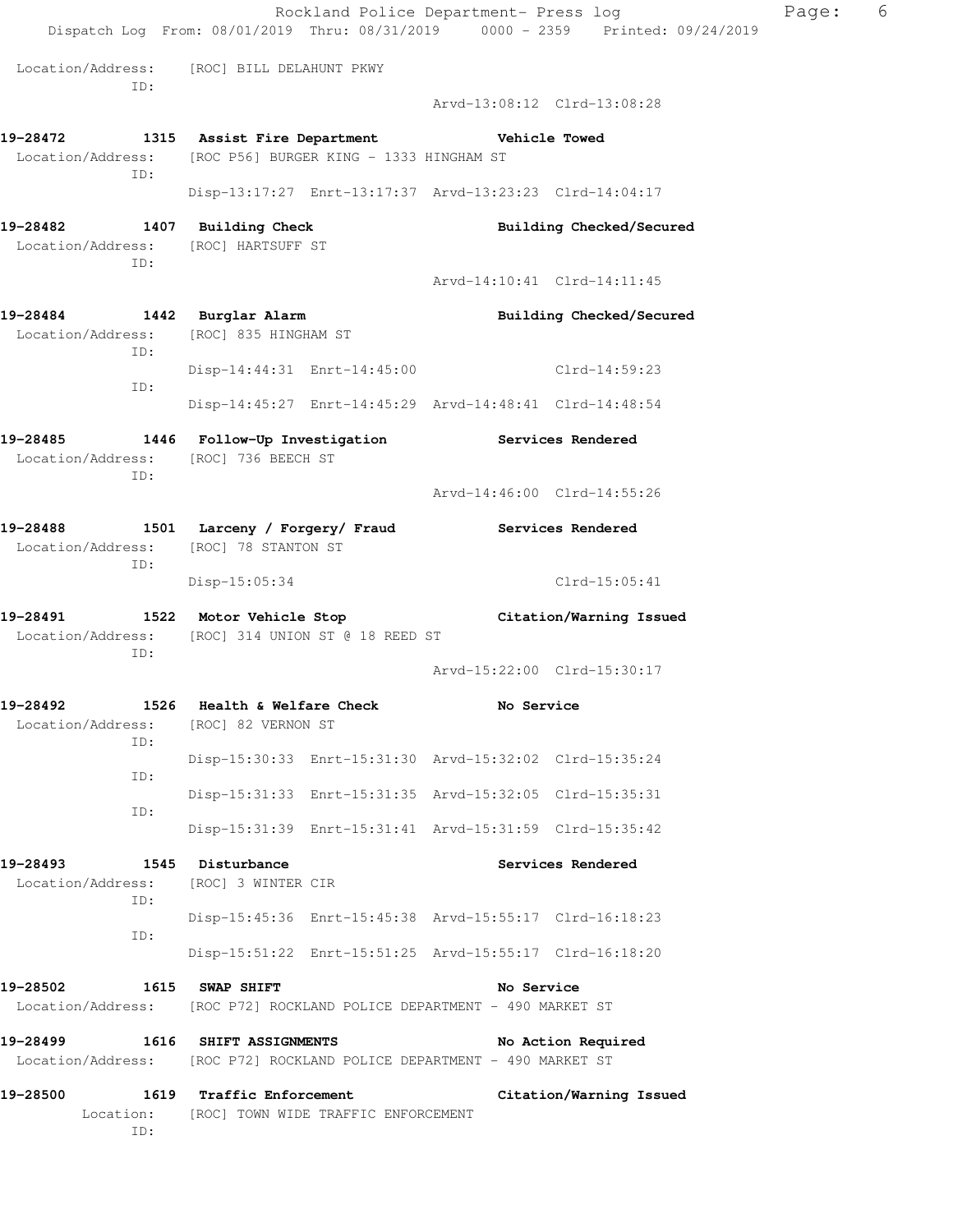Location/Address: [ROC] BILL DELAHUNT PKWY
ID:
Arvd-13:08:12 Clrd-13:08:28

**19-28472 1315 Assist Fire Department — Vehicle Towed**
Location/Address: [ROC P56] BURGER KING - 1333 HINGHAM ST
ID:
Disp-13:17:27 Enrt-13:17:37 Arvd-13:23:23 Clrd-14:04:17

**19-28482 1407 Building Check — Building Checked/Secured**
Location/Address: [ROC] HARTSUFF ST
ID:
Arvd-14:10:41 Clrd-14:11:45

**19-28484 1442 Burglar Alarm — Building Checked/Secured**
Location/Address: [ROC] 835 HINGHAM ST
ID:
Disp-14:44:31 Enrt-14:45:00 Clrd-14:59:23
ID:
Disp-14:45:27 Enrt-14:45:29 Arvd-14:48:41 Clrd-14:48:54

**19-28485 1446 Follow-Up Investigation — Services Rendered**
Location/Address: [ROC] 736 BEECH ST
ID:
Arvd-14:46:00 Clrd-14:55:26

**19-28488 1501 Larceny / Forgery/ Fraud — Services Rendered**
Location/Address: [ROC] 78 STANTON ST
ID:
Disp-15:05:34 Clrd-15:05:41

**19-28491 1522 Motor Vehicle Stop — Citation/Warning Issued**
Location/Address: [ROC] 314 UNION ST @ 18 REED ST
ID:
Arvd-15:22:00 Clrd-15:30:17

**19-28492 1526 Health & Welfare Check — No Service**
Location/Address: [ROC] 82 VERNON ST
ID:
Disp-15:30:33 Enrt-15:31:30 Arvd-15:32:02 Clrd-15:35:24
ID:
Disp-15:31:33 Enrt-15:31:35 Arvd-15:32:05 Clrd-15:35:31
ID:
Disp-15:31:39 Enrt-15:31:41 Arvd-15:31:59 Clrd-15:35:42

**19-28493 1545 Disturbance — Services Rendered**
Location/Address: [ROC] 3 WINTER CIR
ID:
Disp-15:45:36 Enrt-15:45:38 Arvd-15:55:17 Clrd-16:18:23
ID:
Disp-15:51:22 Enrt-15:51:25 Arvd-15:55:17 Clrd-16:18:20

**19-28502 1615 SWAP SHIFT — No Service**
Location/Address: [ROC P72] ROCKLAND POLICE DEPARTMENT - 490 MARKET ST

**19-28499 1616 SHIFT ASSIGNMENTS — No Action Required**
Location/Address: [ROC P72] ROCKLAND POLICE DEPARTMENT - 490 MARKET ST

**19-28500 1619 Traffic Enforcement — Citation/Warning Issued**
Location: [ROC] TOWN WIDE TRAFFIC ENFORCEMENT
ID: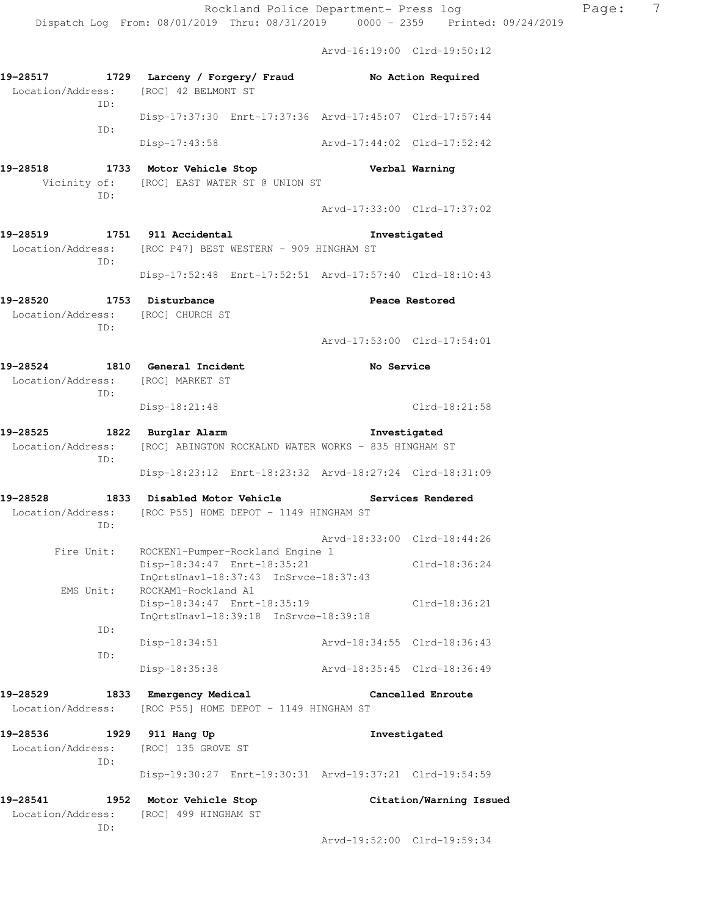Arvd-16:19:00 Clrd-19:50:12

**19-28517 1729 Larceny / Forgery/ Fraud No Action Required**
Location/Address: [ROC] 42 BELMONT ST
ID:
Disp-17:37:30 Enrt-17:37:36 Arvd-17:45:07 Clrd-17:57:44
ID:
Disp-17:43:58 Arvd-17:44:02 Clrd-17:52:42

**19-28518 1733 Motor Vehicle Stop Verbal Warning**
Vicinity of: [ROC] EAST WATER ST @ UNION ST
ID:
Arvd-17:33:00 Clrd-17:37:02

**19-28519 1751 911 Accidental Investigated**
Location/Address: [ROC P47] BEST WESTERN - 909 HINGHAM ST
ID:
Disp-17:52:48 Enrt-17:52:51 Arvd-17:57:40 Clrd-18:10:43

**19-28520 1753 Disturbance Peace Restored**
Location/Address: [ROC] CHURCH ST
ID:
Arvd-17:53:00 Clrd-17:54:01

**19-28524 1810 General Incident No Service**
Location/Address: [ROC] MARKET ST
ID:
Disp-18:21:48 Clrd-18:21:58

**19-28525 1822 Burglar Alarm Investigated**
Location/Address: [ROC] ABINGTON ROCKALND WATER WORKS - 835 HINGHAM ST
ID:
Disp-18:23:12 Enrt-18:23:32 Arvd-18:27:24 Clrd-18:31:09

**19-28528 1833 Disabled Motor Vehicle Services Rendered**
Location/Address: [ROC P55] HOME DEPOT - 1149 HINGHAM ST
ID:
Arvd-18:33:00 Clrd-18:44:26
Fire Unit: ROCKEN1-Pumper-Rockland Engine 1
Disp-18:34:47 Enrt-18:35:21 Clrd-18:36:24
InQrtsUnavl-18:37:43 InSrvce-18:37:43
EMS Unit: ROCKAM1-Rockland A1
Disp-18:34:47 Enrt-18:35:19 Clrd-18:36:21
InQrtsUnavl-18:39:18 InSrvce-18:39:18
ID:
Disp-18:34:51 Arvd-18:34:55 Clrd-18:36:43
ID:
Disp-18:35:38 Arvd-18:35:45 Clrd-18:36:49

**19-28529 1833 Emergency Medical Cancelled Enroute**
Location/Address: [ROC P55] HOME DEPOT - 1149 HINGHAM ST

**19-28536 1929 911 Hang Up Investigated**
Location/Address: [ROC] 135 GROVE ST
ID:
Disp-19:30:27 Enrt-19:30:31 Arvd-19:37:21 Clrd-19:54:59

**19-28541 1952 Motor Vehicle Stop Citation/Warning Issued**
Location/Address: [ROC] 499 HINGHAM ST
ID:
Arvd-19:52:00 Clrd-19:59:34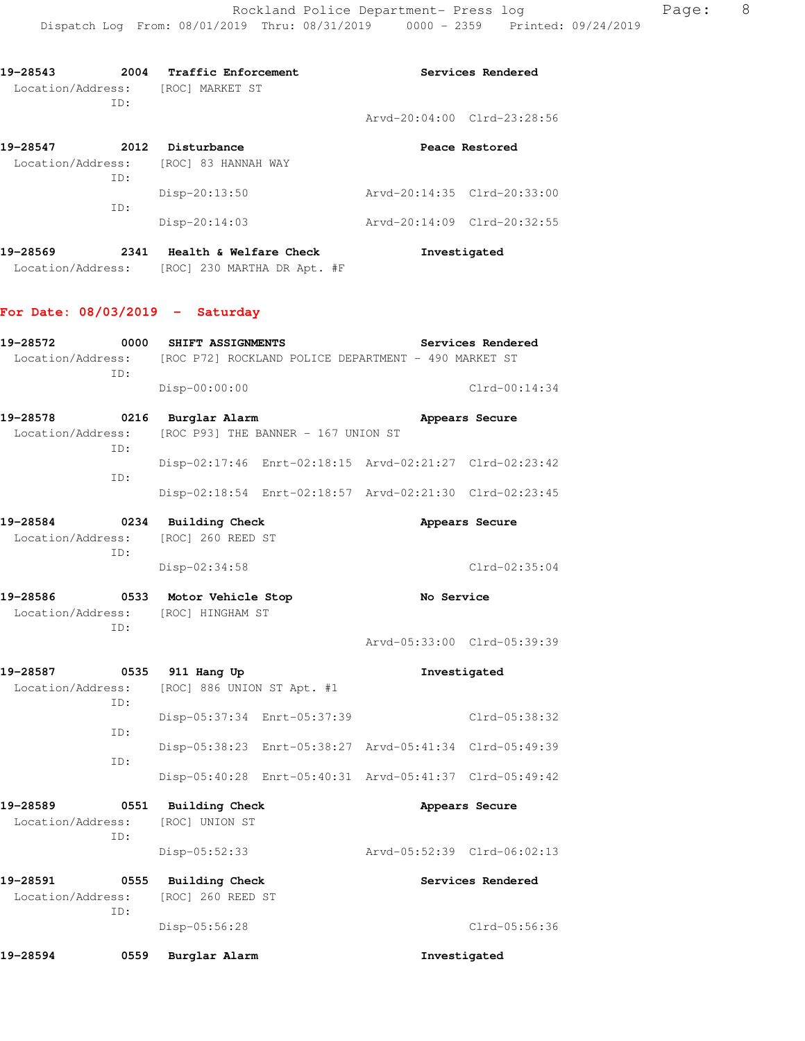**19-28543 2004 Traffic Enforcement** **Services Rendered**
Location/Address: [ROC] MARKET ST
ID:
Arvd-20:04:00 Clrd-23:28:56

**19-28547 2012 Disturbance** **Peace Restored**
Location/Address: [ROC] 83 HANNAH WAY
ID:
Disp-20:13:50 Arvd-20:14:35 Clrd-20:33:00
ID:
Disp-20:14:03 Arvd-20:14:09 Clrd-20:32:55

**19-28569 2341 Health & Welfare Check** **Investigated**
Location/Address: [ROC] 230 MARTHA DR Apt. #F

## For Date: 08/03/2019 - Saturday

**19-28572 0000 SHIFT ASSIGNMENTS** **Services Rendered**
Location/Address: [ROC P72] ROCKLAND POLICE DEPARTMENT - 490 MARKET ST
ID:
Disp-00:00:00 Clrd-00:14:34

**19-28578 0216 Burglar Alarm** **Appears Secure**
Location/Address: [ROC P93] THE BANNER - 167 UNION ST
ID:
Disp-02:17:46 Enrt-02:18:15 Arvd-02:21:27 Clrd-02:23:42
ID:
Disp-02:18:54 Enrt-02:18:57 Arvd-02:21:30 Clrd-02:23:45

**19-28584 0234 Building Check** **Appears Secure**
Location/Address: [ROC] 260 REED ST
ID:
Disp-02:34:58 Clrd-02:35:04

**19-28586 0533 Motor Vehicle Stop** **No Service**
Location/Address: [ROC] HINGHAM ST
ID:
Arvd-05:33:00 Clrd-05:39:39

**19-28587 0535 911 Hang Up** **Investigated**
Location/Address: [ROC] 886 UNION ST Apt. #1
ID:
Disp-05:37:34 Enrt-05:37:39 Clrd-05:38:32
ID:
Disp-05:38:23 Enrt-05:38:27 Arvd-05:41:34 Clrd-05:49:39
ID:
Disp-05:40:28 Enrt-05:40:31 Arvd-05:41:37 Clrd-05:49:42

**19-28589 0551 Building Check** **Appears Secure**
Location/Address: [ROC] UNION ST
ID:
Disp-05:52:33 Arvd-05:52:39 Clrd-06:02:13

**19-28591 0555 Building Check** **Services Rendered**
Location/Address: [ROC] 260 REED ST
ID:
Disp-05:56:28 Clrd-05:56:36

**19-28594 0559 Burglar Alarm** **Investigated**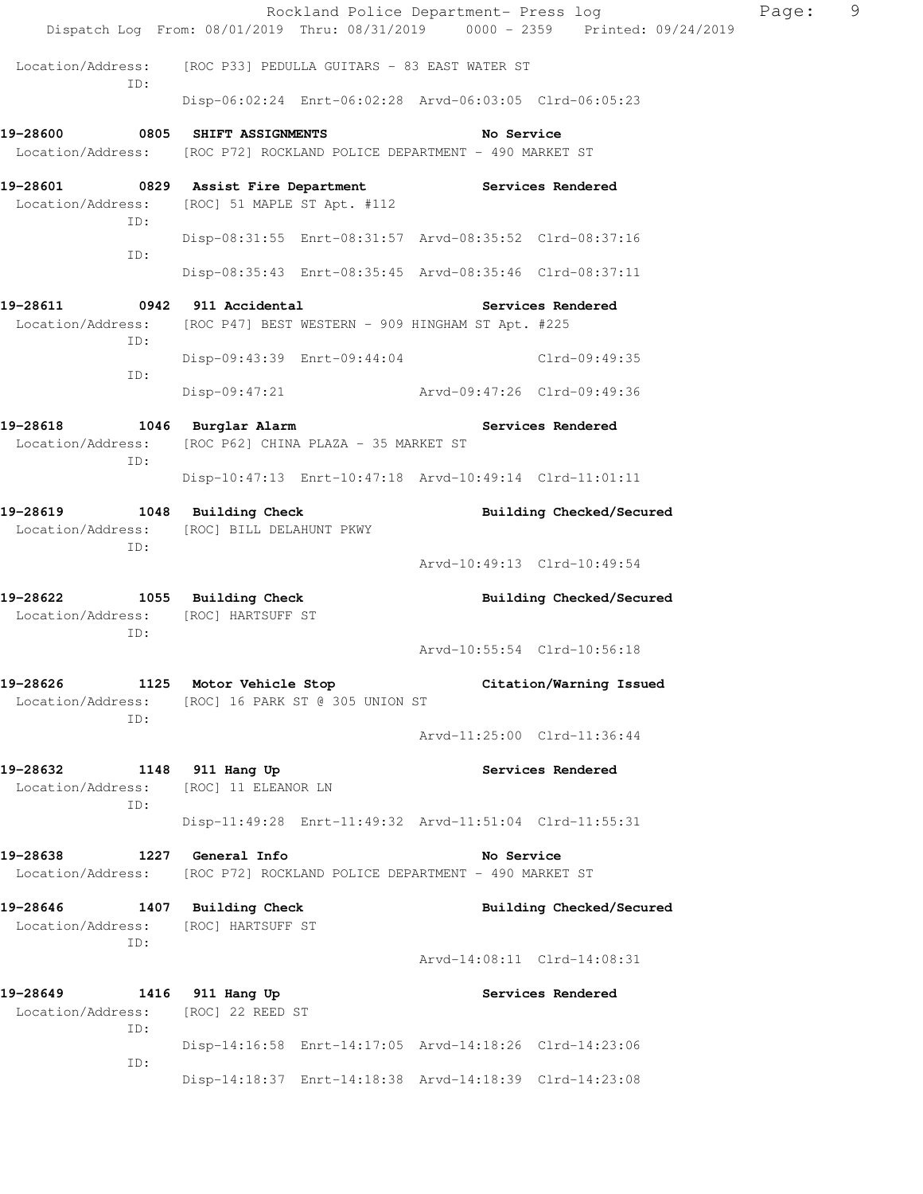Location/Address: [ROC P33] PEDULLA GUITARS - 83 EAST WATER ST
ID:
Disp-06:02:24 Enrt-06:02:28 Arvd-06:03:05 Clrd-06:05:23

**19-28600 0805 SHIFT ASSIGNMENTS No Service**
Location/Address: [ROC P72] ROCKLAND POLICE DEPARTMENT - 490 MARKET ST

**19-28601 0829 Assist Fire Department Services Rendered**
Location/Address: [ROC] 51 MAPLE ST Apt. #112
ID:
Disp-08:31:55 Enrt-08:31:57 Arvd-08:35:52 Clrd-08:37:16
ID:
Disp-08:35:43 Enrt-08:35:45 Arvd-08:35:46 Clrd-08:37:11

**19-28611 0942 911 Accidental Services Rendered**
Location/Address: [ROC P47] BEST WESTERN - 909 HINGHAM ST Apt. #225
ID:
Disp-09:43:39 Enrt-09:44:04 Clrd-09:49:35
ID:
Disp-09:47:21 Arvd-09:47:26 Clrd-09:49:36

**19-28618 1046 Burglar Alarm Services Rendered**
Location/Address: [ROC P62] CHINA PLAZA - 35 MARKET ST
ID:
Disp-10:47:13 Enrt-10:47:18 Arvd-10:49:14 Clrd-11:01:11

**19-28619 1048 Building Check Building Checked/Secured**
Location/Address: [ROC] BILL DELAHUNT PKWY
ID:
Arvd-10:49:13 Clrd-10:49:54

**19-28622 1055 Building Check Building Checked/Secured**
Location/Address: [ROC] HARTSUFF ST
ID:
Arvd-10:55:54 Clrd-10:56:18

**19-28626 1125 Motor Vehicle Stop Citation/Warning Issued**
Location/Address: [ROC] 16 PARK ST @ 305 UNION ST
ID:
Arvd-11:25:00 Clrd-11:36:44

**19-28632 1148 911 Hang Up Services Rendered**
Location/Address: [ROC] 11 ELEANOR LN
ID:
Disp-11:49:28 Enrt-11:49:32 Arvd-11:51:04 Clrd-11:55:31

**19-28638 1227 General Info No Service**
Location/Address: [ROC P72] ROCKLAND POLICE DEPARTMENT - 490 MARKET ST

**19-28646 1407 Building Check Building Checked/Secured**
Location/Address: [ROC] HARTSUFF ST
ID:
Arvd-14:08:11 Clrd-14:08:31

**19-28649 1416 911 Hang Up Services Rendered**
Location/Address: [ROC] 22 REED ST
ID:
Disp-14:16:58 Enrt-14:17:05 Arvd-14:18:26 Clrd-14:23:06
ID:
Disp-14:18:37 Enrt-14:18:38 Arvd-14:18:39 Clrd-14:23:08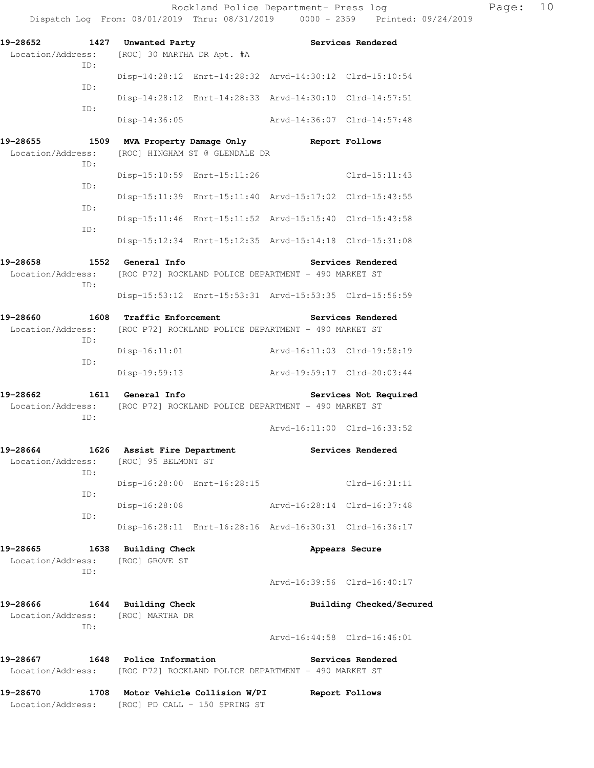**19-28652 1427 Unwanted Party — Services Rendered**

Location/Address: [ROC] 30 MARTHA DR Apt. #A

ID:
Disp-14:28:12 Enrt-14:28:32 Arvd-14:30:12 Clrd-15:10:54

ID:
Disp-14:28:12 Enrt-14:28:33 Arvd-14:30:10 Clrd-14:57:51

ID:
Disp-14:36:05 Arvd-14:36:07 Clrd-14:57:48

**19-28655 1509 MVA Property Damage Only — Report Follows**

Location/Address: [ROC] HINGHAM ST @ GLENDALE DR

ID:
Disp-15:10:59 Enrt-15:11:26 Clrd-15:11:43

ID:
Disp-15:11:39 Enrt-15:11:40 Arvd-15:17:02 Clrd-15:43:55

ID:
Disp-15:11:46 Enrt-15:11:52 Arvd-15:15:40 Clrd-15:43:58

ID:
Disp-15:12:34 Enrt-15:12:35 Arvd-15:14:18 Clrd-15:31:08

**19-28658 1552 General Info — Services Rendered**

Location/Address: [ROC P72] ROCKLAND POLICE DEPARTMENT - 490 MARKET ST

ID:
Disp-15:53:12 Enrt-15:53:31 Arvd-15:53:35 Clrd-15:56:59

**19-28660 1608 Traffic Enforcement — Services Rendered**

Location/Address: [ROC P72] ROCKLAND POLICE DEPARTMENT - 490 MARKET ST

ID:
Disp-16:11:01 Arvd-16:11:03 Clrd-19:58:19

ID:
Disp-19:59:13 Arvd-19:59:17 Clrd-20:03:44

**19-28662 1611 General Info — Services Not Required**

Location/Address: [ROC P72] ROCKLAND POLICE DEPARTMENT - 490 MARKET ST

ID:
Arvd-16:11:00 Clrd-16:33:52

**19-28664 1626 Assist Fire Department — Services Rendered**

Location/Address: [ROC] 95 BELMONT ST

ID:
Disp-16:28:00 Enrt-16:28:15 Clrd-16:31:11

ID:
Disp-16:28:08 Arvd-16:28:14 Clrd-16:37:48

ID:
Disp-16:28:11 Enrt-16:28:16 Arvd-16:30:31 Clrd-16:36:17

**19-28665 1638 Building Check — Appears Secure**

Location/Address: [ROC] GROVE ST

ID:
Arvd-16:39:56 Clrd-16:40:17

**19-28666 1644 Building Check — Building Checked/Secured**

Location/Address: [ROC] MARTHA DR

ID:
Arvd-16:44:58 Clrd-16:46:01

**19-28667 1648 Police Information — Services Rendered**

Location/Address: [ROC P72] ROCKLAND POLICE DEPARTMENT - 490 MARKET ST

**19-28670 1708 Motor Vehicle Collision W/PI — Report Follows**

Location/Address: [ROC] PD CALL - 150 SPRING ST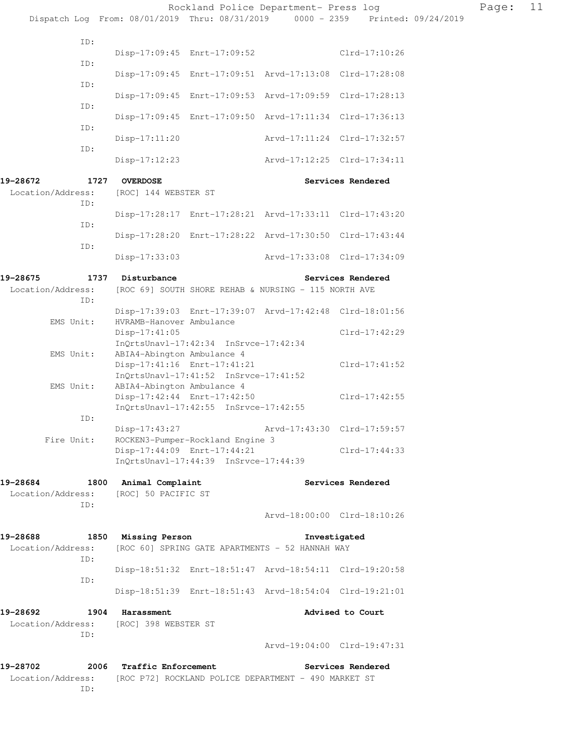ID:
Disp-17:09:45 Enrt-17:09:52 Clrd-17:10:26
ID:
Disp-17:09:45 Enrt-17:09:51 Arvd-17:13:08 Clrd-17:28:08
ID:
Disp-17:09:45 Enrt-17:09:53 Arvd-17:09:59 Clrd-17:28:13
ID:
Disp-17:09:45 Enrt-17:09:50 Arvd-17:11:34 Clrd-17:36:13
ID:
Disp-17:11:20 Arvd-17:11:24 Clrd-17:32:57
ID:
Disp-17:12:23 Arvd-17:12:25 Clrd-17:34:11

**19-28672 1727 OVERDOSE Services Rendered**
Location/Address: [ROC] 144 WEBSTER ST
ID:
Disp-17:28:17 Enrt-17:28:21 Arvd-17:33:11 Clrd-17:43:20
ID:
Disp-17:28:20 Enrt-17:28:22 Arvd-17:30:50 Clrd-17:43:44
ID:
Disp-17:33:03 Arvd-17:33:08 Clrd-17:34:09

**19-28675 1737 Disturbance Services Rendered**
Location/Address: [ROC 69] SOUTH SHORE REHAB & NURSING - 115 NORTH AVE
ID:
Disp-17:39:03 Enrt-17:39:07 Arvd-17:42:48 Clrd-18:01:56
EMS Unit: HVRAMB-Hanover Ambulance
Disp-17:41:05 Clrd-17:42:29
InQrtsUnavl-17:42:34 InSrvce-17:42:34
EMS Unit: ABIA4-Abington Ambulance 4
Disp-17:41:16 Enrt-17:41:21 Clrd-17:41:52
InQrtsUnavl-17:41:52 InSrvce-17:41:52
EMS Unit: ABIA4-Abington Ambulance 4
Disp-17:42:44 Enrt-17:42:50 Clrd-17:42:55
InQrtsUnavl-17:42:55 InSrvce-17:42:55
ID:
Disp-17:43:27 Arvd-17:43:30 Clrd-17:59:57
Fire Unit: ROCKEN3-Pumper-Rockland Engine 3
Disp-17:44:09 Enrt-17:44:21 Clrd-17:44:33
InQrtsUnavl-17:44:39 InSrvce-17:44:39

**19-28684 1800 Animal Complaint Services Rendered**
Location/Address: [ROC] 50 PACIFIC ST
ID:
Arvd-18:00:00 Clrd-18:10:26

**19-28688 1850 Missing Person Investigated**
Location/Address: [ROC 60] SPRING GATE APARTMENTS - 52 HANNAH WAY
ID:
Disp-18:51:32 Enrt-18:51:47 Arvd-18:54:11 Clrd-19:20:58
ID:
Disp-18:51:39 Enrt-18:51:43 Arvd-18:54:04 Clrd-19:21:01

**19-28692 1904 Harassment Advised to Court**
Location/Address: [ROC] 398 WEBSTER ST
ID:
Arvd-19:04:00 Clrd-19:47:31

**19-28702 2006 Traffic Enforcement Services Rendered**
Location/Address: [ROC P72] ROCKLAND POLICE DEPARTMENT - 490 MARKET ST
ID: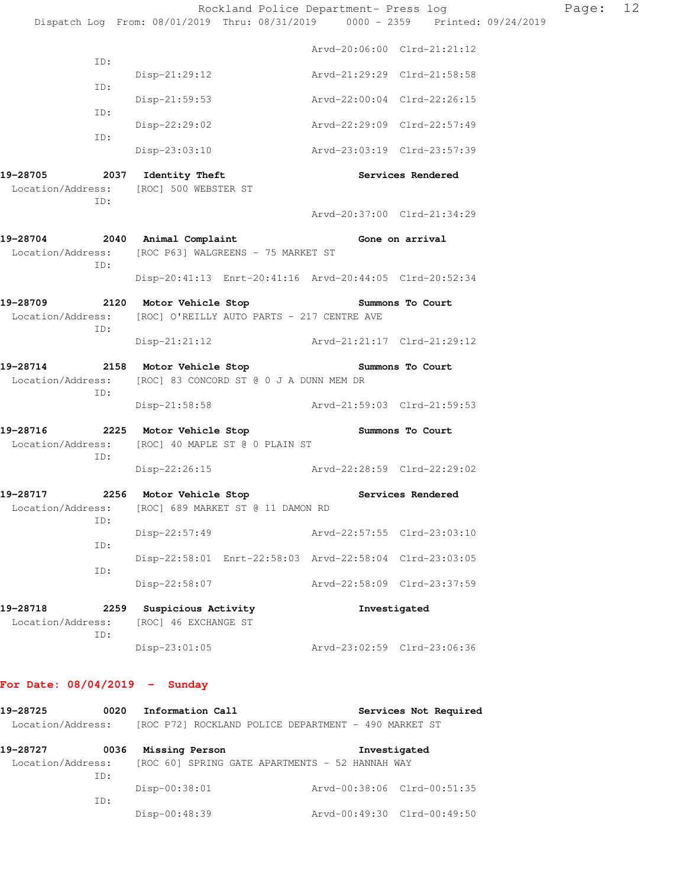Arvd-20:06:00 Clrd-21:21:12

ID:
Disp-21:29:12 Arvd-21:29:29 Clrd-21:58:58

ID:
Disp-21:59:53 Arvd-22:00:04 Clrd-22:26:15

ID:
Disp-22:29:02 Arvd-22:29:09 Clrd-22:57:49

ID:
Disp-23:03:10 Arvd-23:03:19 Clrd-23:57:39

**19-28705 2037 Identity Theft Services Rendered**
Location/Address: [ROC] 500 WEBSTER ST
ID:
Arvd-20:37:00 Clrd-21:34:29

**19-28704 2040 Animal Complaint Gone on arrival**
Location/Address: [ROC P63] WALGREENS - 75 MARKET ST
ID:
Disp-20:41:13 Enrt-20:41:16 Arvd-20:44:05 Clrd-20:52:34

**19-28709 2120 Motor Vehicle Stop Summons To Court**
Location/Address: [ROC] O'REILLY AUTO PARTS - 217 CENTRE AVE
ID:
Disp-21:21:12 Arvd-21:21:17 Clrd-21:29:12

**19-28714 2158 Motor Vehicle Stop Summons To Court**
Location/Address: [ROC] 83 CONCORD ST @ 0 J A DUNN MEM DR
ID:
Disp-21:58:58 Arvd-21:59:03 Clrd-21:59:53

**19-28716 2225 Motor Vehicle Stop Summons To Court**
Location/Address: [ROC] 40 MAPLE ST @ 0 PLAIN ST
ID:
Disp-22:26:15 Arvd-22:28:59 Clrd-22:29:02

**19-28717 2256 Motor Vehicle Stop Services Rendered**
Location/Address: [ROC] 689 MARKET ST @ 11 DAMON RD
ID:
Disp-22:57:49 Arvd-22:57:55 Clrd-23:03:10
ID:
Disp-22:58:01 Enrt-22:58:03 Arvd-22:58:04 Clrd-23:03:05
ID:
Disp-22:58:07 Arvd-22:58:09 Clrd-23:37:59

**19-28718 2259 Suspicious Activity Investigated**
Location/Address: [ROC] 46 EXCHANGE ST
ID:
Disp-23:01:05 Arvd-23:02:59 Clrd-23:06:36

## For Date: 08/04/2019 - Sunday

**19-28725 0020 Information Call Services Not Required**
Location/Address: [ROC P72] ROCKLAND POLICE DEPARTMENT - 490 MARKET ST

**19-28727 0036 Missing Person Investigated**
Location/Address: [ROC 60] SPRING GATE APARTMENTS - 52 HANNAH WAY
ID:
Disp-00:38:01 Arvd-00:38:06 Clrd-00:51:35
ID:
Disp-00:48:39 Arvd-00:49:30 Clrd-00:49:50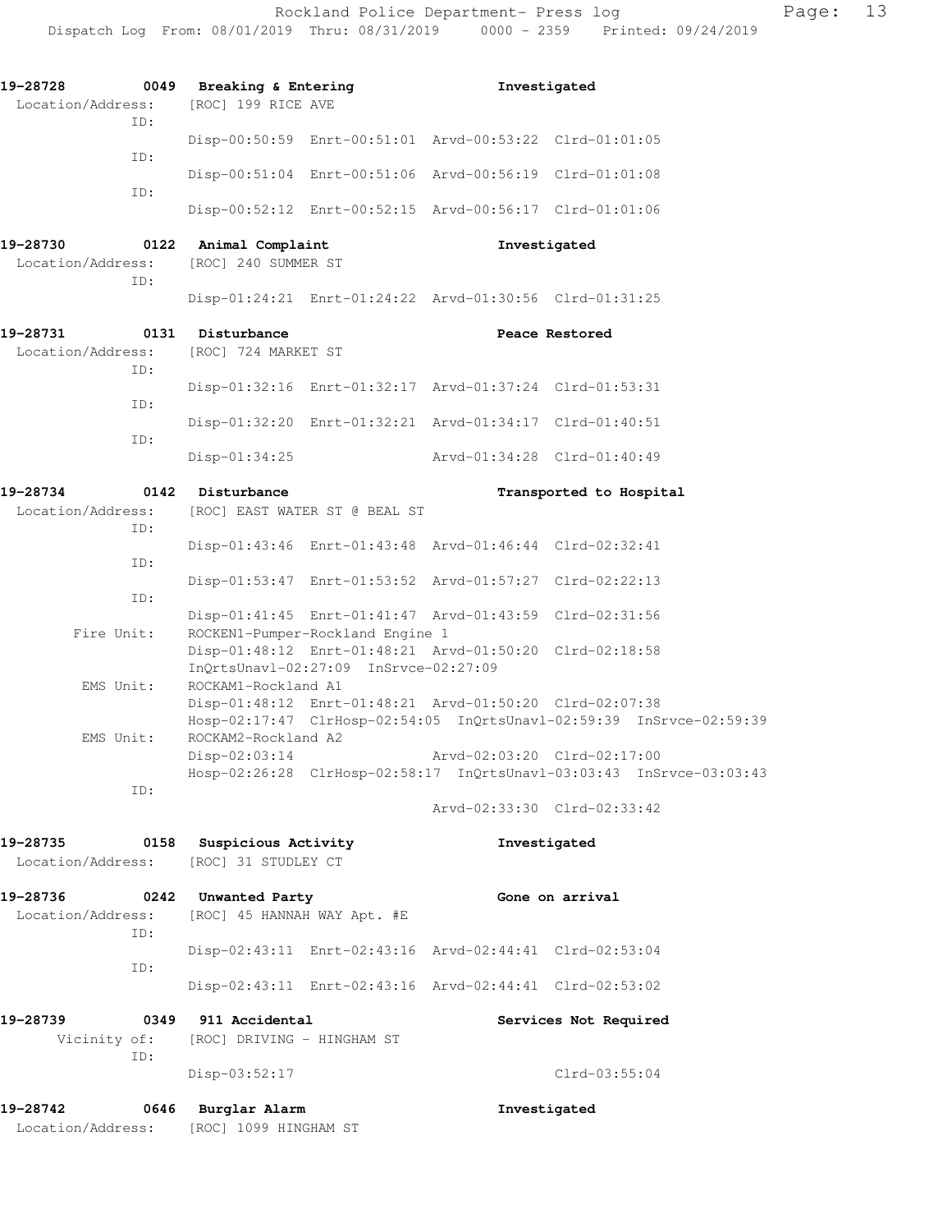**19-28728 0049 Breaking & Entering — Investigated**

Location/Address: [ROC] 199 RICE AVE

ID:
Disp-00:50:59 Enrt-00:51:01 Arvd-00:53:22 Clrd-01:01:05

ID:
Disp-00:51:04 Enrt-00:51:06 Arvd-00:56:19 Clrd-01:01:08

ID:
Disp-00:52:12 Enrt-00:52:15 Arvd-00:56:17 Clrd-01:01:06

**19-28730 0122 Animal Complaint — Investigated**

Location/Address: [ROC] 240 SUMMER ST

ID:
Disp-01:24:21 Enrt-01:24:22 Arvd-01:30:56 Clrd-01:31:25

**19-28731 0131 Disturbance — Peace Restored**

Location/Address: [ROC] 724 MARKET ST

ID:
Disp-01:32:16 Enrt-01:32:17 Arvd-01:37:24 Clrd-01:53:31

ID:
Disp-01:32:20 Enrt-01:32:21 Arvd-01:34:17 Clrd-01:40:51

ID:
Disp-01:34:25 Arvd-01:34:28 Clrd-01:40:49

**19-28734 0142 Disturbance — Transported to Hospital**

Location/Address: [ROC] EAST WATER ST @ BEAL ST

ID:
Disp-01:43:46 Enrt-01:43:48 Arvd-01:46:44 Clrd-02:32:41

ID:
Disp-01:53:47 Enrt-01:53:52 Arvd-01:57:27 Clrd-02:22:13

ID:
Disp-01:41:45 Enrt-01:41:47 Arvd-01:43:59 Clrd-02:31:56

Fire Unit: ROCKEN1-Pumper-Rockland Engine 1
Disp-01:48:12 Enrt-01:48:21 Arvd-01:50:20 Clrd-02:18:58
InQrtsUnavl-02:27:09 InSrvce-02:27:09

EMS Unit: ROCKAM1-Rockland A1
Disp-01:48:12 Enrt-01:48:21 Arvd-01:50:20 Clrd-02:07:38
Hosp-02:17:47 ClrHosp-02:54:05 InQrtsUnavl-02:59:39 InSrvce-02:59:39

EMS Unit: ROCKAM2-Rockland A2
Disp-02:03:14 Arvd-02:03:20 Clrd-02:17:00
Hosp-02:26:28 ClrHosp-02:58:17 InQrtsUnavl-03:03:43 InSrvce-03:03:43

ID:
Arvd-02:33:30 Clrd-02:33:42

**19-28735 0158 Suspicious Activity — Investigated**

Location/Address: [ROC] 31 STUDLEY CT

**19-28736 0242 Unwanted Party — Gone on arrival**

Location/Address: [ROC] 45 HANNAH WAY Apt. #E

ID:
Disp-02:43:11 Enrt-02:43:16 Arvd-02:44:41 Clrd-02:53:04

ID:
Disp-02:43:11 Enrt-02:43:16 Arvd-02:44:41 Clrd-02:53:02

**19-28739 0349 911 Accidental — Services Not Required**

Vicinity of: [ROC] DRIVING - HINGHAM ST

ID:
Disp-03:52:17 Clrd-03:55:04

**19-28742 0646 Burglar Alarm — Investigated**

Location/Address: [ROC] 1099 HINGHAM ST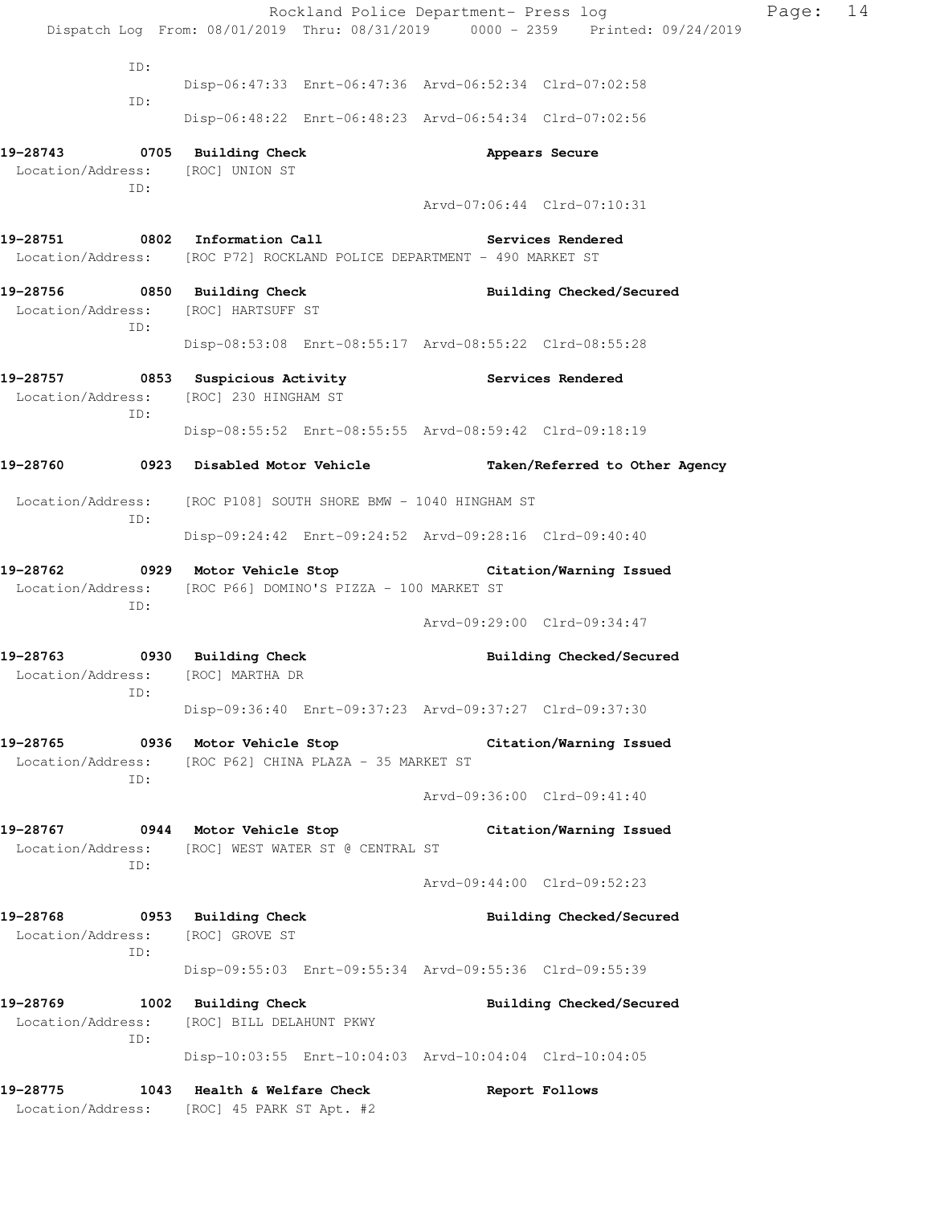ID:
Disp-06:47:33 Enrt-06:47:36 Arvd-06:52:34 Clrd-07:02:58
ID:
Disp-06:48:22 Enrt-06:48:23 Arvd-06:54:34 Clrd-07:02:56

**19-28743 0705 Building Check** **Appears Secure**
Location/Address: [ROC] UNION ST
ID:
Arvd-07:06:44 Clrd-07:10:31

**19-28751 0802 Information Call** **Services Rendered**
Location/Address: [ROC P72] ROCKLAND POLICE DEPARTMENT - 490 MARKET ST

**19-28756 0850 Building Check** **Building Checked/Secured**
Location/Address: [ROC] HARTSUFF ST
ID:
Disp-08:53:08 Enrt-08:55:17 Arvd-08:55:22 Clrd-08:55:28

**19-28757 0853 Suspicious Activity** **Services Rendered**
Location/Address: [ROC] 230 HINGHAM ST
ID:
Disp-08:55:52 Enrt-08:55:55 Arvd-08:59:42 Clrd-09:18:19

**19-28760 0923 Disabled Motor Vehicle** **Taken/Referred to Other Agency**
Location/Address: [ROC P108] SOUTH SHORE BMW - 1040 HINGHAM ST
ID:
Disp-09:24:42 Enrt-09:24:52 Arvd-09:28:16 Clrd-09:40:40

**19-28762 0929 Motor Vehicle Stop** **Citation/Warning Issued**
Location/Address: [ROC P66] DOMINO'S PIZZA - 100 MARKET ST
ID:
Arvd-09:29:00 Clrd-09:34:47

**19-28763 0930 Building Check** **Building Checked/Secured**
Location/Address: [ROC] MARTHA DR
ID:
Disp-09:36:40 Enrt-09:37:23 Arvd-09:37:27 Clrd-09:37:30

**19-28765 0936 Motor Vehicle Stop** **Citation/Warning Issued**
Location/Address: [ROC P62] CHINA PLAZA - 35 MARKET ST
ID:
Arvd-09:36:00 Clrd-09:41:40

**19-28767 0944 Motor Vehicle Stop** **Citation/Warning Issued**
Location/Address: [ROC] WEST WATER ST @ CENTRAL ST
ID:
Arvd-09:44:00 Clrd-09:52:23

**19-28768 0953 Building Check** **Building Checked/Secured**
Location/Address: [ROC] GROVE ST
ID:
Disp-09:55:03 Enrt-09:55:34 Arvd-09:55:36 Clrd-09:55:39

**19-28769 1002 Building Check** **Building Checked/Secured**
Location/Address: [ROC] BILL DELAHUNT PKWY
ID:
Disp-10:03:55 Enrt-10:04:03 Arvd-10:04:04 Clrd-10:04:05

**19-28775 1043 Health & Welfare Check** **Report Follows**
Location/Address: [ROC] 45 PARK ST Apt. #2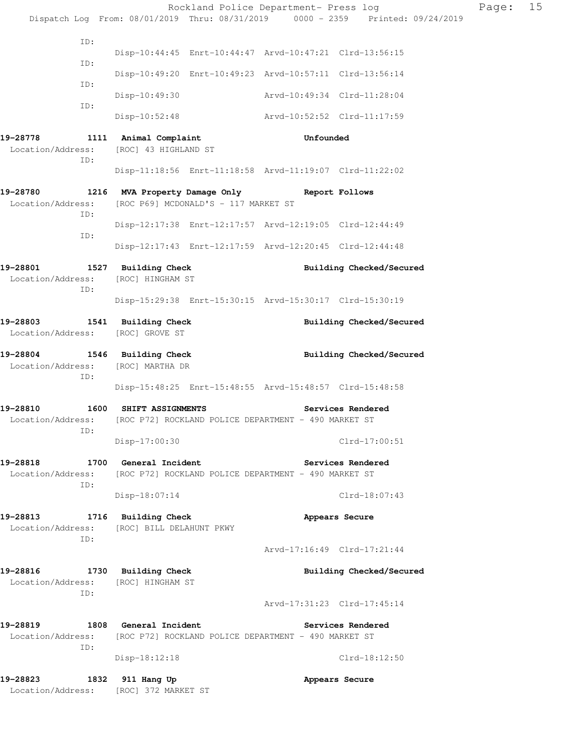ID:
Disp-10:44:45 Enrt-10:44:47 Arvd-10:47:21 Clrd-13:56:15
ID:
Disp-10:49:20 Enrt-10:49:23 Arvd-10:57:11 Clrd-13:56:14
ID:
Disp-10:49:30 Arvd-10:49:34 Clrd-11:28:04
ID:
Disp-10:52:48 Arvd-10:52:52 Clrd-11:17:59

**19-28778 1111 Animal Complaint Unfounded**
Location/Address: [ROC] 43 HIGHLAND ST
ID:
Disp-11:18:56 Enrt-11:18:58 Arvd-11:19:07 Clrd-11:22:02

**19-28780 1216 MVA Property Damage Only Report Follows**
Location/Address: [ROC P69] MCDONALD'S - 117 MARKET ST
ID:
Disp-12:17:38 Enrt-12:17:57 Arvd-12:19:05 Clrd-12:44:49
ID:
Disp-12:17:43 Enrt-12:17:59 Arvd-12:20:45 Clrd-12:44:48

**19-28801 1527 Building Check Building Checked/Secured**
Location/Address: [ROC] HINGHAM ST
ID:
Disp-15:29:38 Enrt-15:30:15 Arvd-15:30:17 Clrd-15:30:19

**19-28803 1541 Building Check Building Checked/Secured**
Location/Address: [ROC] GROVE ST

**19-28804 1546 Building Check Building Checked/Secured**
Location/Address: [ROC] MARTHA DR
ID:
Disp-15:48:25 Enrt-15:48:55 Arvd-15:48:57 Clrd-15:48:58

**19-28810 1600 SHIFT ASSIGNMENTS Services Rendered**
Location/Address: [ROC P72] ROCKLAND POLICE DEPARTMENT - 490 MARKET ST
ID:
Disp-17:00:30 Clrd-17:00:51

**19-28818 1700 General Incident Services Rendered**
Location/Address: [ROC P72] ROCKLAND POLICE DEPARTMENT - 490 MARKET ST
ID:
Disp-18:07:14 Clrd-18:07:43

**19-28813 1716 Building Check Appears Secure**
Location/Address: [ROC] BILL DELAHUNT PKWY
ID:
Arvd-17:16:49 Clrd-17:21:44

**19-28816 1730 Building Check Building Checked/Secured**
Location/Address: [ROC] HINGHAM ST
ID:
Arvd-17:31:23 Clrd-17:45:14

**19-28819 1808 General Incident Services Rendered**
Location/Address: [ROC P72] ROCKLAND POLICE DEPARTMENT - 490 MARKET ST
ID:
Disp-18:12:18 Clrd-18:12:50

**19-28823 1832 911 Hang Up Appears Secure**
Location/Address: [ROC] 372 MARKET ST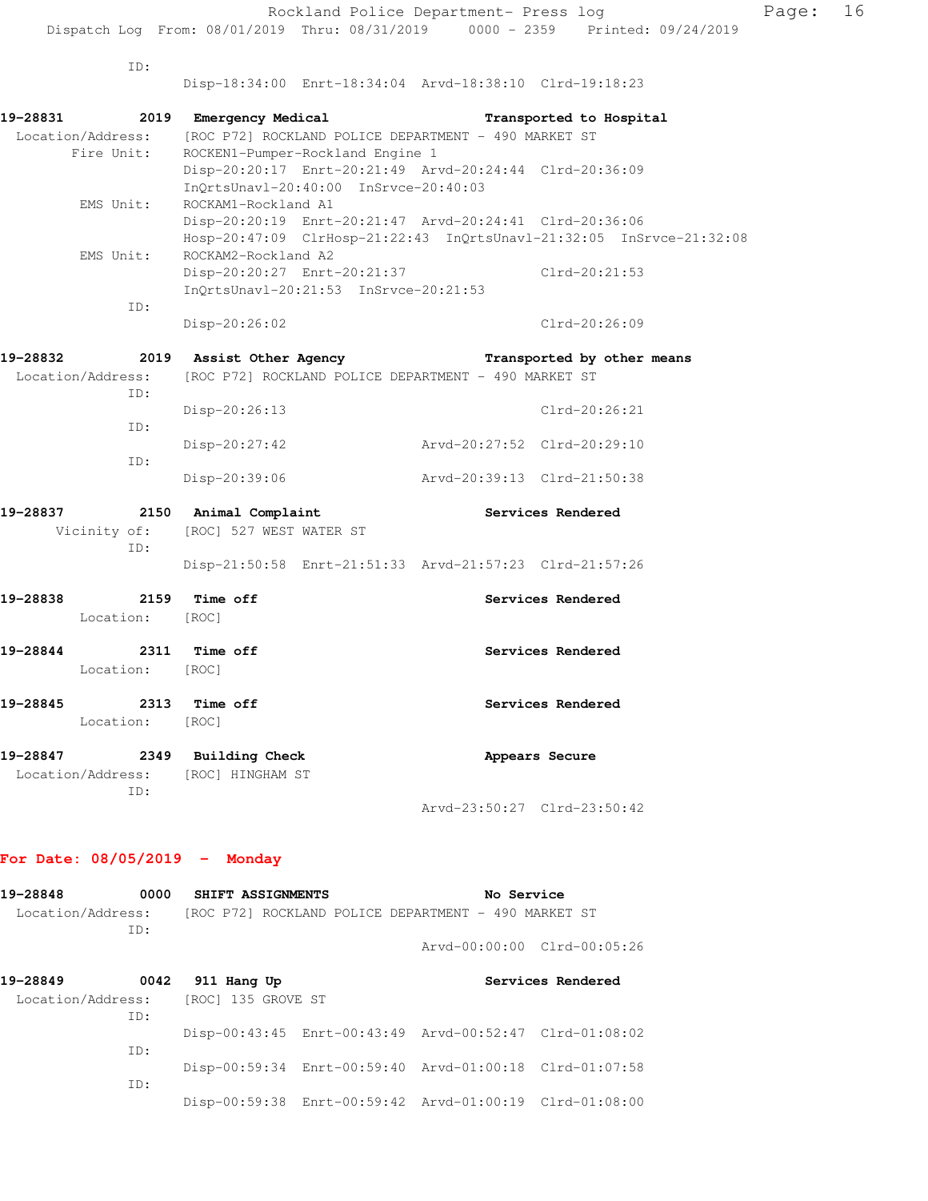ID:
Disp-18:34:00 Enrt-18:34:04 Arvd-18:38:10 Clrd-19:18:23

**19-28831 2019 Emergency Medical** **Transported to Hospital**
Location/Address: [ROC P72] ROCKLAND POLICE DEPARTMENT - 490 MARKET ST
Fire Unit: ROCKEN1-Pumper-Rockland Engine 1
Disp-20:20:17 Enrt-20:21:49 Arvd-20:24:44 Clrd-20:36:09
InQrtsUnavl-20:40:00 InSrvce-20:40:03
EMS Unit: ROCKAM1-Rockland A1
Disp-20:20:19 Enrt-20:21:47 Arvd-20:24:41 Clrd-20:36:06
Hosp-20:47:09 ClrHosp-21:22:43 InQrtsUnavl-21:32:05 InSrvce-21:32:08
EMS Unit: ROCKAM2-Rockland A2
Disp-20:20:27 Enrt-20:21:37 Clrd-20:21:53
InQrtsUnavl-20:21:53 InSrvce-20:21:53
ID:
Disp-20:26:02 Clrd-20:26:09

**19-28832 2019 Assist Other Agency** **Transported by other means**
Location/Address: [ROC P72] ROCKLAND POLICE DEPARTMENT - 490 MARKET ST
ID:
Disp-20:26:13 Clrd-20:26:21
ID:
Disp-20:27:42 Arvd-20:27:52 Clrd-20:29:10
ID:
Disp-20:39:06 Arvd-20:39:13 Clrd-21:50:38

**19-28837 2150 Animal Complaint** **Services Rendered**
Vicinity of: [ROC] 527 WEST WATER ST
ID:
Disp-21:50:58 Enrt-21:51:33 Arvd-21:57:23 Clrd-21:57:26

**19-28838 2159 Time off** **Services Rendered**
Location: [ROC]

**19-28844 2311 Time off** **Services Rendered**
Location: [ROC]

**19-28845 2313 Time off** **Services Rendered**
Location: [ROC]

**19-28847 2349 Building Check** **Appears Secure**
Location/Address: [ROC] HINGHAM ST
ID:
Arvd-23:50:27 Clrd-23:50:42

## For Date: 08/05/2019 - Monday

**19-28848 0000 SHIFT ASSIGNMENTS** **No Service**
Location/Address: [ROC P72] ROCKLAND POLICE DEPARTMENT - 490 MARKET ST
ID:
Arvd-00:00:00 Clrd-00:05:26

**19-28849 0042 911 Hang Up** **Services Rendered**
Location/Address: [ROC] 135 GROVE ST
ID:
Disp-00:43:45 Enrt-00:43:49 Arvd-00:52:47 Clrd-01:08:02
ID:
Disp-00:59:34 Enrt-00:59:40 Arvd-01:00:18 Clrd-01:07:58
ID:
Disp-00:59:38 Enrt-00:59:42 Arvd-01:00:19 Clrd-01:08:00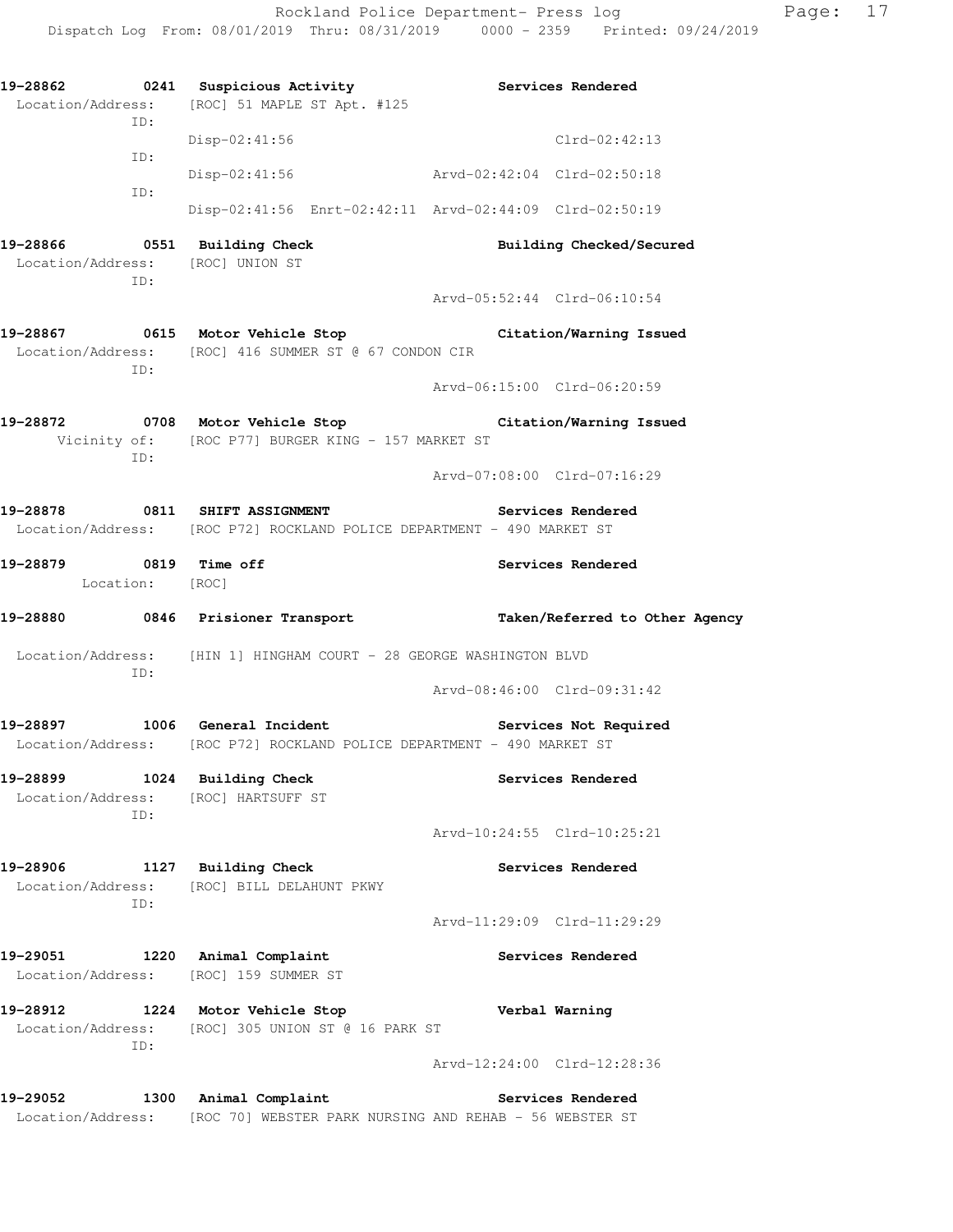**19-28862 0241 Suspicious Activity — Services Rendered**
Location/Address: [ROC] 51 MAPLE ST Apt. #125
ID:
Disp-02:41:56 Clrd-02:42:13
ID:
Disp-02:41:56 Arvd-02:42:04 Clrd-02:50:18
ID:
Disp-02:41:56 Enrt-02:42:11 Arvd-02:44:09 Clrd-02:50:19

**19-28866 0551 Building Check — Building Checked/Secured**
Location/Address: [ROC] UNION ST
ID:
Arvd-05:52:44 Clrd-06:10:54

**19-28867 0615 Motor Vehicle Stop — Citation/Warning Issued**
Location/Address: [ROC] 416 SUMMER ST @ 67 CONDON CIR
ID:
Arvd-06:15:00 Clrd-06:20:59

**19-28872 0708 Motor Vehicle Stop — Citation/Warning Issued**
Vicinity of: [ROC P77] BURGER KING - 157 MARKET ST
ID:
Arvd-07:08:00 Clrd-07:16:29

**19-28878 0811 SHIFT ASSIGNMENT — Services Rendered**
Location/Address: [ROC P72] ROCKLAND POLICE DEPARTMENT - 490 MARKET ST

**19-28879 0819 Time off — Services Rendered**
Location: [ROC]

**19-28880 0846 Prisioner Transport — Taken/Referred to Other Agency**
Location/Address: [HIN 1] HINGHAM COURT - 28 GEORGE WASHINGTON BLVD
ID:
Arvd-08:46:00 Clrd-09:31:42

**19-28897 1006 General Incident — Services Not Required**
Location/Address: [ROC P72] ROCKLAND POLICE DEPARTMENT - 490 MARKET ST

**19-28899 1024 Building Check — Services Rendered**
Location/Address: [ROC] HARTSUFF ST
ID:
Arvd-10:24:55 Clrd-10:25:21

**19-28906 1127 Building Check — Services Rendered**
Location/Address: [ROC] BILL DELAHUNT PKWY
ID:
Arvd-11:29:09 Clrd-11:29:29

**19-29051 1220 Animal Complaint — Services Rendered**
Location/Address: [ROC] 159 SUMMER ST

**19-28912 1224 Motor Vehicle Stop — Verbal Warning**
Location/Address: [ROC] 305 UNION ST @ 16 PARK ST
ID:
Arvd-12:24:00 Clrd-12:28:36

**19-29052 1300 Animal Complaint — Services Rendered**
Location/Address: [ROC 70] WEBSTER PARK NURSING AND REHAB - 56 WEBSTER ST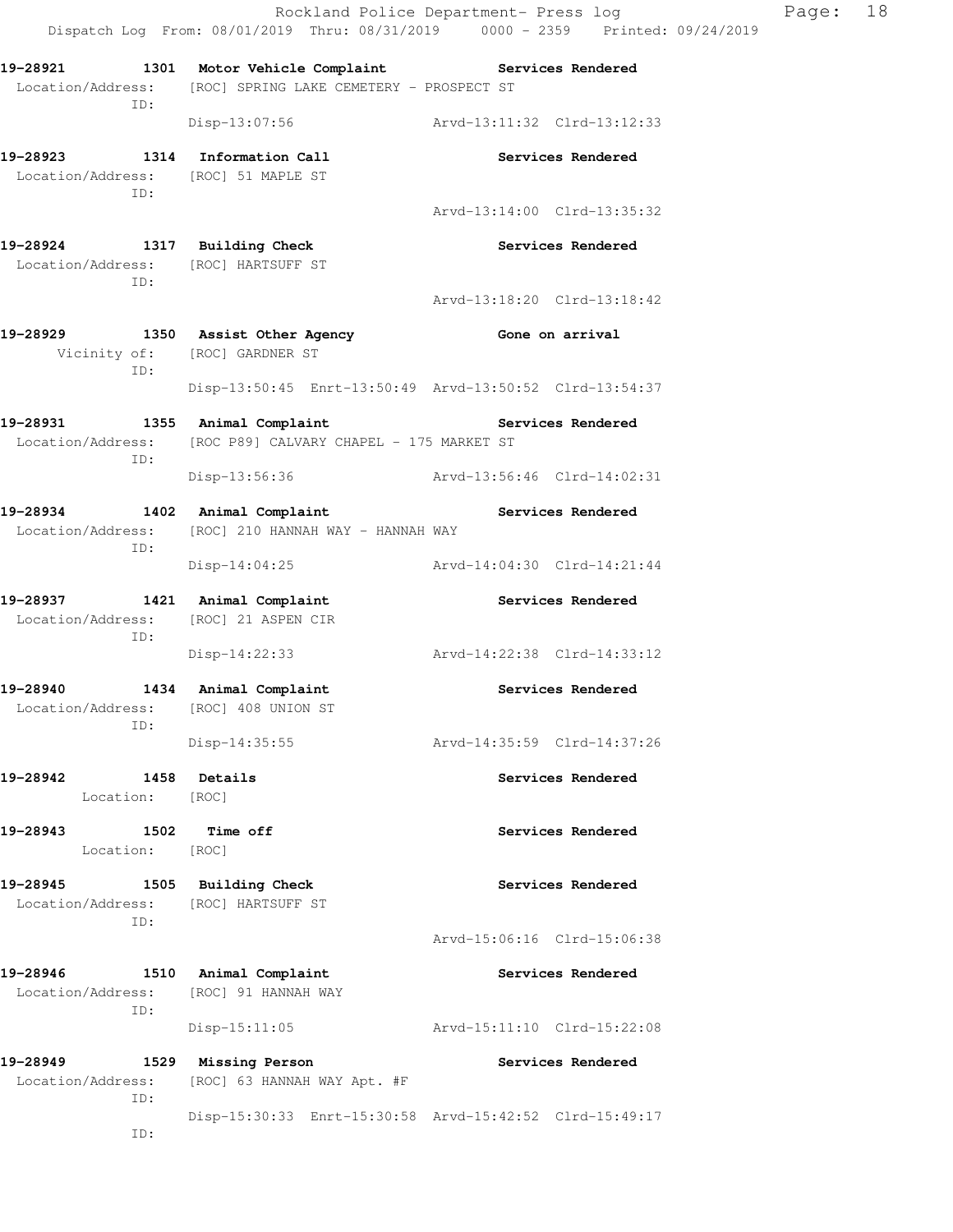**19-28921 1301 Motor Vehicle Complaint** **Services Rendered**
Location/Address: [ROC] SPRING LAKE CEMETERY - PROSPECT ST
ID:
Disp-13:07:56 Arvd-13:11:32 Clrd-13:12:33

**19-28923 1314 Information Call** **Services Rendered**
Location/Address: [ROC] 51 MAPLE ST
ID:
Arvd-13:14:00 Clrd-13:35:32

**19-28924 1317 Building Check** **Services Rendered**
Location/Address: [ROC] HARTSUFF ST
ID:
Arvd-13:18:20 Clrd-13:18:42

**19-28929 1350 Assist Other Agency** **Gone on arrival**
Vicinity of: [ROC] GARDNER ST
ID:
Disp-13:50:45 Enrt-13:50:49 Arvd-13:50:52 Clrd-13:54:37

**19-28931 1355 Animal Complaint** **Services Rendered**
Location/Address: [ROC P89] CALVARY CHAPEL - 175 MARKET ST
ID:
Disp-13:56:36 Arvd-13:56:46 Clrd-14:02:31

**19-28934 1402 Animal Complaint** **Services Rendered**
Location/Address: [ROC] 210 HANNAH WAY - HANNAH WAY
ID:
Disp-14:04:25 Arvd-14:04:30 Clrd-14:21:44

**19-28937 1421 Animal Complaint** **Services Rendered**
Location/Address: [ROC] 21 ASPEN CIR
ID:
Disp-14:22:33 Arvd-14:22:38 Clrd-14:33:12

**19-28940 1434 Animal Complaint** **Services Rendered**
Location/Address: [ROC] 408 UNION ST
ID:
Disp-14:35:55 Arvd-14:35:59 Clrd-14:37:26

**19-28942 1458 Details** **Services Rendered**
Location: [ROC]

**19-28943 1502 Time off** **Services Rendered**
Location: [ROC]

**19-28945 1505 Building Check** **Services Rendered**
Location/Address: [ROC] HARTSUFF ST
ID:
Arvd-15:06:16 Clrd-15:06:38

**19-28946 1510 Animal Complaint** **Services Rendered**
Location/Address: [ROC] 91 HANNAH WAY
ID:
Disp-15:11:05 Arvd-15:11:10 Clrd-15:22:08

**19-28949 1529 Missing Person** **Services Rendered**
Location/Address: [ROC] 63 HANNAH WAY Apt. #F
ID:
Disp-15:30:33 Enrt-15:30:58 Arvd-15:42:52 Clrd-15:49:17
ID: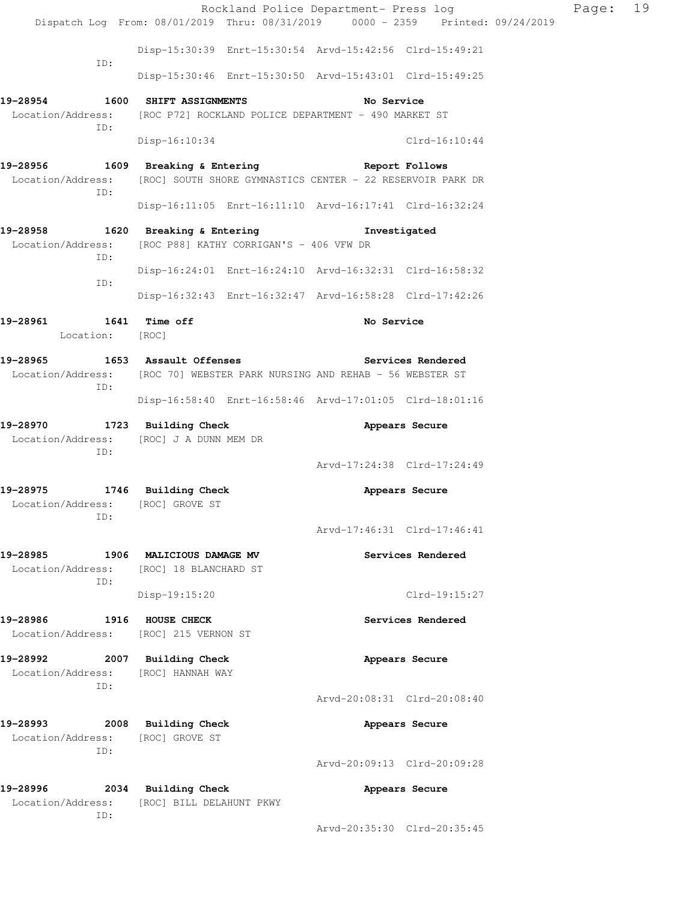Disp-15:30:39 Enrt-15:30:54 Arvd-15:42:56 Clrd-15:49:21
ID:
Disp-15:30:46 Enrt-15:30:50 Arvd-15:43:01 Clrd-15:49:25

**19-28954 1600 SHIFT ASSIGNMENTS** **No Service**
Location/Address: [ROC P72] ROCKLAND POLICE DEPARTMENT - 490 MARKET ST
ID:
Disp-16:10:34 Clrd-16:10:44

**19-28956 1609 Breaking & Entering** **Report Follows**
Location/Address: [ROC] SOUTH SHORE GYMNASTICS CENTER - 22 RESERVOIR PARK DR
ID:
Disp-16:11:05 Enrt-16:11:10 Arvd-16:17:41 Clrd-16:32:24

**19-28958 1620 Breaking & Entering** **Investigated**
Location/Address: [ROC P88] KATHY CORRIGAN'S - 406 VFW DR
ID:
Disp-16:24:01 Enrt-16:24:10 Arvd-16:32:31 Clrd-16:58:32
ID:
Disp-16:32:43 Enrt-16:32:47 Arvd-16:58:28 Clrd-17:42:26

**19-28961 1641 Time off** **No Service**
Location: [ROC]

**19-28965 1653 Assault Offenses** **Services Rendered**
Location/Address: [ROC 70] WEBSTER PARK NURSING AND REHAB - 56 WEBSTER ST
ID:
Disp-16:58:40 Enrt-16:58:46 Arvd-17:01:05 Clrd-18:01:16

**19-28970 1723 Building Check** **Appears Secure**
Location/Address: [ROC] J A DUNN MEM DR
ID:
Arvd-17:24:38 Clrd-17:24:49

**19-28975 1746 Building Check** **Appears Secure**
Location/Address: [ROC] GROVE ST
ID:
Arvd-17:46:31 Clrd-17:46:41

**19-28985 1906 MALICIOUS DAMAGE MV** **Services Rendered**
Location/Address: [ROC] 18 BLANCHARD ST
ID:
Disp-19:15:20 Clrd-19:15:27

**19-28986 1916 HOUSE CHECK** **Services Rendered**
Location/Address: [ROC] 215 VERNON ST

**19-28992 2007 Building Check** **Appears Secure**
Location/Address: [ROC] HANNAH WAY
ID:
Arvd-20:08:31 Clrd-20:08:40

**19-28993 2008 Building Check** **Appears Secure**
Location/Address: [ROC] GROVE ST
ID:
Arvd-20:09:13 Clrd-20:09:28

**19-28996 2034 Building Check** **Appears Secure**
Location/Address: [ROC] BILL DELAHUNT PKWY
ID:
Arvd-20:35:30 Clrd-20:35:45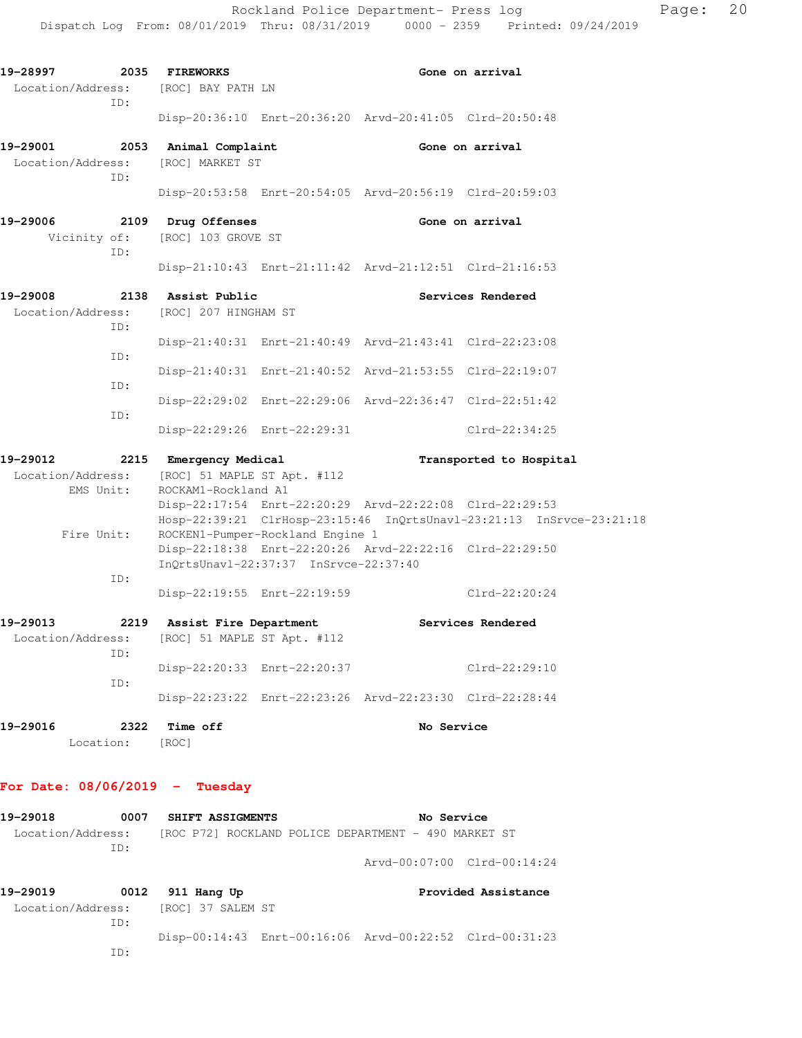**19-28997 2035 FIREWORKS** **Gone on arrival**
Location/Address: [ROC] BAY PATH LN
ID:
Disp-20:36:10 Enrt-20:36:20 Arvd-20:41:05 Clrd-20:50:48

**19-29001 2053 Animal Complaint** **Gone on arrival**
Location/Address: [ROC] MARKET ST
ID:
Disp-20:53:58 Enrt-20:54:05 Arvd-20:56:19 Clrd-20:59:03

**19-29006 2109 Drug Offenses** **Gone on arrival**
Vicinity of: [ROC] 103 GROVE ST
ID:
Disp-21:10:43 Enrt-21:11:42 Arvd-21:12:51 Clrd-21:16:53

**19-29008 2138 Assist Public** **Services Rendered**
Location/Address: [ROC] 207 HINGHAM ST
ID:
Disp-21:40:31 Enrt-21:40:49 Arvd-21:43:41 Clrd-22:23:08
ID:
Disp-21:40:31 Enrt-21:40:52 Arvd-21:53:55 Clrd-22:19:07
ID:
Disp-22:29:02 Enrt-22:29:06 Arvd-22:36:47 Clrd-22:51:42
ID:
Disp-22:29:26 Enrt-22:29:31 Clrd-22:34:25

**19-29012 2215 Emergency Medical** **Transported to Hospital**
Location/Address: [ROC] 51 MAPLE ST Apt. #112
EMS Unit: ROCKAM1-Rockland A1
Disp-22:17:54 Enrt-22:20:29 Arvd-22:22:08 Clrd-22:29:53
Hosp-22:39:21 ClrHosp-23:15:46 InQrtsUnavl-23:21:13 InSrvce-23:21:18
Fire Unit: ROCKEN1-Pumper-Rockland Engine 1
Disp-22:18:38 Enrt-22:20:26 Arvd-22:22:16 Clrd-22:29:50
InQrtsUnavl-22:37:37 InSrvce-22:37:40
ID:
Disp-22:19:55 Enrt-22:19:59 Clrd-22:20:24

**19-29013 2219 Assist Fire Department** **Services Rendered**
Location/Address: [ROC] 51 MAPLE ST Apt. #112
ID:
Disp-22:20:33 Enrt-22:20:37 Clrd-22:29:10
ID:
Disp-22:23:22 Enrt-22:23:26 Arvd-22:23:30 Clrd-22:28:44

**19-29016 2322 Time off** **No Service**
Location: [ROC]

## For Date: 08/06/2019 - Tuesday

**19-29018 0007 SHIFT ASSIGMENTS** **No Service**
Location/Address: [ROC P72] ROCKLAND POLICE DEPARTMENT - 490 MARKET ST
ID:
Arvd-00:07:00 Clrd-00:14:24

**19-29019 0012 911 Hang Up** **Provided Assistance**
Location/Address: [ROC] 37 SALEM ST
ID:
Disp-00:14:43 Enrt-00:16:06 Arvd-00:22:52 Clrd-00:31:23
ID: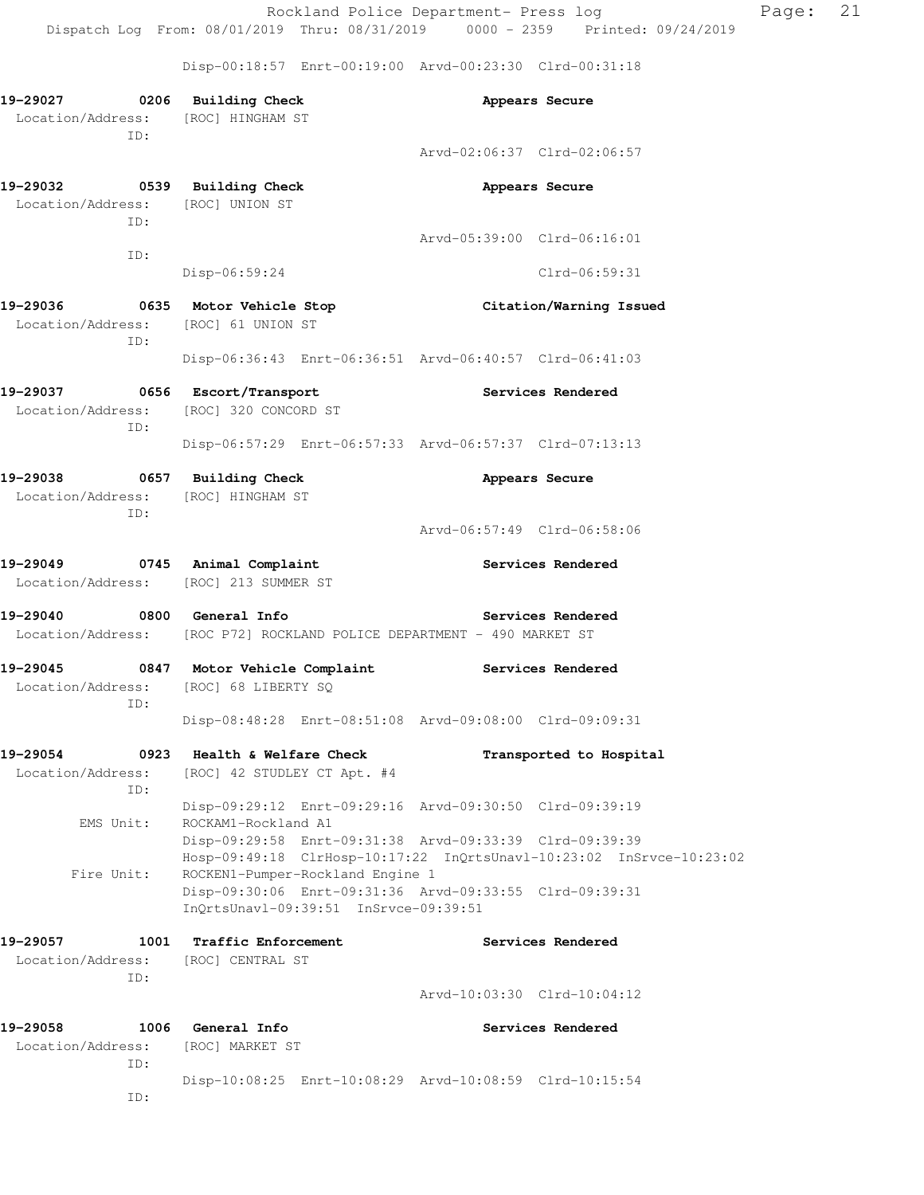Disp-00:18:57 Enrt-00:19:00 Arvd-00:23:30 Clrd-00:31:18

**19-29027 0206 Building Check** **Appears Secure**
Location/Address: [ROC] HINGHAM ST
ID:
Arvd-02:06:37 Clrd-02:06:57

**19-29032 0539 Building Check** **Appears Secure**
Location/Address: [ROC] UNION ST
ID:
Arvd-05:39:00 Clrd-06:16:01
ID:
Disp-06:59:24 Clrd-06:59:31

**19-29036 0635 Motor Vehicle Stop** **Citation/Warning Issued**
Location/Address: [ROC] 61 UNION ST
ID:
Disp-06:36:43 Enrt-06:36:51 Arvd-06:40:57 Clrd-06:41:03

**19-29037 0656 Escort/Transport** **Services Rendered**
Location/Address: [ROC] 320 CONCORD ST
ID:
Disp-06:57:29 Enrt-06:57:33 Arvd-06:57:37 Clrd-07:13:13

**19-29038 0657 Building Check** **Appears Secure**
Location/Address: [ROC] HINGHAM ST
ID:
Arvd-06:57:49 Clrd-06:58:06

**19-29049 0745 Animal Complaint** **Services Rendered**
Location/Address: [ROC] 213 SUMMER ST

**19-29040 0800 General Info** **Services Rendered**
Location/Address: [ROC P72] ROCKLAND POLICE DEPARTMENT - 490 MARKET ST

**19-29045 0847 Motor Vehicle Complaint** **Services Rendered**
Location/Address: [ROC] 68 LIBERTY SQ
ID:
Disp-08:48:28 Enrt-08:51:08 Arvd-09:08:00 Clrd-09:09:31

**19-29054 0923 Health & Welfare Check** **Transported to Hospital**
Location/Address: [ROC] 42 STUDLEY CT Apt. #4
ID:
Disp-09:29:12 Enrt-09:29:16 Arvd-09:30:50 Clrd-09:39:19
EMS Unit: ROCKAM1-Rockland A1
Disp-09:29:58 Enrt-09:31:38 Arvd-09:33:39 Clrd-09:39:39
Hosp-09:49:18 ClrHosp-10:17:22 InQrtsUnavl-10:23:02 InSrvce-10:23:02
Fire Unit: ROCKEN1-Pumper-Rockland Engine 1
Disp-09:30:06 Enrt-09:31:36 Arvd-09:33:55 Clrd-09:39:31
InQrtsUnavl-09:39:51 InSrvce-09:39:51

**19-29057 1001 Traffic Enforcement** **Services Rendered**
Location/Address: [ROC] CENTRAL ST
ID:
Arvd-10:03:30 Clrd-10:04:12

**19-29058 1006 General Info** **Services Rendered**
Location/Address: [ROC] MARKET ST
ID:
Disp-10:08:25 Enrt-10:08:29 Arvd-10:08:59 Clrd-10:15:54
ID: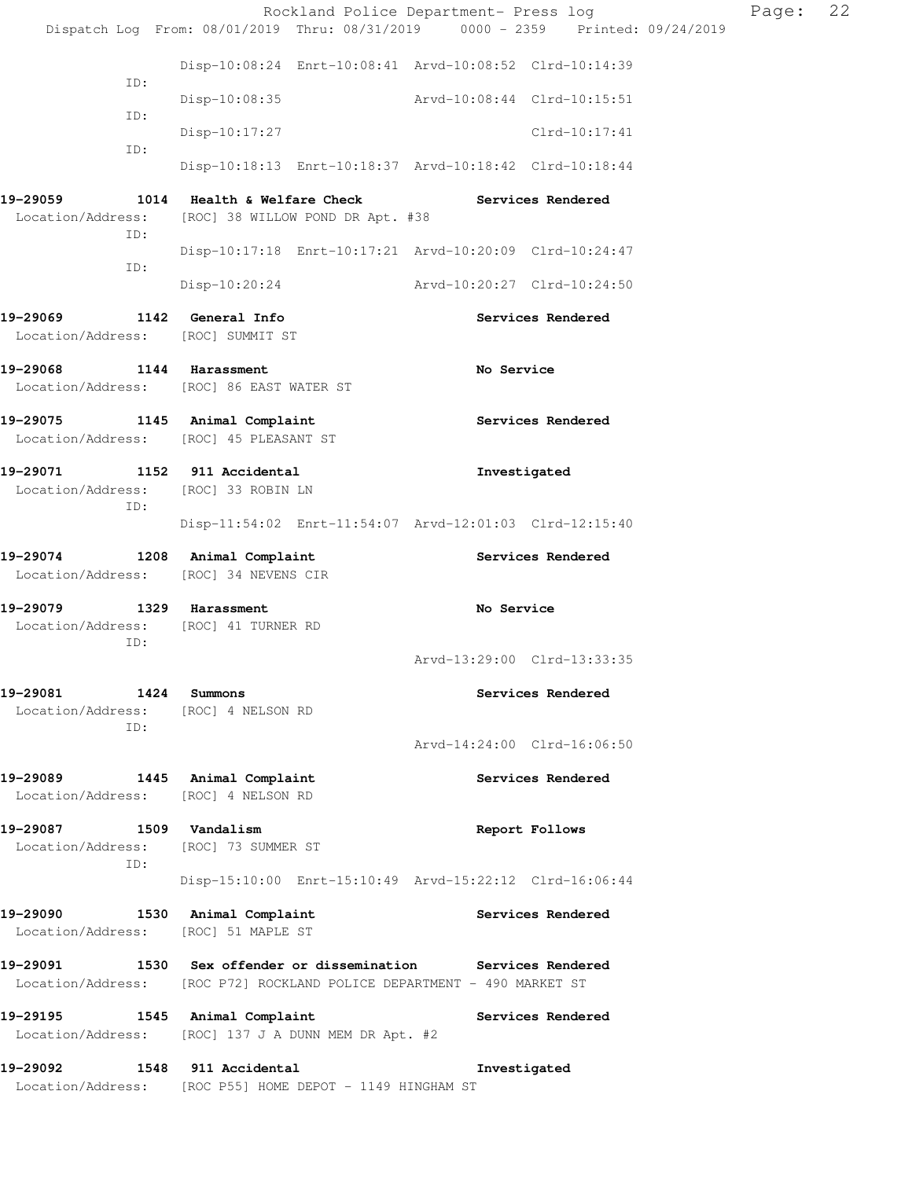Disp-10:08:24 Enrt-10:08:41 Arvd-10:08:52 Clrd-10:14:39
ID:
Disp-10:08:35 Arvd-10:08:44 Clrd-10:15:51
ID:
Disp-10:17:27 Clrd-10:17:41
ID:
Disp-10:18:13 Enrt-10:18:37 Arvd-10:18:42 Clrd-10:18:44

**19-29059 1014 Health & Welfare Check** **Services Rendered**
Location/Address: [ROC] 38 WILLOW POND DR Apt. #38
ID:
Disp-10:17:18 Enrt-10:17:21 Arvd-10:20:09 Clrd-10:24:47
ID:
Disp-10:20:24 Arvd-10:20:27 Clrd-10:24:50

**19-29069 1142 General Info** **Services Rendered**
Location/Address: [ROC] SUMMIT ST

**19-29068 1144 Harassment** **No Service**
Location/Address: [ROC] 86 EAST WATER ST

**19-29075 1145 Animal Complaint** **Services Rendered**
Location/Address: [ROC] 45 PLEASANT ST

**19-29071 1152 911 Accidental** **Investigated**
Location/Address: [ROC] 33 ROBIN LN
ID:
Disp-11:54:02 Enrt-11:54:07 Arvd-12:01:03 Clrd-12:15:40

**19-29074 1208 Animal Complaint** **Services Rendered**
Location/Address: [ROC] 34 NEVENS CIR

**19-29079 1329 Harassment** **No Service**
Location/Address: [ROC] 41 TURNER RD
ID:
Arvd-13:29:00 Clrd-13:33:35

**19-29081 1424 Summons** **Services Rendered**
Location/Address: [ROC] 4 NELSON RD
ID:
Arvd-14:24:00 Clrd-16:06:50

**19-29089 1445 Animal Complaint** **Services Rendered**
Location/Address: [ROC] 4 NELSON RD

**19-29087 1509 Vandalism** **Report Follows**
Location/Address: [ROC] 73 SUMMER ST
ID:
Disp-15:10:00 Enrt-15:10:49 Arvd-15:22:12 Clrd-16:06:44

**19-29090 1530 Animal Complaint** **Services Rendered**
Location/Address: [ROC] 51 MAPLE ST

**19-29091 1530 Sex offender or dissemination** **Services Rendered**
Location/Address: [ROC P72] ROCKLAND POLICE DEPARTMENT - 490 MARKET ST

**19-29195 1545 Animal Complaint** **Services Rendered**
Location/Address: [ROC] 137 J A DUNN MEM DR Apt. #2

**19-29092 1548 911 Accidental** **Investigated**
Location/Address: [ROC P55] HOME DEPOT - 1149 HINGHAM ST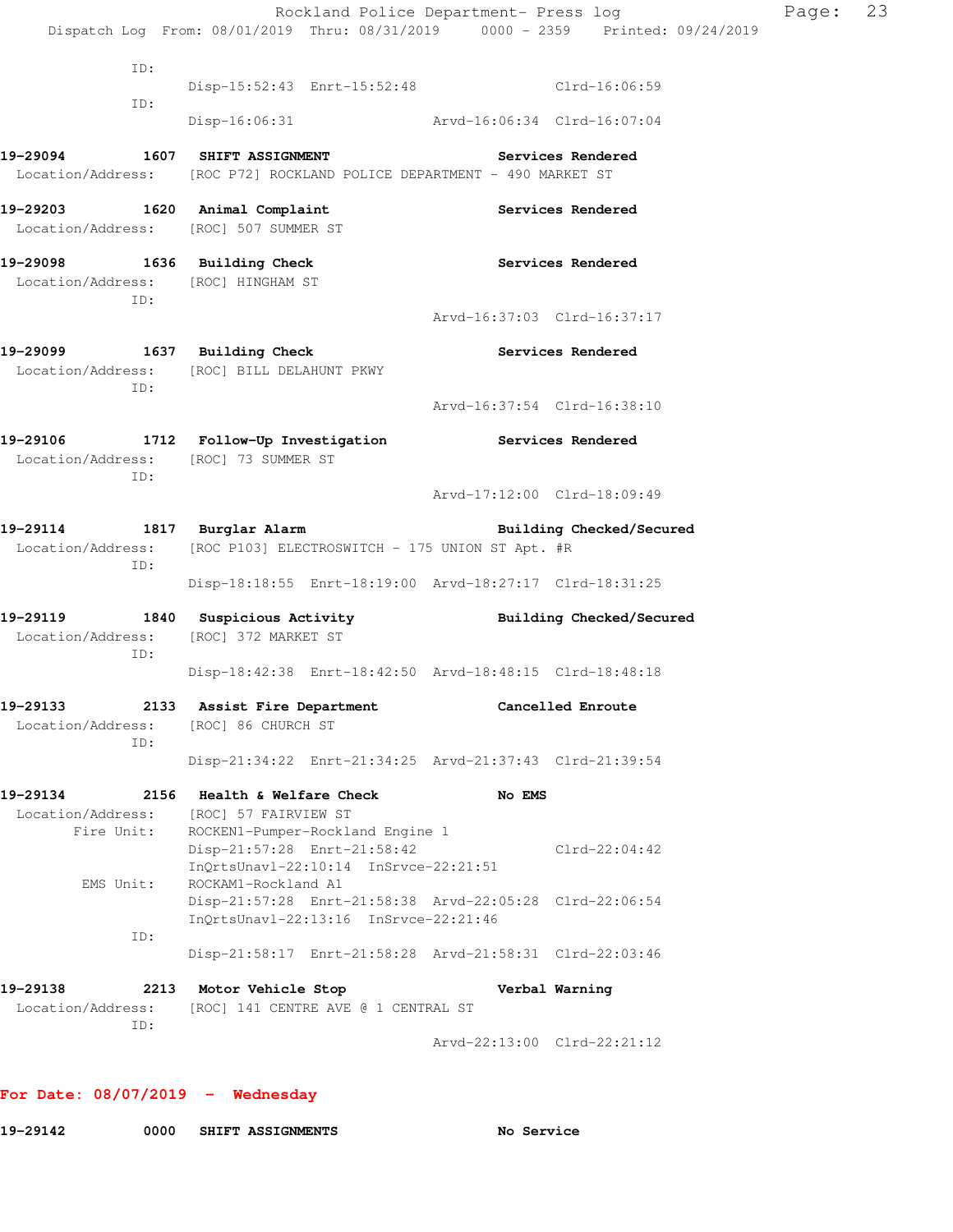ID:
Disp-15:52:43 Enrt-15:52:48 Clrd-16:06:59

ID:
Disp-16:06:31 Arvd-16:06:34 Clrd-16:07:04

**19-29094 1607 SHIFT ASSIGNMENT** **Services Rendered**
Location/Address: [ROC P72] ROCKLAND POLICE DEPARTMENT - 490 MARKET ST

**19-29203 1620 Animal Complaint** **Services Rendered**
Location/Address: [ROC] 507 SUMMER ST

**19-29098 1636 Building Check** **Services Rendered**
Location/Address: [ROC] HINGHAM ST
ID:
Arvd-16:37:03 Clrd-16:37:17

**19-29099 1637 Building Check** **Services Rendered**
Location/Address: [ROC] BILL DELAHUNT PKWY
ID:
Arvd-16:37:54 Clrd-16:38:10

**19-29106 1712 Follow-Up Investigation** **Services Rendered**
Location/Address: [ROC] 73 SUMMER ST
ID:
Arvd-17:12:00 Clrd-18:09:49

**19-29114 1817 Burglar Alarm** **Building Checked/Secured**
Location/Address: [ROC P103] ELECTROSWITCH - 175 UNION ST Apt. #R
ID:
Disp-18:18:55 Enrt-18:19:00 Arvd-18:27:17 Clrd-18:31:25

**19-29119 1840 Suspicious Activity** **Building Checked/Secured**
Location/Address: [ROC] 372 MARKET ST
ID:
Disp-18:42:38 Enrt-18:42:50 Arvd-18:48:15 Clrd-18:48:18

**19-29133 2133 Assist Fire Department** **Cancelled Enroute**
Location/Address: [ROC] 86 CHURCH ST
ID:
Disp-21:34:22 Enrt-21:34:25 Arvd-21:37:43 Clrd-21:39:54

**19-29134 2156 Health & Welfare Check** **No EMS**
Location/Address: [ROC] 57 FAIRVIEW ST
Fire Unit: ROCKEN1-Pumper-Rockland Engine 1
Disp-21:57:28 Enrt-21:58:42 Clrd-22:04:42
InQrtsUnavl-22:10:14 InSrvce-22:21:51
EMS Unit: ROCKAM1-Rockland A1
Disp-21:57:28 Enrt-21:58:38 Arvd-22:05:28 Clrd-22:06:54
InQrtsUnavl-22:13:16 InSrvce-22:21:46
ID:
Disp-21:58:17 Enrt-21:58:28 Arvd-21:58:31 Clrd-22:03:46

**19-29138 2213 Motor Vehicle Stop** **Verbal Warning**
Location/Address: [ROC] 141 CENTRE AVE @ 1 CENTRAL ST
ID:
Arvd-22:13:00 Clrd-22:21:12

## For Date: 08/07/2019 - Wednesday

**19-29142 0000 SHIFT ASSIGNMENTS** **No Service**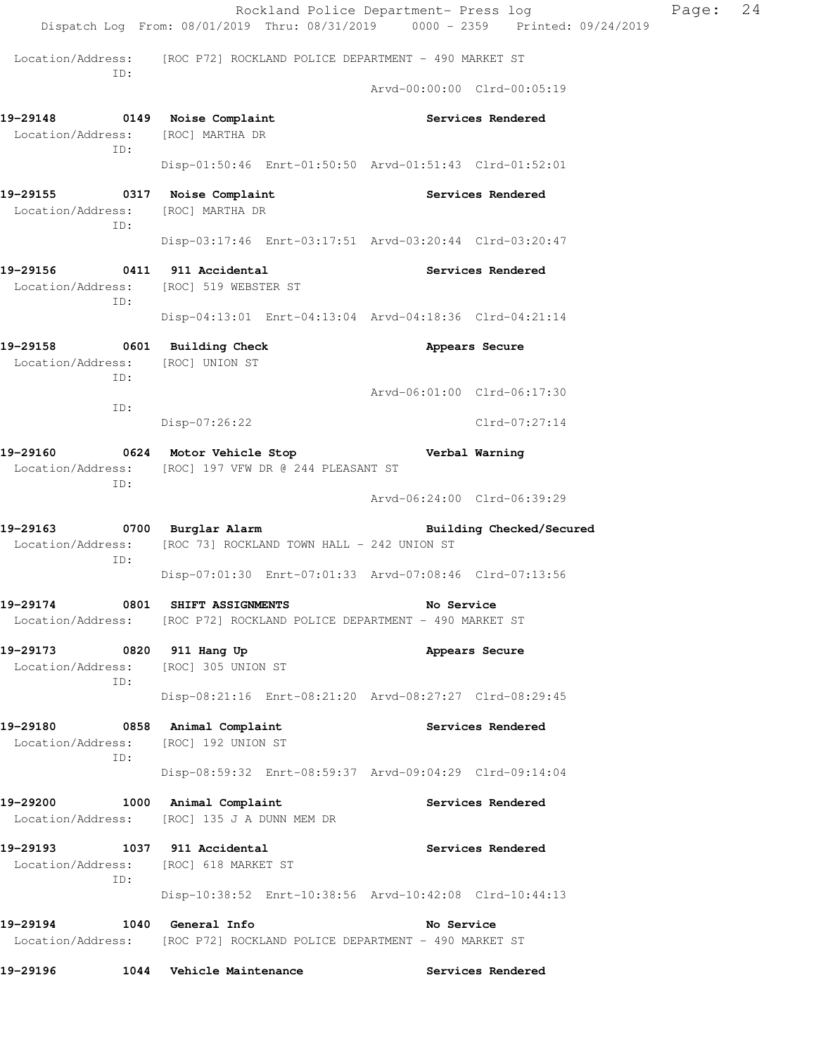Location/Address: [ROC P72] ROCKLAND POLICE DEPARTMENT - 490 MARKET ST
ID:
Arvd-00:00:00 Clrd-00:05:19

**19-29148 0149 Noise Complaint** **Services Rendered**
Location/Address: [ROC] MARTHA DR
ID:
Disp-01:50:46 Enrt-01:50:50 Arvd-01:51:43 Clrd-01:52:01

**19-29155 0317 Noise Complaint** **Services Rendered**
Location/Address: [ROC] MARTHA DR
ID:
Disp-03:17:46 Enrt-03:17:51 Arvd-03:20:44 Clrd-03:20:47

**19-29156 0411 911 Accidental** **Services Rendered**
Location/Address: [ROC] 519 WEBSTER ST
ID:
Disp-04:13:01 Enrt-04:13:04 Arvd-04:18:36 Clrd-04:21:14

**19-29158 0601 Building Check** **Appears Secure**
Location/Address: [ROC] UNION ST
ID:
Arvd-06:01:00 Clrd-06:17:30
ID:
Disp-07:26:22 Clrd-07:27:14

**19-29160 0624 Motor Vehicle Stop** **Verbal Warning**
Location/Address: [ROC] 197 VFW DR @ 244 PLEASANT ST
ID:
Arvd-06:24:00 Clrd-06:39:29

**19-29163 0700 Burglar Alarm** **Building Checked/Secured**
Location/Address: [ROC 73] ROCKLAND TOWN HALL - 242 UNION ST
ID:
Disp-07:01:30 Enrt-07:01:33 Arvd-07:08:46 Clrd-07:13:56

**19-29174 0801 SHIFT ASSIGNMENTS** **No Service**
Location/Address: [ROC P72] ROCKLAND POLICE DEPARTMENT - 490 MARKET ST

**19-29173 0820 911 Hang Up** **Appears Secure**
Location/Address: [ROC] 305 UNION ST
ID:
Disp-08:21:16 Enrt-08:21:20 Arvd-08:27:27 Clrd-08:29:45

**19-29180 0858 Animal Complaint** **Services Rendered**
Location/Address: [ROC] 192 UNION ST
ID:
Disp-08:59:32 Enrt-08:59:37 Arvd-09:04:29 Clrd-09:14:04

**19-29200 1000 Animal Complaint** **Services Rendered**
Location/Address: [ROC] 135 J A DUNN MEM DR

**19-29193 1037 911 Accidental** **Services Rendered**
Location/Address: [ROC] 618 MARKET ST
ID:
Disp-10:38:52 Enrt-10:38:56 Arvd-10:42:08 Clrd-10:44:13

**19-29194 1040 General Info** **No Service**
Location/Address: [ROC P72] ROCKLAND POLICE DEPARTMENT - 490 MARKET ST

**19-29196 1044 Vehicle Maintenance** **Services Rendered**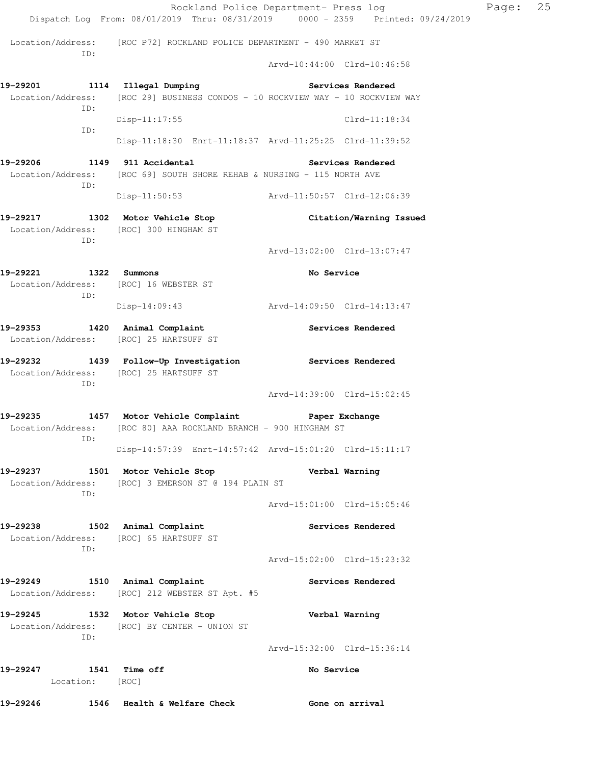Location/Address: [ROC P72] ROCKLAND POLICE DEPARTMENT - 490 MARKET ST
ID:
Arvd-10:44:00 Clrd-10:46:58

**19-29201 1114 Illegal Dumping Services Rendered**
Location/Address: [ROC 29] BUSINESS CONDOS - 10 ROCKVIEW WAY - 10 ROCKVIEW WAY
ID:
Disp-11:17:55 Clrd-11:18:34
ID:
Disp-11:18:30 Enrt-11:18:37 Arvd-11:25:25 Clrd-11:39:52

**19-29206 1149 911 Accidental Services Rendered**
Location/Address: [ROC 69] SOUTH SHORE REHAB & NURSING - 115 NORTH AVE
ID:
Disp-11:50:53 Arvd-11:50:57 Clrd-12:06:39

**19-29217 1302 Motor Vehicle Stop Citation/Warning Issued**
Location/Address: [ROC] 300 HINGHAM ST
ID:
Arvd-13:02:00 Clrd-13:07:47

**19-29221 1322 Summons No Service**
Location/Address: [ROC] 16 WEBSTER ST
ID:
Disp-14:09:43 Arvd-14:09:50 Clrd-14:13:47

**19-29353 1420 Animal Complaint Services Rendered**
Location/Address: [ROC] 25 HARTSUFF ST

**19-29232 1439 Follow-Up Investigation Services Rendered**
Location/Address: [ROC] 25 HARTSUFF ST
ID:
Arvd-14:39:00 Clrd-15:02:45

**19-29235 1457 Motor Vehicle Complaint Paper Exchange**
Location/Address: [ROC 80] AAA ROCKLAND BRANCH - 900 HINGHAM ST
ID:
Disp-14:57:39 Enrt-14:57:42 Arvd-15:01:20 Clrd-15:11:17

**19-29237 1501 Motor Vehicle Stop Verbal Warning**
Location/Address: [ROC] 3 EMERSON ST @ 194 PLAIN ST
ID:
Arvd-15:01:00 Clrd-15:05:46

**19-29238 1502 Animal Complaint Services Rendered**
Location/Address: [ROC] 65 HARTSUFF ST
ID:
Arvd-15:02:00 Clrd-15:23:32

**19-29249 1510 Animal Complaint Services Rendered**
Location/Address: [ROC] 212 WEBSTER ST Apt. #5

**19-29245 1532 Motor Vehicle Stop Verbal Warning**
Location/Address: [ROC] BY CENTER - UNION ST
ID:
Arvd-15:32:00 Clrd-15:36:14

**19-29247 1541 Time off No Service**
Location: [ROC]

**19-29246 1546 Health & Welfare Check Gone on arrival**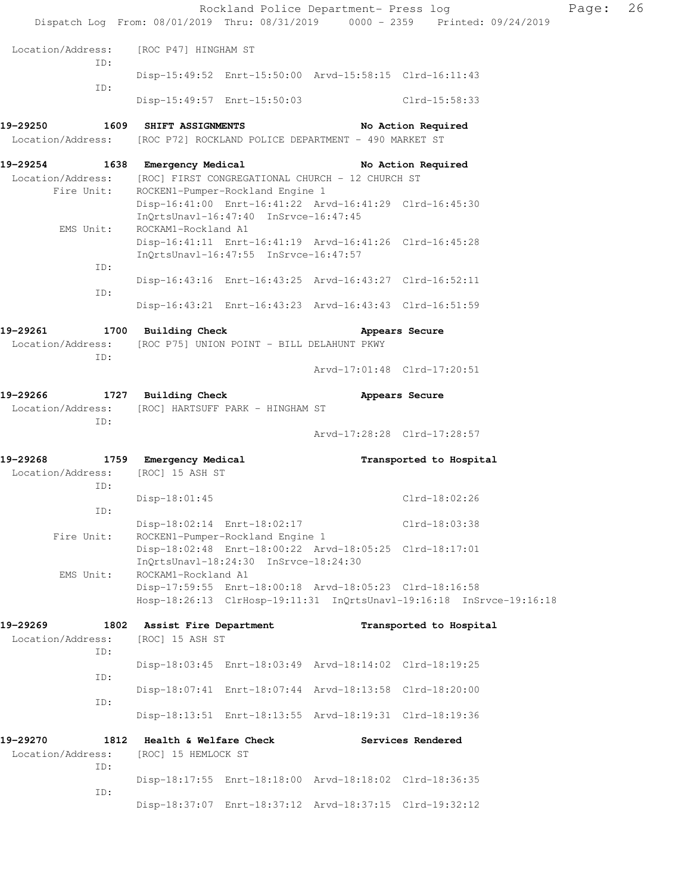Location/Address: [ROC P47] HINGHAM ST
ID:
Disp-15:49:52 Enrt-15:50:00 Arvd-15:58:15 Clrd-16:11:43
ID:
Disp-15:49:57 Enrt-15:50:03 Clrd-15:58:33

**19-29250 1609 SHIFT ASSIGNMENTS No Action Required**
Location/Address: [ROC P72] ROCKLAND POLICE DEPARTMENT - 490 MARKET ST

**19-29254 1638 Emergency Medical No Action Required**
Location/Address: [ROC] FIRST CONGREGATIONAL CHURCH - 12 CHURCH ST
Fire Unit: ROCKEN1-Pumper-Rockland Engine 1
Disp-16:41:00 Enrt-16:41:22 Arvd-16:41:29 Clrd-16:45:30
InQrtsUnavl-16:47:40 InSrvce-16:47:45
EMS Unit: ROCKAM1-Rockland A1
Disp-16:41:11 Enrt-16:41:19 Arvd-16:41:26 Clrd-16:45:28
InQrtsUnavl-16:47:55 InSrvce-16:47:57
ID:
Disp-16:43:16 Enrt-16:43:25 Arvd-16:43:27 Clrd-16:52:11
ID:
Disp-16:43:21 Enrt-16:43:23 Arvd-16:43:43 Clrd-16:51:59

**19-29261 1700 Building Check Appears Secure**
Location/Address: [ROC P75] UNION POINT - BILL DELAHUNT PKWY
ID:
Arvd-17:01:48 Clrd-17:20:51

**19-29266 1727 Building Check Appears Secure**
Location/Address: [ROC] HARTSUFF PARK - HINGHAM ST
ID:
Arvd-17:28:28 Clrd-17:28:57

**19-29268 1759 Emergency Medical Transported to Hospital**
Location/Address: [ROC] 15 ASH ST
ID:
Disp-18:01:45 Clrd-18:02:26
ID:
Disp-18:02:14 Enrt-18:02:17 Clrd-18:03:38
Fire Unit: ROCKEN1-Pumper-Rockland Engine 1
Disp-18:02:48 Enrt-18:00:22 Arvd-18:05:25 Clrd-18:17:01
InQrtsUnavl-18:24:30 InSrvce-18:24:30
EMS Unit: ROCKAM1-Rockland A1
Disp-17:59:55 Enrt-18:00:18 Arvd-18:05:23 Clrd-18:16:58
Hosp-18:26:13 ClrHosp-19:11:31 InQrtsUnavl-19:16:18 InSrvce-19:16:18

**19-29269 1802 Assist Fire Department Transported to Hospital**
Location/Address: [ROC] 15 ASH ST
ID:
Disp-18:03:45 Enrt-18:03:49 Arvd-18:14:02 Clrd-18:19:25
ID:
Disp-18:07:41 Enrt-18:07:44 Arvd-18:13:58 Clrd-18:20:00
ID:
Disp-18:13:51 Enrt-18:13:55 Arvd-18:19:31 Clrd-18:19:36

**19-29270 1812 Health & Welfare Check Services Rendered**
Location/Address: [ROC] 15 HEMLOCK ST
ID:
Disp-18:17:55 Enrt-18:18:00 Arvd-18:18:02 Clrd-18:36:35
ID:
Disp-18:37:07 Enrt-18:37:12 Arvd-18:37:15 Clrd-19:32:12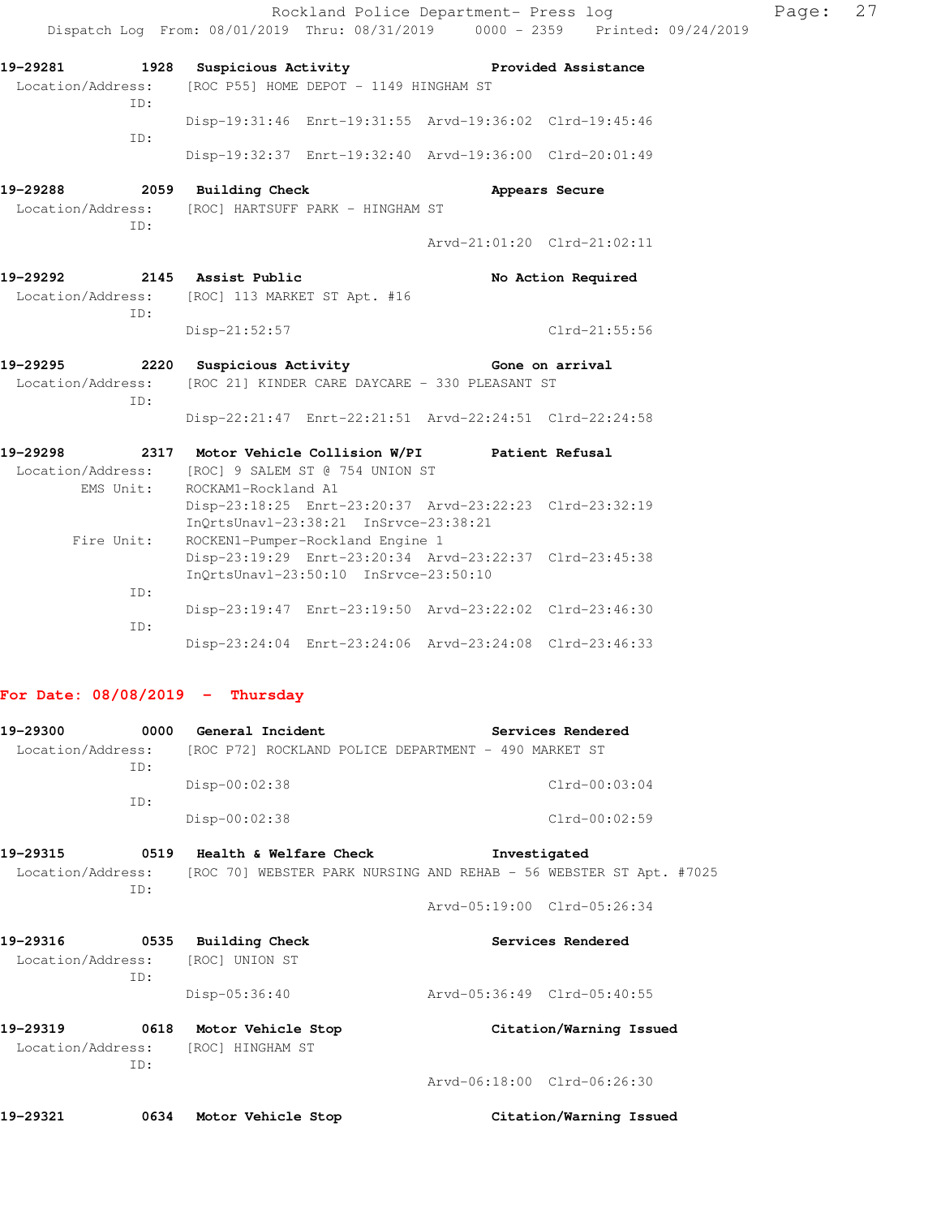19-29281 1928 Suspicious Activity Provided Assistance
Location/Address: [ROC P55] HOME DEPOT - 1149 HINGHAM ST
ID:
Disp-19:31:46 Enrt-19:31:55 Arvd-19:36:02 Clrd-19:45:46
ID:
Disp-19:32:37 Enrt-19:32:40 Arvd-19:36:00 Clrd-20:01:49

19-29288 2059 Building Check Appears Secure
Location/Address: [ROC] HARTSUFF PARK - HINGHAM ST
ID:
Arvd-21:01:20 Clrd-21:02:11

19-29292 2145 Assist Public No Action Required
Location/Address: [ROC] 113 MARKET ST Apt. #16
ID:
Disp-21:52:57 Clrd-21:55:56

19-29295 2220 Suspicious Activity Gone on arrival
Location/Address: [ROC 21] KINDER CARE DAYCARE - 330 PLEASANT ST
ID:
Disp-22:21:47 Enrt-22:21:51 Arvd-22:24:51 Clrd-22:24:58

19-29298 2317 Motor Vehicle Collision W/PI Patient Refusal
Location/Address: [ROC] 9 SALEM ST @ 754 UNION ST
EMS Unit: ROCKAM1-Rockland A1
Disp-23:18:25 Enrt-23:20:37 Arvd-23:22:23 Clrd-23:32:19
InQrtsUnavl-23:38:21 InSrvce-23:38:21
Fire Unit: ROCKEN1-Pumper-Rockland Engine 1
Disp-23:19:29 Enrt-23:20:34 Arvd-23:22:37 Clrd-23:45:38
InQrtsUnavl-23:50:10 InSrvce-23:50:10
ID:
Disp-23:19:47 Enrt-23:19:50 Arvd-23:22:02 Clrd-23:46:30
ID:
Disp-23:24:04 Enrt-23:24:06 Arvd-23:24:08 Clrd-23:46:33

**For Date: 08/08/2019 - Thursday**

19-29300 0000 General Incident Services Rendered
Location/Address: [ROC P72] ROCKLAND POLICE DEPARTMENT - 490 MARKET ST
ID:
Disp-00:02:38 Clrd-00:03:04
ID:
Disp-00:02:38 Clrd-00:02:59

19-29315 0519 Health & Welfare Check Investigated
Location/Address: [ROC 70] WEBSTER PARK NURSING AND REHAB - 56 WEBSTER ST Apt. #7025
ID:
Arvd-05:19:00 Clrd-05:26:34

19-29316 0535 Building Check Services Rendered
Location/Address: [ROC] UNION ST
ID:
Disp-05:36:40 Arvd-05:36:49 Clrd-05:40:55

19-29319 0618 Motor Vehicle Stop Citation/Warning Issued
Location/Address: [ROC] HINGHAM ST
ID:
Arvd-06:18:00 Clrd-06:26:30

19-29321 0634 Motor Vehicle Stop Citation/Warning Issued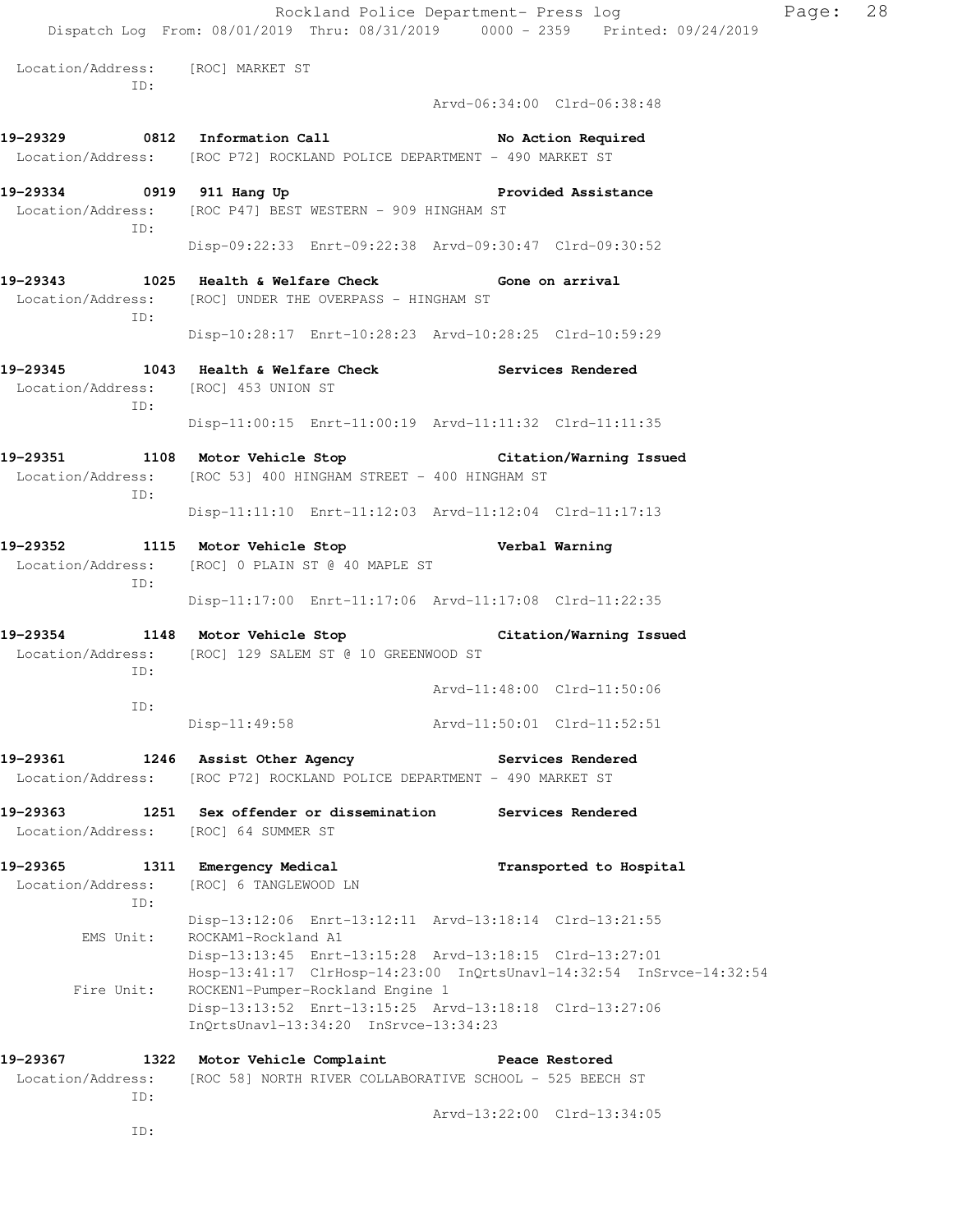Location/Address: [ROC] MARKET ST
ID:
Arvd-06:34:00 Clrd-06:38:48

**19-29329 0812 Information Call — No Action Required**
Location/Address: [ROC P72] ROCKLAND POLICE DEPARTMENT - 490 MARKET ST

**19-29334 0919 911 Hang Up — Provided Assistance**
Location/Address: [ROC P47] BEST WESTERN - 909 HINGHAM ST
ID:
Disp-09:22:33 Enrt-09:22:38 Arvd-09:30:47 Clrd-09:30:52

**19-29343 1025 Health & Welfare Check — Gone on arrival**
Location/Address: [ROC] UNDER THE OVERPASS - HINGHAM ST
ID:
Disp-10:28:17 Enrt-10:28:23 Arvd-10:28:25 Clrd-10:59:29

**19-29345 1043 Health & Welfare Check — Services Rendered**
Location/Address: [ROC] 453 UNION ST
ID:
Disp-11:00:15 Enrt-11:00:19 Arvd-11:11:32 Clrd-11:11:35

**19-29351 1108 Motor Vehicle Stop — Citation/Warning Issued**
Location/Address: [ROC 53] 400 HINGHAM STREET - 400 HINGHAM ST
ID:
Disp-11:11:10 Enrt-11:12:03 Arvd-11:12:04 Clrd-11:17:13

**19-29352 1115 Motor Vehicle Stop — Verbal Warning**
Location/Address: [ROC] 0 PLAIN ST @ 40 MAPLE ST
ID:
Disp-11:17:00 Enrt-11:17:06 Arvd-11:17:08 Clrd-11:22:35

**19-29354 1148 Motor Vehicle Stop — Citation/Warning Issued**
Location/Address: [ROC] 129 SALEM ST @ 10 GREENWOOD ST
ID:
Arvd-11:48:00 Clrd-11:50:06
ID:
Disp-11:49:58 Arvd-11:50:01 Clrd-11:52:51

**19-29361 1246 Assist Other Agency — Services Rendered**
Location/Address: [ROC P72] ROCKLAND POLICE DEPARTMENT - 490 MARKET ST

**19-29363 1251 Sex offender or dissemination — Services Rendered**
Location/Address: [ROC] 64 SUMMER ST

**19-29365 1311 Emergency Medical — Transported to Hospital**
Location/Address: [ROC] 6 TANGLEWOOD LN
ID:
Disp-13:12:06 Enrt-13:12:11 Arvd-13:18:14 Clrd-13:21:55
EMS Unit: ROCKAM1-Rockland A1
Disp-13:13:45 Enrt-13:15:28 Arvd-13:18:15 Clrd-13:27:01
Hosp-13:41:17 ClrHosp-14:23:00 InQrtsUnavl-14:32:54 InSrvce-14:32:54
Fire Unit: ROCKEN1-Pumper-Rockland Engine 1
Disp-13:13:52 Enrt-13:15:25 Arvd-13:18:18 Clrd-13:27:06
InQrtsUnavl-13:34:20 InSrvce-13:34:23

**19-29367 1322 Motor Vehicle Complaint — Peace Restored**
Location/Address: [ROC 58] NORTH RIVER COLLABORATIVE SCHOOL - 525 BEECH ST
ID:
Arvd-13:22:00 Clrd-13:34:05
ID: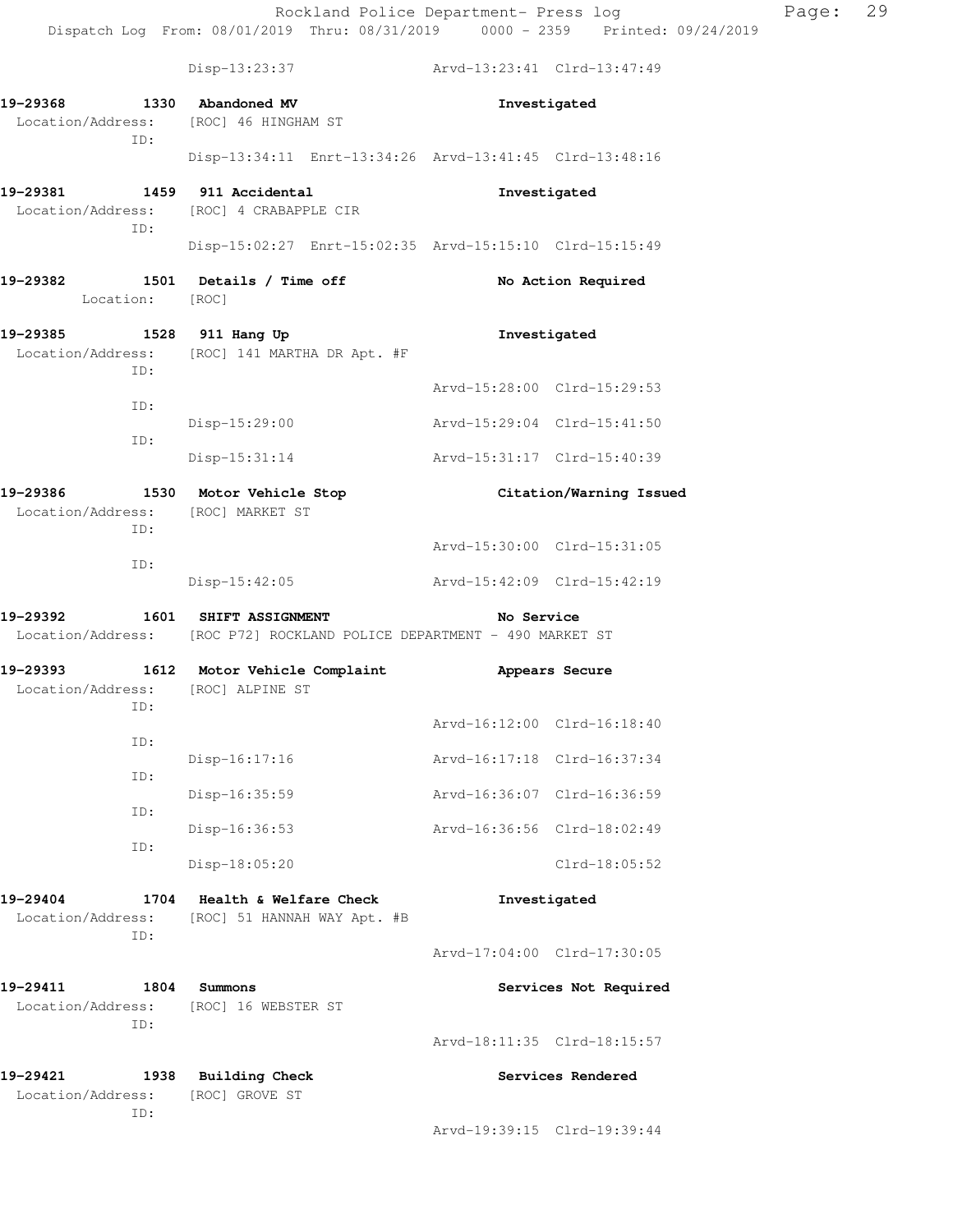Disp-13:23:37 Arvd-13:23:41 Clrd-13:47:49

**19-29368 1330 Abandoned MV** **Investigated**
Location/Address: [ROC] 46 HINGHAM ST
ID:
Disp-13:34:11 Enrt-13:34:26 Arvd-13:41:45 Clrd-13:48:16

**19-29381 1459 911 Accidental** **Investigated**
Location/Address: [ROC] 4 CRABAPPLE CIR
ID:
Disp-15:02:27 Enrt-15:02:35 Arvd-15:15:10 Clrd-15:15:49

**19-29382 1501 Details / Time off** **No Action Required**
Location: [ROC]

**19-29385 1528 911 Hang Up** **Investigated**
Location/Address: [ROC] 141 MARTHA DR Apt. #F
ID:
Arvd-15:28:00 Clrd-15:29:53
ID:
Disp-15:29:00 Arvd-15:29:04 Clrd-15:41:50
ID:
Disp-15:31:14 Arvd-15:31:17 Clrd-15:40:39

**19-29386 1530 Motor Vehicle Stop** **Citation/Warning Issued**
Location/Address: [ROC] MARKET ST
ID:
Arvd-15:30:00 Clrd-15:31:05
ID:
Disp-15:42:05 Arvd-15:42:09 Clrd-15:42:19

**19-29392 1601 SHIFT ASSIGNMENT** **No Service**
Location/Address: [ROC P72] ROCKLAND POLICE DEPARTMENT - 490 MARKET ST

**19-29393 1612 Motor Vehicle Complaint** **Appears Secure**
Location/Address: [ROC] ALPINE ST
ID:
Arvd-16:12:00 Clrd-16:18:40
ID:
Disp-16:17:16 Arvd-16:17:18 Clrd-16:37:34
ID:
Disp-16:35:59 Arvd-16:36:07 Clrd-16:36:59
ID:
Disp-16:36:53 Arvd-16:36:56 Clrd-18:02:49
ID:
Disp-18:05:20 Clrd-18:05:52

**19-29404 1704 Health & Welfare Check** **Investigated**
Location/Address: [ROC] 51 HANNAH WAY Apt. #B
ID:
Arvd-17:04:00 Clrd-17:30:05

**19-29411 1804 Summons** **Services Not Required**
Location/Address: [ROC] 16 WEBSTER ST
ID:
Arvd-18:11:35 Clrd-18:15:57

**19-29421 1938 Building Check** **Services Rendered**
Location/Address: [ROC] GROVE ST
ID:
Arvd-19:39:15 Clrd-19:39:44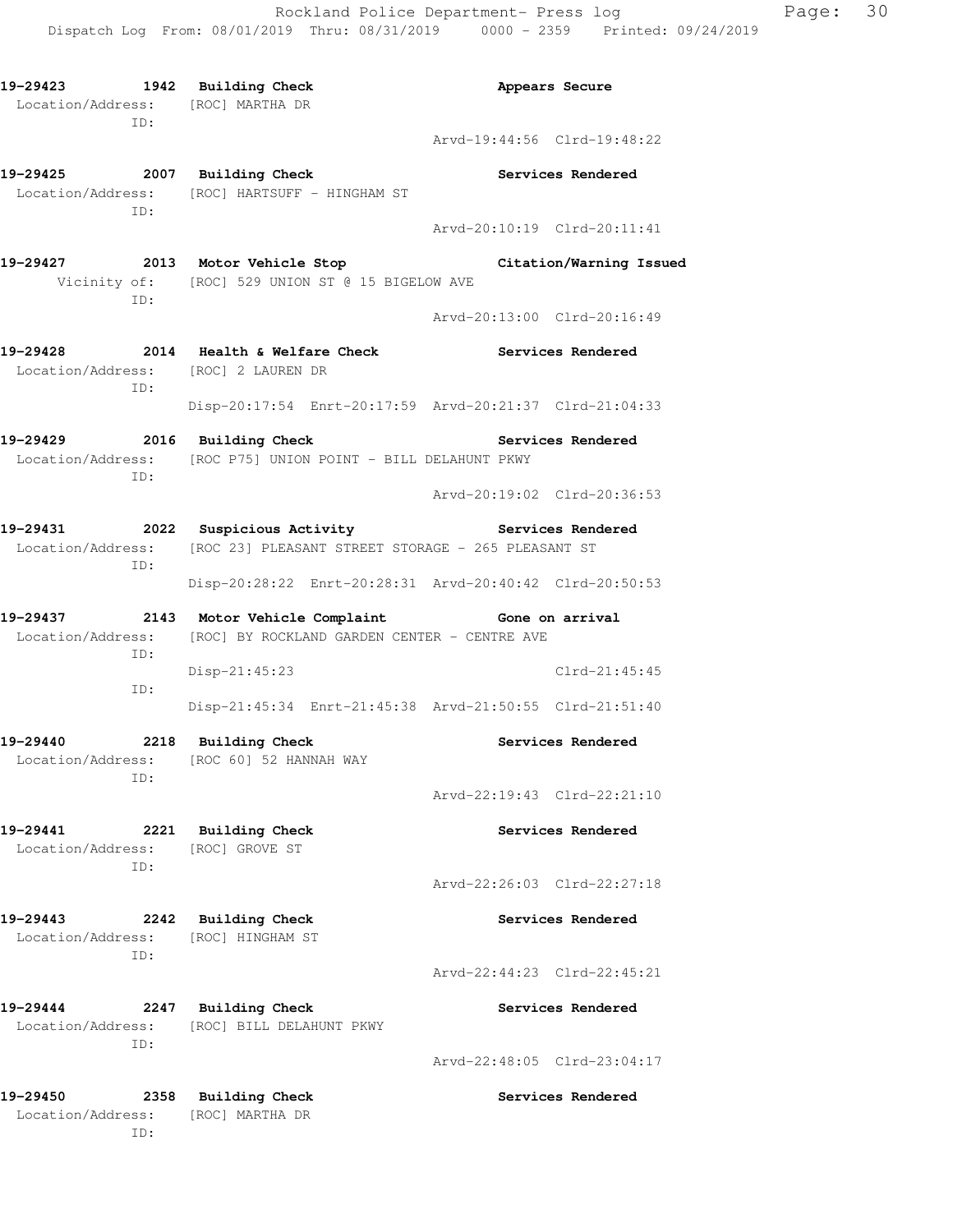19-29423 1942 Building Check Appears Secure
Location/Address: [ROC] MARTHA DR
ID:
Arvd-19:44:56 Clrd-19:48:22

19-29425 2007 Building Check Services Rendered
Location/Address: [ROC] HARTSUFF - HINGHAM ST
ID:
Arvd-20:10:19 Clrd-20:11:41

19-29427 2013 Motor Vehicle Stop Citation/Warning Issued
Vicinity of: [ROC] 529 UNION ST @ 15 BIGELOW AVE
ID:
Arvd-20:13:00 Clrd-20:16:49

19-29428 2014 Health & Welfare Check Services Rendered
Location/Address: [ROC] 2 LAUREN DR
ID:
Disp-20:17:54 Enrt-20:17:59 Arvd-20:21:37 Clrd-21:04:33

19-29429 2016 Building Check Services Rendered
Location/Address: [ROC P75] UNION POINT - BILL DELAHUNT PKWY
ID:
Arvd-20:19:02 Clrd-20:36:53

19-29431 2022 Suspicious Activity Services Rendered
Location/Address: [ROC 23] PLEASANT STREET STORAGE - 265 PLEASANT ST
ID:
Disp-20:28:22 Enrt-20:28:31 Arvd-20:40:42 Clrd-20:50:53

19-29437 2143 Motor Vehicle Complaint Gone on arrival
Location/Address: [ROC] BY ROCKLAND GARDEN CENTER - CENTRE AVE
ID:
Disp-21:45:23 Clrd-21:45:45
ID:
Disp-21:45:34 Enrt-21:45:38 Arvd-21:50:55 Clrd-21:51:40

19-29440 2218 Building Check Services Rendered
Location/Address: [ROC 60] 52 HANNAH WAY
ID:
Arvd-22:19:43 Clrd-22:21:10

19-29441 2221 Building Check Services Rendered
Location/Address: [ROC] GROVE ST
ID:
Arvd-22:26:03 Clrd-22:27:18

19-29443 2242 Building Check Services Rendered
Location/Address: [ROC] HINGHAM ST
ID:
Arvd-22:44:23 Clrd-22:45:21

19-29444 2247 Building Check Services Rendered
Location/Address: [ROC] BILL DELAHUNT PKWY
ID:
Arvd-22:48:05 Clrd-23:04:17

19-29450 2358 Building Check Services Rendered
Location/Address: [ROC] MARTHA DR
ID: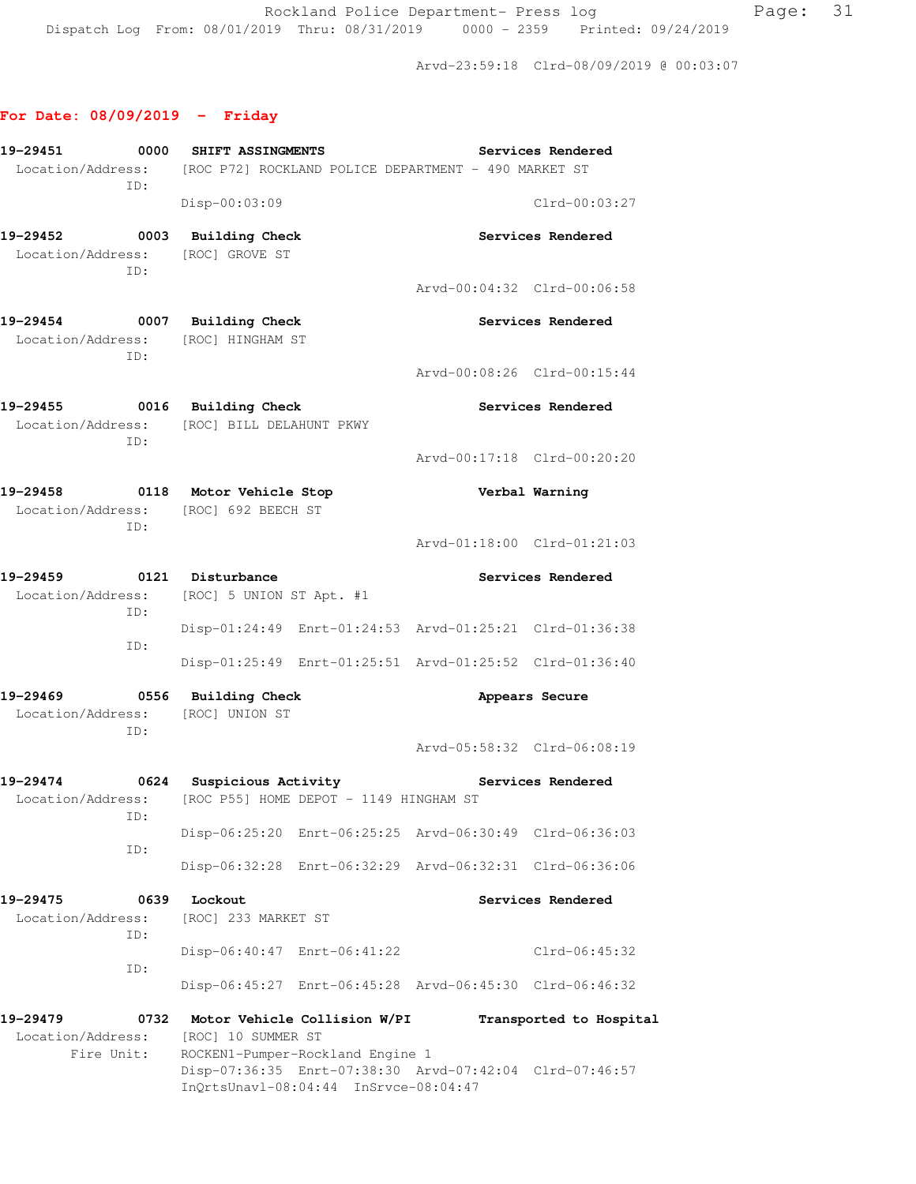Arvd-23:59:18 Clrd-08/09/2019 @ 00:03:07

## For Date: 08/09/2019 - Friday

**19-29451 0000 SHIFT ASSINGMENTS** **Services Rendered**
Location/Address: [ROC P72] ROCKLAND POLICE DEPARTMENT - 490 MARKET ST
ID:
Disp-00:03:09 Clrd-00:03:27

**19-29452 0003 Building Check** **Services Rendered**
Location/Address: [ROC] GROVE ST
ID:
Arvd-00:04:32 Clrd-00:06:58

**19-29454 0007 Building Check** **Services Rendered**
Location/Address: [ROC] HINGHAM ST
ID:
Arvd-00:08:26 Clrd-00:15:44

**19-29455 0016 Building Check** **Services Rendered**
Location/Address: [ROC] BILL DELAHUNT PKWY
ID:
Arvd-00:17:18 Clrd-00:20:20

**19-29458 0118 Motor Vehicle Stop** **Verbal Warning**
Location/Address: [ROC] 692 BEECH ST
ID:
Arvd-01:18:00 Clrd-01:21:03

**19-29459 0121 Disturbance** **Services Rendered**
Location/Address: [ROC] 5 UNION ST Apt. #1
ID:
Disp-01:24:49 Enrt-01:24:53 Arvd-01:25:21 Clrd-01:36:38
ID:
Disp-01:25:49 Enrt-01:25:51 Arvd-01:25:52 Clrd-01:36:40

**19-29469 0556 Building Check** **Appears Secure**
Location/Address: [ROC] UNION ST
ID:
Arvd-05:58:32 Clrd-06:08:19

**19-29474 0624 Suspicious Activity** **Services Rendered**
Location/Address: [ROC P55] HOME DEPOT - 1149 HINGHAM ST
ID:
Disp-06:25:20 Enrt-06:25:25 Arvd-06:30:49 Clrd-06:36:03
ID:
Disp-06:32:28 Enrt-06:32:29 Arvd-06:32:31 Clrd-06:36:06

**19-29475 0639 Lockout** **Services Rendered**
Location/Address: [ROC] 233 MARKET ST
ID:
Disp-06:40:47 Enrt-06:41:22 Clrd-06:45:32
ID:
Disp-06:45:27 Enrt-06:45:28 Arvd-06:45:30 Clrd-06:46:32

**19-29479 0732 Motor Vehicle Collision W/PI** **Transported to Hospital**
Location/Address: [ROC] 10 SUMMER ST
Fire Unit: ROCKEN1-Pumper-Rockland Engine 1
Disp-07:36:35 Enrt-07:38:30 Arvd-07:42:04 Clrd-07:46:57
InQrtsUnavl-08:04:44 InSrvce-08:04:47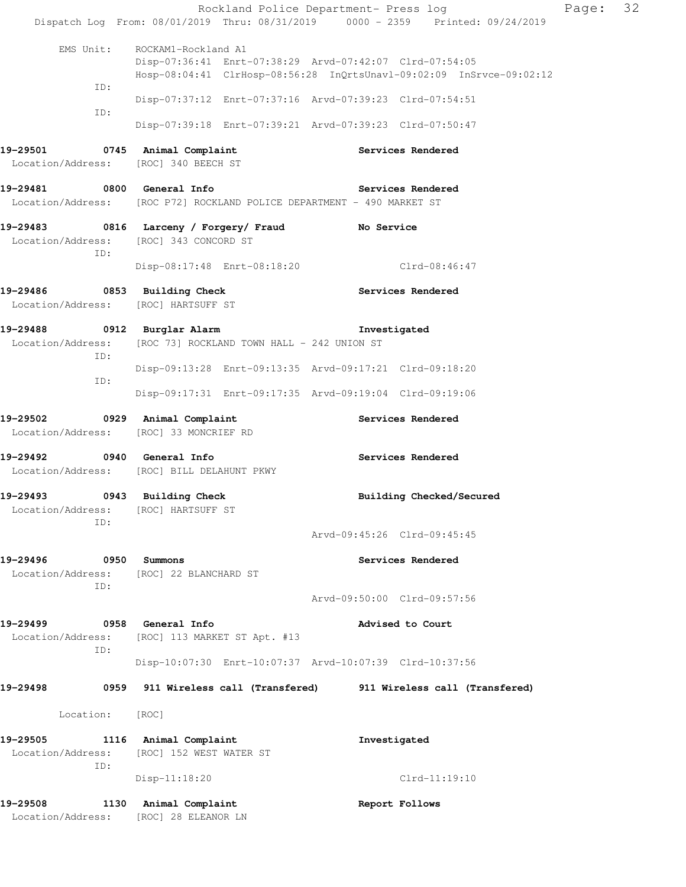EMS Unit: ROCKAM1-Rockland A1
Disp-07:36:41 Enrt-07:38:29 Arvd-07:42:07 Clrd-07:54:05
Hosp-08:04:41 ClrHosp-08:56:28 InQrtsUnavl-09:02:09 InSrvce-09:02:12

ID:
Disp-07:37:12 Enrt-07:37:16 Arvd-07:39:23 Clrd-07:54:51

ID:
Disp-07:39:18 Enrt-07:39:21 Arvd-07:39:23 Clrd-07:50:47

**19-29501 0745 Animal Complaint** **Services Rendered**
Location/Address: [ROC] 340 BEECH ST

**19-29481 0800 General Info** **Services Rendered**
Location/Address: [ROC P72] ROCKLAND POLICE DEPARTMENT - 490 MARKET ST

**19-29483 0816 Larceny / Forgery/ Fraud** **No Service**
Location/Address: [ROC] 343 CONCORD ST
ID:
Disp-08:17:48 Enrt-08:18:20 Clrd-08:46:47

**19-29486 0853 Building Check** **Services Rendered**
Location/Address: [ROC] HARTSUFF ST

**19-29488 0912 Burglar Alarm** **Investigated**
Location/Address: [ROC 73] ROCKLAND TOWN HALL - 242 UNION ST
ID:
Disp-09:13:28 Enrt-09:13:35 Arvd-09:17:21 Clrd-09:18:20
ID:
Disp-09:17:31 Enrt-09:17:35 Arvd-09:19:04 Clrd-09:19:06

**19-29502 0929 Animal Complaint** **Services Rendered**
Location/Address: [ROC] 33 MONCRIEF RD

**19-29492 0940 General Info** **Services Rendered**
Location/Address: [ROC] BILL DELAHUNT PKWY

**19-29493 0943 Building Check** **Building Checked/Secured**
Location/Address: [ROC] HARTSUFF ST
ID:
Arvd-09:45:26 Clrd-09:45:45

**19-29496 0950 Summons** **Services Rendered**
Location/Address: [ROC] 22 BLANCHARD ST
ID:
Arvd-09:50:00 Clrd-09:57:56

**19-29499 0958 General Info** **Advised to Court**
Location/Address: [ROC] 113 MARKET ST Apt. #13
ID:
Disp-10:07:30 Enrt-10:07:37 Arvd-10:07:39 Clrd-10:37:56

**19-29498 0959 911 Wireless call (Transfered)** **911 Wireless call (Transfered)**

Location: [ROC]

**19-29505 1116 Animal Complaint** **Investigated**
Location/Address: [ROC] 152 WEST WATER ST
ID:
Disp-11:18:20 Clrd-11:19:10

**19-29508 1130 Animal Complaint** **Report Follows**
Location/Address: [ROC] 28 ELEANOR LN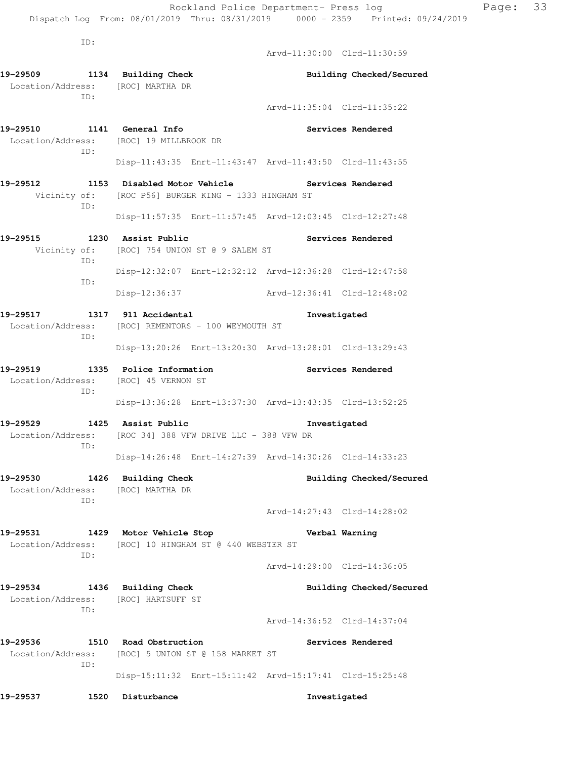ID:

Arvd-11:30:00 Clrd-11:30:59

**19-29509 1134 Building Check** **Building Checked/Secured**
Location/Address: [ROC] MARTHA DR
ID:
Arvd-11:35:04 Clrd-11:35:22

**19-29510 1141 General Info** **Services Rendered**
Location/Address: [ROC] 19 MILLBROOK DR
ID:
Disp-11:43:35 Enrt-11:43:47 Arvd-11:43:50 Clrd-11:43:55

**19-29512 1153 Disabled Motor Vehicle** **Services Rendered**
Vicinity of: [ROC P56] BURGER KING - 1333 HINGHAM ST
ID:
Disp-11:57:35 Enrt-11:57:45 Arvd-12:03:45 Clrd-12:27:48

**19-29515 1230 Assist Public** **Services Rendered**
Vicinity of: [ROC] 754 UNION ST @ 9 SALEM ST
ID:
Disp-12:32:07 Enrt-12:32:12 Arvd-12:36:28 Clrd-12:47:58
ID:
Disp-12:36:37 Arvd-12:36:41 Clrd-12:48:02

**19-29517 1317 911 Accidental** **Investigated**
Location/Address: [ROC] REMENTORS - 100 WEYMOUTH ST
ID:
Disp-13:20:26 Enrt-13:20:30 Arvd-13:28:01 Clrd-13:29:43

**19-29519 1335 Police Information** **Services Rendered**
Location/Address: [ROC] 45 VERNON ST
ID:
Disp-13:36:28 Enrt-13:37:30 Arvd-13:43:35 Clrd-13:52:25

**19-29529 1425 Assist Public** **Investigated**
Location/Address: [ROC 34] 388 VFW DRIVE LLC - 388 VFW DR
ID:
Disp-14:26:48 Enrt-14:27:39 Arvd-14:30:26 Clrd-14:33:23

**19-29530 1426 Building Check** **Building Checked/Secured**
Location/Address: [ROC] MARTHA DR
ID:
Arvd-14:27:43 Clrd-14:28:02

**19-29531 1429 Motor Vehicle Stop** **Verbal Warning**
Location/Address: [ROC] 10 HINGHAM ST @ 440 WEBSTER ST
ID:
Arvd-14:29:00 Clrd-14:36:05

**19-29534 1436 Building Check** **Building Checked/Secured**
Location/Address: [ROC] HARTSUFF ST
ID:
Arvd-14:36:52 Clrd-14:37:04

**19-29536 1510 Road Obstruction** **Services Rendered**
Location/Address: [ROC] 5 UNION ST @ 158 MARKET ST
ID:
Disp-15:11:32 Enrt-15:11:42 Arvd-15:17:41 Clrd-15:25:48

**19-29537 1520 Disturbance** **Investigated**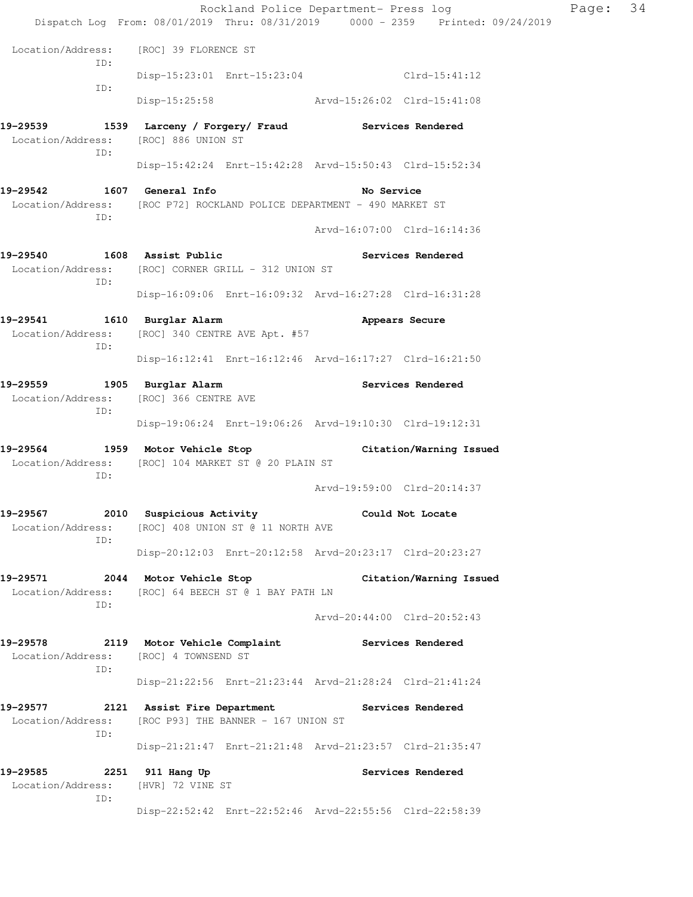Location/Address: [ROC] 39 FLORENCE ST

ID:

Disp-15:23:01 Enrt-15:23:04 Clrd-15:41:12

ID:

Disp-15:25:58 Arvd-15:26:02 Clrd-15:41:08

**19-29539 1539 Larceny / Forgery/ Fraud Services Rendered**

Location/Address: [ROC] 886 UNION ST

ID:

Disp-15:42:24 Enrt-15:42:28 Arvd-15:50:43 Clrd-15:52:34

**19-29542 1607 General Info No Service**

Location/Address: [ROC P72] ROCKLAND POLICE DEPARTMENT - 490 MARKET ST

ID:

Arvd-16:07:00 Clrd-16:14:36

**19-29540 1608 Assist Public Services Rendered**

Location/Address: [ROC] CORNER GRILL - 312 UNION ST

ID:

Disp-16:09:06 Enrt-16:09:32 Arvd-16:27:28 Clrd-16:31:28

**19-29541 1610 Burglar Alarm Appears Secure**

Location/Address: [ROC] 340 CENTRE AVE Apt. #57

ID:

Disp-16:12:41 Enrt-16:12:46 Arvd-16:17:27 Clrd-16:21:50

**19-29559 1905 Burglar Alarm Services Rendered**

Location/Address: [ROC] 366 CENTRE AVE

ID:

Disp-19:06:24 Enrt-19:06:26 Arvd-19:10:30 Clrd-19:12:31

**19-29564 1959 Motor Vehicle Stop Citation/Warning Issued**

Location/Address: [ROC] 104 MARKET ST @ 20 PLAIN ST

ID:

Arvd-19:59:00 Clrd-20:14:37

**19-29567 2010 Suspicious Activity Could Not Locate**

Location/Address: [ROC] 408 UNION ST @ 11 NORTH AVE

ID:

Disp-20:12:03 Enrt-20:12:58 Arvd-20:23:17 Clrd-20:23:27

**19-29571 2044 Motor Vehicle Stop Citation/Warning Issued**

Location/Address: [ROC] 64 BEECH ST @ 1 BAY PATH LN

ID:

Arvd-20:44:00 Clrd-20:52:43

**19-29578 2119 Motor Vehicle Complaint Services Rendered**

Location/Address: [ROC] 4 TOWNSEND ST

ID:

Disp-21:22:56 Enrt-21:23:44 Arvd-21:28:24 Clrd-21:41:24

**19-29577 2121 Assist Fire Department Services Rendered**

Location/Address: [ROC P93] THE BANNER - 167 UNION ST

ID:

Disp-21:21:47 Enrt-21:21:48 Arvd-21:23:57 Clrd-21:35:47

**19-29585 2251 911 Hang Up Services Rendered**

Location/Address: [HVR] 72 VINE ST

ID:

Disp-22:52:42 Enrt-22:52:46 Arvd-22:55:56 Clrd-22:58:39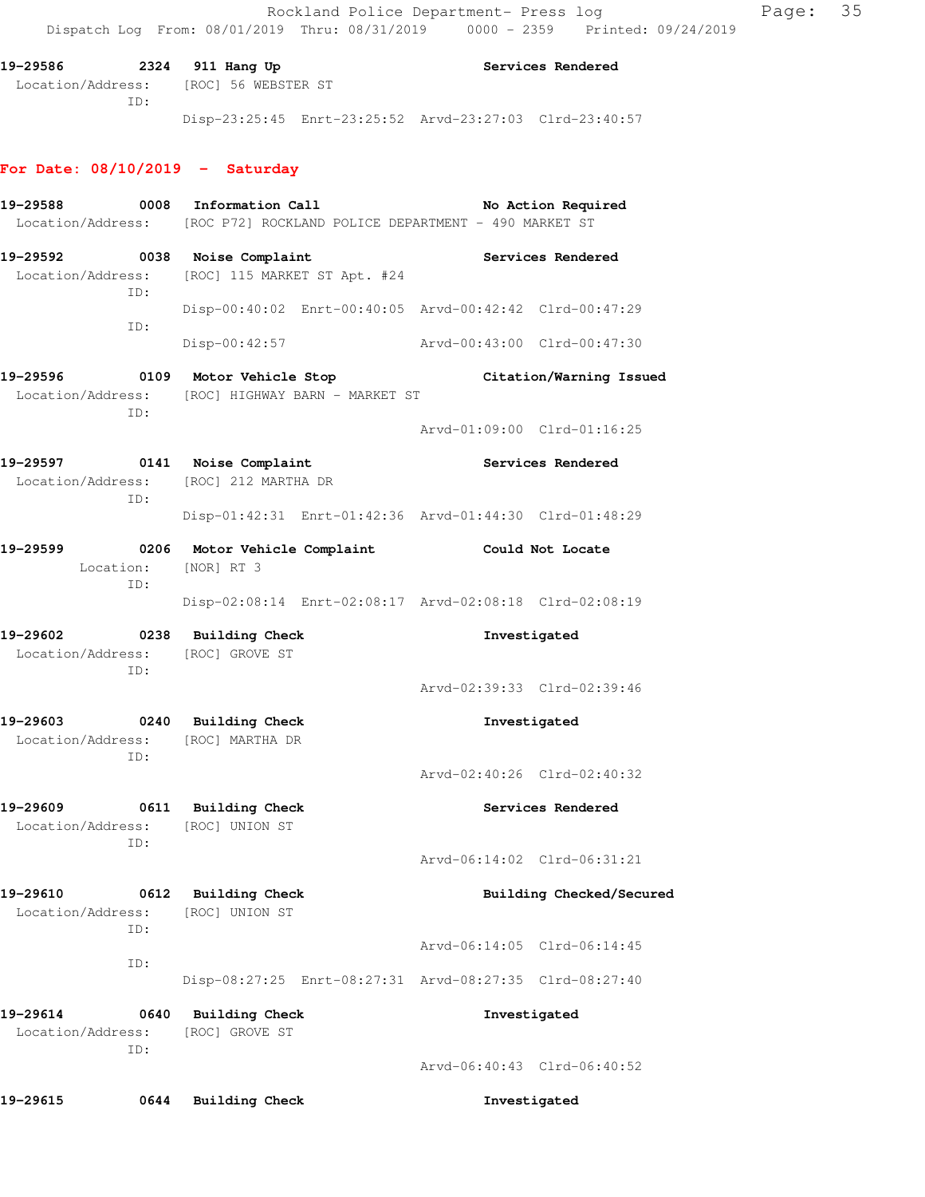**19-29586 2324 911 Hang Up Services Rendered**
Location/Address: [ROC] 56 WEBSTER ST
ID:
Disp-23:25:45 Enrt-23:25:52 Arvd-23:27:03 Clrd-23:40:57

## For Date: 08/10/2019 - Saturday

**19-29588 0008 Information Call No Action Required**
Location/Address: [ROC P72] ROCKLAND POLICE DEPARTMENT - 490 MARKET ST

**19-29592 0038 Noise Complaint Services Rendered**
Location/Address: [ROC] 115 MARKET ST Apt. #24
ID:
Disp-00:40:02 Enrt-00:40:05 Arvd-00:42:42 Clrd-00:47:29
ID:
Disp-00:42:57 Arvd-00:43:00 Clrd-00:47:30

**19-29596 0109 Motor Vehicle Stop Citation/Warning Issued**
Location/Address: [ROC] HIGHWAY BARN - MARKET ST
ID:
Arvd-01:09:00 Clrd-01:16:25

**19-29597 0141 Noise Complaint Services Rendered**
Location/Address: [ROC] 212 MARTHA DR
ID:
Disp-01:42:31 Enrt-01:42:36 Arvd-01:44:30 Clrd-01:48:29

**19-29599 0206 Motor Vehicle Complaint Could Not Locate**
Location: [NOR] RT 3
ID:
Disp-02:08:14 Enrt-02:08:17 Arvd-02:08:18 Clrd-02:08:19

**19-29602 0238 Building Check Investigated**
Location/Address: [ROC] GROVE ST
ID:
Arvd-02:39:33 Clrd-02:39:46

**19-29603 0240 Building Check Investigated**
Location/Address: [ROC] MARTHA DR
ID:
Arvd-02:40:26 Clrd-02:40:32

**19-29609 0611 Building Check Services Rendered**
Location/Address: [ROC] UNION ST
ID:
Arvd-06:14:02 Clrd-06:31:21

**19-29610 0612 Building Check Building Checked/Secured**
Location/Address: [ROC] UNION ST
ID:
Arvd-06:14:05 Clrd-06:14:45
ID:
Disp-08:27:25 Enrt-08:27:31 Arvd-08:27:35 Clrd-08:27:40

**19-29614 0640 Building Check Investigated**
Location/Address: [ROC] GROVE ST
ID:
Arvd-06:40:43 Clrd-06:40:52

**19-29615 0644 Building Check Investigated**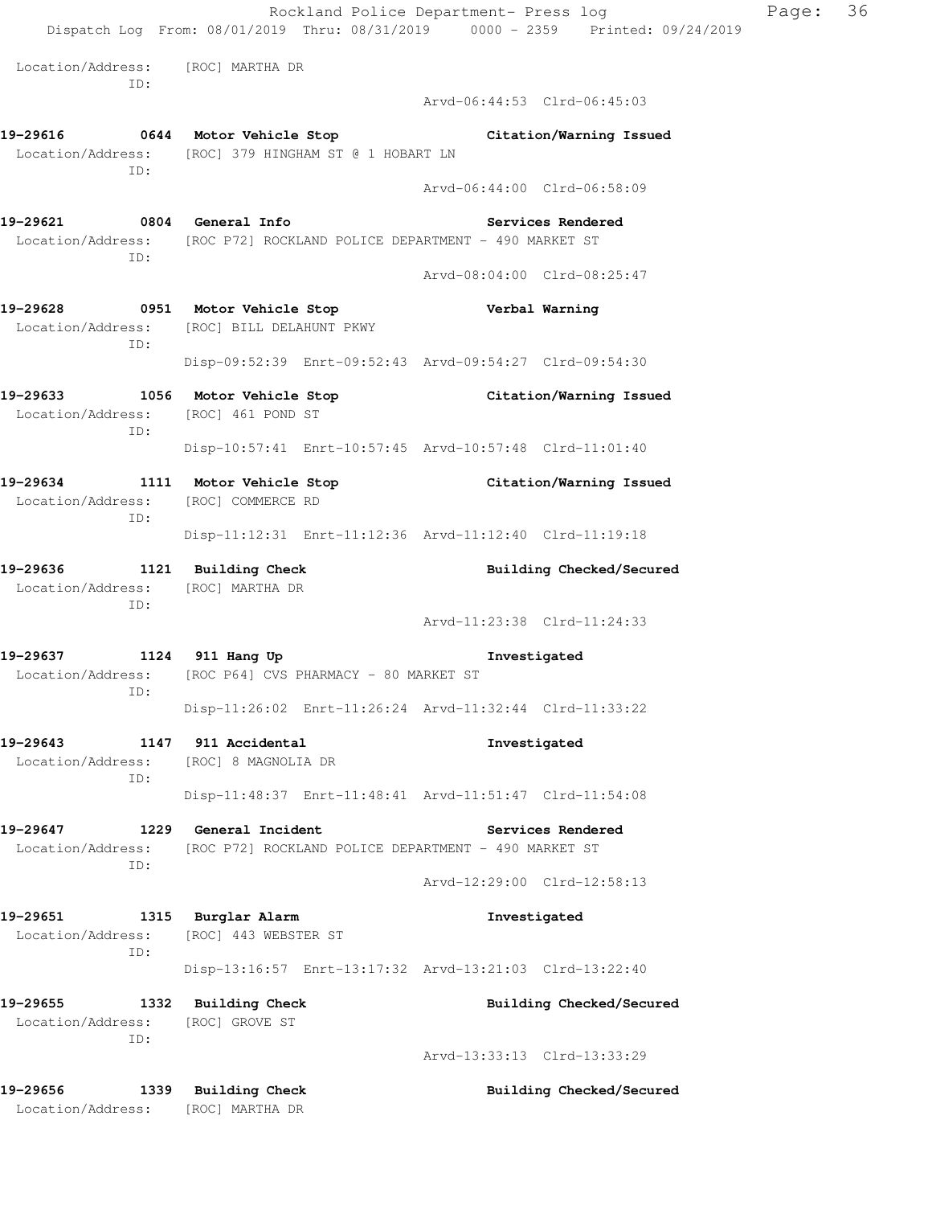Location/Address: [ROC] MARTHA DR
ID:
Arvd-06:44:53 Clrd-06:45:03

**19-29616 0644 Motor Vehicle Stop** — Citation/Warning Issued
Location/Address: [ROC] 379 HINGHAM ST @ 1 HOBART LN
ID:
Arvd-06:44:00 Clrd-06:58:09

**19-29621 0804 General Info** — Services Rendered
Location/Address: [ROC P72] ROCKLAND POLICE DEPARTMENT - 490 MARKET ST
ID:
Arvd-08:04:00 Clrd-08:25:47

**19-29628 0951 Motor Vehicle Stop** — Verbal Warning
Location/Address: [ROC] BILL DELAHUNT PKWY
ID:
Disp-09:52:39 Enrt-09:52:43 Arvd-09:54:27 Clrd-09:54:30

**19-29633 1056 Motor Vehicle Stop** — Citation/Warning Issued
Location/Address: [ROC] 461 POND ST
ID:
Disp-10:57:41 Enrt-10:57:45 Arvd-10:57:48 Clrd-11:01:40

**19-29634 1111 Motor Vehicle Stop** — Citation/Warning Issued
Location/Address: [ROC] COMMERCE RD
ID:
Disp-11:12:31 Enrt-11:12:36 Arvd-11:12:40 Clrd-11:19:18

**19-29636 1121 Building Check** — Building Checked/Secured
Location/Address: [ROC] MARTHA DR
ID:
Arvd-11:23:38 Clrd-11:24:33

**19-29637 1124 911 Hang Up** — Investigated
Location/Address: [ROC P64] CVS PHARMACY - 80 MARKET ST
ID:
Disp-11:26:02 Enrt-11:26:24 Arvd-11:32:44 Clrd-11:33:22

**19-29643 1147 911 Accidental** — Investigated
Location/Address: [ROC] 8 MAGNOLIA DR
ID:
Disp-11:48:37 Enrt-11:48:41 Arvd-11:51:47 Clrd-11:54:08

**19-29647 1229 General Incident** — Services Rendered
Location/Address: [ROC P72] ROCKLAND POLICE DEPARTMENT - 490 MARKET ST
ID:
Arvd-12:29:00 Clrd-12:58:13

**19-29651 1315 Burglar Alarm** — Investigated
Location/Address: [ROC] 443 WEBSTER ST
ID:
Disp-13:16:57 Enrt-13:17:32 Arvd-13:21:03 Clrd-13:22:40

**19-29655 1332 Building Check** — Building Checked/Secured
Location/Address: [ROC] GROVE ST
ID:
Arvd-13:33:13 Clrd-13:33:29

**19-29656 1339 Building Check** — Building Checked/Secured
Location/Address: [ROC] MARTHA DR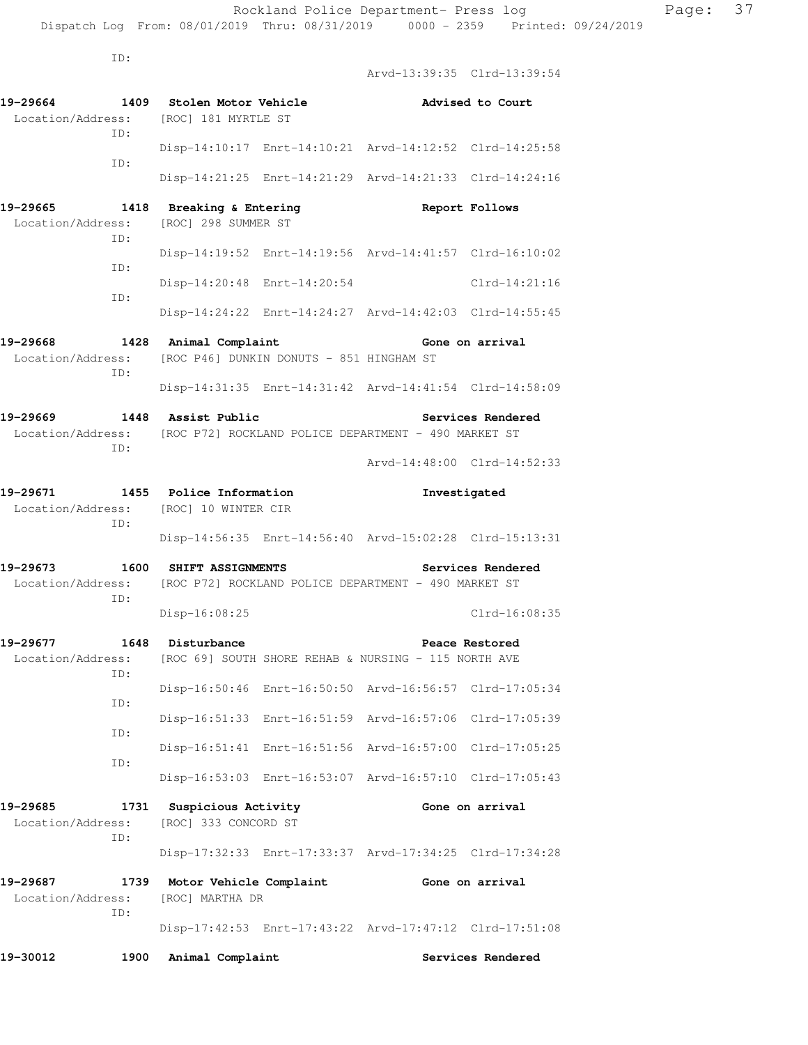ID:

Arvd-13:39:35 Clrd-13:39:54

**19-29664 1409 Stolen Motor Vehicle Advised to Court**
Location/Address: [ROC] 181 MYRTLE ST
ID:
Disp-14:10:17 Enrt-14:10:21 Arvd-14:12:52 Clrd-14:25:58
ID:
Disp-14:21:25 Enrt-14:21:29 Arvd-14:21:33 Clrd-14:24:16

**19-29665 1418 Breaking & Entering Report Follows**
Location/Address: [ROC] 298 SUMMER ST
ID:
Disp-14:19:52 Enrt-14:19:56 Arvd-14:41:57 Clrd-16:10:02
ID:
Disp-14:20:48 Enrt-14:20:54 Clrd-14:21:16
ID:
Disp-14:24:22 Enrt-14:24:27 Arvd-14:42:03 Clrd-14:55:45

**19-29668 1428 Animal Complaint Gone on arrival**
Location/Address: [ROC P46] DUNKIN DONUTS - 851 HINGHAM ST
ID:
Disp-14:31:35 Enrt-14:31:42 Arvd-14:41:54 Clrd-14:58:09

**19-29669 1448 Assist Public Services Rendered**
Location/Address: [ROC P72] ROCKLAND POLICE DEPARTMENT - 490 MARKET ST
ID:
Arvd-14:48:00 Clrd-14:52:33

**19-29671 1455 Police Information Investigated**
Location/Address: [ROC] 10 WINTER CIR
ID:
Disp-14:56:35 Enrt-14:56:40 Arvd-15:02:28 Clrd-15:13:31

**19-29673 1600 SHIFT ASSIGNMENTS Services Rendered**
Location/Address: [ROC P72] ROCKLAND POLICE DEPARTMENT - 490 MARKET ST
ID:
Disp-16:08:25 Clrd-16:08:35

**19-29677 1648 Disturbance Peace Restored**
Location/Address: [ROC 69] SOUTH SHORE REHAB & NURSING - 115 NORTH AVE
ID:
Disp-16:50:46 Enrt-16:50:50 Arvd-16:56:57 Clrd-17:05:34
ID:
Disp-16:51:33 Enrt-16:51:59 Arvd-16:57:06 Clrd-17:05:39
ID:
Disp-16:51:41 Enrt-16:51:56 Arvd-16:57:00 Clrd-17:05:25
ID:
Disp-16:53:03 Enrt-16:53:07 Arvd-16:57:10 Clrd-17:05:43

**19-29685 1731 Suspicious Activity Gone on arrival**
Location/Address: [ROC] 333 CONCORD ST
ID:
Disp-17:32:33 Enrt-17:33:37 Arvd-17:34:25 Clrd-17:34:28

**19-29687 1739 Motor Vehicle Complaint Gone on arrival**
Location/Address: [ROC] MARTHA DR
ID:
Disp-17:42:53 Enrt-17:43:22 Arvd-17:47:12 Clrd-17:51:08

**19-30012 1900 Animal Complaint Services Rendered**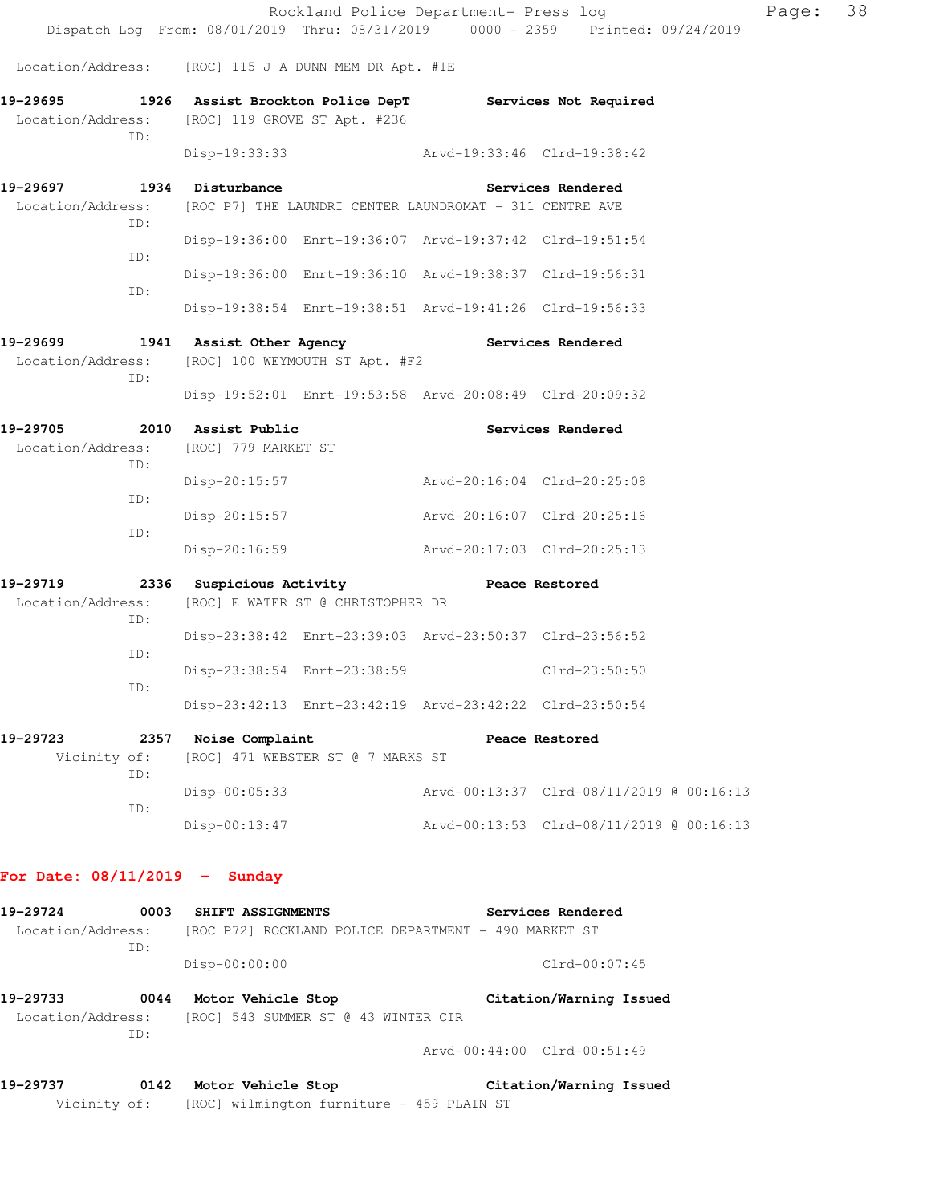Location/Address: [ROC] 115 J A DUNN MEM DR Apt. #1E

**19-29695** 1926 **Assist Brockton Police DepT** **Services Not Required**
Location/Address: [ROC] 119 GROVE ST Apt. #236
ID:
Disp-19:33:33 Arvd-19:33:46 Clrd-19:38:42

**19-29697** 1934 **Disturbance** **Services Rendered**
Location/Address: [ROC P7] THE LAUNDRI CENTER LAUNDROMAT - 311 CENTRE AVE
ID:
Disp-19:36:00 Enrt-19:36:07 Arvd-19:37:42 Clrd-19:51:54
ID:
Disp-19:36:00 Enrt-19:36:10 Arvd-19:38:37 Clrd-19:56:31
ID:
Disp-19:38:54 Enrt-19:38:51 Arvd-19:41:26 Clrd-19:56:33

**19-29699** 1941 **Assist Other Agency** **Services Rendered**
Location/Address: [ROC] 100 WEYMOUTH ST Apt. #F2
ID:
Disp-19:52:01 Enrt-19:53:58 Arvd-20:08:49 Clrd-20:09:32

**19-29705** 2010 **Assist Public** **Services Rendered**
Location/Address: [ROC] 779 MARKET ST
ID:
Disp-20:15:57 Arvd-20:16:04 Clrd-20:25:08
ID:
Disp-20:15:57 Arvd-20:16:07 Clrd-20:25:16
ID:
Disp-20:16:59 Arvd-20:17:03 Clrd-20:25:13

**19-29719** 2336 **Suspicious Activity** **Peace Restored**
Location/Address: [ROC] E WATER ST @ CHRISTOPHER DR
ID:
Disp-23:38:42 Enrt-23:39:03 Arvd-23:50:37 Clrd-23:56:52
ID:
Disp-23:38:54 Enrt-23:38:59 Clrd-23:50:50
ID:
Disp-23:42:13 Enrt-23:42:19 Arvd-23:42:22 Clrd-23:50:54

**19-29723** 2357 **Noise Complaint** **Peace Restored**
Vicinity of: [ROC] 471 WEBSTER ST @ 7 MARKS ST
ID:
Disp-00:05:33 Arvd-00:13:37 Clrd-08/11/2019 @ 00:16:13
ID:
Disp-00:13:47 Arvd-00:13:53 Clrd-08/11/2019 @ 00:16:13

## For Date: 08/11/2019 - Sunday

**19-29724** 0003 **SHIFT ASSIGNMENTS** **Services Rendered**
Location/Address: [ROC P72] ROCKLAND POLICE DEPARTMENT - 490 MARKET ST
ID:
Disp-00:00:00 Clrd-00:07:45

**19-29733** 0044 **Motor Vehicle Stop** **Citation/Warning Issued**
Location/Address: [ROC] 543 SUMMER ST @ 43 WINTER CIR
ID:
Arvd-00:44:00 Clrd-00:51:49

**19-29737** 0142 **Motor Vehicle Stop** **Citation/Warning Issued**
Vicinity of: [ROC] wilmington furniture - 459 PLAIN ST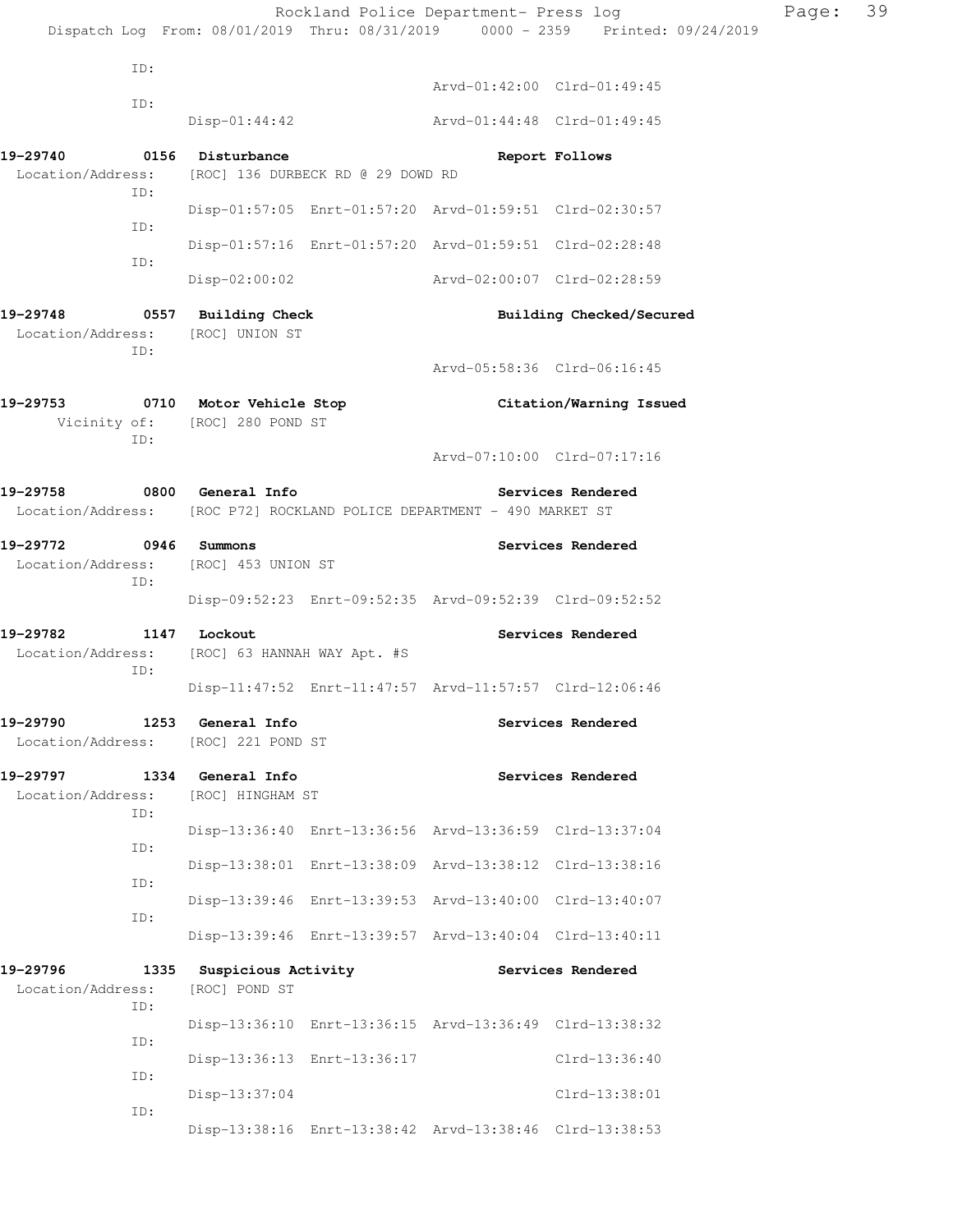ID:
                                        Arvd-01:42:00 Clrd-01:49:45
ID:
Disp-01:44:42                           Arvd-01:44:48 Clrd-01:49:45

**19-29740 0156 Disturbance** **Report Follows**
Location/Address: [ROC] 136 DURBECK RD @ 29 DOWD RD
ID:
Disp-01:57:05 Enrt-01:57:20 Arvd-01:59:51 Clrd-02:30:57
ID:
Disp-01:57:16 Enrt-01:57:20 Arvd-01:59:51 Clrd-02:28:48
ID:
Disp-02:00:02                           Arvd-02:00:07 Clrd-02:28:59

**19-29748 0557 Building Check** **Building Checked/Secured**
Location/Address: [ROC] UNION ST
ID:
                                        Arvd-05:58:36 Clrd-06:16:45

**19-29753 0710 Motor Vehicle Stop** **Citation/Warning Issued**
Vicinity of: [ROC] 280 POND ST
ID:
                                        Arvd-07:10:00 Clrd-07:17:16

**19-29758 0800 General Info** **Services Rendered**
Location/Address: [ROC P72] ROCKLAND POLICE DEPARTMENT - 490 MARKET ST

**19-29772 0946 Summons** **Services Rendered**
Location/Address: [ROC] 453 UNION ST
ID:
Disp-09:52:23 Enrt-09:52:35 Arvd-09:52:39 Clrd-09:52:52

**19-29782 1147 Lockout** **Services Rendered**
Location/Address: [ROC] 63 HANNAH WAY Apt. #S
ID:
Disp-11:47:52 Enrt-11:47:57 Arvd-11:57:57 Clrd-12:06:46

**19-29790 1253 General Info** **Services Rendered**
Location/Address: [ROC] 221 POND ST

**19-29797 1334 General Info** **Services Rendered**
Location/Address: [ROC] HINGHAM ST
ID:
Disp-13:36:40 Enrt-13:36:56 Arvd-13:36:59 Clrd-13:37:04
ID:
Disp-13:38:01 Enrt-13:38:09 Arvd-13:38:12 Clrd-13:38:16
ID:
Disp-13:39:46 Enrt-13:39:53 Arvd-13:40:00 Clrd-13:40:07
ID:
Disp-13:39:46 Enrt-13:39:57 Arvd-13:40:04 Clrd-13:40:11

**19-29796 1335 Suspicious Activity** **Services Rendered**
Location/Address: [ROC] POND ST
ID:
Disp-13:36:10 Enrt-13:36:15 Arvd-13:36:49 Clrd-13:38:32
ID:
Disp-13:36:13 Enrt-13:36:17                           Clrd-13:36:40
ID:
Disp-13:37:04                                         Clrd-13:38:01
ID:
Disp-13:38:16 Enrt-13:38:42 Arvd-13:38:46 Clrd-13:38:53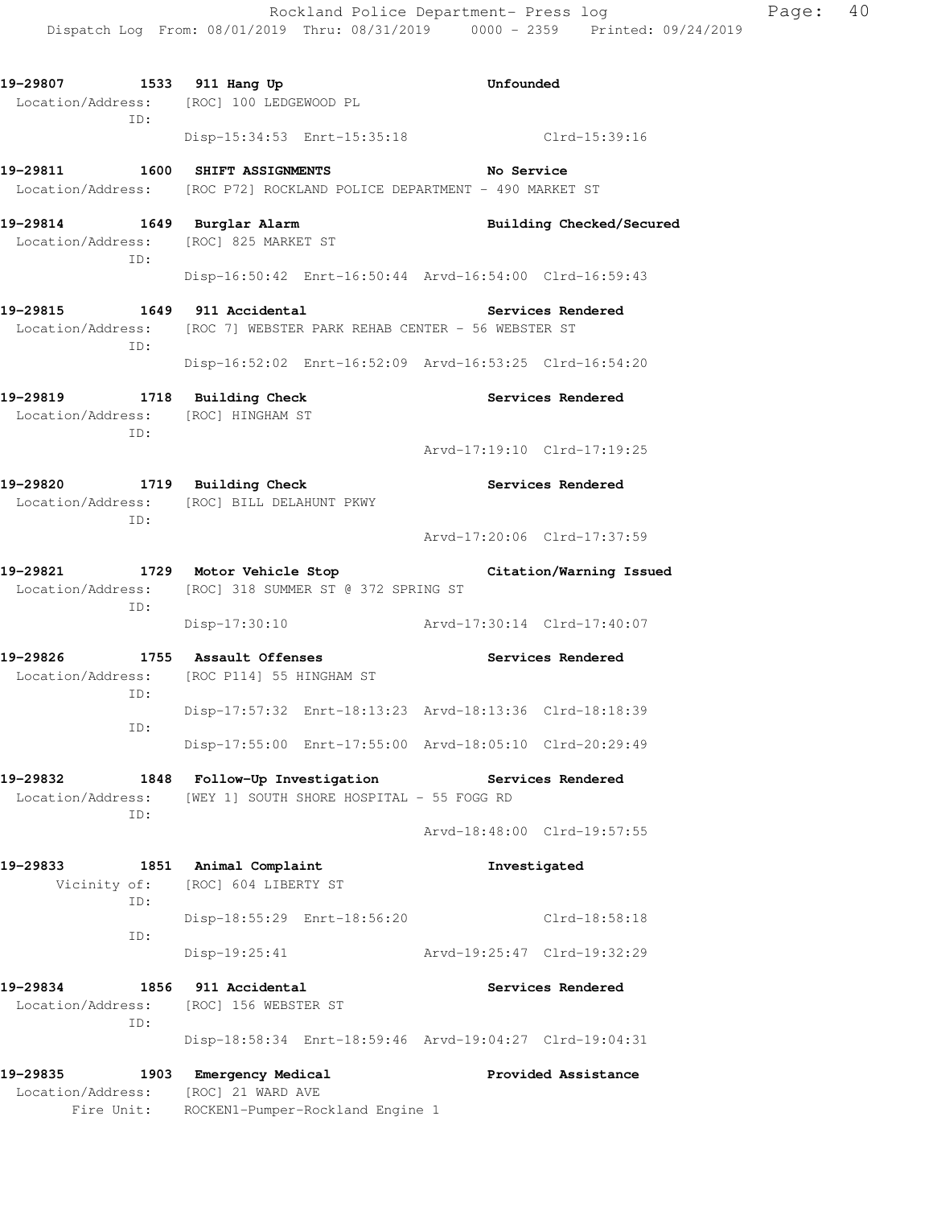**19-29807 1533 911 Hang Up Unfounded**
Location/Address: [ROC] 100 LEDGEWOOD PL
ID:
Disp-15:34:53 Enrt-15:35:18 Clrd-15:39:16

**19-29811 1600 SHIFT ASSIGNMENTS No Service**
Location/Address: [ROC P72] ROCKLAND POLICE DEPARTMENT - 490 MARKET ST

**19-29814 1649 Burglar Alarm Building Checked/Secured**
Location/Address: [ROC] 825 MARKET ST
ID:
Disp-16:50:42 Enrt-16:50:44 Arvd-16:54:00 Clrd-16:59:43

**19-29815 1649 911 Accidental Services Rendered**
Location/Address: [ROC 7] WEBSTER PARK REHAB CENTER - 56 WEBSTER ST
ID:
Disp-16:52:02 Enrt-16:52:09 Arvd-16:53:25 Clrd-16:54:20

**19-29819 1718 Building Check Services Rendered**
Location/Address: [ROC] HINGHAM ST
ID:
Arvd-17:19:10 Clrd-17:19:25

**19-29820 1719 Building Check Services Rendered**
Location/Address: [ROC] BILL DELAHUNT PKWY
ID:
Arvd-17:20:06 Clrd-17:37:59

**19-29821 1729 Motor Vehicle Stop Citation/Warning Issued**
Location/Address: [ROC] 318 SUMMER ST @ 372 SPRING ST
ID:
Disp-17:30:10 Arvd-17:30:14 Clrd-17:40:07

**19-29826 1755 Assault Offenses Services Rendered**
Location/Address: [ROC P114] 55 HINGHAM ST
ID:
Disp-17:57:32 Enrt-18:13:23 Arvd-18:13:36 Clrd-18:18:39
ID:
Disp-17:55:00 Enrt-17:55:00 Arvd-18:05:10 Clrd-20:29:49

**19-29832 1848 Follow-Up Investigation Services Rendered**
Location/Address: [WEY 1] SOUTH SHORE HOSPITAL - 55 FOGG RD
ID:
Arvd-18:48:00 Clrd-19:57:55

**19-29833 1851 Animal Complaint Investigated**
Vicinity of: [ROC] 604 LIBERTY ST
ID:
Disp-18:55:29 Enrt-18:56:20 Clrd-18:58:18
ID:
Disp-19:25:41 Arvd-19:25:47 Clrd-19:32:29

**19-29834 1856 911 Accidental Services Rendered**
Location/Address: [ROC] 156 WEBSTER ST
ID:
Disp-18:58:34 Enrt-18:59:46 Arvd-19:04:27 Clrd-19:04:31

**19-29835 1903 Emergency Medical Provided Assistance**
Location/Address: [ROC] 21 WARD AVE
Fire Unit: ROCKEN1-Pumper-Rockland Engine 1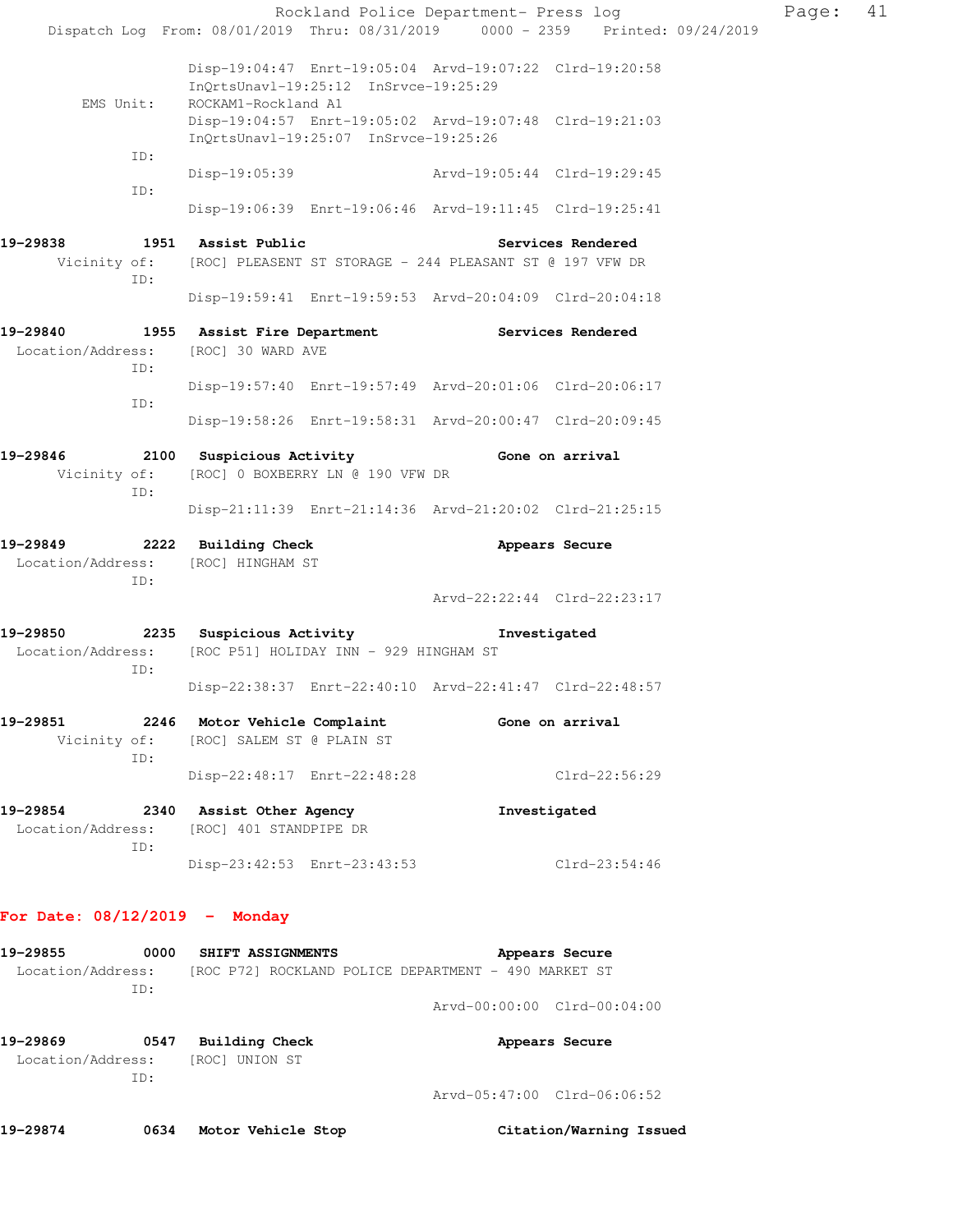Disp-19:04:47 Enrt-19:05:04 Arvd-19:07:22 Clrd-19:20:58
InQrtsUnavl-19:25:12 InSrvce-19:25:29

EMS Unit: ROCKAM1-Rockland A1
Disp-19:04:57 Enrt-19:05:02 Arvd-19:07:48 Clrd-19:21:03
InQrtsUnavl-19:25:07 InSrvce-19:25:26

ID:
Disp-19:05:39 Arvd-19:05:44 Clrd-19:29:45

ID:
Disp-19:06:39 Enrt-19:06:46 Arvd-19:11:45 Clrd-19:25:41

**19-29838 1951 Assist Public Services Rendered**
Vicinity of: [ROC] PLEASENT ST STORAGE - 244 PLEASANT ST @ 197 VFW DR
ID:
Disp-19:59:41 Enrt-19:59:53 Arvd-20:04:09 Clrd-20:04:18

**19-29840 1955 Assist Fire Department Services Rendered**
Location/Address: [ROC] 30 WARD AVE
ID:
Disp-19:57:40 Enrt-19:57:49 Arvd-20:01:06 Clrd-20:06:17
ID:
Disp-19:58:26 Enrt-19:58:31 Arvd-20:00:47 Clrd-20:09:45

**19-29846 2100 Suspicious Activity Gone on arrival**
Vicinity of: [ROC] 0 BOXBERRY LN @ 190 VFW DR
ID:
Disp-21:11:39 Enrt-21:14:36 Arvd-21:20:02 Clrd-21:25:15

**19-29849 2222 Building Check Appears Secure**
Location/Address: [ROC] HINGHAM ST
ID:
Arvd-22:22:44 Clrd-22:23:17

**19-29850 2235 Suspicious Activity Investigated**
Location/Address: [ROC P51] HOLIDAY INN - 929 HINGHAM ST
ID:
Disp-22:38:37 Enrt-22:40:10 Arvd-22:41:47 Clrd-22:48:57

**19-29851 2246 Motor Vehicle Complaint Gone on arrival**
Vicinity of: [ROC] SALEM ST @ PLAIN ST
ID:
Disp-22:48:17 Enrt-22:48:28 Clrd-22:56:29

**19-29854 2340 Assist Other Agency Investigated**
Location/Address: [ROC] 401 STANDPIPE DR
ID:
Disp-23:42:53 Enrt-23:43:53 Clrd-23:54:46

## For Date: 08/12/2019 - Monday

**19-29855 0000 SHIFT ASSIGNMENTS Appears Secure**
Location/Address: [ROC P72] ROCKLAND POLICE DEPARTMENT - 490 MARKET ST
ID:
Arvd-00:00:00 Clrd-00:04:00

**19-29869 0547 Building Check Appears Secure**
Location/Address: [ROC] UNION ST
ID:
Arvd-05:47:00 Clrd-06:06:52

**19-29874 0634 Motor Vehicle Stop Citation/Warning Issued**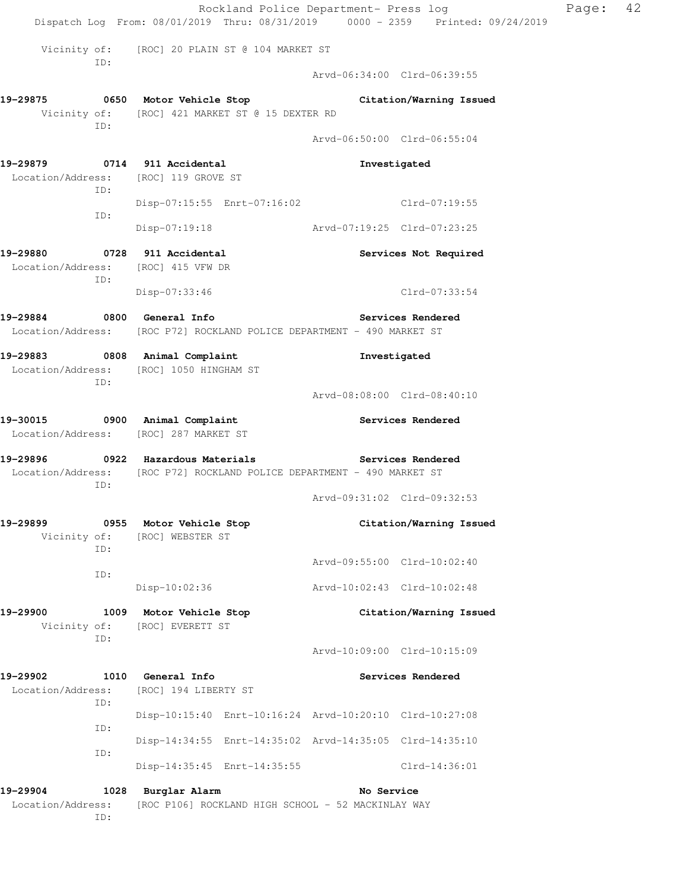Vicinity of: [ROC] 20 PLAIN ST @ 104 MARKET ST
ID:
Arvd-06:34:00 Clrd-06:39:55

**19-29875 0650 Motor Vehicle Stop** **Citation/Warning Issued**
Vicinity of: [ROC] 421 MARKET ST @ 15 DEXTER RD
ID:
Arvd-06:50:00 Clrd-06:55:04

**19-29879 0714 911 Accidental** **Investigated**
Location/Address: [ROC] 119 GROVE ST
ID:
Disp-07:15:55 Enrt-07:16:02 Clrd-07:19:55
ID:
Disp-07:19:18 Arvd-07:19:25 Clrd-07:23:25

**19-29880 0728 911 Accidental** **Services Not Required**
Location/Address: [ROC] 415 VFW DR
ID:
Disp-07:33:46 Clrd-07:33:54

**19-29884 0800 General Info** **Services Rendered**
Location/Address: [ROC P72] ROCKLAND POLICE DEPARTMENT - 490 MARKET ST

**19-29883 0808 Animal Complaint** **Investigated**
Location/Address: [ROC] 1050 HINGHAM ST
ID:
Arvd-08:08:00 Clrd-08:40:10

**19-30015 0900 Animal Complaint** **Services Rendered**
Location/Address: [ROC] 287 MARKET ST

**19-29896 0922 Hazardous Materials** **Services Rendered**
Location/Address: [ROC P72] ROCKLAND POLICE DEPARTMENT - 490 MARKET ST
ID:
Arvd-09:31:02 Clrd-09:32:53

**19-29899 0955 Motor Vehicle Stop** **Citation/Warning Issued**
Vicinity of: [ROC] WEBSTER ST
ID:
Arvd-09:55:00 Clrd-10:02:40
ID:
Disp-10:02:36 Arvd-10:02:43 Clrd-10:02:48

**19-29900 1009 Motor Vehicle Stop** **Citation/Warning Issued**
Vicinity of: [ROC] EVERETT ST
ID:
Arvd-10:09:00 Clrd-10:15:09

**19-29902 1010 General Info** **Services Rendered**
Location/Address: [ROC] 194 LIBERTY ST
ID:
Disp-10:15:40 Enrt-10:16:24 Arvd-10:20:10 Clrd-10:27:08
ID:
Disp-14:34:55 Enrt-14:35:02 Arvd-14:35:05 Clrd-14:35:10
ID:
Disp-14:35:45 Enrt-14:35:55 Clrd-14:36:01

**19-29904 1028 Burglar Alarm** **No Service**
Location/Address: [ROC P106] ROCKLAND HIGH SCHOOL - 52 MACKINLAY WAY
ID: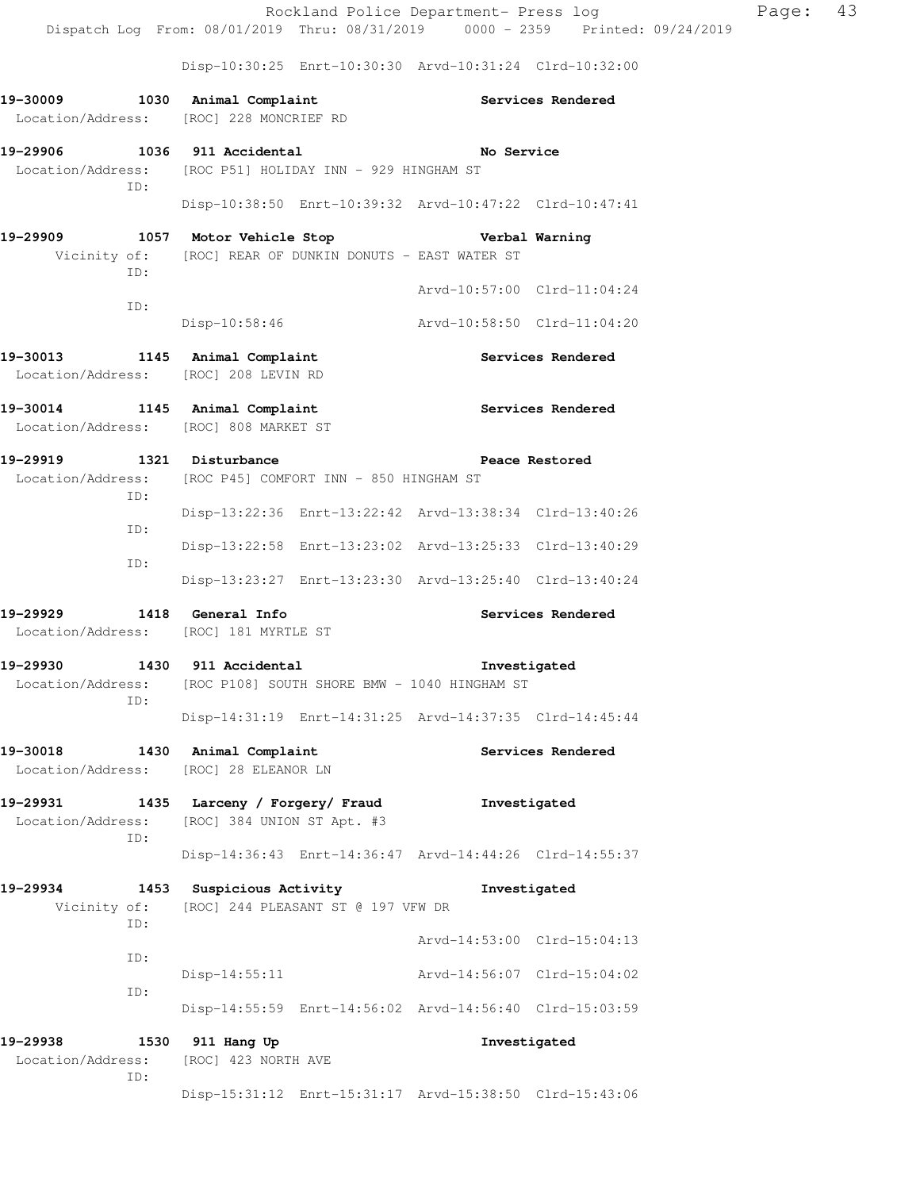Disp-10:30:25 Enrt-10:30:30 Arvd-10:31:24 Clrd-10:32:00

**19-30009 1030 Animal Complaint** **Services Rendered**
Location/Address: [ROC] 228 MONCRIEF RD

**19-29906 1036 911 Accidental** **No Service**
Location/Address: [ROC P51] HOLIDAY INN - 929 HINGHAM ST
ID:
Disp-10:38:50 Enrt-10:39:32 Arvd-10:47:22 Clrd-10:47:41

**19-29909 1057 Motor Vehicle Stop** **Verbal Warning**
Vicinity of: [ROC] REAR OF DUNKIN DONUTS - EAST WATER ST
ID:
Arvd-10:57:00 Clrd-11:04:24
ID:
Disp-10:58:46 Arvd-10:58:50 Clrd-11:04:20

**19-30013 1145 Animal Complaint** **Services Rendered**
Location/Address: [ROC] 208 LEVIN RD

**19-30014 1145 Animal Complaint** **Services Rendered**
Location/Address: [ROC] 808 MARKET ST

**19-29919 1321 Disturbance** **Peace Restored**
Location/Address: [ROC P45] COMFORT INN - 850 HINGHAM ST
ID:
Disp-13:22:36 Enrt-13:22:42 Arvd-13:38:34 Clrd-13:40:26
ID:
Disp-13:22:58 Enrt-13:23:02 Arvd-13:25:33 Clrd-13:40:29
ID:
Disp-13:23:27 Enrt-13:23:30 Arvd-13:25:40 Clrd-13:40:24

**19-29929 1418 General Info** **Services Rendered**
Location/Address: [ROC] 181 MYRTLE ST

**19-29930 1430 911 Accidental** **Investigated**
Location/Address: [ROC P108] SOUTH SHORE BMW - 1040 HINGHAM ST
ID:
Disp-14:31:19 Enrt-14:31:25 Arvd-14:37:35 Clrd-14:45:44

**19-30018 1430 Animal Complaint** **Services Rendered**
Location/Address: [ROC] 28 ELEANOR LN

**19-29931 1435 Larceny / Forgery/ Fraud** **Investigated**
Location/Address: [ROC] 384 UNION ST Apt. #3
ID:
Disp-14:36:43 Enrt-14:36:47 Arvd-14:44:26 Clrd-14:55:37

**19-29934 1453 Suspicious Activity** **Investigated**
Vicinity of: [ROC] 244 PLEASANT ST @ 197 VFW DR
ID:
Arvd-14:53:00 Clrd-15:04:13
ID:
Disp-14:55:11 Arvd-14:56:07 Clrd-15:04:02
ID:
Disp-14:55:59 Enrt-14:56:02 Arvd-14:56:40 Clrd-15:03:59

**19-29938 1530 911 Hang Up** **Investigated**
Location/Address: [ROC] 423 NORTH AVE
ID:
Disp-15:31:12 Enrt-15:31:17 Arvd-15:38:50 Clrd-15:43:06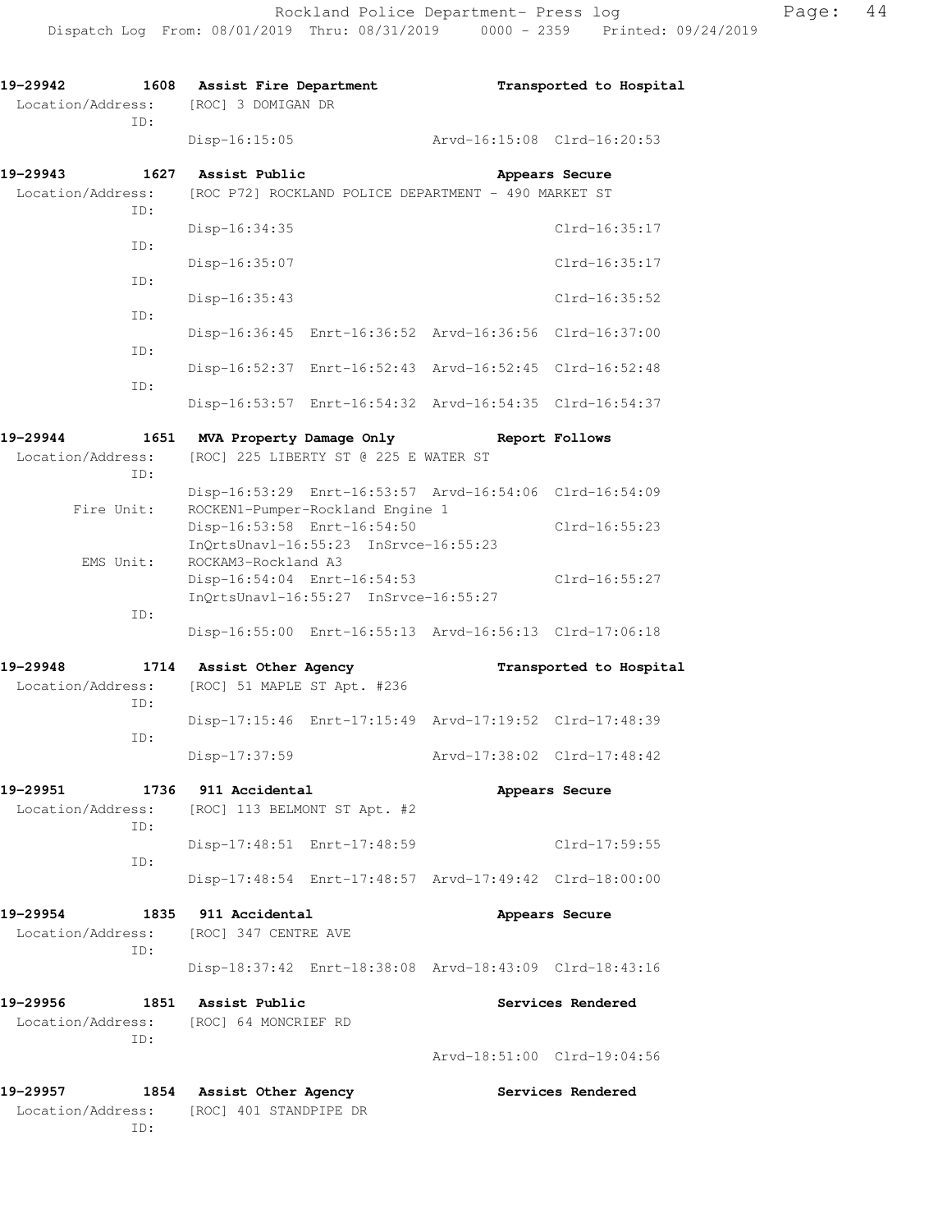19-29942 1608 Assist Fire Department Transported to Hospital
Location/Address: [ROC] 3 DOMIGAN DR
ID:
Disp-16:15:05 Arvd-16:15:08 Clrd-16:20:53

19-29943 1627 Assist Public Appears Secure
Location/Address: [ROC P72] ROCKLAND POLICE DEPARTMENT - 490 MARKET ST
ID:
Disp-16:34:35 Clrd-16:35:17
ID:
Disp-16:35:07 Clrd-16:35:17
ID:
Disp-16:35:43 Clrd-16:35:52
ID:
Disp-16:36:45 Enrt-16:36:52 Arvd-16:36:56 Clrd-16:37:00
ID:
Disp-16:52:37 Enrt-16:52:43 Arvd-16:52:45 Clrd-16:52:48
ID:
Disp-16:53:57 Enrt-16:54:32 Arvd-16:54:35 Clrd-16:54:37

19-29944 1651 MVA Property Damage Only Report Follows
Location/Address: [ROC] 225 LIBERTY ST @ 225 E WATER ST
ID:
Disp-16:53:29 Enrt-16:53:57 Arvd-16:54:06 Clrd-16:54:09
Fire Unit: ROCKEN1-Pumper-Rockland Engine 1
Disp-16:53:58 Enrt-16:54:50 Clrd-16:55:23
InQrtsUnavl-16:55:23 InSrvce-16:55:23
EMS Unit: ROCKAM3-Rockland A3
Disp-16:54:04 Enrt-16:54:53 Clrd-16:55:27
InQrtsUnavl-16:55:27 InSrvce-16:55:27
ID:
Disp-16:55:00 Enrt-16:55:13 Arvd-16:56:13 Clrd-17:06:18

19-29948 1714 Assist Other Agency Transported to Hospital
Location/Address: [ROC] 51 MAPLE ST Apt. #236
ID:
Disp-17:15:46 Enrt-17:15:49 Arvd-17:19:52 Clrd-17:48:39
ID:
Disp-17:37:59 Arvd-17:38:02 Clrd-17:48:42

19-29951 1736 911 Accidental Appears Secure
Location/Address: [ROC] 113 BELMONT ST Apt. #2
ID:
Disp-17:48:51 Enrt-17:48:59 Clrd-17:59:55
ID:
Disp-17:48:54 Enrt-17:48:57 Arvd-17:49:42 Clrd-18:00:00

19-29954 1835 911 Accidental Appears Secure
Location/Address: [ROC] 347 CENTRE AVE
ID:
Disp-18:37:42 Enrt-18:38:08 Arvd-18:43:09 Clrd-18:43:16

19-29956 1851 Assist Public Services Rendered
Location/Address: [ROC] 64 MONCRIEF RD
ID:
Arvd-18:51:00 Clrd-19:04:56

19-29957 1854 Assist Other Agency Services Rendered
Location/Address: [ROC] 401 STANDPIPE DR
ID: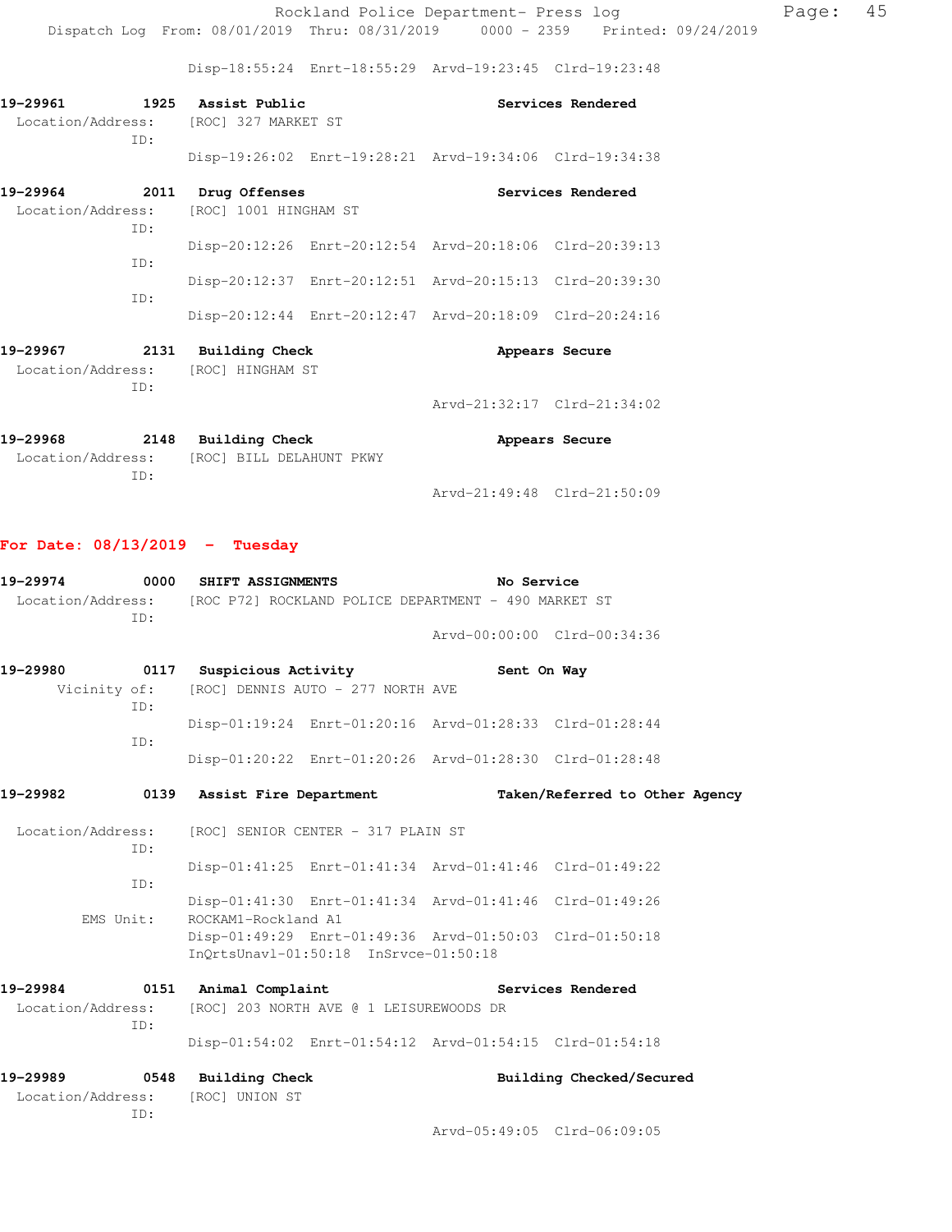Disp-18:55:24 Enrt-18:55:29 Arvd-19:23:45 Clrd-19:23:48

**19-29961 1925 Assist Public** **Services Rendered**
Location/Address: [ROC] 327 MARKET ST
ID:
Disp-19:26:02 Enrt-19:28:21 Arvd-19:34:06 Clrd-19:34:38

**19-29964 2011 Drug Offenses** **Services Rendered**
Location/Address: [ROC] 1001 HINGHAM ST
ID:
Disp-20:12:26 Enrt-20:12:54 Arvd-20:18:06 Clrd-20:39:13
ID:
Disp-20:12:37 Enrt-20:12:51 Arvd-20:15:13 Clrd-20:39:30
ID:
Disp-20:12:44 Enrt-20:12:47 Arvd-20:18:09 Clrd-20:24:16

**19-29967 2131 Building Check** **Appears Secure**
Location/Address: [ROC] HINGHAM ST
ID:
Arvd-21:32:17 Clrd-21:34:02

**19-29968 2148 Building Check** **Appears Secure**
Location/Address: [ROC] BILL DELAHUNT PKWY
ID:
Arvd-21:49:48 Clrd-21:50:09

## For Date: 08/13/2019 - Tuesday

**19-29974 0000 SHIFT ASSIGNMENTS** **No Service**
Location/Address: [ROC P72] ROCKLAND POLICE DEPARTMENT - 490 MARKET ST
ID:
Arvd-00:00:00 Clrd-00:34:36

**19-29980 0117 Suspicious Activity** **Sent On Way**
Vicinity of: [ROC] DENNIS AUTO - 277 NORTH AVE
ID:
Disp-01:19:24 Enrt-01:20:16 Arvd-01:28:33 Clrd-01:28:44
ID:
Disp-01:20:22 Enrt-01:20:26 Arvd-01:28:30 Clrd-01:28:48

**19-29982 0139 Assist Fire Department** **Taken/Referred to Other Agency**

Location/Address: [ROC] SENIOR CENTER - 317 PLAIN ST
ID:
Disp-01:41:25 Enrt-01:41:34 Arvd-01:41:46 Clrd-01:49:22
ID:
Disp-01:41:30 Enrt-01:41:34 Arvd-01:41:46 Clrd-01:49:26
EMS Unit: ROCKAM1-Rockland A1
Disp-01:49:29 Enrt-01:49:36 Arvd-01:50:03 Clrd-01:50:18
InQrtsUnavl-01:50:18 InSrvce-01:50:18

**19-29984 0151 Animal Complaint** **Services Rendered**
Location/Address: [ROC] 203 NORTH AVE @ 1 LEISUREWOODS DR
ID:
Disp-01:54:02 Enrt-01:54:12 Arvd-01:54:15 Clrd-01:54:18

**19-29989 0548 Building Check** **Building Checked/Secured**
Location/Address: [ROC] UNION ST
ID:
Arvd-05:49:05 Clrd-06:09:05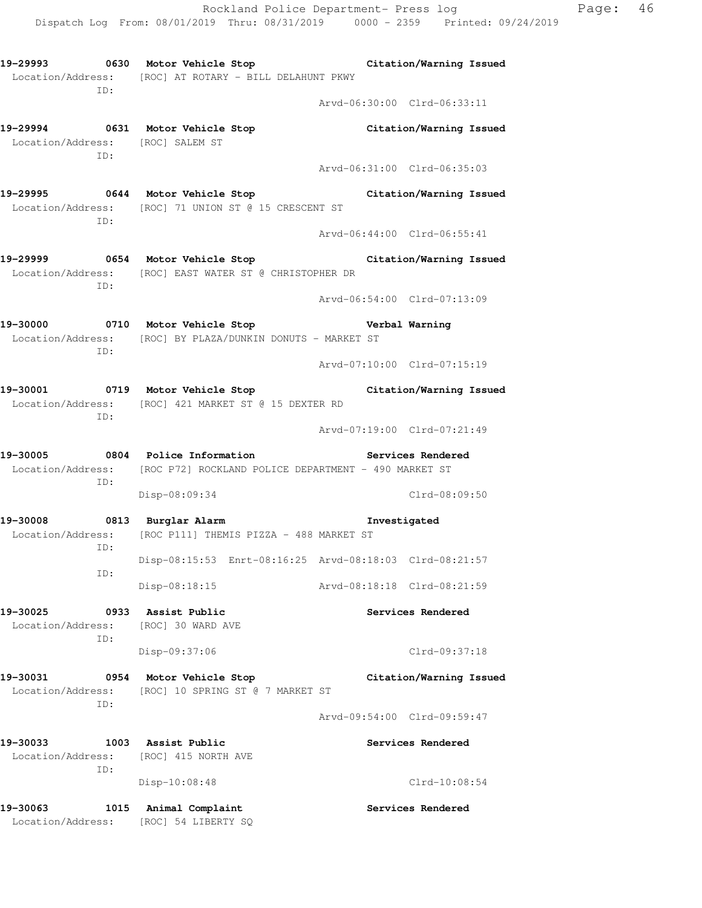19-29993 0630 Motor Vehicle Stop Citation/Warning Issued
Location/Address: [ROC] AT ROTARY - BILL DELAHUNT PKWY
ID:
Arvd-06:30:00 Clrd-06:33:11

19-29994 0631 Motor Vehicle Stop Citation/Warning Issued
Location/Address: [ROC] SALEM ST
ID:
Arvd-06:31:00 Clrd-06:35:03

19-29995 0644 Motor Vehicle Stop Citation/Warning Issued
Location/Address: [ROC] 71 UNION ST @ 15 CRESCENT ST
ID:
Arvd-06:44:00 Clrd-06:55:41

19-29999 0654 Motor Vehicle Stop Citation/Warning Issued
Location/Address: [ROC] EAST WATER ST @ CHRISTOPHER DR
ID:
Arvd-06:54:00 Clrd-07:13:09

19-30000 0710 Motor Vehicle Stop Verbal Warning
Location/Address: [ROC] BY PLAZA/DUNKIN DONUTS - MARKET ST
ID:
Arvd-07:10:00 Clrd-07:15:19

19-30001 0719 Motor Vehicle Stop Citation/Warning Issued
Location/Address: [ROC] 421 MARKET ST @ 15 DEXTER RD
ID:
Arvd-07:19:00 Clrd-07:21:49

19-30005 0804 Police Information Services Rendered
Location/Address: [ROC P72] ROCKLAND POLICE DEPARTMENT - 490 MARKET ST
ID:
Disp-08:09:34 Clrd-08:09:50

19-30008 0813 Burglar Alarm Investigated
Location/Address: [ROC P111] THEMIS PIZZA - 488 MARKET ST
ID:
Disp-08:15:53 Enrt-08:16:25 Arvd-08:18:03 Clrd-08:21:57
ID:
Disp-08:18:15 Arvd-08:18:18 Clrd-08:21:59

19-30025 0933 Assist Public Services Rendered
Location/Address: [ROC] 30 WARD AVE
ID:
Disp-09:37:06 Clrd-09:37:18

19-30031 0954 Motor Vehicle Stop Citation/Warning Issued
Location/Address: [ROC] 10 SPRING ST @ 7 MARKET ST
ID:
Arvd-09:54:00 Clrd-09:59:47

19-30033 1003 Assist Public Services Rendered
Location/Address: [ROC] 415 NORTH AVE
ID:
Disp-10:08:48 Clrd-10:08:54

19-30063 1015 Animal Complaint Services Rendered
Location/Address: [ROC] 54 LIBERTY SQ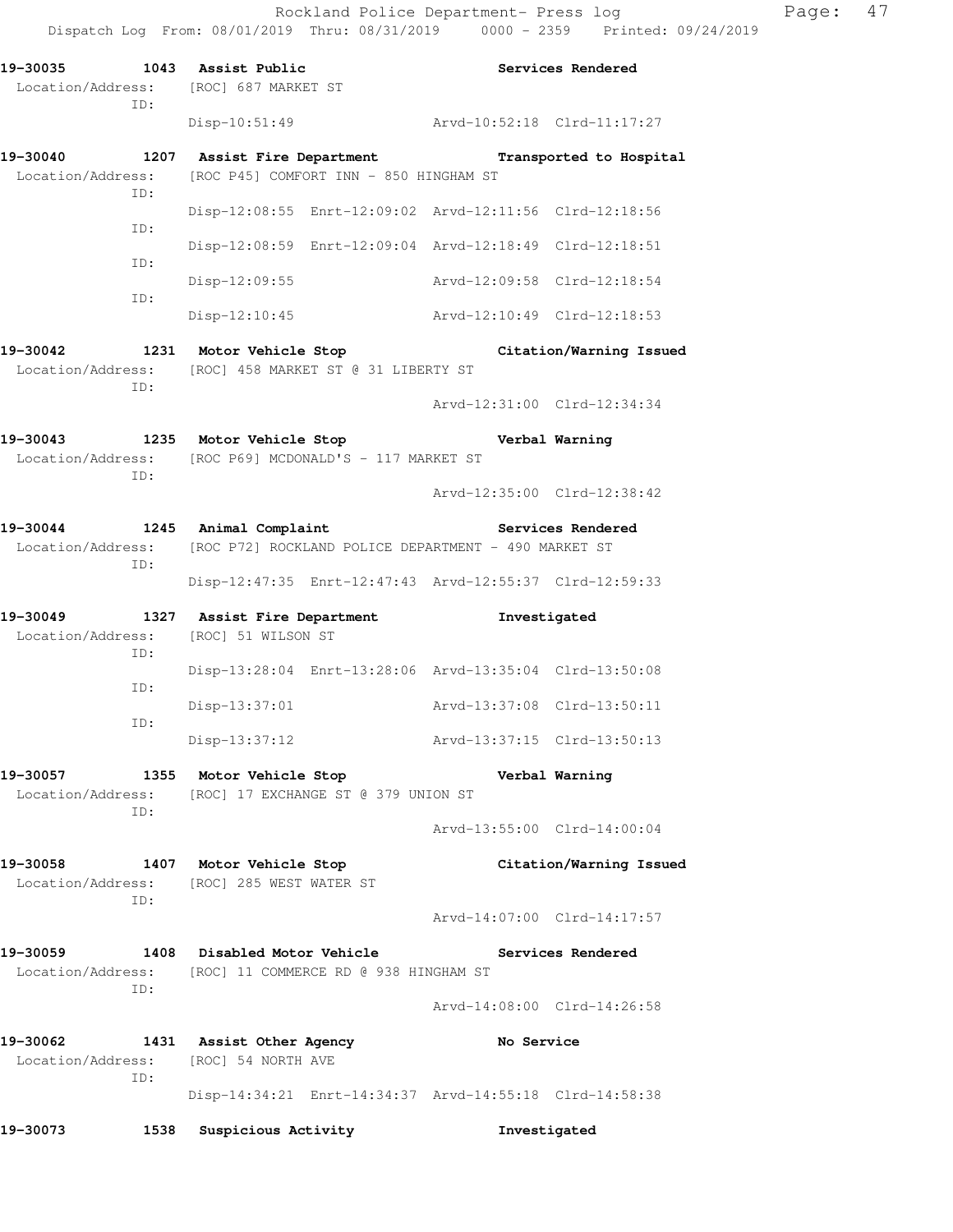19-30035 1043 Assist Public Services Rendered
Location/Address: [ROC] 687 MARKET ST
ID:
Disp-10:51:49 Arvd-10:52:18 Clrd-11:17:27

19-30040 1207 Assist Fire Department Transported to Hospital
Location/Address: [ROC P45] COMFORT INN - 850 HINGHAM ST
ID:
Disp-12:08:55 Enrt-12:09:02 Arvd-12:11:56 Clrd-12:18:56
ID:
Disp-12:08:59 Enrt-12:09:04 Arvd-12:18:49 Clrd-12:18:51
ID:
Disp-12:09:55 Arvd-12:09:58 Clrd-12:18:54
ID:
Disp-12:10:45 Arvd-12:10:49 Clrd-12:18:53

19-30042 1231 Motor Vehicle Stop Citation/Warning Issued
Location/Address: [ROC] 458 MARKET ST @ 31 LIBERTY ST
ID:
Arvd-12:31:00 Clrd-12:34:34

19-30043 1235 Motor Vehicle Stop Verbal Warning
Location/Address: [ROC P69] MCDONALD'S - 117 MARKET ST
ID:
Arvd-12:35:00 Clrd-12:38:42

19-30044 1245 Animal Complaint Services Rendered
Location/Address: [ROC P72] ROCKLAND POLICE DEPARTMENT - 490 MARKET ST
ID:
Disp-12:47:35 Enrt-12:47:43 Arvd-12:55:37 Clrd-12:59:33

19-30049 1327 Assist Fire Department Investigated
Location/Address: [ROC] 51 WILSON ST
ID:
Disp-13:28:04 Enrt-13:28:06 Arvd-13:35:04 Clrd-13:50:08
ID:
Disp-13:37:01 Arvd-13:37:08 Clrd-13:50:11
ID:
Disp-13:37:12 Arvd-13:37:15 Clrd-13:50:13

19-30057 1355 Motor Vehicle Stop Verbal Warning
Location/Address: [ROC] 17 EXCHANGE ST @ 379 UNION ST
ID:
Arvd-13:55:00 Clrd-14:00:04

19-30058 1407 Motor Vehicle Stop Citation/Warning Issued
Location/Address: [ROC] 285 WEST WATER ST
ID:
Arvd-14:07:00 Clrd-14:17:57

19-30059 1408 Disabled Motor Vehicle Services Rendered
Location/Address: [ROC] 11 COMMERCE RD @ 938 HINGHAM ST
ID:
Arvd-14:08:00 Clrd-14:26:58

19-30062 1431 Assist Other Agency No Service
Location/Address: [ROC] 54 NORTH AVE
ID:
Disp-14:34:21 Enrt-14:34:37 Arvd-14:55:18 Clrd-14:58:38

19-30073 1538 Suspicious Activity Investigated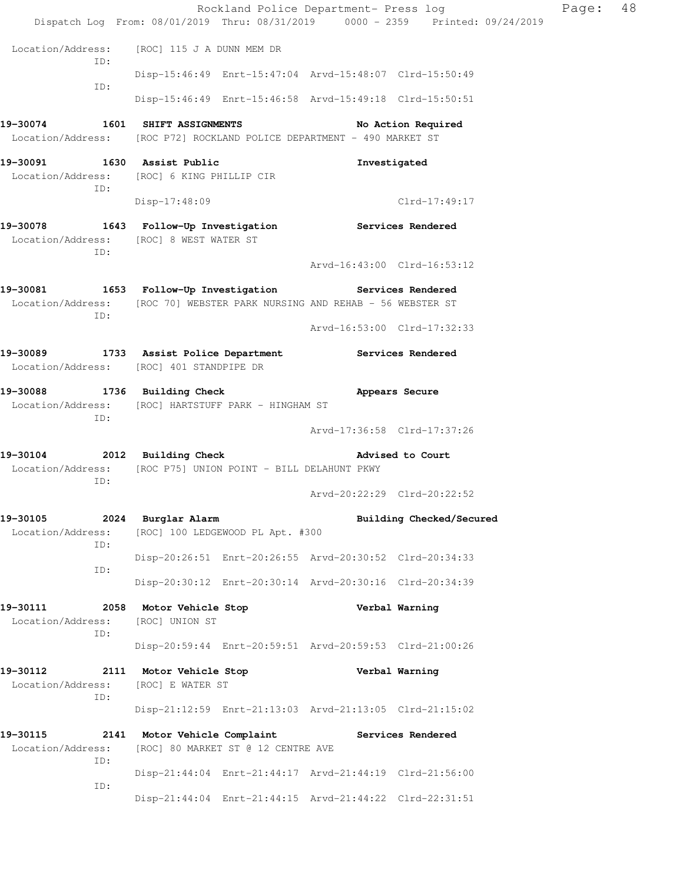Location/Address: [ROC] 115 J A DUNN MEM DR
ID:
Disp-15:46:49 Enrt-15:47:04 Arvd-15:48:07 Clrd-15:50:49
ID:
Disp-15:46:49 Enrt-15:46:58 Arvd-15:49:18 Clrd-15:50:51

**19-30074 1601 SHIFT ASSIGNMENTS No Action Required**
Location/Address: [ROC P72] ROCKLAND POLICE DEPARTMENT - 490 MARKET ST

**19-30091 1630 Assist Public Investigated**
Location/Address: [ROC] 6 KING PHILLIP CIR
ID:
Disp-17:48:09 Clrd-17:49:17

**19-30078 1643 Follow-Up Investigation Services Rendered**
Location/Address: [ROC] 8 WEST WATER ST
ID:
Arvd-16:43:00 Clrd-16:53:12

**19-30081 1653 Follow-Up Investigation Services Rendered**
Location/Address: [ROC 70] WEBSTER PARK NURSING AND REHAB - 56 WEBSTER ST
ID:
Arvd-16:53:00 Clrd-17:32:33

**19-30089 1733 Assist Police Department Services Rendered**
Location/Address: [ROC] 401 STANDPIPE DR

**19-30088 1736 Building Check Appears Secure**
Location/Address: [ROC] HARTSTUFF PARK - HINGHAM ST
ID:
Arvd-17:36:58 Clrd-17:37:26

**19-30104 2012 Building Check Advised to Court**
Location/Address: [ROC P75] UNION POINT - BILL DELAHUNT PKWY
ID:
Arvd-20:22:29 Clrd-20:22:52

**19-30105 2024 Burglar Alarm Building Checked/Secured**
Location/Address: [ROC] 100 LEDGEWOOD PL Apt. #300
ID:
Disp-20:26:51 Enrt-20:26:55 Arvd-20:30:52 Clrd-20:34:33
ID:
Disp-20:30:12 Enrt-20:30:14 Arvd-20:30:16 Clrd-20:34:39

**19-30111 2058 Motor Vehicle Stop Verbal Warning**
Location/Address: [ROC] UNION ST
ID:
Disp-20:59:44 Enrt-20:59:51 Arvd-20:59:53 Clrd-21:00:26

**19-30112 2111 Motor Vehicle Stop Verbal Warning**
Location/Address: [ROC] E WATER ST
ID:
Disp-21:12:59 Enrt-21:13:03 Arvd-21:13:05 Clrd-21:15:02

**19-30115 2141 Motor Vehicle Complaint Services Rendered**
Location/Address: [ROC] 80 MARKET ST @ 12 CENTRE AVE
ID:
Disp-21:44:04 Enrt-21:44:17 Arvd-21:44:19 Clrd-21:56:00
ID:
Disp-21:44:04 Enrt-21:44:15 Arvd-21:44:22 Clrd-22:31:51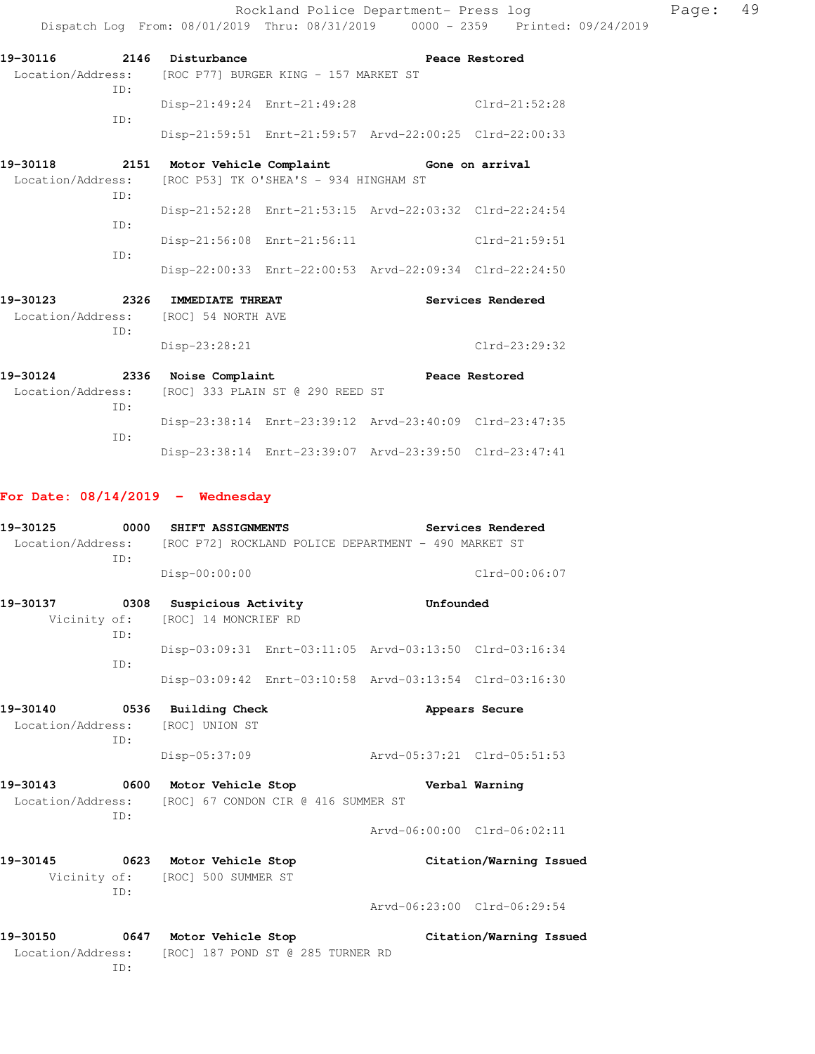19-30116 2146 Disturbance Peace Restored
Location/Address: [ROC P77] BURGER KING - 157 MARKET ST
ID:
Disp-21:49:24 Enrt-21:49:28 Clrd-21:52:28
ID:
Disp-21:59:51 Enrt-21:59:57 Arvd-22:00:25 Clrd-22:00:33

19-30118 2151 Motor Vehicle Complaint Gone on arrival
Location/Address: [ROC P53] TK O'SHEA'S - 934 HINGHAM ST
ID:
Disp-21:52:28 Enrt-21:53:15 Arvd-22:03:32 Clrd-22:24:54
ID:
Disp-21:56:08 Enrt-21:56:11 Clrd-21:59:51
ID:
Disp-22:00:33 Enrt-22:00:53 Arvd-22:09:34 Clrd-22:24:50

19-30123 2326 IMMEDIATE THREAT Services Rendered
Location/Address: [ROC] 54 NORTH AVE
ID:
Disp-23:28:21 Clrd-23:29:32

19-30124 2336 Noise Complaint Peace Restored
Location/Address: [ROC] 333 PLAIN ST @ 290 REED ST
ID:
Disp-23:38:14 Enrt-23:39:12 Arvd-23:40:09 Clrd-23:47:35
ID:
Disp-23:38:14 Enrt-23:39:07 Arvd-23:39:50 Clrd-23:47:41

**For Date: 08/14/2019 - Wednesday**

19-30125 0000 SHIFT ASSIGNMENTS Services Rendered
Location/Address: [ROC P72] ROCKLAND POLICE DEPARTMENT - 490 MARKET ST
ID:
Disp-00:00:00 Clrd-00:06:07

19-30137 0308 Suspicious Activity Unfounded
Vicinity of: [ROC] 14 MONCRIEF RD
ID:
Disp-03:09:31 Enrt-03:11:05 Arvd-03:13:50 Clrd-03:16:34
ID:
Disp-03:09:42 Enrt-03:10:58 Arvd-03:13:54 Clrd-03:16:30

19-30140 0536 Building Check Appears Secure
Location/Address: [ROC] UNION ST
ID:
Disp-05:37:09 Arvd-05:37:21 Clrd-05:51:53

19-30143 0600 Motor Vehicle Stop Verbal Warning
Location/Address: [ROC] 67 CONDON CIR @ 416 SUMMER ST
ID:
Arvd-06:00:00 Clrd-06:02:11

19-30145 0623 Motor Vehicle Stop Citation/Warning Issued
Vicinity of: [ROC] 500 SUMMER ST
ID:
Arvd-06:23:00 Clrd-06:29:54

19-30150 0647 Motor Vehicle Stop Citation/Warning Issued
Location/Address: [ROC] 187 POND ST @ 285 TURNER RD
ID: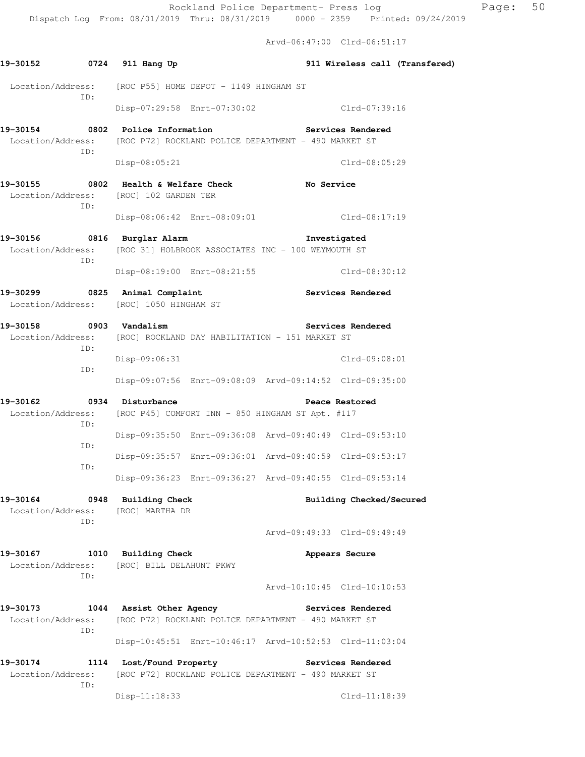Arvd-06:47:00 Clrd-06:51:17

**19-30152 0724 911 Hang Up** 911 Wireless call (Transfered)

Location/Address: [ROC P55] HOME DEPOT - 1149 HINGHAM ST
ID:
Disp-07:29:58 Enrt-07:30:02 Clrd-07:39:16

**19-30154 0802 Police Information** Services Rendered

Location/Address: [ROC P72] ROCKLAND POLICE DEPARTMENT - 490 MARKET ST
ID:
Disp-08:05:21 Clrd-08:05:29

**19-30155 0802 Health & Welfare Check** No Service

Location/Address: [ROC] 102 GARDEN TER
ID:
Disp-08:06:42 Enrt-08:09:01 Clrd-08:17:19

**19-30156 0816 Burglar Alarm** Investigated

Location/Address: [ROC 31] HOLBROOK ASSOCIATES INC - 100 WEYMOUTH ST
ID:
Disp-08:19:00 Enrt-08:21:55 Clrd-08:30:12

**19-30299 0825 Animal Complaint** Services Rendered

Location/Address: [ROC] 1050 HINGHAM ST

**19-30158 0903 Vandalism** Services Rendered

Location/Address: [ROC] ROCKLAND DAY HABILITATION - 151 MARKET ST
ID:
Disp-09:06:31 Clrd-09:08:01
ID:
Disp-09:07:56 Enrt-09:08:09 Arvd-09:14:52 Clrd-09:35:00

**19-30162 0934 Disturbance** Peace Restored

Location/Address: [ROC P45] COMFORT INN - 850 HINGHAM ST Apt. #117
ID:
Disp-09:35:50 Enrt-09:36:08 Arvd-09:40:49 Clrd-09:53:10
ID:
Disp-09:35:57 Enrt-09:36:01 Arvd-09:40:59 Clrd-09:53:17
ID:
Disp-09:36:23 Enrt-09:36:27 Arvd-09:40:55 Clrd-09:53:14

**19-30164 0948 Building Check** Building Checked/Secured

Location/Address: [ROC] MARTHA DR
ID:
Arvd-09:49:33 Clrd-09:49:49

**19-30167 1010 Building Check** Appears Secure

Location/Address: [ROC] BILL DELAHUNT PKWY
ID:
Arvd-10:10:45 Clrd-10:10:53

**19-30173 1044 Assist Other Agency** Services Rendered

Location/Address: [ROC P72] ROCKLAND POLICE DEPARTMENT - 490 MARKET ST
ID:
Disp-10:45:51 Enrt-10:46:17 Arvd-10:52:53 Clrd-11:03:04

**19-30174 1114 Lost/Found Property** Services Rendered

Location/Address: [ROC P72] ROCKLAND POLICE DEPARTMENT - 490 MARKET ST
ID:
Disp-11:18:33 Clrd-11:18:39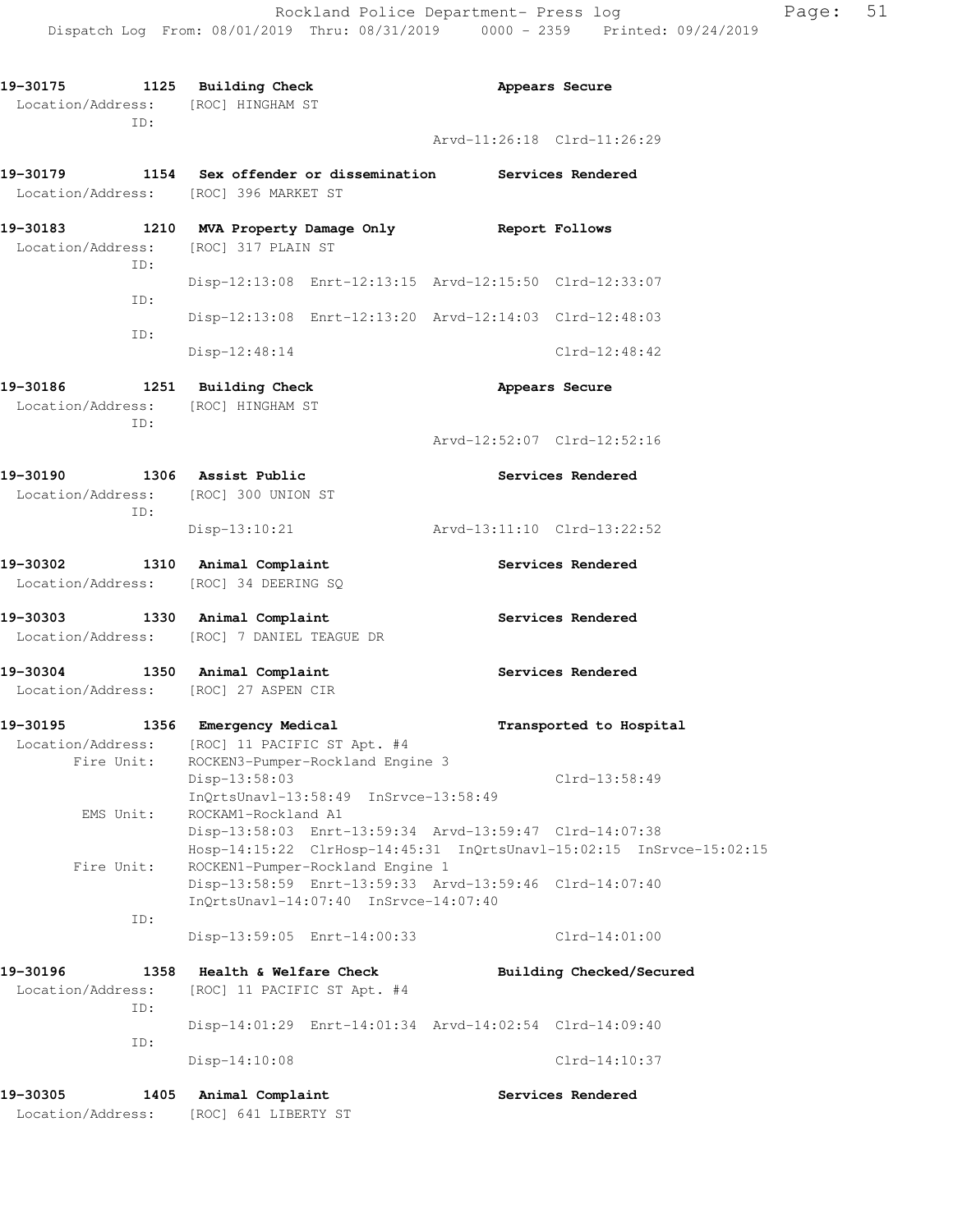19-30175 1125 Building Check Appears Secure
Location/Address: [ROC] HINGHAM ST
ID:
Arvd-11:26:18 Clrd-11:26:29

19-30179 1154 Sex offender or dissemination Services Rendered
Location/Address: [ROC] 396 MARKET ST

19-30183 1210 MVA Property Damage Only Report Follows
Location/Address: [ROC] 317 PLAIN ST
ID:
Disp-12:13:08 Enrt-12:13:15 Arvd-12:15:50 Clrd-12:33:07
ID:
Disp-12:13:08 Enrt-12:13:20 Arvd-12:14:03 Clrd-12:48:03
ID:
Disp-12:48:14 Clrd-12:48:42

19-30186 1251 Building Check Appears Secure
Location/Address: [ROC] HINGHAM ST
ID:
Arvd-12:52:07 Clrd-12:52:16

19-30190 1306 Assist Public Services Rendered
Location/Address: [ROC] 300 UNION ST
ID:
Disp-13:10:21 Arvd-13:11:10 Clrd-13:22:52

19-30302 1310 Animal Complaint Services Rendered
Location/Address: [ROC] 34 DEERING SQ

19-30303 1330 Animal Complaint Services Rendered
Location/Address: [ROC] 7 DANIEL TEAGUE DR

19-30304 1350 Animal Complaint Services Rendered
Location/Address: [ROC] 27 ASPEN CIR

19-30195 1356 Emergency Medical Transported to Hospital
Location/Address: [ROC] 11 PACIFIC ST Apt. #4
Fire Unit: ROCKEN3-Pumper-Rockland Engine 3
Disp-13:58:03 Clrd-13:58:49
InQrtsUnavl-13:58:49 InSrvce-13:58:49
EMS Unit: ROCKAM1-Rockland A1
Disp-13:58:03 Enrt-13:59:34 Arvd-13:59:47 Clrd-14:07:38
Hosp-14:15:22 ClrHosp-14:45:31 InQrtsUnavl-15:02:15 InSrvce-15:02:15
Fire Unit: ROCKEN1-Pumper-Rockland Engine 1
Disp-13:58:59 Enrt-13:59:33 Arvd-13:59:46 Clrd-14:07:40
InQrtsUnavl-14:07:40 InSrvce-14:07:40
ID:
Disp-13:59:05 Enrt-14:00:33 Clrd-14:01:00

19-30196 1358 Health & Welfare Check Building Checked/Secured
Location/Address: [ROC] 11 PACIFIC ST Apt. #4
ID:
Disp-14:01:29 Enrt-14:01:34 Arvd-14:02:54 Clrd-14:09:40
ID:
Disp-14:10:08 Clrd-14:10:37

19-30305 1405 Animal Complaint Services Rendered
Location/Address: [ROC] 641 LIBERTY ST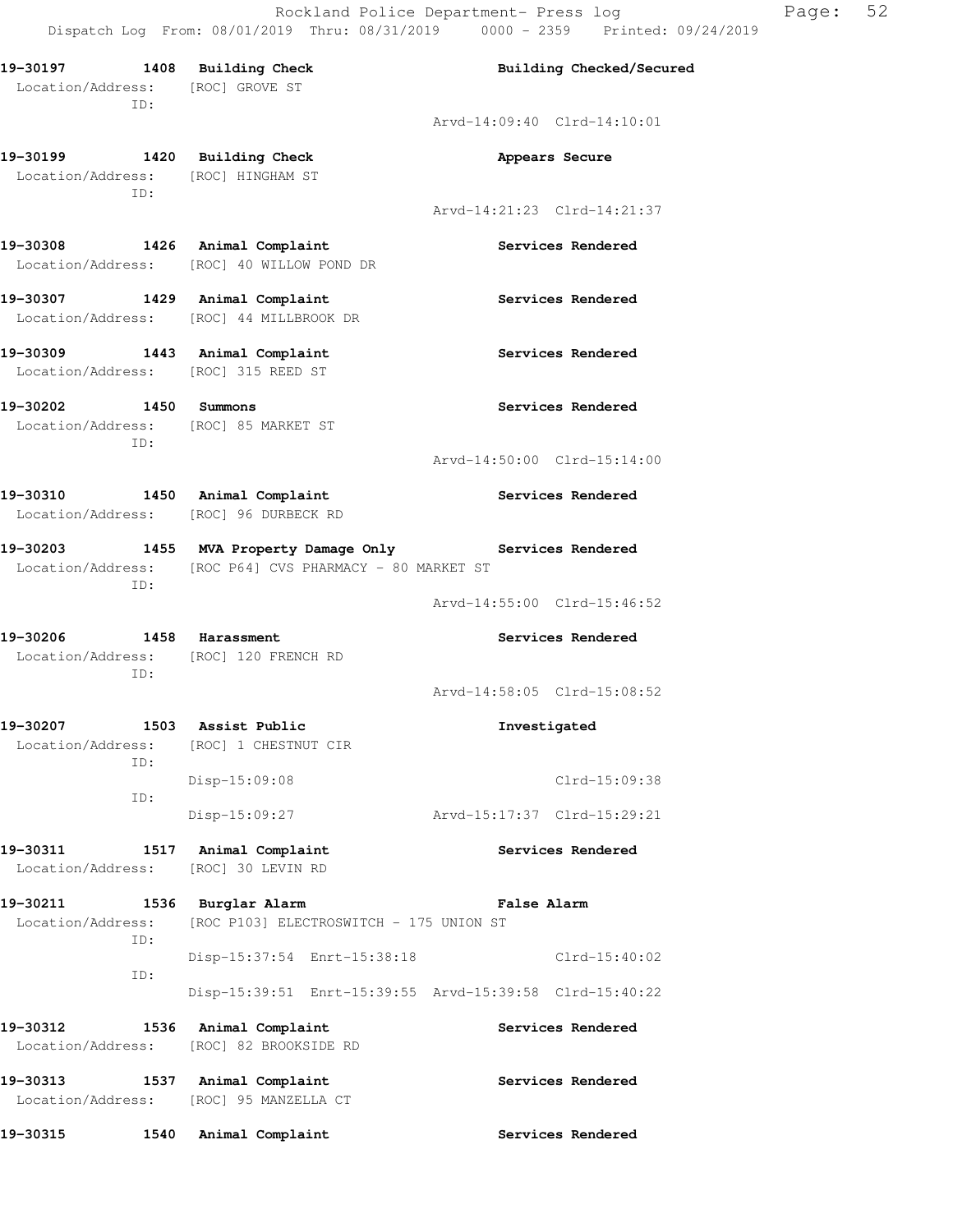**19-30197 1408 Building Check** **Building Checked/Secured**
Location/Address: [ROC] GROVE ST
ID:
Arvd-14:09:40 Clrd-14:10:01

**19-30199 1420 Building Check** **Appears Secure**
Location/Address: [ROC] HINGHAM ST
ID:
Arvd-14:21:23 Clrd-14:21:37

**19-30308 1426 Animal Complaint** **Services Rendered**
Location/Address: [ROC] 40 WILLOW POND DR

**19-30307 1429 Animal Complaint** **Services Rendered**
Location/Address: [ROC] 44 MILLBROOK DR

**19-30309 1443 Animal Complaint** **Services Rendered**
Location/Address: [ROC] 315 REED ST

**19-30202 1450 Summons** **Services Rendered**
Location/Address: [ROC] 85 MARKET ST
ID:
Arvd-14:50:00 Clrd-15:14:00

**19-30310 1450 Animal Complaint** **Services Rendered**
Location/Address: [ROC] 96 DURBECK RD

**19-30203 1455 MVA Property Damage Only** **Services Rendered**
Location/Address: [ROC P64] CVS PHARMACY - 80 MARKET ST
ID:
Arvd-14:55:00 Clrd-15:46:52

**19-30206 1458 Harassment** **Services Rendered**
Location/Address: [ROC] 120 FRENCH RD
ID:
Arvd-14:58:05 Clrd-15:08:52

**19-30207 1503 Assist Public** **Investigated**
Location/Address: [ROC] 1 CHESTNUT CIR
ID:
Disp-15:09:08 Clrd-15:09:38
ID:
Disp-15:09:27 Arvd-15:17:37 Clrd-15:29:21

**19-30311 1517 Animal Complaint** **Services Rendered**
Location/Address: [ROC] 30 LEVIN RD

**19-30211 1536 Burglar Alarm** **False Alarm**
Location/Address: [ROC P103] ELECTROSWITCH - 175 UNION ST
ID:
Disp-15:37:54 Enrt-15:38:18 Clrd-15:40:02
ID:
Disp-15:39:51 Enrt-15:39:55 Arvd-15:39:58 Clrd-15:40:22

**19-30312 1536 Animal Complaint** **Services Rendered**
Location/Address: [ROC] 82 BROOKSIDE RD

**19-30313 1537 Animal Complaint** **Services Rendered**
Location/Address: [ROC] 95 MANZELLA CT

**19-30315 1540 Animal Complaint** **Services Rendered**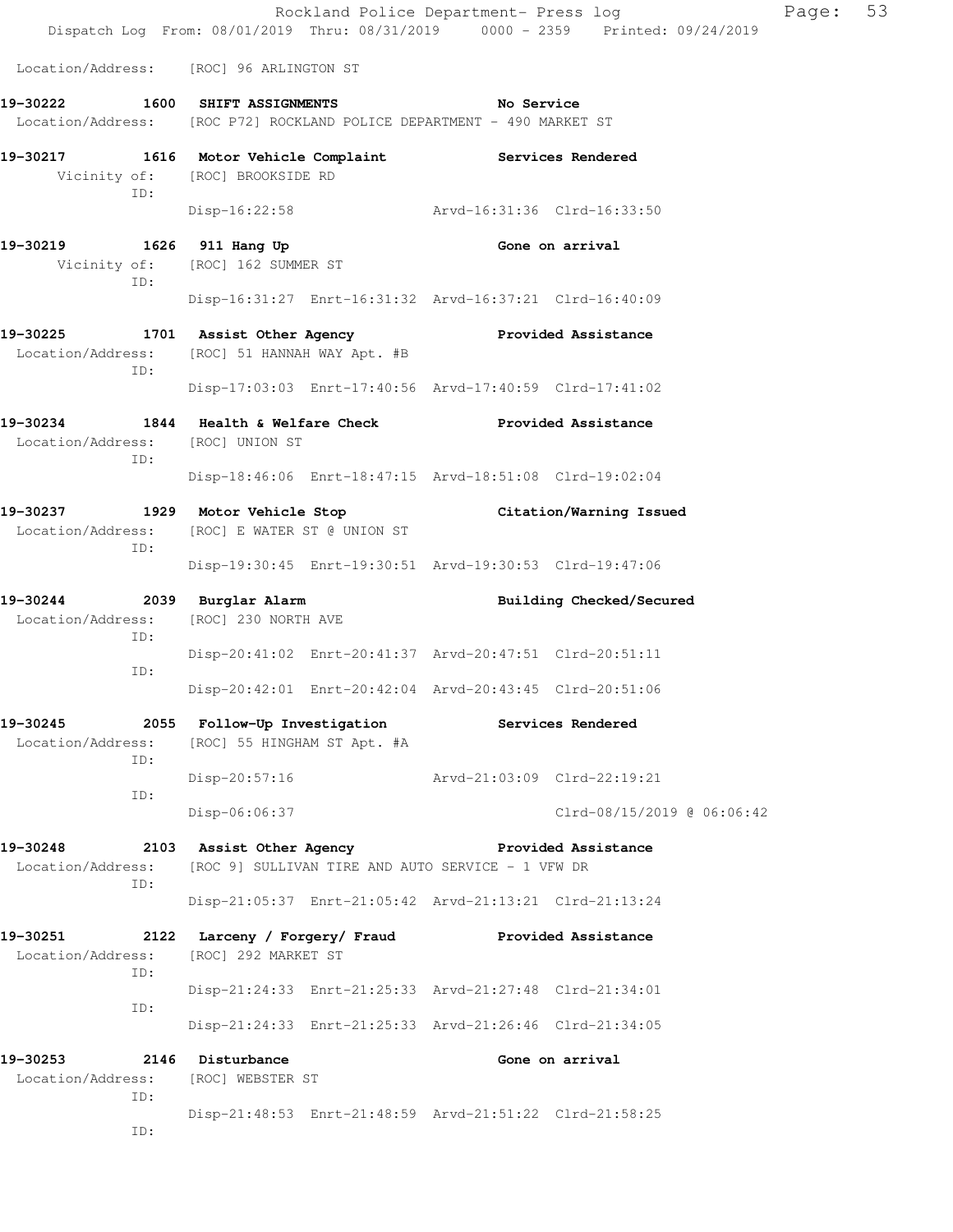Location/Address: [ROC] 96 ARLINGTON ST

**19-30222 1600 SHIFT ASSIGNMENTS** No Service
Location/Address: [ROC P72] ROCKLAND POLICE DEPARTMENT - 490 MARKET ST

**19-30217 1616 Motor Vehicle Complaint** Services Rendered
Vicinity of: [ROC] BROOKSIDE RD
ID:
Disp-16:22:58 Arvd-16:31:36 Clrd-16:33:50

**19-30219 1626 911 Hang Up** Gone on arrival
Vicinity of: [ROC] 162 SUMMER ST
ID:
Disp-16:31:27 Enrt-16:31:32 Arvd-16:37:21 Clrd-16:40:09

**19-30225 1701 Assist Other Agency** Provided Assistance
Location/Address: [ROC] 51 HANNAH WAY Apt. #B
ID:
Disp-17:03:03 Enrt-17:40:56 Arvd-17:40:59 Clrd-17:41:02

**19-30234 1844 Health & Welfare Check** Provided Assistance
Location/Address: [ROC] UNION ST
ID:
Disp-18:46:06 Enrt-18:47:15 Arvd-18:51:08 Clrd-19:02:04

**19-30237 1929 Motor Vehicle Stop** Citation/Warning Issued
Location/Address: [ROC] E WATER ST @ UNION ST
ID:
Disp-19:30:45 Enrt-19:30:51 Arvd-19:30:53 Clrd-19:47:06

**19-30244 2039 Burglar Alarm** Building Checked/Secured
Location/Address: [ROC] 230 NORTH AVE
ID:
Disp-20:41:02 Enrt-20:41:37 Arvd-20:47:51 Clrd-20:51:11
ID:
Disp-20:42:01 Enrt-20:42:04 Arvd-20:43:45 Clrd-20:51:06

**19-30245 2055 Follow-Up Investigation** Services Rendered
Location/Address: [ROC] 55 HINGHAM ST Apt. #A
ID:
Disp-20:57:16 Arvd-21:03:09 Clrd-22:19:21
ID:
Disp-06:06:37 Clrd-08/15/2019 @ 06:06:42

**19-30248 2103 Assist Other Agency** Provided Assistance
Location/Address: [ROC 9] SULLIVAN TIRE AND AUTO SERVICE - 1 VFW DR
ID:
Disp-21:05:37 Enrt-21:05:42 Arvd-21:13:21 Clrd-21:13:24

**19-30251 2122 Larceny / Forgery/ Fraud** Provided Assistance
Location/Address: [ROC] 292 MARKET ST
ID:
Disp-21:24:33 Enrt-21:25:33 Arvd-21:27:48 Clrd-21:34:01
ID:
Disp-21:24:33 Enrt-21:25:33 Arvd-21:26:46 Clrd-21:34:05

**19-30253 2146 Disturbance** Gone on arrival
Location/Address: [ROC] WEBSTER ST
ID:
Disp-21:48:53 Enrt-21:48:59 Arvd-21:51:22 Clrd-21:58:25
ID: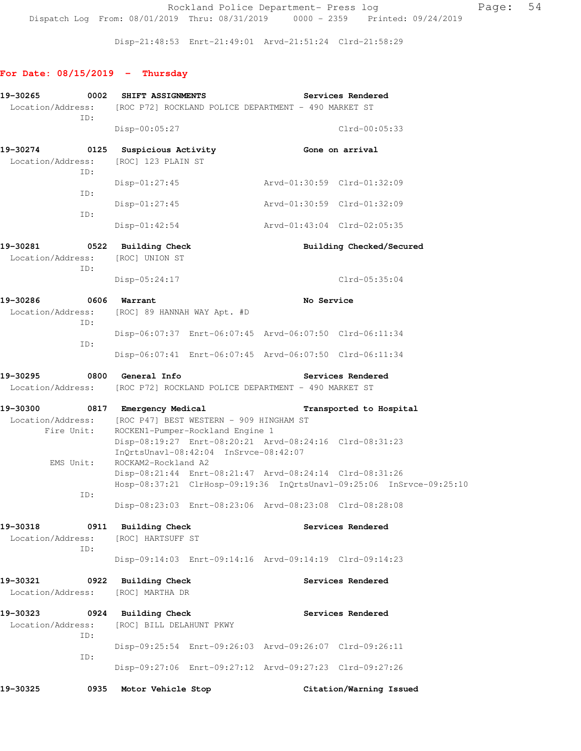Disp-21:48:53 Enrt-21:49:01 Arvd-21:51:24 Clrd-21:58:29

## For Date: 08/15/2019 - Thursday

**19-30265 0002 SHIFT ASSIGNMENTS** — **Services Rendered**
Location/Address: [ROC P72] ROCKLAND POLICE DEPARTMENT - 490 MARKET ST
ID:
Disp-00:05:27 Clrd-00:05:33

**19-30274 0125 Suspicious Activity** — **Gone on arrival**
Location/Address: [ROC] 123 PLAIN ST
ID:
Disp-01:27:45 Arvd-01:30:59 Clrd-01:32:09
ID:
Disp-01:27:45 Arvd-01:30:59 Clrd-01:32:09
ID:
Disp-01:42:54 Arvd-01:43:04 Clrd-02:05:35

**19-30281 0522 Building Check** — **Building Checked/Secured**
Location/Address: [ROC] UNION ST
ID:
Disp-05:24:17 Clrd-05:35:04

**19-30286 0606 Warrant** — **No Service**
Location/Address: [ROC] 89 HANNAH WAY Apt. #D
ID:
Disp-06:07:37 Enrt-06:07:45 Arvd-06:07:50 Clrd-06:11:34
ID:
Disp-06:07:41 Enrt-06:07:45 Arvd-06:07:50 Clrd-06:11:34

**19-30295 0800 General Info** — **Services Rendered**
Location/Address: [ROC P72] ROCKLAND POLICE DEPARTMENT - 490 MARKET ST

**19-30300 0817 Emergency Medical** — **Transported to Hospital**
Location/Address: [ROC P47] BEST WESTERN - 909 HINGHAM ST
Fire Unit: ROCKEN1-Pumper-Rockland Engine 1
Disp-08:19:27 Enrt-08:20:21 Arvd-08:24:16 Clrd-08:31:23
InQrtsUnavl-08:42:04 InSrvce-08:42:07
EMS Unit: ROCKAM2-Rockland A2
Disp-08:21:44 Enrt-08:21:47 Arvd-08:24:14 Clrd-08:31:26
Hosp-08:37:21 ClrHosp-09:19:36 InQrtsUnavl-09:25:06 InSrvce-09:25:10
ID:
Disp-08:23:03 Enrt-08:23:06 Arvd-08:23:08 Clrd-08:28:08

**19-30318 0911 Building Check** — **Services Rendered**
Location/Address: [ROC] HARTSUFF ST
ID:
Disp-09:14:03 Enrt-09:14:16 Arvd-09:14:19 Clrd-09:14:23

**19-30321 0922 Building Check** — **Services Rendered**
Location/Address: [ROC] MARTHA DR

**19-30323 0924 Building Check** — **Services Rendered**
Location/Address: [ROC] BILL DELAHUNT PKWY
ID:
Disp-09:25:54 Enrt-09:26:03 Arvd-09:26:07 Clrd-09:26:11
ID:
Disp-09:27:06 Enrt-09:27:12 Arvd-09:27:23 Clrd-09:27:26

**19-30325 0935 Motor Vehicle Stop** — **Citation/Warning Issued**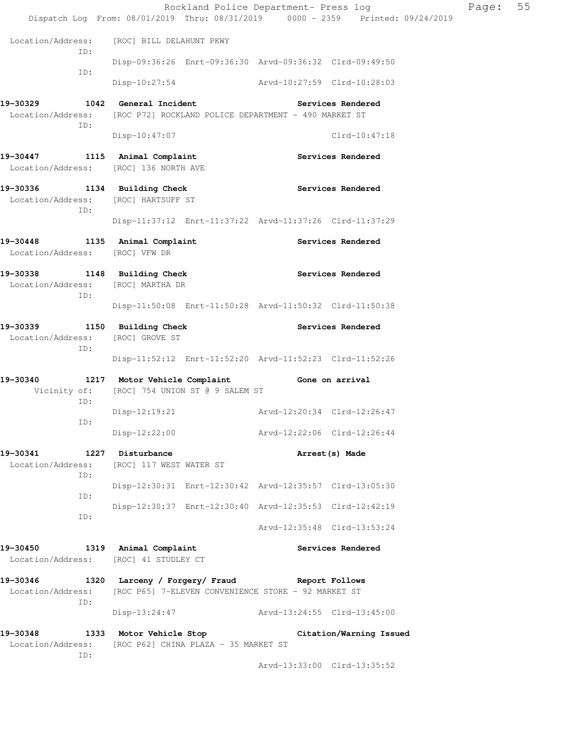Location/Address: [ROC] BILL DELAHUNT PKWY
ID:
Disp-09:36:26 Enrt-09:36:30 Arvd-09:36:32 Clrd-09:49:50
ID:
Disp-10:27:54 Arvd-10:27:59 Clrd-10:28:03

**19-30329 1042 General Incident** **Services Rendered**
Location/Address: [ROC P72] ROCKLAND POLICE DEPARTMENT - 490 MARKET ST
ID:
Disp-10:47:07 Clrd-10:47:18

**19-30447 1115 Animal Complaint** **Services Rendered**
Location/Address: [ROC] 136 NORTH AVE

**19-30336 1134 Building Check** **Services Rendered**
Location/Address: [ROC] HARTSUFF ST
ID:
Disp-11:37:12 Enrt-11:37:22 Arvd-11:37:26 Clrd-11:37:29

**19-30448 1135 Animal Complaint** **Services Rendered**
Location/Address: [ROC] VFW DR

**19-30338 1148 Building Check** **Services Rendered**
Location/Address: [ROC] MARTHA DR
ID:
Disp-11:50:08 Enrt-11:50:28 Arvd-11:50:32 Clrd-11:50:38

**19-30339 1150 Building Check** **Services Rendered**
Location/Address: [ROC] GROVE ST
ID:
Disp-11:52:12 Enrt-11:52:20 Arvd-11:52:23 Clrd-11:52:26

**19-30340 1217 Motor Vehicle Complaint** **Gone on arrival**
Vicinity of: [ROC] 754 UNION ST @ 9 SALEM ST
ID:
Disp-12:19:21 Arvd-12:20:34 Clrd-12:26:47
ID:
Disp-12:22:00 Arvd-12:22:06 Clrd-12:26:44

**19-30341 1227 Disturbance** **Arrest(s) Made**
Location/Address: [ROC] 117 WEST WATER ST
ID:
Disp-12:30:31 Enrt-12:30:42 Arvd-12:35:57 Clrd-13:05:30
ID:
Disp-12:30:37 Enrt-12:30:40 Arvd-12:35:53 Clrd-12:42:19
ID:
Arvd-12:35:48 Clrd-13:53:24

**19-30450 1319 Animal Complaint** **Services Rendered**
Location/Address: [ROC] 41 STUDLEY CT

**19-30346 1320 Larceny / Forgery/ Fraud** **Report Follows**
Location/Address: [ROC P65] 7-ELEVEN CONVENIENCE STORE - 92 MARKET ST
ID:
Disp-13:24:47 Arvd-13:24:55 Clrd-13:45:00

**19-30348 1333 Motor Vehicle Stop** **Citation/Warning Issued**
Location/Address: [ROC P62] CHINA PLAZA - 35 MARKET ST
ID:
Arvd-13:33:00 Clrd-13:35:52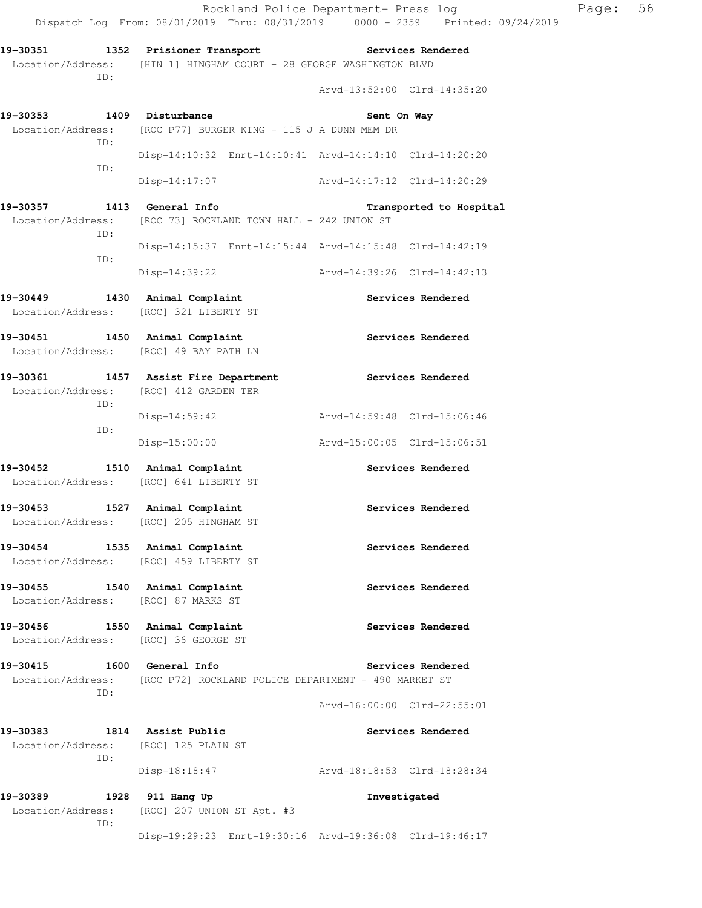19-30351 1352 Prisioner Transport Services Rendered
Location/Address: [HIN 1] HINGHAM COURT - 28 GEORGE WASHINGTON BLVD
ID:
Arvd-13:52:00 Clrd-14:35:20

19-30353 1409 Disturbance Sent On Way
Location/Address: [ROC P77] BURGER KING - 115 J A DUNN MEM DR
ID:
Disp-14:10:32 Enrt-14:10:41 Arvd-14:14:10 Clrd-14:20:20
ID:
Disp-14:17:07 Arvd-14:17:12 Clrd-14:20:29

19-30357 1413 General Info Transported to Hospital
Location/Address: [ROC 73] ROCKLAND TOWN HALL - 242 UNION ST
ID:
Disp-14:15:37 Enrt-14:15:44 Arvd-14:15:48 Clrd-14:42:19
ID:
Disp-14:39:22 Arvd-14:39:26 Clrd-14:42:13

19-30449 1430 Animal Complaint Services Rendered
Location/Address: [ROC] 321 LIBERTY ST

19-30451 1450 Animal Complaint Services Rendered
Location/Address: [ROC] 49 BAY PATH LN

19-30361 1457 Assist Fire Department Services Rendered
Location/Address: [ROC] 412 GARDEN TER
ID:
Disp-14:59:42 Arvd-14:59:48 Clrd-15:06:46
ID:
Disp-15:00:00 Arvd-15:00:05 Clrd-15:06:51

19-30452 1510 Animal Complaint Services Rendered
Location/Address: [ROC] 641 LIBERTY ST

19-30453 1527 Animal Complaint Services Rendered
Location/Address: [ROC] 205 HINGHAM ST

19-30454 1535 Animal Complaint Services Rendered
Location/Address: [ROC] 459 LIBERTY ST

19-30455 1540 Animal Complaint Services Rendered
Location/Address: [ROC] 87 MARKS ST

19-30456 1550 Animal Complaint Services Rendered
Location/Address: [ROC] 36 GEORGE ST

19-30415 1600 General Info Services Rendered
Location/Address: [ROC P72] ROCKLAND POLICE DEPARTMENT - 490 MARKET ST
ID:
Arvd-16:00:00 Clrd-22:55:01

19-30383 1814 Assist Public Services Rendered
Location/Address: [ROC] 125 PLAIN ST
ID:
Disp-18:18:47 Arvd-18:18:53 Clrd-18:28:34

19-30389 1928 911 Hang Up Investigated
Location/Address: [ROC] 207 UNION ST Apt. #3
ID:
Disp-19:29:23 Enrt-19:30:16 Arvd-19:36:08 Clrd-19:46:17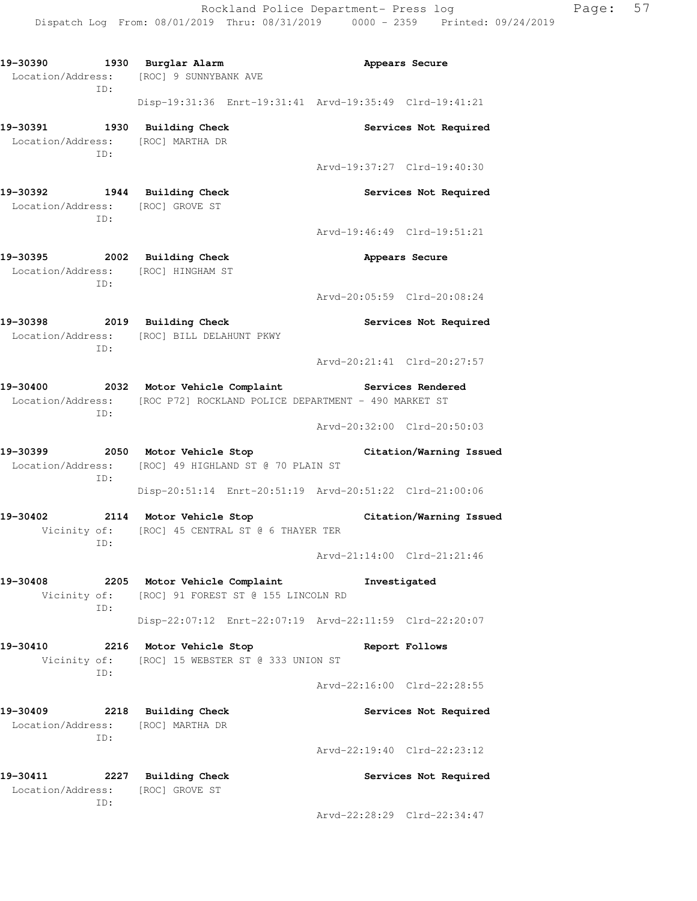**19-30390 1930 Burglar Alarm** **Appears Secure**
Location/Address: [ROC] 9 SUNNYBANK AVE
ID:
Disp-19:31:36 Enrt-19:31:41 Arvd-19:35:49 Clrd-19:41:21

**19-30391 1930 Building Check** **Services Not Required**
Location/Address: [ROC] MARTHA DR
ID:
Arvd-19:37:27 Clrd-19:40:30

**19-30392 1944 Building Check** **Services Not Required**
Location/Address: [ROC] GROVE ST
ID:
Arvd-19:46:49 Clrd-19:51:21

**19-30395 2002 Building Check** **Appears Secure**
Location/Address: [ROC] HINGHAM ST
ID:
Arvd-20:05:59 Clrd-20:08:24

**19-30398 2019 Building Check** **Services Not Required**
Location/Address: [ROC] BILL DELAHUNT PKWY
ID:
Arvd-20:21:41 Clrd-20:27:57

**19-30400 2032 Motor Vehicle Complaint** **Services Rendered**
Location/Address: [ROC P72] ROCKLAND POLICE DEPARTMENT - 490 MARKET ST
ID:
Arvd-20:32:00 Clrd-20:50:03

**19-30399 2050 Motor Vehicle Stop** **Citation/Warning Issued**
Location/Address: [ROC] 49 HIGHLAND ST @ 70 PLAIN ST
ID:
Disp-20:51:14 Enrt-20:51:19 Arvd-20:51:22 Clrd-21:00:06

**19-30402 2114 Motor Vehicle Stop** **Citation/Warning Issued**
Vicinity of: [ROC] 45 CENTRAL ST @ 6 THAYER TER
ID:
Arvd-21:14:00 Clrd-21:21:46

**19-30408 2205 Motor Vehicle Complaint** **Investigated**
Vicinity of: [ROC] 91 FOREST ST @ 155 LINCOLN RD
ID:
Disp-22:07:12 Enrt-22:07:19 Arvd-22:11:59 Clrd-22:20:07

**19-30410 2216 Motor Vehicle Stop** **Report Follows**
Vicinity of: [ROC] 15 WEBSTER ST @ 333 UNION ST
ID:
Arvd-22:16:00 Clrd-22:28:55

**19-30409 2218 Building Check** **Services Not Required**
Location/Address: [ROC] MARTHA DR
ID:
Arvd-22:19:40 Clrd-22:23:12

**19-30411 2227 Building Check** **Services Not Required**
Location/Address: [ROC] GROVE ST
ID:
Arvd-22:28:29 Clrd-22:34:47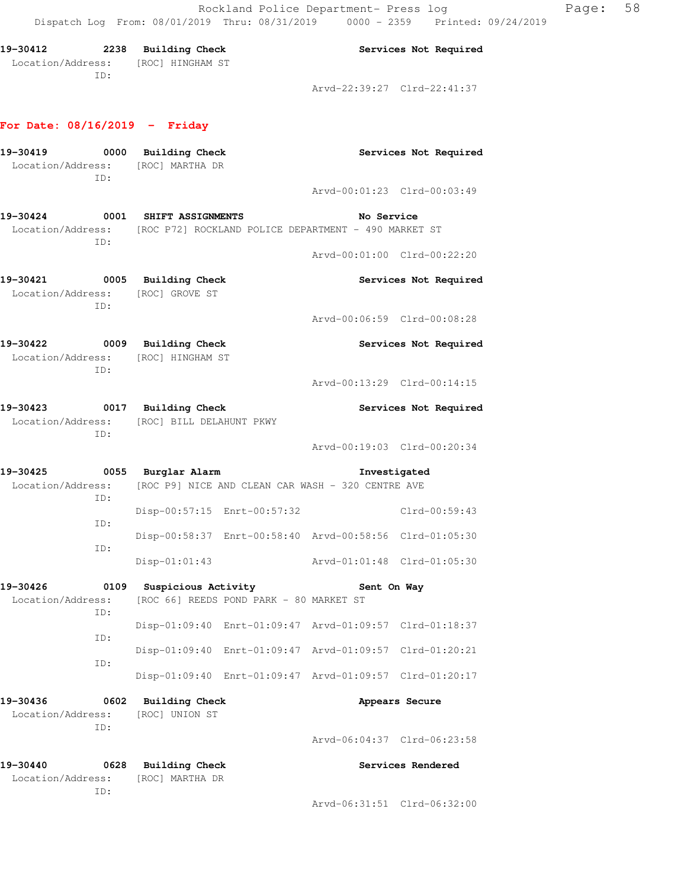19-30412 2238 Building Check Services Not Required
Location/Address: [ROC] HINGHAM ST
ID:
Arvd-22:39:27 Clrd-22:41:37

## For Date: 08/16/2019 - Friday

19-30419 0000 Building Check Services Not Required
Location/Address: [ROC] MARTHA DR
ID:
Arvd-00:01:23 Clrd-00:03:49

19-30424 0001 SHIFT ASSIGNMENTS No Service
Location/Address: [ROC P72] ROCKLAND POLICE DEPARTMENT - 490 MARKET ST
ID:
Arvd-00:01:00 Clrd-00:22:20

19-30421 0005 Building Check Services Not Required
Location/Address: [ROC] GROVE ST
ID:
Arvd-00:06:59 Clrd-00:08:28

19-30422 0009 Building Check Services Not Required
Location/Address: [ROC] HINGHAM ST
ID:
Arvd-00:13:29 Clrd-00:14:15

19-30423 0017 Building Check Services Not Required
Location/Address: [ROC] BILL DELAHUNT PKWY
ID:
Arvd-00:19:03 Clrd-00:20:34

19-30425 0055 Burglar Alarm Investigated
Location/Address: [ROC P9] NICE AND CLEAN CAR WASH - 320 CENTRE AVE
ID:
Disp-00:57:15 Enrt-00:57:32 Clrd-00:59:43
ID:
Disp-00:58:37 Enrt-00:58:40 Arvd-00:58:56 Clrd-01:05:30
ID:
Disp-01:01:43 Arvd-01:01:48 Clrd-01:05:30

19-30426 0109 Suspicious Activity Sent On Way
Location/Address: [ROC 66] REEDS POND PARK - 80 MARKET ST
ID:
Disp-01:09:40 Enrt-01:09:47 Arvd-01:09:57 Clrd-01:18:37
ID:
Disp-01:09:40 Enrt-01:09:47 Arvd-01:09:57 Clrd-01:20:21
ID:
Disp-01:09:40 Enrt-01:09:47 Arvd-01:09:57 Clrd-01:20:17

19-30436 0602 Building Check Appears Secure
Location/Address: [ROC] UNION ST
ID:
Arvd-06:04:37 Clrd-06:23:58

19-30440 0628 Building Check Services Rendered
Location/Address: [ROC] MARTHA DR
ID:
Arvd-06:31:51 Clrd-06:32:00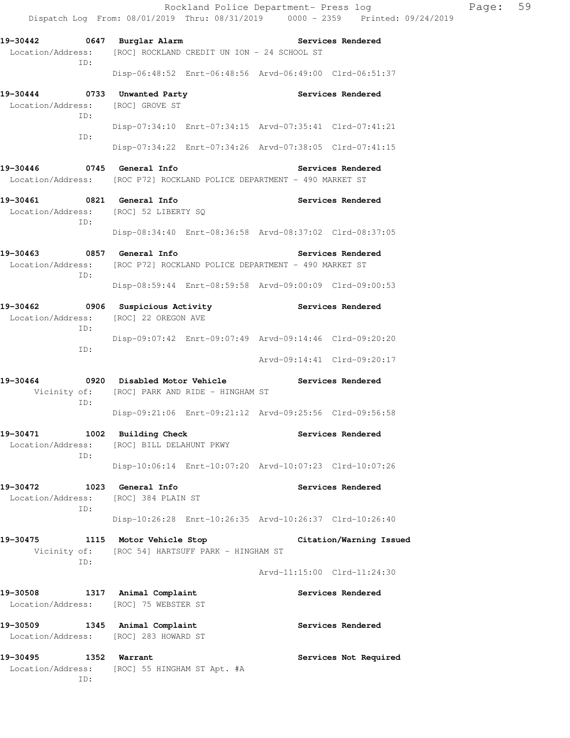19-30442 0647 Burglar Alarm Services Rendered
Location/Address: [ROC] ROCKLAND CREDIT UN ION - 24 SCHOOL ST
ID:
Disp-06:48:52 Enrt-06:48:56 Arvd-06:49:00 Clrd-06:51:37

19-30444 0733 Unwanted Party Services Rendered
Location/Address: [ROC] GROVE ST
ID:
Disp-07:34:10 Enrt-07:34:15 Arvd-07:35:41 Clrd-07:41:21
ID:
Disp-07:34:22 Enrt-07:34:26 Arvd-07:38:05 Clrd-07:41:15

19-30446 0745 General Info Services Rendered
Location/Address: [ROC P72] ROCKLAND POLICE DEPARTMENT - 490 MARKET ST

19-30461 0821 General Info Services Rendered
Location/Address: [ROC] 52 LIBERTY SQ
ID:
Disp-08:34:40 Enrt-08:36:58 Arvd-08:37:02 Clrd-08:37:05

19-30463 0857 General Info Services Rendered
Location/Address: [ROC P72] ROCKLAND POLICE DEPARTMENT - 490 MARKET ST
ID:
Disp-08:59:44 Enrt-08:59:58 Arvd-09:00:09 Clrd-09:00:53

19-30462 0906 Suspicious Activity Services Rendered
Location/Address: [ROC] 22 OREGON AVE
ID:
Disp-09:07:42 Enrt-09:07:49 Arvd-09:14:46 Clrd-09:20:20
ID:
Arvd-09:14:41 Clrd-09:20:17

19-30464 0920 Disabled Motor Vehicle Services Rendered
Vicinity of: [ROC] PARK AND RIDE - HINGHAM ST
ID:
Disp-09:21:06 Enrt-09:21:12 Arvd-09:25:56 Clrd-09:56:58

19-30471 1002 Building Check Services Rendered
Location/Address: [ROC] BILL DELAHUNT PKWY
ID:
Disp-10:06:14 Enrt-10:07:20 Arvd-10:07:23 Clrd-10:07:26

19-30472 1023 General Info Services Rendered
Location/Address: [ROC] 384 PLAIN ST
ID:
Disp-10:26:28 Enrt-10:26:35 Arvd-10:26:37 Clrd-10:26:40

19-30475 1115 Motor Vehicle Stop Citation/Warning Issued
Vicinity of: [ROC 54] HARTSUFF PARK - HINGHAM ST
ID:
Arvd-11:15:00 Clrd-11:24:30

19-30508 1317 Animal Complaint Services Rendered
Location/Address: [ROC] 75 WEBSTER ST

19-30509 1345 Animal Complaint Services Rendered
Location/Address: [ROC] 283 HOWARD ST

19-30495 1352 Warrant Services Not Required
Location/Address: [ROC] 55 HINGHAM ST Apt. #A
ID: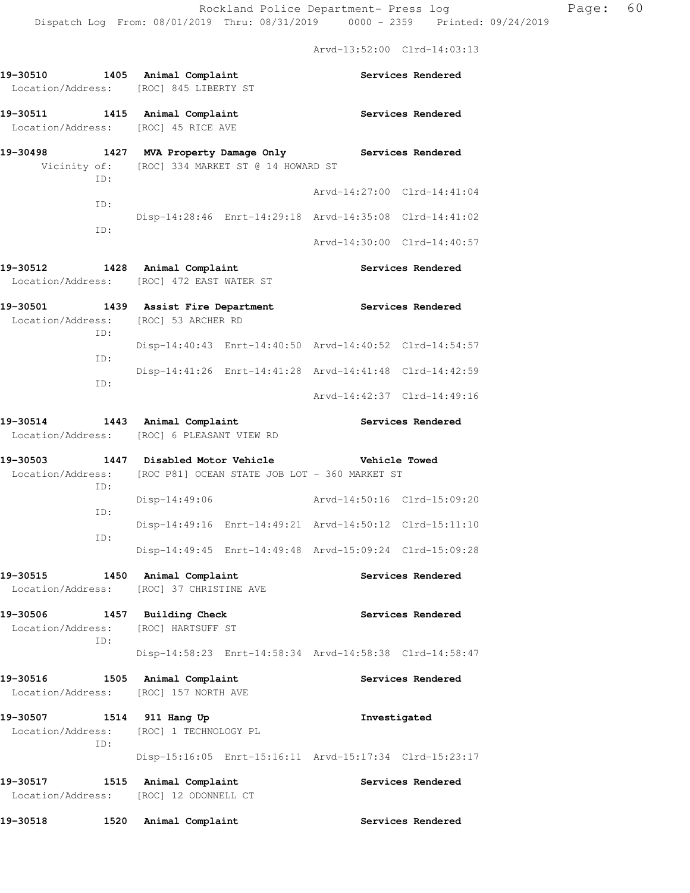Arvd-13:52:00 Clrd-14:03:13

**19-30510 1405 Animal Complaint** **Services Rendered**
Location/Address: [ROC] 845 LIBERTY ST

**19-30511 1415 Animal Complaint** **Services Rendered**
Location/Address: [ROC] 45 RICE AVE

**19-30498 1427 MVA Property Damage Only** **Services Rendered**
Vicinity of: [ROC] 334 MARKET ST @ 14 HOWARD ST
ID:
Arvd-14:27:00 Clrd-14:41:04
ID:
Disp-14:28:46 Enrt-14:29:18 Arvd-14:35:08 Clrd-14:41:02
ID:
Arvd-14:30:00 Clrd-14:40:57

**19-30512 1428 Animal Complaint** **Services Rendered**
Location/Address: [ROC] 472 EAST WATER ST

**19-30501 1439 Assist Fire Department** **Services Rendered**
Location/Address: [ROC] 53 ARCHER RD
ID:
Disp-14:40:43 Enrt-14:40:50 Arvd-14:40:52 Clrd-14:54:57
ID:
Disp-14:41:26 Enrt-14:41:28 Arvd-14:41:48 Clrd-14:42:59
ID:
Arvd-14:42:37 Clrd-14:49:16

**19-30514 1443 Animal Complaint** **Services Rendered**
Location/Address: [ROC] 6 PLEASANT VIEW RD

**19-30503 1447 Disabled Motor Vehicle** **Vehicle Towed**
Location/Address: [ROC P81] OCEAN STATE JOB LOT - 360 MARKET ST
ID:
Disp-14:49:06 Arvd-14:50:16 Clrd-15:09:20
ID:
Disp-14:49:16 Enrt-14:49:21 Arvd-14:50:12 Clrd-15:11:10
ID:
Disp-14:49:45 Enrt-14:49:48 Arvd-15:09:24 Clrd-15:09:28

**19-30515 1450 Animal Complaint** **Services Rendered**
Location/Address: [ROC] 37 CHRISTINE AVE

**19-30506 1457 Building Check** **Services Rendered**
Location/Address: [ROC] HARTSUFF ST
ID:
Disp-14:58:23 Enrt-14:58:34 Arvd-14:58:38 Clrd-14:58:47

**19-30516 1505 Animal Complaint** **Services Rendered**
Location/Address: [ROC] 157 NORTH AVE

**19-30507 1514 911 Hang Up** **Investigated**
Location/Address: [ROC] 1 TECHNOLOGY PL
ID:
Disp-15:16:05 Enrt-15:16:11 Arvd-15:17:34 Clrd-15:23:17

**19-30517 1515 Animal Complaint** **Services Rendered**
Location/Address: [ROC] 12 ODONNELL CT

**19-30518 1520 Animal Complaint** **Services Rendered**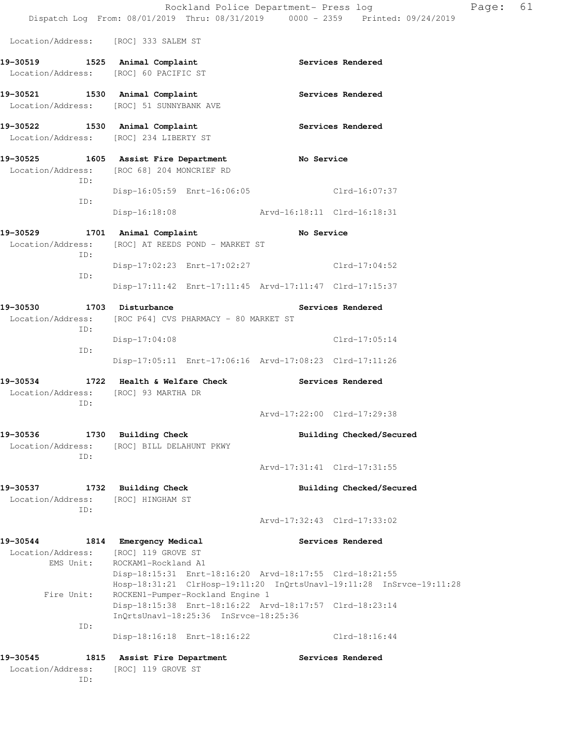Location/Address: [ROC] 333 SALEM ST

**19-30519 1525 Animal Complaint** **Services Rendered**
Location/Address: [ROC] 60 PACIFIC ST

**19-30521 1530 Animal Complaint** **Services Rendered**
Location/Address: [ROC] 51 SUNNYBANK AVE

**19-30522 1530 Animal Complaint** **Services Rendered**
Location/Address: [ROC] 234 LIBERTY ST

**19-30525 1605 Assist Fire Department** **No Service**
Location/Address: [ROC 68] 204 MONCRIEF RD
ID:
Disp-16:05:59 Enrt-16:06:05 Clrd-16:07:37
ID:
Disp-16:18:08 Arvd-16:18:11 Clrd-16:18:31

**19-30529 1701 Animal Complaint** **No Service**
Location/Address: [ROC] AT REEDS POND - MARKET ST
ID:
Disp-17:02:23 Enrt-17:02:27 Clrd-17:04:52
ID:
Disp-17:11:42 Enrt-17:11:45 Arvd-17:11:47 Clrd-17:15:37

**19-30530 1703 Disturbance** **Services Rendered**
Location/Address: [ROC P64] CVS PHARMACY - 80 MARKET ST
ID:
Disp-17:04:08 Clrd-17:05:14
ID:
Disp-17:05:11 Enrt-17:06:16 Arvd-17:08:23 Clrd-17:11:26

**19-30534 1722 Health & Welfare Check** **Services Rendered**
Location/Address: [ROC] 93 MARTHA DR
ID:
Arvd-17:22:00 Clrd-17:29:38

**19-30536 1730 Building Check** **Building Checked/Secured**
Location/Address: [ROC] BILL DELAHUNT PKWY
ID:
Arvd-17:31:41 Clrd-17:31:55

**19-30537 1732 Building Check** **Building Checked/Secured**
Location/Address: [ROC] HINGHAM ST
ID:
Arvd-17:32:43 Clrd-17:33:02

**19-30544 1814 Emergency Medical** **Services Rendered**
Location/Address: [ROC] 119 GROVE ST
EMS Unit: ROCKAM1-Rockland A1
Disp-18:15:31 Enrt-18:16:20 Arvd-18:17:55 Clrd-18:21:55
Hosp-18:31:21 ClrHosp-19:11:20 InQrtsUnavl-19:11:28 InSrvce-19:11:28
Fire Unit: ROCKEN1-Pumper-Rockland Engine 1
Disp-18:15:38 Enrt-18:16:22 Arvd-18:17:57 Clrd-18:23:14
InQrtsUnavl-18:25:36 InSrvce-18:25:36
ID:
Disp-18:16:18 Enrt-18:16:22 Clrd-18:16:44

**19-30545 1815 Assist Fire Department** **Services Rendered**
Location/Address: [ROC] 119 GROVE ST
ID: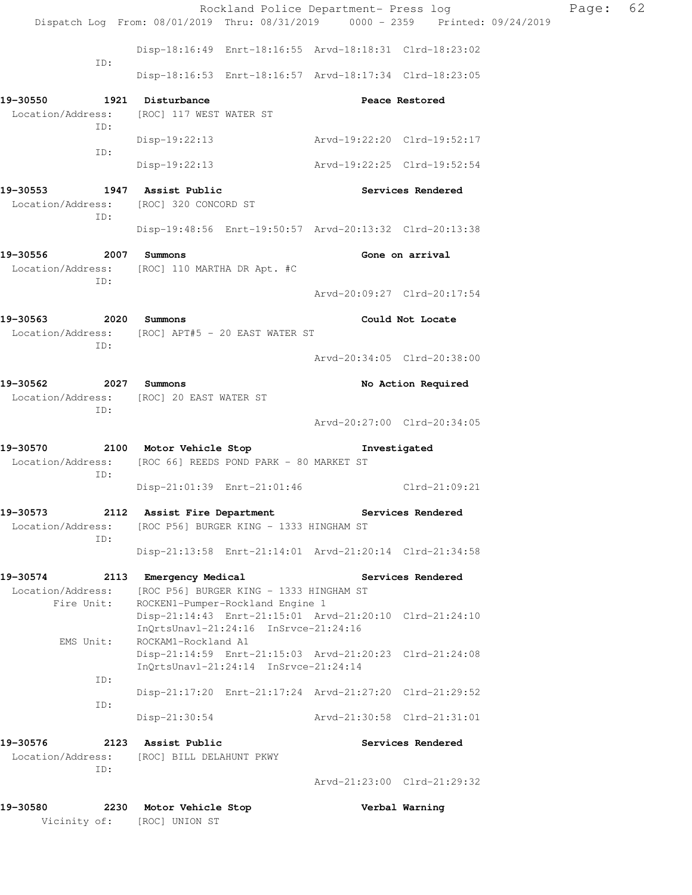Disp-18:16:49 Enrt-18:16:55 Arvd-18:18:31 Clrd-18:23:02

ID:

Disp-18:16:53 Enrt-18:16:57 Arvd-18:17:34 Clrd-18:23:05

**19-30550 1921 Disturbance Peace Restored**

Location/Address: [ROC] 117 WEST WATER ST

ID:

Disp-19:22:13 Arvd-19:22:20 Clrd-19:52:17

ID:

Disp-19:22:13 Arvd-19:22:25 Clrd-19:52:54

**19-30553 1947 Assist Public Services Rendered**

Location/Address: [ROC] 320 CONCORD ST

ID:

Disp-19:48:56 Enrt-19:50:57 Arvd-20:13:32 Clrd-20:13:38

**19-30556 2007 Summons Gone on arrival**

Location/Address: [ROC] 110 MARTHA DR Apt. #C

ID:

Arvd-20:09:27 Clrd-20:17:54

**19-30563 2020 Summons Could Not Locate**

Location/Address: [ROC] APT#5 - 20 EAST WATER ST

ID:

Arvd-20:34:05 Clrd-20:38:00

**19-30562 2027 Summons No Action Required**

Location/Address: [ROC] 20 EAST WATER ST

ID:

Arvd-20:27:00 Clrd-20:34:05

**19-30570 2100 Motor Vehicle Stop Investigated**

Location/Address: [ROC 66] REEDS POND PARK - 80 MARKET ST

ID:

Disp-21:01:39 Enrt-21:01:46 Clrd-21:09:21

**19-30573 2112 Assist Fire Department Services Rendered**

Location/Address: [ROC P56] BURGER KING - 1333 HINGHAM ST

ID:

Disp-21:13:58 Enrt-21:14:01 Arvd-21:20:14 Clrd-21:34:58

**19-30574 2113 Emergency Medical Services Rendered**

Location/Address: [ROC P56] BURGER KING - 1333 HINGHAM ST

Fire Unit: ROCKEN1-Pumper-Rockland Engine 1

Disp-21:14:43 Enrt-21:15:01 Arvd-21:20:10 Clrd-21:24:10

InQrtsUnavl-21:24:16 InSrvce-21:24:16

EMS Unit: ROCKAM1-Rockland A1

Disp-21:14:59 Enrt-21:15:03 Arvd-21:20:23 Clrd-21:24:08

InQrtsUnavl-21:24:14 InSrvce-21:24:14

ID:

Disp-21:17:20 Enrt-21:17:24 Arvd-21:27:20 Clrd-21:29:52

ID:

Disp-21:30:54 Arvd-21:30:58 Clrd-21:31:01

**19-30576 2123 Assist Public Services Rendered**

Location/Address: [ROC] BILL DELAHUNT PKWY

ID:

Arvd-21:23:00 Clrd-21:29:32

**19-30580 2230 Motor Vehicle Stop Verbal Warning**

Vicinity of: [ROC] UNION ST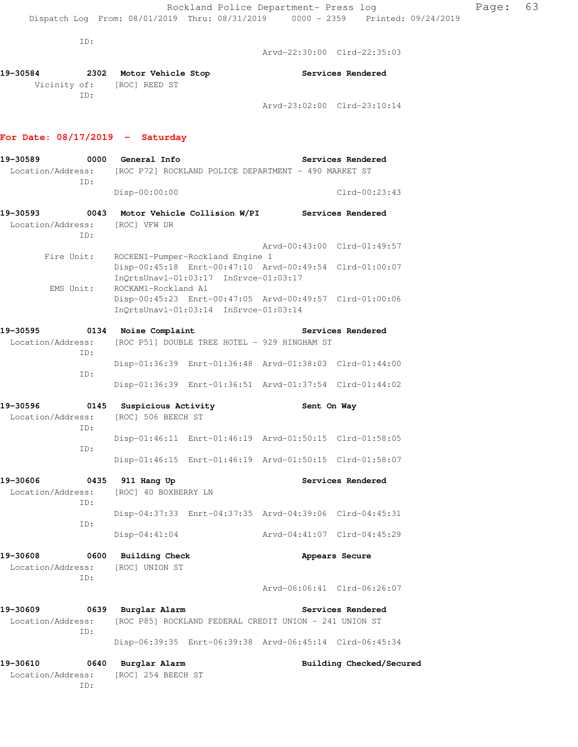ID:

Arvd-22:30:00 Clrd-22:35:03

**19-30584 2302 Motor Vehicle Stop Services Rendered**

Vicinity of: [ROC] REED ST

ID:

Arvd-23:02:00 Clrd-23:10:14

## For Date: 08/17/2019 - Saturday

**19-30589 0000 General Info Services Rendered**

Location/Address: [ROC P72] ROCKLAND POLICE DEPARTMENT - 490 MARKET ST

ID:

Disp-00:00:00 Clrd-00:23:43

**19-30593 0043 Motor Vehicle Collision W/PI Services Rendered**

Location/Address: [ROC] VFW DR

ID:

Arvd-00:43:00 Clrd-01:49:57

Fire Unit: ROCKEN1-Pumper-Rockland Engine 1

Disp-00:45:18 Enrt-00:47:10 Arvd-00:49:54 Clrd-01:00:07

InQrtsUnavl-01:03:17 InSrvce-01:03:17

EMS Unit: ROCKAM1-Rockland A1

Disp-00:45:23 Enrt-00:47:05 Arvd-00:49:57 Clrd-01:00:06

InQrtsUnavl-01:03:14 InSrvce-01:03:14

**19-30595 0134 Noise Complaint Services Rendered**

Location/Address: [ROC P51] DOUBLE TREE HOTEL - 929 HINGHAM ST

ID:

Disp-01:36:39 Enrt-01:36:48 Arvd-01:38:03 Clrd-01:44:00

ID:

Disp-01:36:39 Enrt-01:36:51 Arvd-01:37:54 Clrd-01:44:02

**19-30596 0145 Suspicious Activity Sent On Way**

Location/Address: [ROC] 506 BEECH ST

ID:

Disp-01:46:11 Enrt-01:46:19 Arvd-01:50:15 Clrd-01:58:05

ID:

Disp-01:46:15 Enrt-01:46:19 Arvd-01:50:15 Clrd-01:58:07

**19-30606 0435 911 Hang Up Services Rendered**

Location/Address: [ROC] 40 BOXBERRY LN

ID:

Disp-04:37:33 Enrt-04:37:35 Arvd-04:39:06 Clrd-04:45:31

ID:

Disp-04:41:04 Arvd-04:41:07 Clrd-04:45:29

**19-30608 0600 Building Check Appears Secure**

Location/Address: [ROC] UNION ST

ID:

Arvd-06:06:41 Clrd-06:26:07

**19-30609 0639 Burglar Alarm Services Rendered**

Location/Address: [ROC P85] ROCKLAND FEDERAL CREDIT UNION - 241 UNION ST

ID:

Disp-06:39:35 Enrt-06:39:38 Arvd-06:45:14 Clrd-06:45:34

**19-30610 0640 Burglar Alarm Building Checked/Secured**

Location/Address: [ROC] 254 BEECH ST

ID: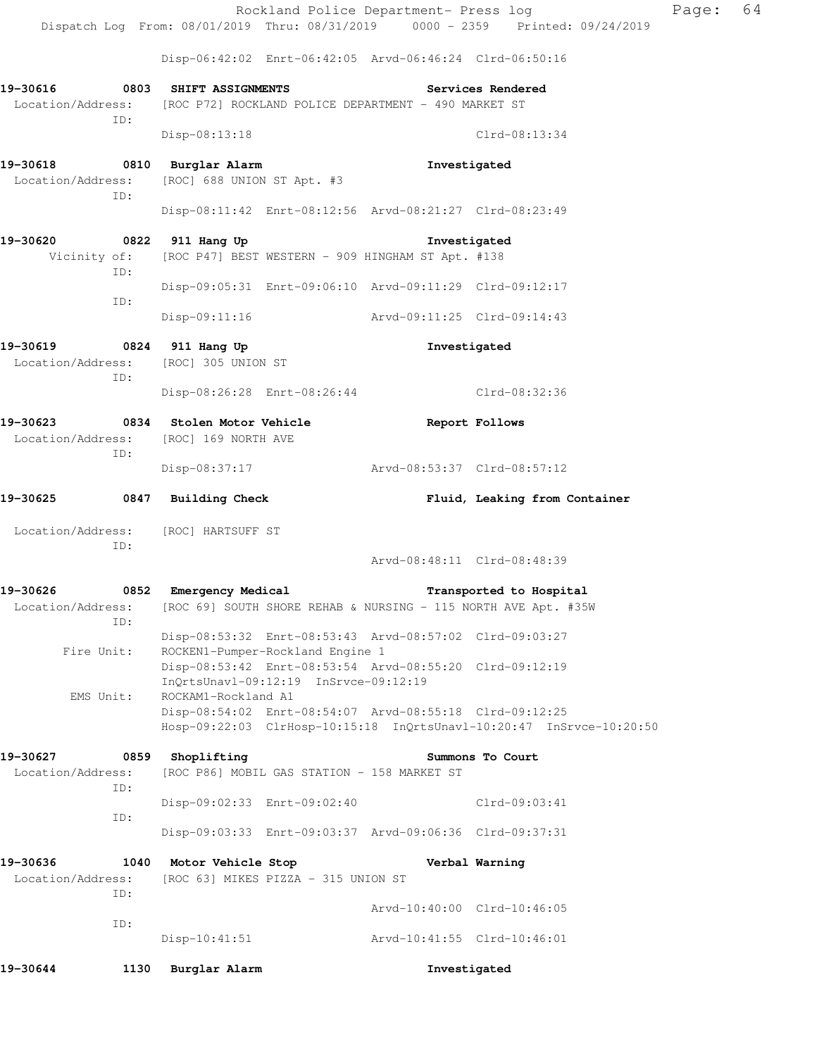Disp-06:42:02 Enrt-06:42:05 Arvd-06:46:24 Clrd-06:50:16

**19-30616 0803 SHIFT ASSIGNMENTS Services Rendered**
Location/Address: [ROC P72] ROCKLAND POLICE DEPARTMENT - 490 MARKET ST
ID:
Disp-08:13:18 Clrd-08:13:34

**19-30618 0810 Burglar Alarm Investigated**
Location/Address: [ROC] 688 UNION ST Apt. #3
ID:
Disp-08:11:42 Enrt-08:12:56 Arvd-08:21:27 Clrd-08:23:49

**19-30620 0822 911 Hang Up Investigated**
Vicinity of: [ROC P47] BEST WESTERN - 909 HINGHAM ST Apt. #138
ID:
Disp-09:05:31 Enrt-09:06:10 Arvd-09:11:29 Clrd-09:12:17
ID:
Disp-09:11:16 Arvd-09:11:25 Clrd-09:14:43

**19-30619 0824 911 Hang Up Investigated**
Location/Address: [ROC] 305 UNION ST
ID:
Disp-08:26:28 Enrt-08:26:44 Clrd-08:32:36

**19-30623 0834 Stolen Motor Vehicle Report Follows**
Location/Address: [ROC] 169 NORTH AVE
ID:
Disp-08:37:17 Arvd-08:53:37 Clrd-08:57:12

**19-30625 0847 Building Check Fluid, Leaking from Container**
Location/Address: [ROC] HARTSUFF ST
ID:
Arvd-08:48:11 Clrd-08:48:39

**19-30626 0852 Emergency Medical Transported to Hospital**
Location/Address: [ROC 69] SOUTH SHORE REHAB & NURSING - 115 NORTH AVE Apt. #35W
ID:
Disp-08:53:32 Enrt-08:53:43 Arvd-08:57:02 Clrd-09:03:27
Fire Unit: ROCKEN1-Pumper-Rockland Engine 1
Disp-08:53:42 Enrt-08:53:54 Arvd-08:55:20 Clrd-09:12:19
InQrtsUnavl-09:12:19 InSrvce-09:12:19
EMS Unit: ROCKAM1-Rockland A1
Disp-08:54:02 Enrt-08:54:07 Arvd-08:55:18 Clrd-09:12:25
Hosp-09:22:03 ClrHosp-10:15:18 InQrtsUnavl-10:20:47 InSrvce-10:20:50

**19-30627 0859 Shoplifting Summons To Court**
Location/Address: [ROC P86] MOBIL GAS STATION - 158 MARKET ST
ID:
Disp-09:02:33 Enrt-09:02:40 Clrd-09:03:41
ID:
Disp-09:03:33 Enrt-09:03:37 Arvd-09:06:36 Clrd-09:37:31

**19-30636 1040 Motor Vehicle Stop Verbal Warning**
Location/Address: [ROC 63] MIKES PIZZA - 315 UNION ST
ID:
Arvd-10:40:00 Clrd-10:46:05
ID:
Disp-10:41:51 Arvd-10:41:55 Clrd-10:46:01

**19-30644 1130 Burglar Alarm Investigated**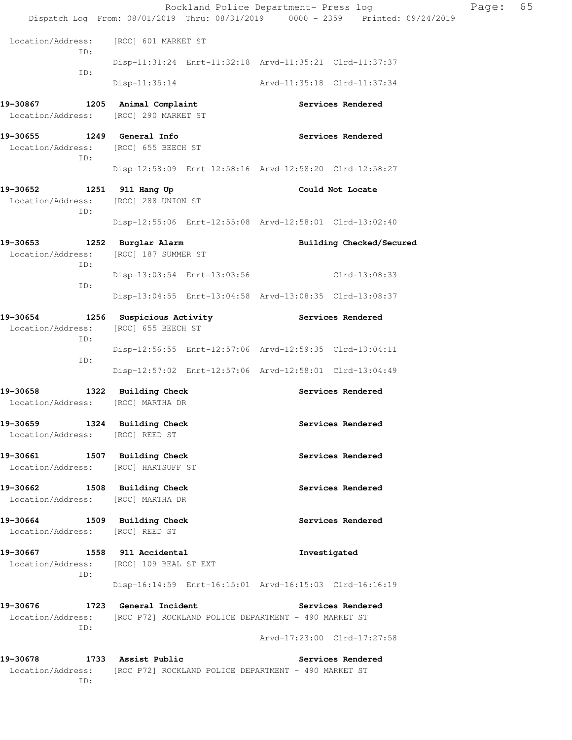Location/Address: [ROC] 601 MARKET ST
ID:
Disp-11:31:24 Enrt-11:32:18 Arvd-11:35:21 Clrd-11:37:37
ID:
Disp-11:35:14 Arvd-11:35:18 Clrd-11:37:34

**19-30867 1205 Animal Complaint** **Services Rendered**
Location/Address: [ROC] 290 MARKET ST

**19-30655 1249 General Info** **Services Rendered**
Location/Address: [ROC] 655 BEECH ST
ID:
Disp-12:58:09 Enrt-12:58:16 Arvd-12:58:20 Clrd-12:58:27

**19-30652 1251 911 Hang Up** **Could Not Locate**
Location/Address: [ROC] 288 UNION ST
ID:
Disp-12:55:06 Enrt-12:55:08 Arvd-12:58:01 Clrd-13:02:40

**19-30653 1252 Burglar Alarm** **Building Checked/Secured**
Location/Address: [ROC] 187 SUMMER ST
ID:
Disp-13:03:54 Enrt-13:03:56 Clrd-13:08:33
ID:
Disp-13:04:55 Enrt-13:04:58 Arvd-13:08:35 Clrd-13:08:37

**19-30654 1256 Suspicious Activity** **Services Rendered**
Location/Address: [ROC] 655 BEECH ST
ID:
Disp-12:56:55 Enrt-12:57:06 Arvd-12:59:35 Clrd-13:04:11
ID:
Disp-12:57:02 Enrt-12:57:06 Arvd-12:58:01 Clrd-13:04:49

**19-30658 1322 Building Check** **Services Rendered**
Location/Address: [ROC] MARTHA DR

**19-30659 1324 Building Check** **Services Rendered**
Location/Address: [ROC] REED ST

**19-30661 1507 Building Check** **Services Rendered**
Location/Address: [ROC] HARTSUFF ST

**19-30662 1508 Building Check** **Services Rendered**
Location/Address: [ROC] MARTHA DR

**19-30664 1509 Building Check** **Services Rendered**
Location/Address: [ROC] REED ST

**19-30667 1558 911 Accidental** **Investigated**
Location/Address: [ROC] 109 BEAL ST EXT
ID:
Disp-16:14:59 Enrt-16:15:01 Arvd-16:15:03 Clrd-16:16:19

**19-30676 1723 General Incident** **Services Rendered**
Location/Address: [ROC P72] ROCKLAND POLICE DEPARTMENT - 490 MARKET ST
ID:
Arvd-17:23:00 Clrd-17:27:58

**19-30678 1733 Assist Public** **Services Rendered**
Location/Address: [ROC P72] ROCKLAND POLICE DEPARTMENT - 490 MARKET ST
ID: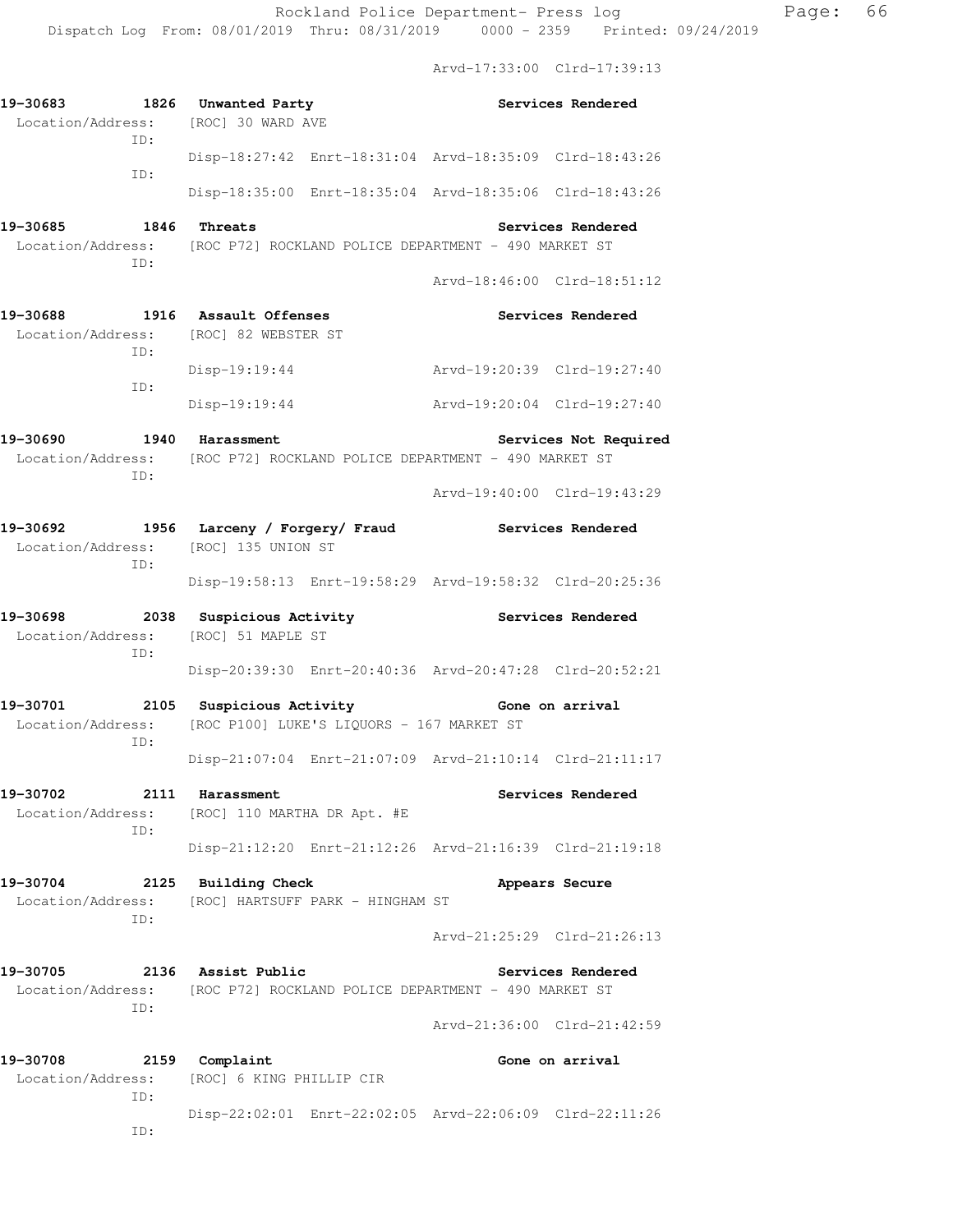Arvd-17:33:00 Clrd-17:39:13

19-30683 1826 Unwanted Party Services Rendered
Location/Address: [ROC] 30 WARD AVE
ID:
Disp-18:27:42 Enrt-18:31:04 Arvd-18:35:09 Clrd-18:43:26
ID:
Disp-18:35:00 Enrt-18:35:04 Arvd-18:35:06 Clrd-18:43:26

19-30685 1846 Threats Services Rendered
Location/Address: [ROC P72] ROCKLAND POLICE DEPARTMENT - 490 MARKET ST
ID:
Arvd-18:46:00 Clrd-18:51:12

19-30688 1916 Assault Offenses Services Rendered
Location/Address: [ROC] 82 WEBSTER ST
ID:
Disp-19:19:44 Arvd-19:20:39 Clrd-19:27:40
ID:
Disp-19:19:44 Arvd-19:20:04 Clrd-19:27:40

19-30690 1940 Harassment Services Not Required
Location/Address: [ROC P72] ROCKLAND POLICE DEPARTMENT - 490 MARKET ST
ID:
Arvd-19:40:00 Clrd-19:43:29

19-30692 1956 Larceny / Forgery/ Fraud Services Rendered
Location/Address: [ROC] 135 UNION ST
ID:
Disp-19:58:13 Enrt-19:58:29 Arvd-19:58:32 Clrd-20:25:36

19-30698 2038 Suspicious Activity Services Rendered
Location/Address: [ROC] 51 MAPLE ST
ID:
Disp-20:39:30 Enrt-20:40:36 Arvd-20:47:28 Clrd-20:52:21

19-30701 2105 Suspicious Activity Gone on arrival
Location/Address: [ROC P100] LUKE'S LIQUORS - 167 MARKET ST
ID:
Disp-21:07:04 Enrt-21:07:09 Arvd-21:10:14 Clrd-21:11:17

19-30702 2111 Harassment Services Rendered
Location/Address: [ROC] 110 MARTHA DR Apt. #E
ID:
Disp-21:12:20 Enrt-21:12:26 Arvd-21:16:39 Clrd-21:19:18

19-30704 2125 Building Check Appears Secure
Location/Address: [ROC] HARTSUFF PARK - HINGHAM ST
ID:
Arvd-21:25:29 Clrd-21:26:13

19-30705 2136 Assist Public Services Rendered
Location/Address: [ROC P72] ROCKLAND POLICE DEPARTMENT - 490 MARKET ST
ID:
Arvd-21:36:00 Clrd-21:42:59

19-30708 2159 Complaint Gone on arrival
Location/Address: [ROC] 6 KING PHILLIP CIR
ID:
Disp-22:02:01 Enrt-22:02:05 Arvd-22:06:09 Clrd-22:11:26
ID: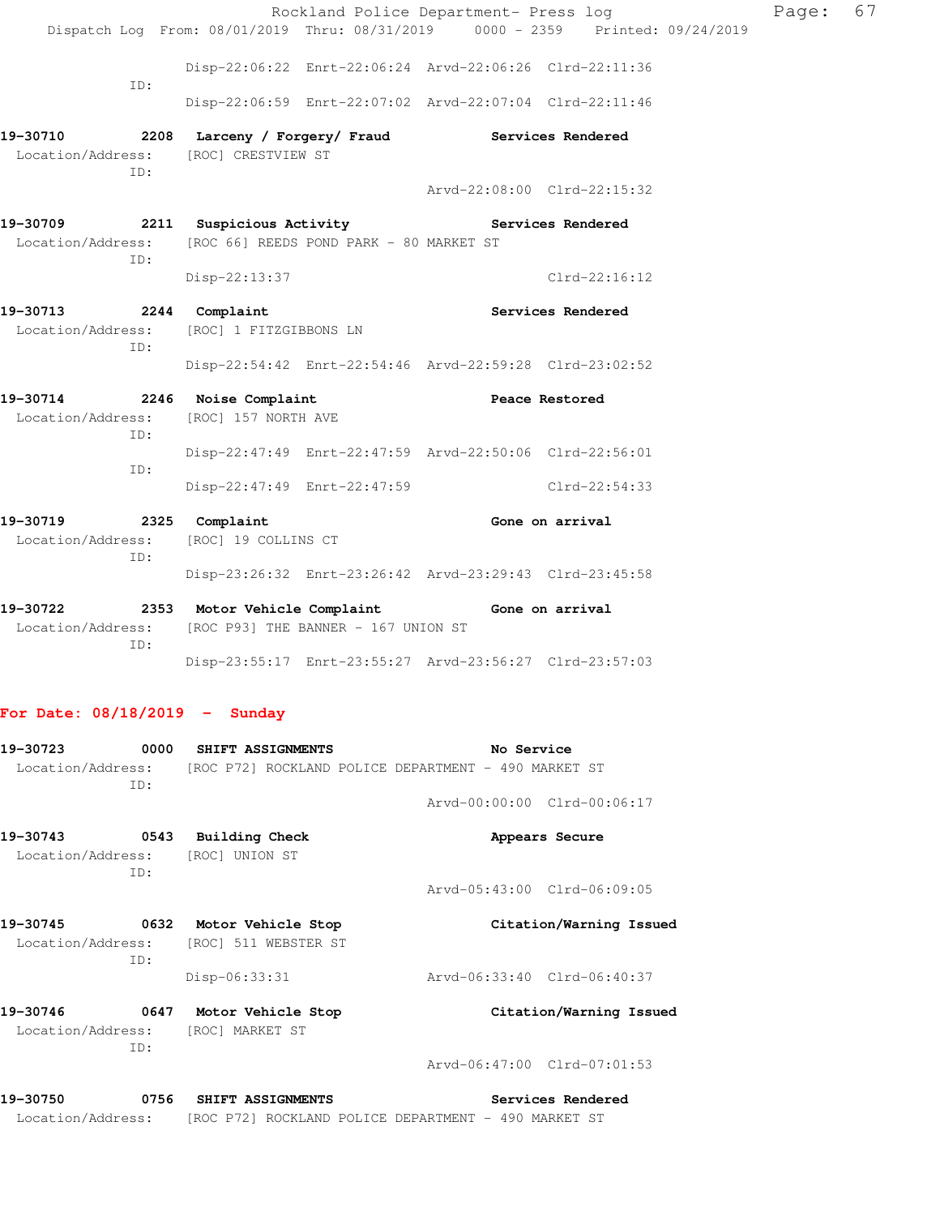Disp-22:06:22 Enrt-22:06:24 Arvd-22:06:26 Clrd-22:11:36

ID:

Disp-22:06:59 Enrt-22:07:02 Arvd-22:07:04 Clrd-22:11:46

**19-30710 2208 Larceny / Forgery/ Fraud — Services Rendered**

Location/Address: [ROC] CRESTVIEW ST

ID:

Arvd-22:08:00 Clrd-22:15:32

**19-30709 2211 Suspicious Activity — Services Rendered**

Location/Address: [ROC 66] REEDS POND PARK - 80 MARKET ST

ID:

Disp-22:13:37 Clrd-22:16:12

**19-30713 2244 Complaint — Services Rendered**

Location/Address: [ROC] 1 FITZGIBBONS LN

ID:

Disp-22:54:42 Enrt-22:54:46 Arvd-22:59:28 Clrd-23:02:52

**19-30714 2246 Noise Complaint — Peace Restored**

Location/Address: [ROC] 157 NORTH AVE

ID:

Disp-22:47:49 Enrt-22:47:59 Arvd-22:50:06 Clrd-22:56:01

ID:

Disp-22:47:49 Enrt-22:47:59 Clrd-22:54:33

**19-30719 2325 Complaint — Gone on arrival**

Location/Address: [ROC] 19 COLLINS CT

ID:

Disp-23:26:32 Enrt-23:26:42 Arvd-23:29:43 Clrd-23:45:58

**19-30722 2353 Motor Vehicle Complaint — Gone on arrival**

Location/Address: [ROC P93] THE BANNER - 167 UNION ST

ID:

Disp-23:55:17 Enrt-23:55:27 Arvd-23:56:27 Clrd-23:57:03

## For Date: 08/18/2019 - Sunday

**19-30723 0000 SHIFT ASSIGNMENTS — No Service**

Location/Address: [ROC P72] ROCKLAND POLICE DEPARTMENT - 490 MARKET ST

ID:

Arvd-00:00:00 Clrd-00:06:17

**19-30743 0543 Building Check — Appears Secure**

Location/Address: [ROC] UNION ST

ID:

Arvd-05:43:00 Clrd-06:09:05

**19-30745 0632 Motor Vehicle Stop — Citation/Warning Issued**

Location/Address: [ROC] 511 WEBSTER ST

ID:

Disp-06:33:31 Arvd-06:33:40 Clrd-06:40:37

**19-30746 0647 Motor Vehicle Stop — Citation/Warning Issued**

Location/Address: [ROC] MARKET ST

ID:

Arvd-06:47:00 Clrd-07:01:53

**19-30750 0756 SHIFT ASSIGNMENTS — Services Rendered**

Location/Address: [ROC P72] ROCKLAND POLICE DEPARTMENT - 490 MARKET ST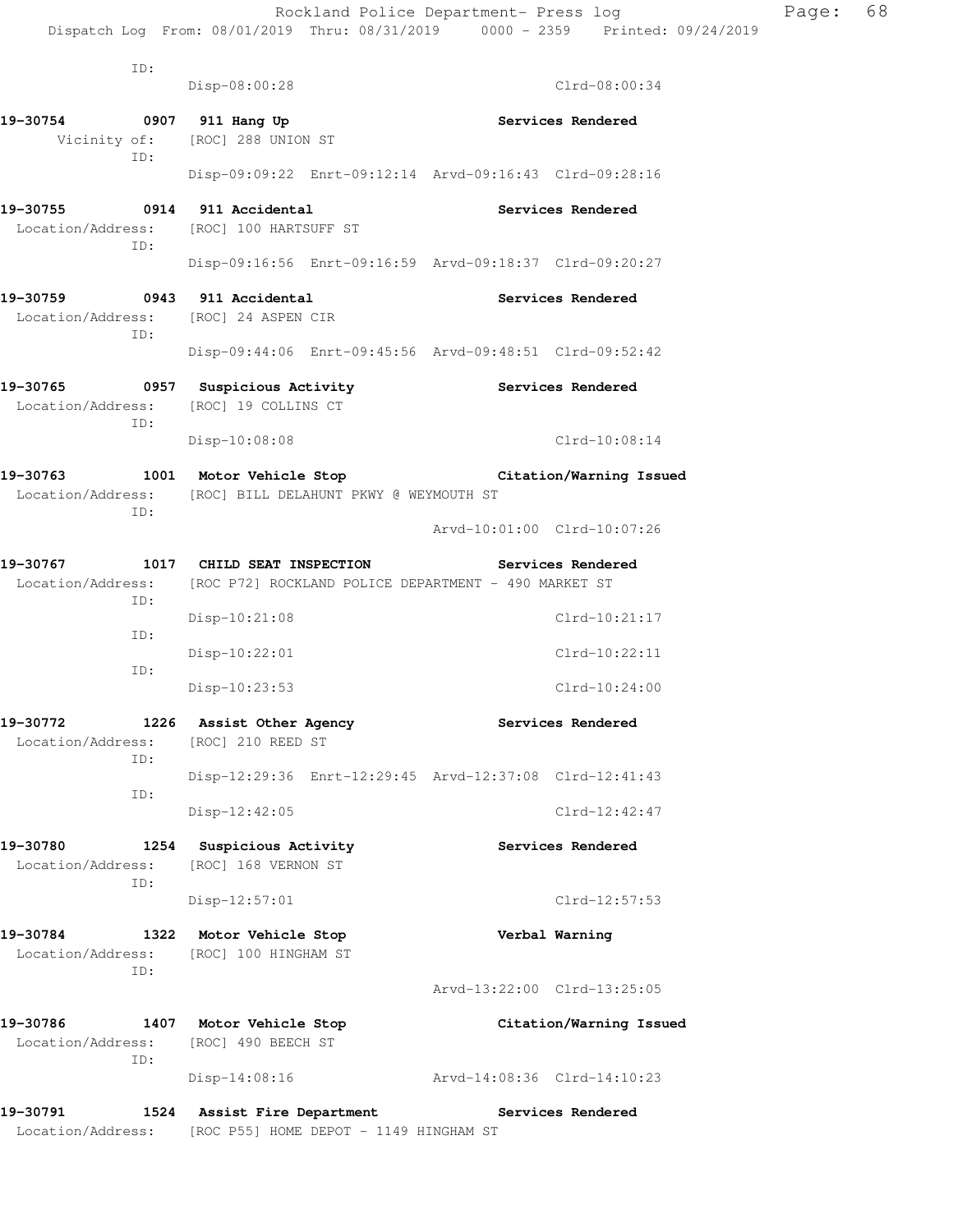ID:
Disp-08:00:28 Clrd-08:00:34

**19-30754 0907 911 Hang Up Services Rendered**
Vicinity of: [ROC] 288 UNION ST
ID:
Disp-09:09:22 Enrt-09:12:14 Arvd-09:16:43 Clrd-09:28:16

**19-30755 0914 911 Accidental Services Rendered**
Location/Address: [ROC] 100 HARTSUFF ST
ID:
Disp-09:16:56 Enrt-09:16:59 Arvd-09:18:37 Clrd-09:20:27

**19-30759 0943 911 Accidental Services Rendered**
Location/Address: [ROC] 24 ASPEN CIR
ID:
Disp-09:44:06 Enrt-09:45:56 Arvd-09:48:51 Clrd-09:52:42

**19-30765 0957 Suspicious Activity Services Rendered**
Location/Address: [ROC] 19 COLLINS CT
ID:
Disp-10:08:08 Clrd-10:08:14

**19-30763 1001 Motor Vehicle Stop Citation/Warning Issued**
Location/Address: [ROC] BILL DELAHUNT PKWY @ WEYMOUTH ST
ID:
Arvd-10:01:00 Clrd-10:07:26

**19-30767 1017 CHILD SEAT INSPECTION Services Rendered**
Location/Address: [ROC P72] ROCKLAND POLICE DEPARTMENT - 490 MARKET ST
ID:
Disp-10:21:08 Clrd-10:21:17
ID:
Disp-10:22:01 Clrd-10:22:11
ID:
Disp-10:23:53 Clrd-10:24:00

**19-30772 1226 Assist Other Agency Services Rendered**
Location/Address: [ROC] 210 REED ST
ID:
Disp-12:29:36 Enrt-12:29:45 Arvd-12:37:08 Clrd-12:41:43
ID:
Disp-12:42:05 Clrd-12:42:47

**19-30780 1254 Suspicious Activity Services Rendered**
Location/Address: [ROC] 168 VERNON ST
ID:
Disp-12:57:01 Clrd-12:57:53

**19-30784 1322 Motor Vehicle Stop Verbal Warning**
Location/Address: [ROC] 100 HINGHAM ST
ID:
Arvd-13:22:00 Clrd-13:25:05

**19-30786 1407 Motor Vehicle Stop Citation/Warning Issued**
Location/Address: [ROC] 490 BEECH ST
ID:
Disp-14:08:16 Arvd-14:08:36 Clrd-14:10:23

**19-30791 1524 Assist Fire Department Services Rendered**
Location/Address: [ROC P55] HOME DEPOT - 1149 HINGHAM ST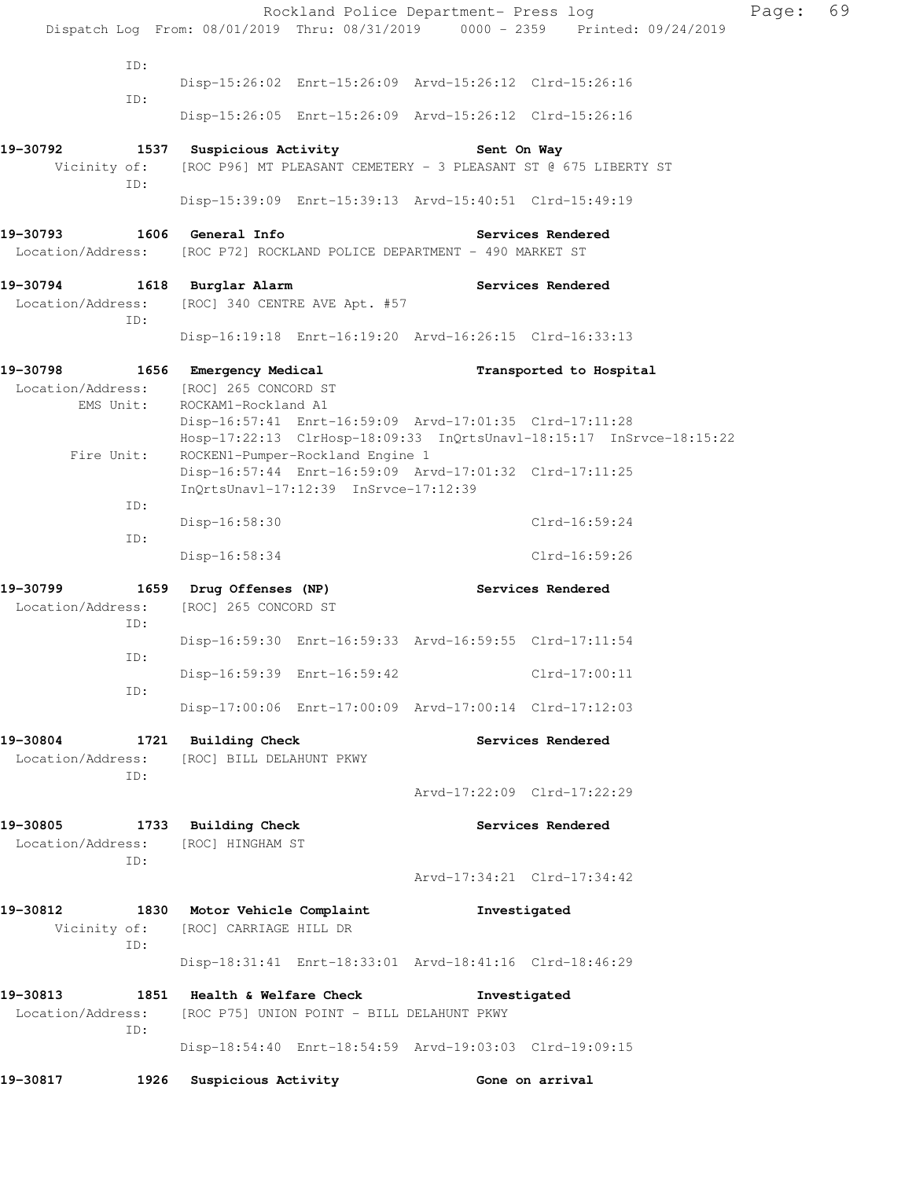ID:
Disp-15:26:02 Enrt-15:26:09 Arvd-15:26:12 Clrd-15:26:16
ID:
Disp-15:26:05 Enrt-15:26:09 Arvd-15:26:12 Clrd-15:26:16

**19-30792 1537 Suspicious Activity Sent On Way**
Vicinity of: [ROC P96] MT PLEASANT CEMETERY - 3 PLEASANT ST @ 675 LIBERTY ST
ID:
Disp-15:39:09 Enrt-15:39:13 Arvd-15:40:51 Clrd-15:49:19

**19-30793 1606 General Info Services Rendered**
Location/Address: [ROC P72] ROCKLAND POLICE DEPARTMENT - 490 MARKET ST

**19-30794 1618 Burglar Alarm Services Rendered**
Location/Address: [ROC] 340 CENTRE AVE Apt. #57
ID:
Disp-16:19:18 Enrt-16:19:20 Arvd-16:26:15 Clrd-16:33:13

**19-30798 1656 Emergency Medical Transported to Hospital**
Location/Address: [ROC] 265 CONCORD ST
EMS Unit: ROCKAM1-Rockland A1
Disp-16:57:41 Enrt-16:59:09 Arvd-17:01:35 Clrd-17:11:28
Hosp-17:22:13 ClrHosp-18:09:33 InQrtsUnavl-18:15:17 InSrvce-18:15:22
Fire Unit: ROCKEN1-Pumper-Rockland Engine 1
Disp-16:57:44 Enrt-16:59:09 Arvd-17:01:32 Clrd-17:11:25
InQrtsUnavl-17:12:39 InSrvce-17:12:39
ID:
Disp-16:58:30 Clrd-16:59:24
ID:
Disp-16:58:34 Clrd-16:59:26

**19-30799 1659 Drug Offenses (NP) Services Rendered**
Location/Address: [ROC] 265 CONCORD ST
ID:
Disp-16:59:30 Enrt-16:59:33 Arvd-16:59:55 Clrd-17:11:54
ID:
Disp-16:59:39 Enrt-16:59:42 Clrd-17:00:11
ID:
Disp-17:00:06 Enrt-17:00:09 Arvd-17:00:14 Clrd-17:12:03

**19-30804 1721 Building Check Services Rendered**
Location/Address: [ROC] BILL DELAHUNT PKWY
ID:
Arvd-17:22:09 Clrd-17:22:29

**19-30805 1733 Building Check Services Rendered**
Location/Address: [ROC] HINGHAM ST
ID:
Arvd-17:34:21 Clrd-17:34:42

**19-30812 1830 Motor Vehicle Complaint Investigated**
Vicinity of: [ROC] CARRIAGE HILL DR
ID:
Disp-18:31:41 Enrt-18:33:01 Arvd-18:41:16 Clrd-18:46:29

**19-30813 1851 Health & Welfare Check Investigated**
Location/Address: [ROC P75] UNION POINT - BILL DELAHUNT PKWY
ID:
Disp-18:54:40 Enrt-18:54:59 Arvd-19:03:03 Clrd-19:09:15

**19-30817 1926 Suspicious Activity Gone on arrival**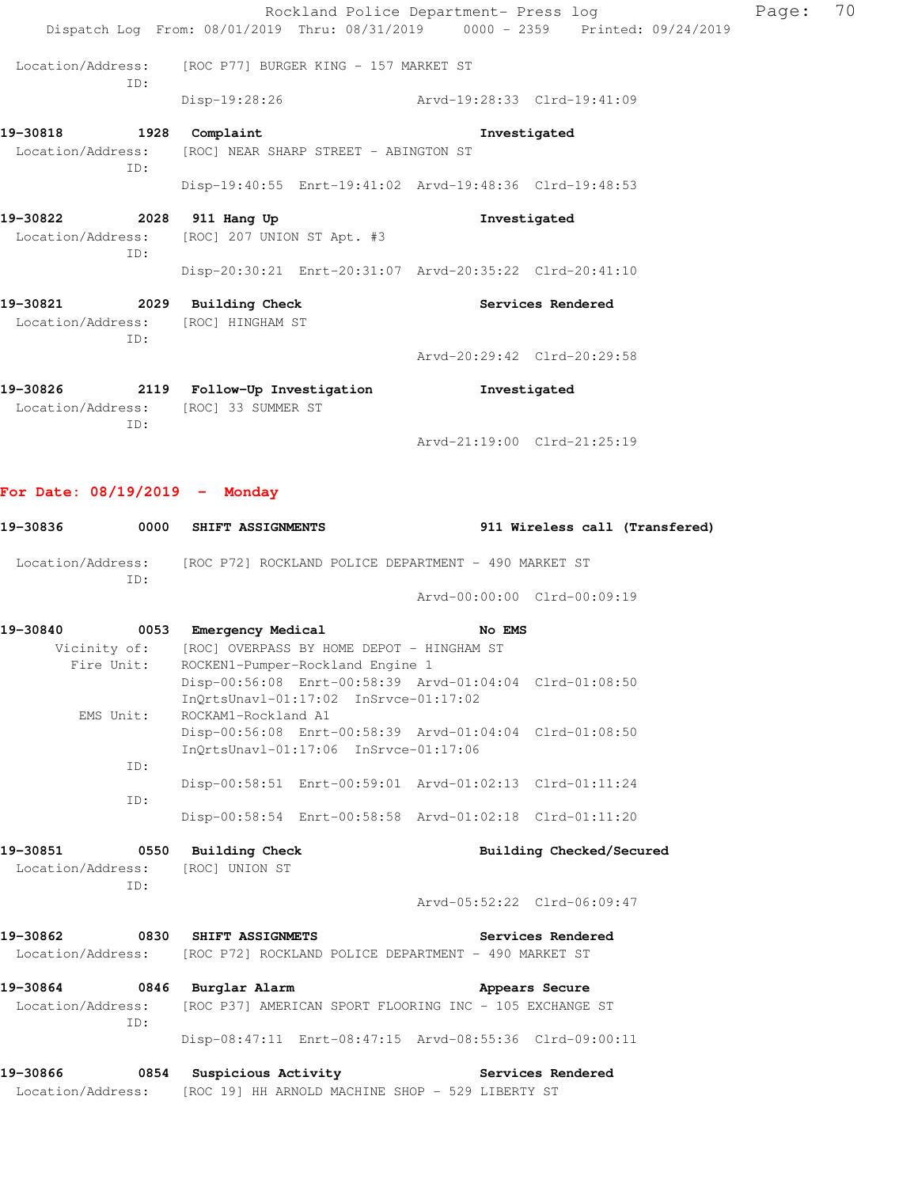Location/Address: [ROC P77] BURGER KING - 157 MARKET ST
ID:
Disp-19:28:26 Arvd-19:28:33 Clrd-19:41:09

**19-30818 1928 Complaint Investigated**
Location/Address: [ROC] NEAR SHARP STREET - ABINGTON ST
ID:
Disp-19:40:55 Enrt-19:41:02 Arvd-19:48:36 Clrd-19:48:53

**19-30822 2028 911 Hang Up Investigated**
Location/Address: [ROC] 207 UNION ST Apt. #3
ID:
Disp-20:30:21 Enrt-20:31:07 Arvd-20:35:22 Clrd-20:41:10

**19-30821 2029 Building Check Services Rendered**
Location/Address: [ROC] HINGHAM ST
ID:
Arvd-20:29:42 Clrd-20:29:58

**19-30826 2119 Follow-Up Investigation Investigated**
Location/Address: [ROC] 33 SUMMER ST
ID:
Arvd-21:19:00 Clrd-21:25:19

## For Date: 08/19/2019 - Monday

**19-30836 0000 SHIFT ASSIGNMENTS 911 Wireless call (Transfered)**
Location/Address: [ROC P72] ROCKLAND POLICE DEPARTMENT - 490 MARKET ST
ID:
Arvd-00:00:00 Clrd-00:09:19

**19-30840 0053 Emergency Medical No EMS**
Vicinity of: [ROC] OVERPASS BY HOME DEPOT - HINGHAM ST
Fire Unit: ROCKEN1-Pumper-Rockland Engine 1
Disp-00:56:08 Enrt-00:58:39 Arvd-01:04:04 Clrd-01:08:50
InQrtsUnavl-01:17:02 InSrvce-01:17:02
EMS Unit: ROCKAM1-Rockland A1
Disp-00:56:08 Enrt-00:58:39 Arvd-01:04:04 Clrd-01:08:50
InQrtsUnavl-01:17:06 InSrvce-01:17:06
ID:
Disp-00:58:51 Enrt-00:59:01 Arvd-01:02:13 Clrd-01:11:24
ID:
Disp-00:58:54 Enrt-00:58:58 Arvd-01:02:18 Clrd-01:11:20

**19-30851 0550 Building Check Building Checked/Secured**
Location/Address: [ROC] UNION ST
ID:
Arvd-05:52:22 Clrd-06:09:47

**19-30862 0830 SHIFT ASSIGNMETS Services Rendered**
Location/Address: [ROC P72] ROCKLAND POLICE DEPARTMENT - 490 MARKET ST

**19-30864 0846 Burglar Alarm Appears Secure**
Location/Address: [ROC P37] AMERICAN SPORT FLOORING INC - 105 EXCHANGE ST
ID:
Disp-08:47:11 Enrt-08:47:15 Arvd-08:55:36 Clrd-09:00:11

**19-30866 0854 Suspicious Activity Services Rendered**
Location/Address: [ROC 19] HH ARNOLD MACHINE SHOP - 529 LIBERTY ST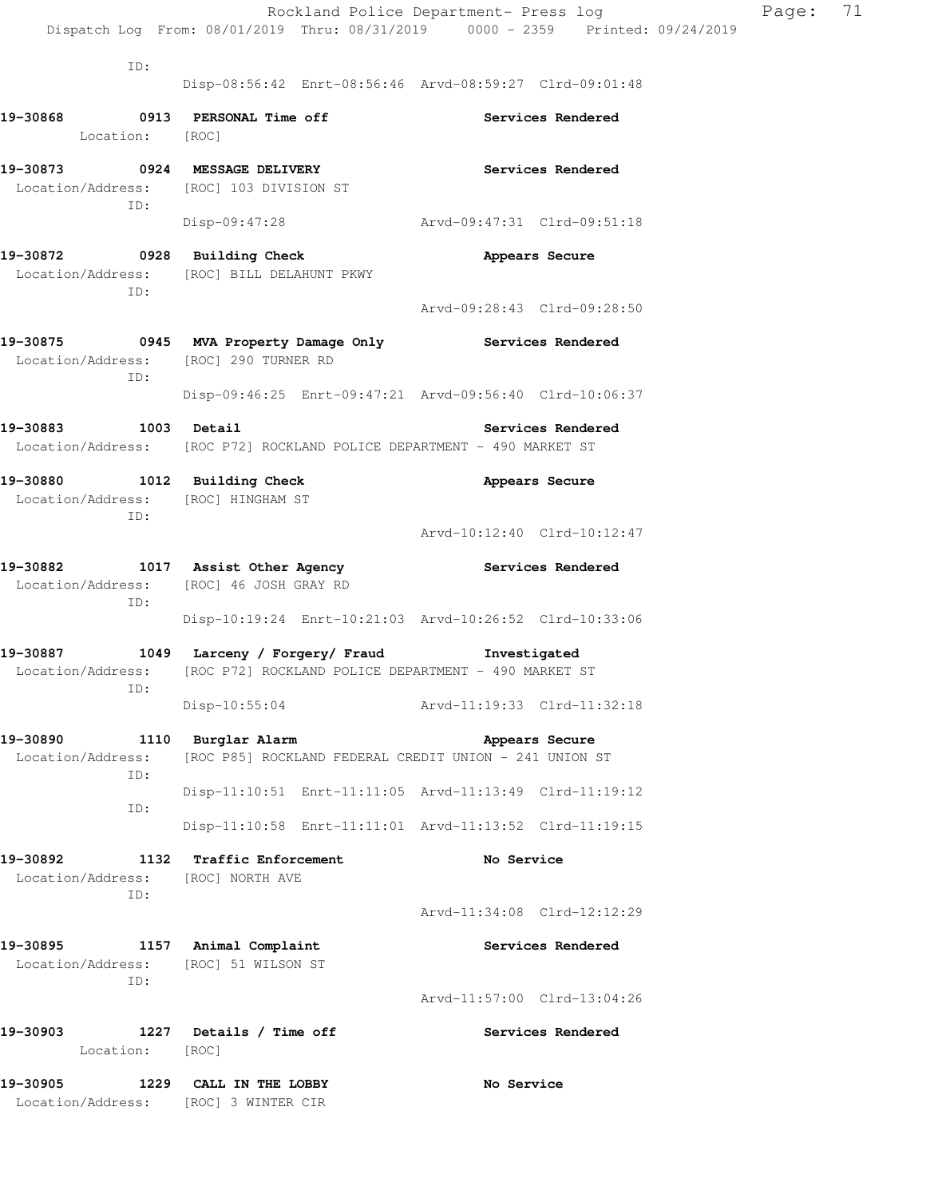ID:
Disp-08:56:42 Enrt-08:56:46 Arvd-08:59:27 Clrd-09:01:48

**19-30868 0913 PERSONAL Time off Services Rendered**
Location: [ROC]

**19-30873 0924 MESSAGE DELIVERY Services Rendered**
Location/Address: [ROC] 103 DIVISION ST
ID:
Disp-09:47:28 Arvd-09:47:31 Clrd-09:51:18

**19-30872 0928 Building Check Appears Secure**
Location/Address: [ROC] BILL DELAHUNT PKWY
ID:
Arvd-09:28:43 Clrd-09:28:50

**19-30875 0945 MVA Property Damage Only Services Rendered**
Location/Address: [ROC] 290 TURNER RD
ID:
Disp-09:46:25 Enrt-09:47:21 Arvd-09:56:40 Clrd-10:06:37

**19-30883 1003 Detail Services Rendered**
Location/Address: [ROC P72] ROCKLAND POLICE DEPARTMENT - 490 MARKET ST

**19-30880 1012 Building Check Appears Secure**
Location/Address: [ROC] HINGHAM ST
ID:
Arvd-10:12:40 Clrd-10:12:47

**19-30882 1017 Assist Other Agency Services Rendered**
Location/Address: [ROC] 46 JOSH GRAY RD
ID:
Disp-10:19:24 Enrt-10:21:03 Arvd-10:26:52 Clrd-10:33:06

**19-30887 1049 Larceny / Forgery/ Fraud Investigated**
Location/Address: [ROC P72] ROCKLAND POLICE DEPARTMENT - 490 MARKET ST
ID:
Disp-10:55:04 Arvd-11:19:33 Clrd-11:32:18

**19-30890 1110 Burglar Alarm Appears Secure**
Location/Address: [ROC P85] ROCKLAND FEDERAL CREDIT UNION - 241 UNION ST
ID:
Disp-11:10:51 Enrt-11:11:05 Arvd-11:13:49 Clrd-11:19:12
ID:
Disp-11:10:58 Enrt-11:11:01 Arvd-11:13:52 Clrd-11:19:15

**19-30892 1132 Traffic Enforcement No Service**
Location/Address: [ROC] NORTH AVE
ID:
Arvd-11:34:08 Clrd-12:12:29

**19-30895 1157 Animal Complaint Services Rendered**
Location/Address: [ROC] 51 WILSON ST
ID:
Arvd-11:57:00 Clrd-13:04:26

**19-30903 1227 Details / Time off Services Rendered**
Location: [ROC]

**19-30905 1229 CALL IN THE LOBBY No Service**
Location/Address: [ROC] 3 WINTER CIR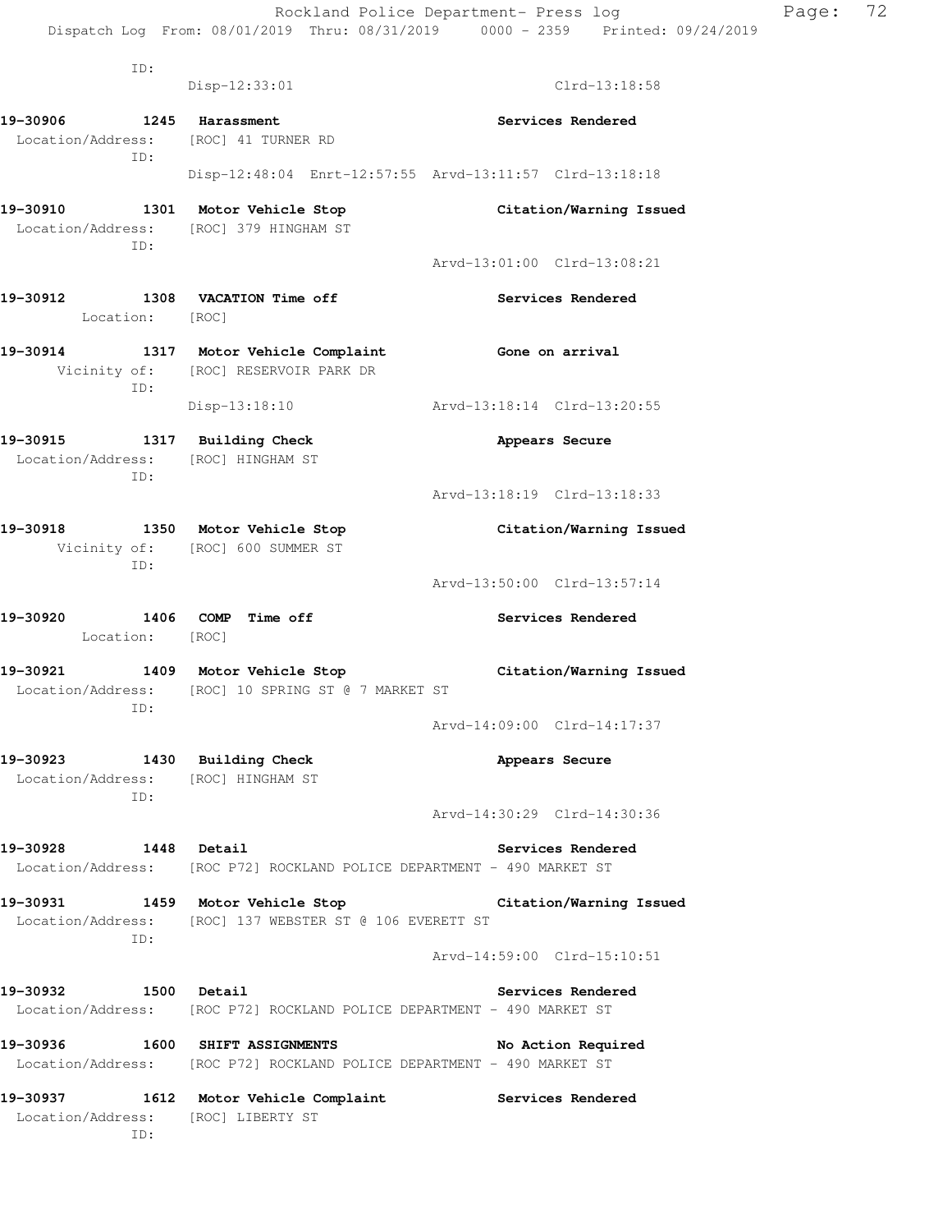ID:
Disp-12:33:01 Clrd-13:18:58

**19-30906 1245 Harassment** **Services Rendered**
Location/Address: [ROC] 41 TURNER RD
ID:
Disp-12:48:04 Enrt-12:57:55 Arvd-13:11:57 Clrd-13:18:18

**19-30910 1301 Motor Vehicle Stop** **Citation/Warning Issued**
Location/Address: [ROC] 379 HINGHAM ST
ID:
Arvd-13:01:00 Clrd-13:08:21

**19-30912 1308 VACATION Time off** **Services Rendered**
Location: [ROC]

**19-30914 1317 Motor Vehicle Complaint** **Gone on arrival**
Vicinity of: [ROC] RESERVOIR PARK DR
ID:
Disp-13:18:10 Arvd-13:18:14 Clrd-13:20:55

**19-30915 1317 Building Check** **Appears Secure**
Location/Address: [ROC] HINGHAM ST
ID:
Arvd-13:18:19 Clrd-13:18:33

**19-30918 1350 Motor Vehicle Stop** **Citation/Warning Issued**
Vicinity of: [ROC] 600 SUMMER ST
ID:
Arvd-13:50:00 Clrd-13:57:14

**19-30920 1406 COMP Time off** **Services Rendered**
Location: [ROC]

**19-30921 1409 Motor Vehicle Stop** **Citation/Warning Issued**
Location/Address: [ROC] 10 SPRING ST @ 7 MARKET ST
ID:
Arvd-14:09:00 Clrd-14:17:37

**19-30923 1430 Building Check** **Appears Secure**
Location/Address: [ROC] HINGHAM ST
ID:
Arvd-14:30:29 Clrd-14:30:36

**19-30928 1448 Detail** **Services Rendered**
Location/Address: [ROC P72] ROCKLAND POLICE DEPARTMENT - 490 MARKET ST

**19-30931 1459 Motor Vehicle Stop** **Citation/Warning Issued**
Location/Address: [ROC] 137 WEBSTER ST @ 106 EVERETT ST
ID:
Arvd-14:59:00 Clrd-15:10:51

**19-30932 1500 Detail** **Services Rendered**
Location/Address: [ROC P72] ROCKLAND POLICE DEPARTMENT - 490 MARKET ST

**19-30936 1600 SHIFT ASSIGNMENTS** **No Action Required**
Location/Address: [ROC P72] ROCKLAND POLICE DEPARTMENT - 490 MARKET ST

**19-30937 1612 Motor Vehicle Complaint** **Services Rendered**
Location/Address: [ROC] LIBERTY ST
ID: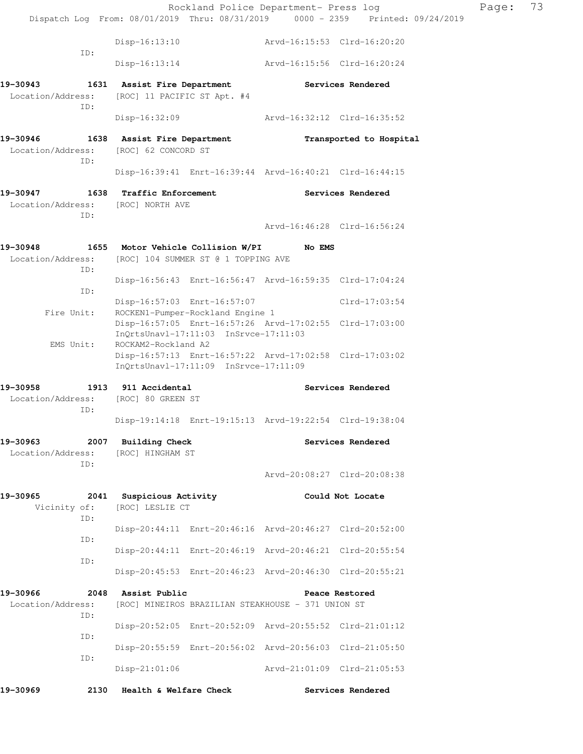```
            Disp-16:13:10              Arvd-16:15:53  Clrd-16:20:20
        ID:
            Disp-16:13:14              Arvd-16:15:56  Clrd-16:20:24

19-30943        1631  Assist Fire Department             Services Rendered
 Location/Address:    [ROC] 11 PACIFIC ST Apt. #4
        ID:
            Disp-16:32:09              Arvd-16:32:12  Clrd-16:35:52

19-30946        1638  Assist Fire Department             Transported to Hospital
 Location/Address:    [ROC] 62 CONCORD ST
        ID:
            Disp-16:39:41  Enrt-16:39:44  Arvd-16:40:21  Clrd-16:44:15

19-30947        1638  Traffic Enforcement                Services Rendered
 Location/Address:    [ROC] NORTH AVE
        ID:
                                          Arvd-16:46:28  Clrd-16:56:24

19-30948        1655  Motor Vehicle Collision W/PI       No EMS
 Location/Address:    [ROC] 104 SUMMER ST @ 1 TOPPING AVE
        ID:
            Disp-16:56:43  Enrt-16:56:47  Arvd-16:59:35  Clrd-17:04:24
        ID:
            Disp-16:57:03  Enrt-16:57:07                 Clrd-17:03:54
    Fire Unit:      ROCKEN1-Pumper-Rockland Engine 1
            Disp-16:57:05  Enrt-16:57:26  Arvd-17:02:55  Clrd-17:03:00
            InQrtsUnavl-17:11:03  InSrvce-17:11:03
     EMS Unit:      ROCKAM2-Rockland A2
            Disp-16:57:13  Enrt-16:57:22  Arvd-17:02:58  Clrd-17:03:02
            InQrtsUnavl-17:11:09  InSrvce-17:11:09

19-30958        1913  911 Accidental                     Services Rendered
 Location/Address:    [ROC] 80 GREEN ST
        ID:
            Disp-19:14:18  Enrt-19:15:13  Arvd-19:22:54  Clrd-19:38:04

19-30963        2007  Building Check                     Services Rendered
 Location/Address:    [ROC] HINGHAM ST
        ID:
                                          Arvd-20:08:27  Clrd-20:08:38

19-30965        2041  Suspicious Activity                Could Not Locate
     Vicinity of:     [ROC] LESLIE CT
        ID:
            Disp-20:44:11  Enrt-20:46:16  Arvd-20:46:27  Clrd-20:52:00
        ID:
            Disp-20:44:11  Enrt-20:46:19  Arvd-20:46:21  Clrd-20:55:54
        ID:
            Disp-20:45:53  Enrt-20:46:23  Arvd-20:46:30  Clrd-20:55:21

19-30966        2048  Assist Public                      Peace Restored
 Location/Address:    [ROC] MINEIROS BRAZILIAN STEAKHOUSE - 371 UNION ST
        ID:
            Disp-20:52:05  Enrt-20:52:09  Arvd-20:55:52  Clrd-21:01:12
        ID:
            Disp-20:55:59  Enrt-20:56:02  Arvd-20:56:03  Clrd-21:05:50
        ID:
            Disp-21:01:06                 Arvd-21:01:09  Clrd-21:05:53

19-30969        2130  Health & Welfare Check             Services Rendered
```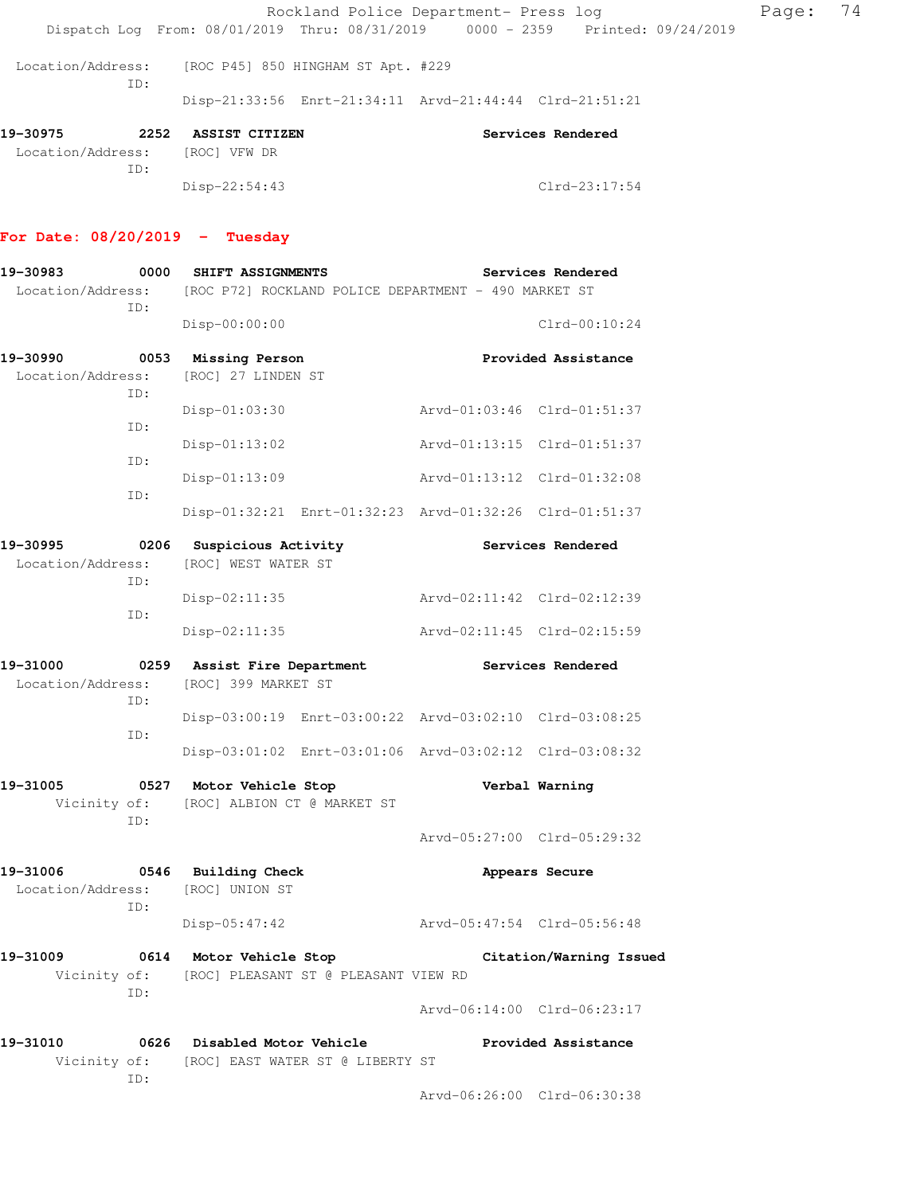Location/Address: [ROC P45] 850 HINGHAM ST Apt. #229
ID:
Disp-21:33:56 Enrt-21:34:11 Arvd-21:44:44 Clrd-21:51:21

**19-30975 2252 ASSIST CITIZEN** **Services Rendered**
Location/Address: [ROC] VFW DR
ID:
Disp-22:54:43 Clrd-23:17:54

## For Date: 08/20/2019 - Tuesday

**19-30983 0000 SHIFT ASSIGNMENTS** **Services Rendered**
Location/Address: [ROC P72] ROCKLAND POLICE DEPARTMENT - 490 MARKET ST
ID:
Disp-00:00:00 Clrd-00:10:24

**19-30990 0053 Missing Person** **Provided Assistance**
Location/Address: [ROC] 27 LINDEN ST
ID:
Disp-01:03:30 Arvd-01:03:46 Clrd-01:51:37
ID:
Disp-01:13:02 Arvd-01:13:15 Clrd-01:51:37
ID:
Disp-01:13:09 Arvd-01:13:12 Clrd-01:32:08
ID:
Disp-01:32:21 Enrt-01:32:23 Arvd-01:32:26 Clrd-01:51:37

**19-30995 0206 Suspicious Activity** **Services Rendered**
Location/Address: [ROC] WEST WATER ST
ID:
Disp-02:11:35 Arvd-02:11:42 Clrd-02:12:39
ID:
Disp-02:11:35 Arvd-02:11:45 Clrd-02:15:59

**19-31000 0259 Assist Fire Department** **Services Rendered**
Location/Address: [ROC] 399 MARKET ST
ID:
Disp-03:00:19 Enrt-03:00:22 Arvd-03:02:10 Clrd-03:08:25
ID:
Disp-03:01:02 Enrt-03:01:06 Arvd-03:02:12 Clrd-03:08:32

**19-31005 0527 Motor Vehicle Stop** **Verbal Warning**
Vicinity of: [ROC] ALBION CT @ MARKET ST
ID:
Arvd-05:27:00 Clrd-05:29:32

**19-31006 0546 Building Check** **Appears Secure**
Location/Address: [ROC] UNION ST
ID:
Disp-05:47:42 Arvd-05:47:54 Clrd-05:56:48

**19-31009 0614 Motor Vehicle Stop** **Citation/Warning Issued**
Vicinity of: [ROC] PLEASANT ST @ PLEASANT VIEW RD
ID:
Arvd-06:14:00 Clrd-06:23:17

**19-31010 0626 Disabled Motor Vehicle** **Provided Assistance**
Vicinity of: [ROC] EAST WATER ST @ LIBERTY ST
ID:
Arvd-06:26:00 Clrd-06:30:38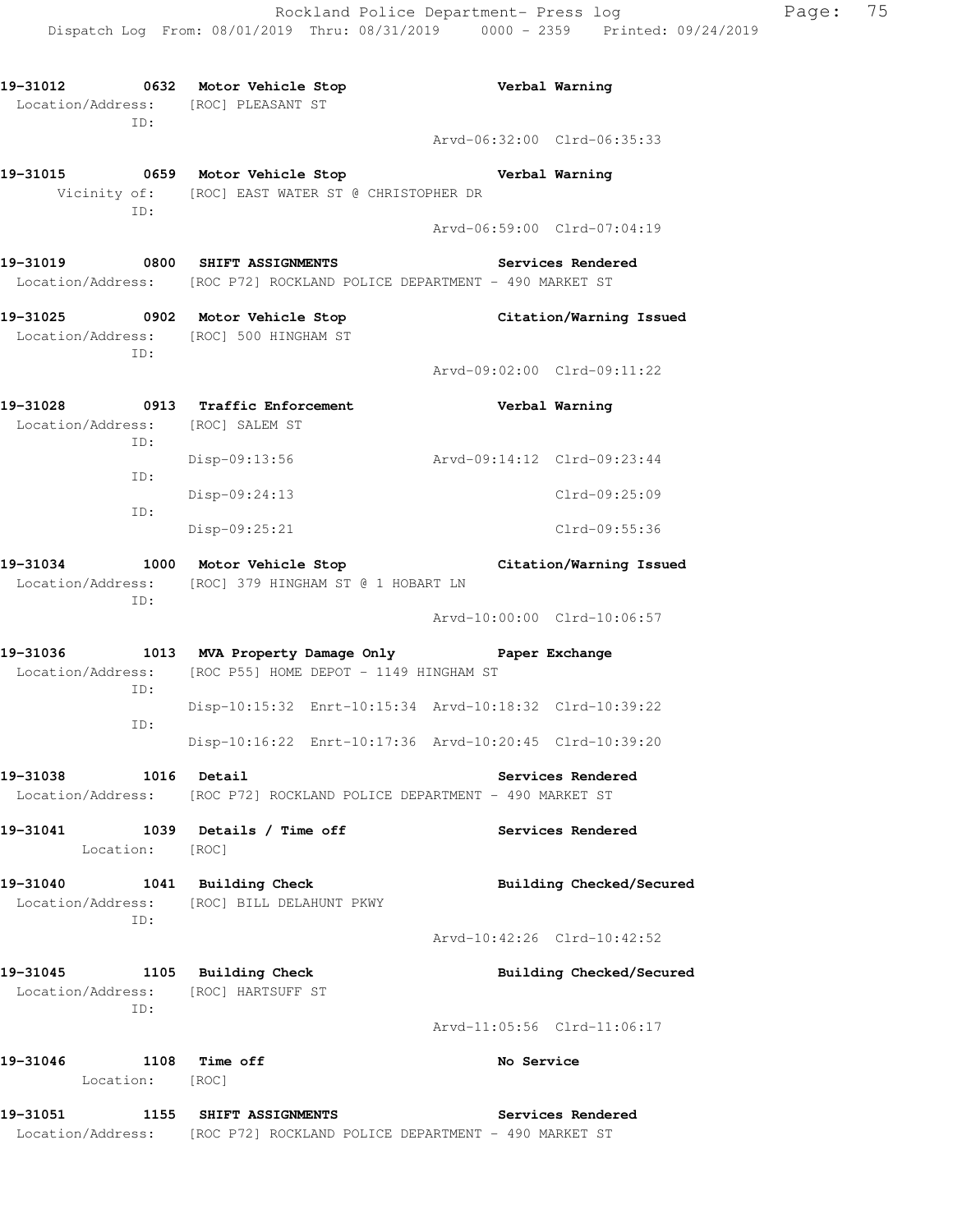19-31012 0632 Motor Vehicle Stop Verbal Warning
Location/Address: [ROC] PLEASANT ST
ID:
Arvd-06:32:00 Clrd-06:35:33

19-31015 0659 Motor Vehicle Stop Verbal Warning
Vicinity of: [ROC] EAST WATER ST @ CHRISTOPHER DR
ID:
Arvd-06:59:00 Clrd-07:04:19

19-31019 0800 SHIFT ASSIGNMENTS Services Rendered
Location/Address: [ROC P72] ROCKLAND POLICE DEPARTMENT - 490 MARKET ST

19-31025 0902 Motor Vehicle Stop Citation/Warning Issued
Location/Address: [ROC] 500 HINGHAM ST
ID:
Arvd-09:02:00 Clrd-09:11:22

19-31028 0913 Traffic Enforcement Verbal Warning
Location/Address: [ROC] SALEM ST
ID:
Disp-09:13:56 Arvd-09:14:12 Clrd-09:23:44
ID:
Disp-09:24:13 Clrd-09:25:09
ID:
Disp-09:25:21 Clrd-09:55:36

19-31034 1000 Motor Vehicle Stop Citation/Warning Issued
Location/Address: [ROC] 379 HINGHAM ST @ 1 HOBART LN
ID:
Arvd-10:00:00 Clrd-10:06:57

19-31036 1013 MVA Property Damage Only Paper Exchange
Location/Address: [ROC P55] HOME DEPOT - 1149 HINGHAM ST
ID:
Disp-10:15:32 Enrt-10:15:34 Arvd-10:18:32 Clrd-10:39:22
ID:
Disp-10:16:22 Enrt-10:17:36 Arvd-10:20:45 Clrd-10:39:20

19-31038 1016 Detail Services Rendered
Location/Address: [ROC P72] ROCKLAND POLICE DEPARTMENT - 490 MARKET ST

19-31041 1039 Details / Time off Services Rendered
Location: [ROC]

19-31040 1041 Building Check Building Checked/Secured
Location/Address: [ROC] BILL DELAHUNT PKWY
ID:
Arvd-10:42:26 Clrd-10:42:52

19-31045 1105 Building Check Building Checked/Secured
Location/Address: [ROC] HARTSUFF ST
ID:
Arvd-11:05:56 Clrd-11:06:17

19-31046 1108 Time off No Service
Location: [ROC]

19-31051 1155 SHIFT ASSIGNMENTS Services Rendered
Location/Address: [ROC P72] ROCKLAND POLICE DEPARTMENT - 490 MARKET ST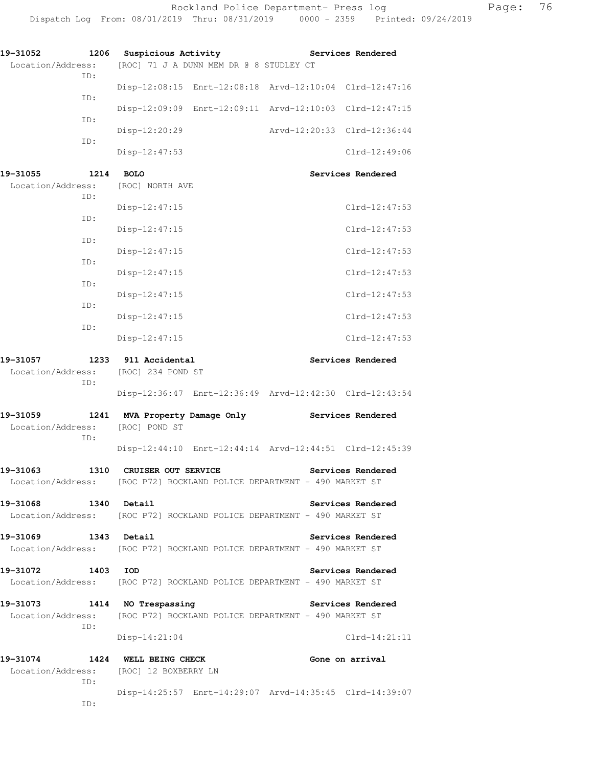**19-31052 1206 Suspicious Activity** **Services Rendered**
Location/Address: [ROC] 71 J A DUNN MEM DR @ 8 STUDLEY CT
ID:
Disp-12:08:15 Enrt-12:08:18 Arvd-12:10:04 Clrd-12:47:16
ID:
Disp-12:09:09 Enrt-12:09:11 Arvd-12:10:03 Clrd-12:47:15
ID:
Disp-12:20:29 Arvd-12:20:33 Clrd-12:36:44
ID:
Disp-12:47:53 Clrd-12:49:06

**19-31055 1214 BOLO** **Services Rendered**
Location/Address: [ROC] NORTH AVE
ID:
Disp-12:47:15 Clrd-12:47:53
ID:
Disp-12:47:15 Clrd-12:47:53
ID:
Disp-12:47:15 Clrd-12:47:53
ID:
Disp-12:47:15 Clrd-12:47:53
ID:
Disp-12:47:15 Clrd-12:47:53
ID:
Disp-12:47:15 Clrd-12:47:53
ID:
Disp-12:47:15 Clrd-12:47:53

**19-31057 1233 911 Accidental** **Services Rendered**
Location/Address: [ROC] 234 POND ST
ID:
Disp-12:36:47 Enrt-12:36:49 Arvd-12:42:30 Clrd-12:43:54

**19-31059 1241 MVA Property Damage Only** **Services Rendered**
Location/Address: [ROC] POND ST
ID:
Disp-12:44:10 Enrt-12:44:14 Arvd-12:44:51 Clrd-12:45:39

**19-31063 1310 CRUISER OUT SERVICE** **Services Rendered**
Location/Address: [ROC P72] ROCKLAND POLICE DEPARTMENT - 490 MARKET ST

**19-31068 1340 Detail** **Services Rendered**
Location/Address: [ROC P72] ROCKLAND POLICE DEPARTMENT - 490 MARKET ST

**19-31069 1343 Detail** **Services Rendered**
Location/Address: [ROC P72] ROCKLAND POLICE DEPARTMENT - 490 MARKET ST

**19-31072 1403 IOD** **Services Rendered**
Location/Address: [ROC P72] ROCKLAND POLICE DEPARTMENT - 490 MARKET ST

**19-31073 1414 NO Trespassing** **Services Rendered**
Location/Address: [ROC P72] ROCKLAND POLICE DEPARTMENT - 490 MARKET ST
ID:
Disp-14:21:04 Clrd-14:21:11

**19-31074 1424 WELL BEING CHECK** **Gone on arrival**
Location/Address: [ROC] 12 BOXBERRY LN
ID:
Disp-14:25:57 Enrt-14:29:07 Arvd-14:35:45 Clrd-14:39:07
ID: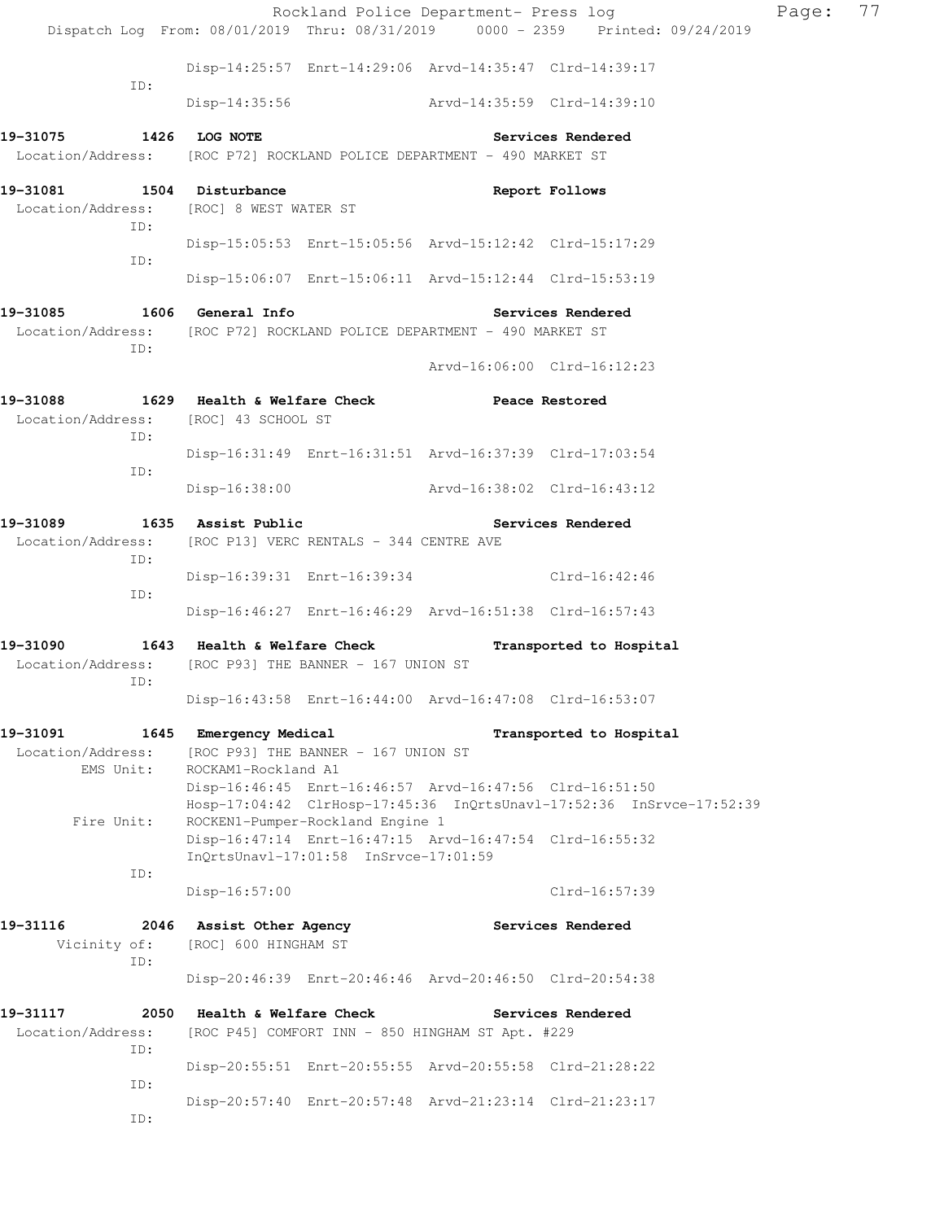Disp-14:25:57 Enrt-14:29:06 Arvd-14:35:47 Clrd-14:39:17

ID:

Disp-14:35:56 Arvd-14:35:59 Clrd-14:39:10

**19-31075 1426 LOG NOTE** **Services Rendered**

Location/Address: [ROC P72] ROCKLAND POLICE DEPARTMENT - 490 MARKET ST

**19-31081 1504 Disturbance** **Report Follows**

Location/Address: [ROC] 8 WEST WATER ST

ID:

Disp-15:05:53 Enrt-15:05:56 Arvd-15:12:42 Clrd-15:17:29

ID:

Disp-15:06:07 Enrt-15:06:11 Arvd-15:12:44 Clrd-15:53:19

**19-31085 1606 General Info** **Services Rendered**

Location/Address: [ROC P72] ROCKLAND POLICE DEPARTMENT - 490 MARKET ST

ID:

Arvd-16:06:00 Clrd-16:12:23

**19-31088 1629 Health & Welfare Check** **Peace Restored**

Location/Address: [ROC] 43 SCHOOL ST

ID:

Disp-16:31:49 Enrt-16:31:51 Arvd-16:37:39 Clrd-17:03:54

ID:

Disp-16:38:00 Arvd-16:38:02 Clrd-16:43:12

**19-31089 1635 Assist Public** **Services Rendered**

Location/Address: [ROC P13] VERC RENTALS - 344 CENTRE AVE

ID:

Disp-16:39:31 Enrt-16:39:34 Clrd-16:42:46

ID:

Disp-16:46:27 Enrt-16:46:29 Arvd-16:51:38 Clrd-16:57:43

**19-31090 1643 Health & Welfare Check** **Transported to Hospital**

Location/Address: [ROC P93] THE BANNER - 167 UNION ST

ID:

Disp-16:43:58 Enrt-16:44:00 Arvd-16:47:08 Clrd-16:53:07

**19-31091 1645 Emergency Medical** **Transported to Hospital**

Location/Address: [ROC P93] THE BANNER - 167 UNION ST

EMS Unit: ROCKAM1-Rockland A1

Disp-16:46:45 Enrt-16:46:57 Arvd-16:47:56 Clrd-16:51:50

Hosp-17:04:42 ClrHosp-17:45:36 InQrtsUnavl-17:52:36 InSrvce-17:52:39

Fire Unit: ROCKEN1-Pumper-Rockland Engine 1

Disp-16:47:14 Enrt-16:47:15 Arvd-16:47:54 Clrd-16:55:32

InQrtsUnavl-17:01:58 InSrvce-17:01:59

ID:

Disp-16:57:00 Clrd-16:57:39

**19-31116 2046 Assist Other Agency** **Services Rendered**

Vicinity of: [ROC] 600 HINGHAM ST

ID:

Disp-20:46:39 Enrt-20:46:46 Arvd-20:46:50 Clrd-20:54:38

**19-31117 2050 Health & Welfare Check** **Services Rendered**

Location/Address: [ROC P45] COMFORT INN - 850 HINGHAM ST Apt. #229

ID:

Disp-20:55:51 Enrt-20:55:55 Arvd-20:55:58 Clrd-21:28:22

ID:

Disp-20:57:40 Enrt-20:57:48 Arvd-21:23:14 Clrd-21:23:17

ID: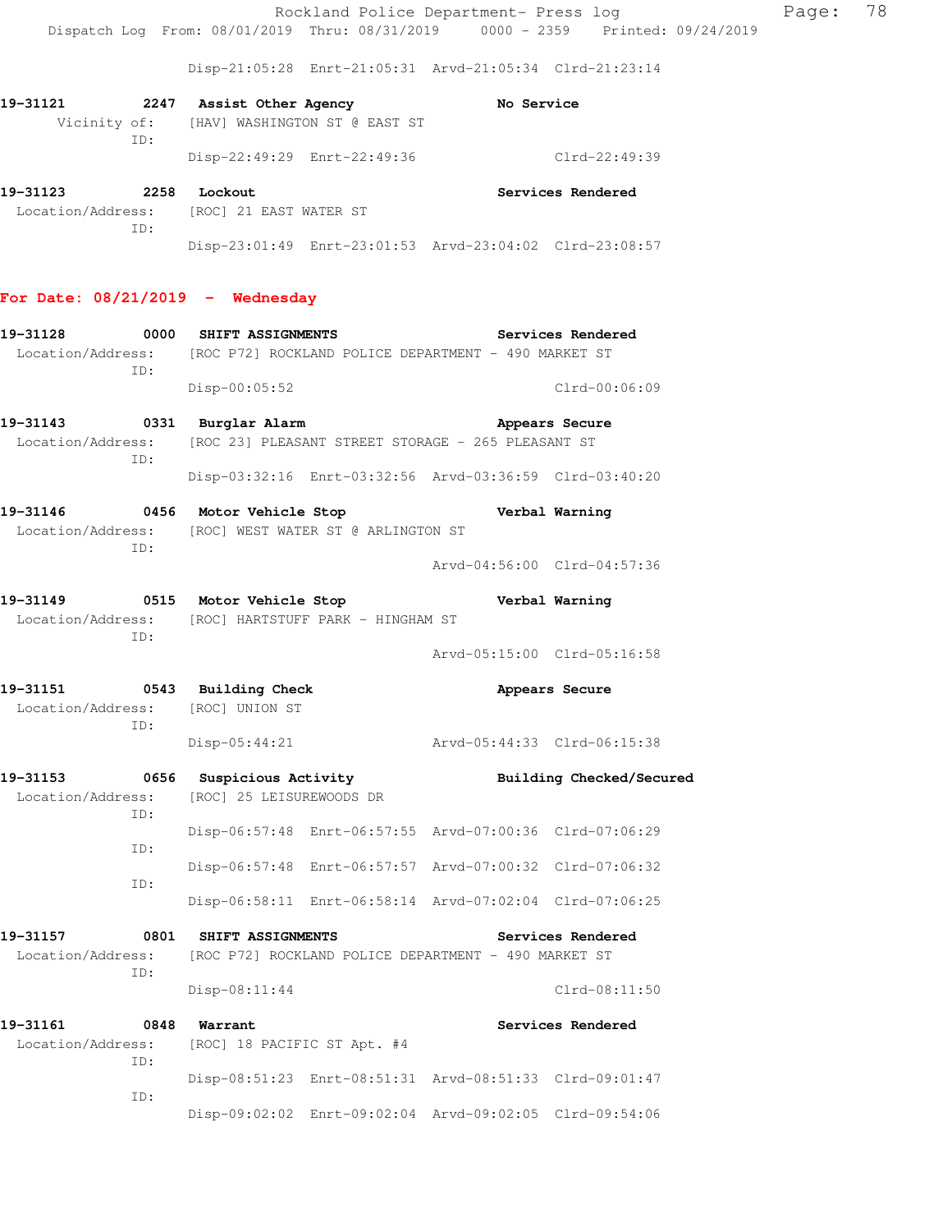Disp-21:05:28 Enrt-21:05:31 Arvd-21:05:34 Clrd-21:23:14

**19-31121 2247 Assist Other Agency No Service**
Vicinity of: [HAV] WASHINGTON ST @ EAST ST
ID:
Disp-22:49:29 Enrt-22:49:36 Clrd-22:49:39

**19-31123 2258 Lockout Services Rendered**
Location/Address: [ROC] 21 EAST WATER ST
ID:
Disp-23:01:49 Enrt-23:01:53 Arvd-23:04:02 Clrd-23:08:57

## For Date: 08/21/2019 - Wednesday

**19-31128 0000 SHIFT ASSIGNMENTS Services Rendered**
Location/Address: [ROC P72] ROCKLAND POLICE DEPARTMENT - 490 MARKET ST
ID:
Disp-00:05:52 Clrd-00:06:09

**19-31143 0331 Burglar Alarm Appears Secure**
Location/Address: [ROC 23] PLEASANT STREET STORAGE - 265 PLEASANT ST
ID:
Disp-03:32:16 Enrt-03:32:56 Arvd-03:36:59 Clrd-03:40:20

**19-31146 0456 Motor Vehicle Stop Verbal Warning**
Location/Address: [ROC] WEST WATER ST @ ARLINGTON ST
ID:
Arvd-04:56:00 Clrd-04:57:36

**19-31149 0515 Motor Vehicle Stop Verbal Warning**
Location/Address: [ROC] HARTSTUFF PARK - HINGHAM ST
ID:
Arvd-05:15:00 Clrd-05:16:58

**19-31151 0543 Building Check Appears Secure**
Location/Address: [ROC] UNION ST
ID:
Disp-05:44:21 Arvd-05:44:33 Clrd-06:15:38

**19-31153 0656 Suspicious Activity Building Checked/Secured**
Location/Address: [ROC] 25 LEISUREWOODS DR
ID:
Disp-06:57:48 Enrt-06:57:55 Arvd-07:00:36 Clrd-07:06:29
ID:
Disp-06:57:48 Enrt-06:57:57 Arvd-07:00:32 Clrd-07:06:32
ID:
Disp-06:58:11 Enrt-06:58:14 Arvd-07:02:04 Clrd-07:06:25

**19-31157 0801 SHIFT ASSIGNMENTS Services Rendered**
Location/Address: [ROC P72] ROCKLAND POLICE DEPARTMENT - 490 MARKET ST
ID:
Disp-08:11:44 Clrd-08:11:50

**19-31161 0848 Warrant Services Rendered**
Location/Address: [ROC] 18 PACIFIC ST Apt. #4
ID:
Disp-08:51:23 Enrt-08:51:31 Arvd-08:51:33 Clrd-09:01:47
ID:
Disp-09:02:02 Enrt-09:02:04 Arvd-09:02:05 Clrd-09:54:06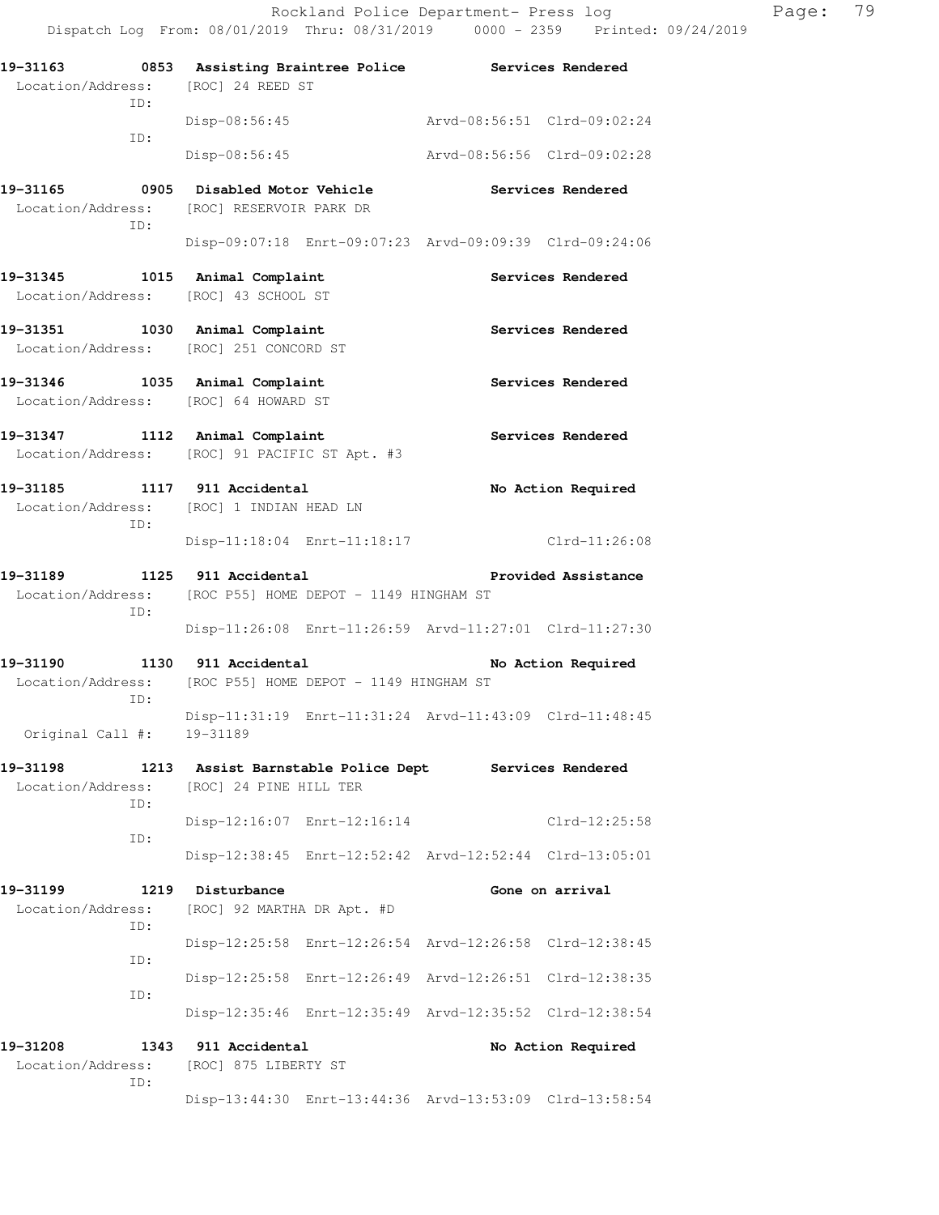**19-31163 0853 Assisting Braintree Police — Services Rendered**
Location/Address: [ROC] 24 REED ST
ID:
Disp-08:56:45 Arvd-08:56:51 Clrd-09:02:24
ID:
Disp-08:56:45 Arvd-08:56:56 Clrd-09:02:28

**19-31165 0905 Disabled Motor Vehicle — Services Rendered**
Location/Address: [ROC] RESERVOIR PARK DR
ID:
Disp-09:07:18 Enrt-09:07:23 Arvd-09:09:39 Clrd-09:24:06

**19-31345 1015 Animal Complaint — Services Rendered**
Location/Address: [ROC] 43 SCHOOL ST

**19-31351 1030 Animal Complaint — Services Rendered**
Location/Address: [ROC] 251 CONCORD ST

**19-31346 1035 Animal Complaint — Services Rendered**
Location/Address: [ROC] 64 HOWARD ST

**19-31347 1112 Animal Complaint — Services Rendered**
Location/Address: [ROC] 91 PACIFIC ST Apt. #3

**19-31185 1117 911 Accidental — No Action Required**
Location/Address: [ROC] 1 INDIAN HEAD LN
ID:
Disp-11:18:04 Enrt-11:18:17 Clrd-11:26:08

**19-31189 1125 911 Accidental — Provided Assistance**
Location/Address: [ROC P55] HOME DEPOT - 1149 HINGHAM ST
ID:
Disp-11:26:08 Enrt-11:26:59 Arvd-11:27:01 Clrd-11:27:30

**19-31190 1130 911 Accidental — No Action Required**
Location/Address: [ROC P55] HOME DEPOT - 1149 HINGHAM ST
ID:
Disp-11:31:19 Enrt-11:31:24 Arvd-11:43:09 Clrd-11:48:45
Original Call #: 19-31189

**19-31198 1213 Assist Barnstable Police Dept — Services Rendered**
Location/Address: [ROC] 24 PINE HILL TER
ID:
Disp-12:16:07 Enrt-12:16:14 Clrd-12:25:58
ID:
Disp-12:38:45 Enrt-12:52:42 Arvd-12:52:44 Clrd-13:05:01

**19-31199 1219 Disturbance — Gone on arrival**
Location/Address: [ROC] 92 MARTHA DR Apt. #D
ID:
Disp-12:25:58 Enrt-12:26:54 Arvd-12:26:58 Clrd-12:38:45
ID:
Disp-12:25:58 Enrt-12:26:49 Arvd-12:26:51 Clrd-12:38:35
ID:
Disp-12:35:46 Enrt-12:35:49 Arvd-12:35:52 Clrd-12:38:54

**19-31208 1343 911 Accidental — No Action Required**
Location/Address: [ROC] 875 LIBERTY ST
ID:
Disp-13:44:30 Enrt-13:44:36 Arvd-13:53:09 Clrd-13:58:54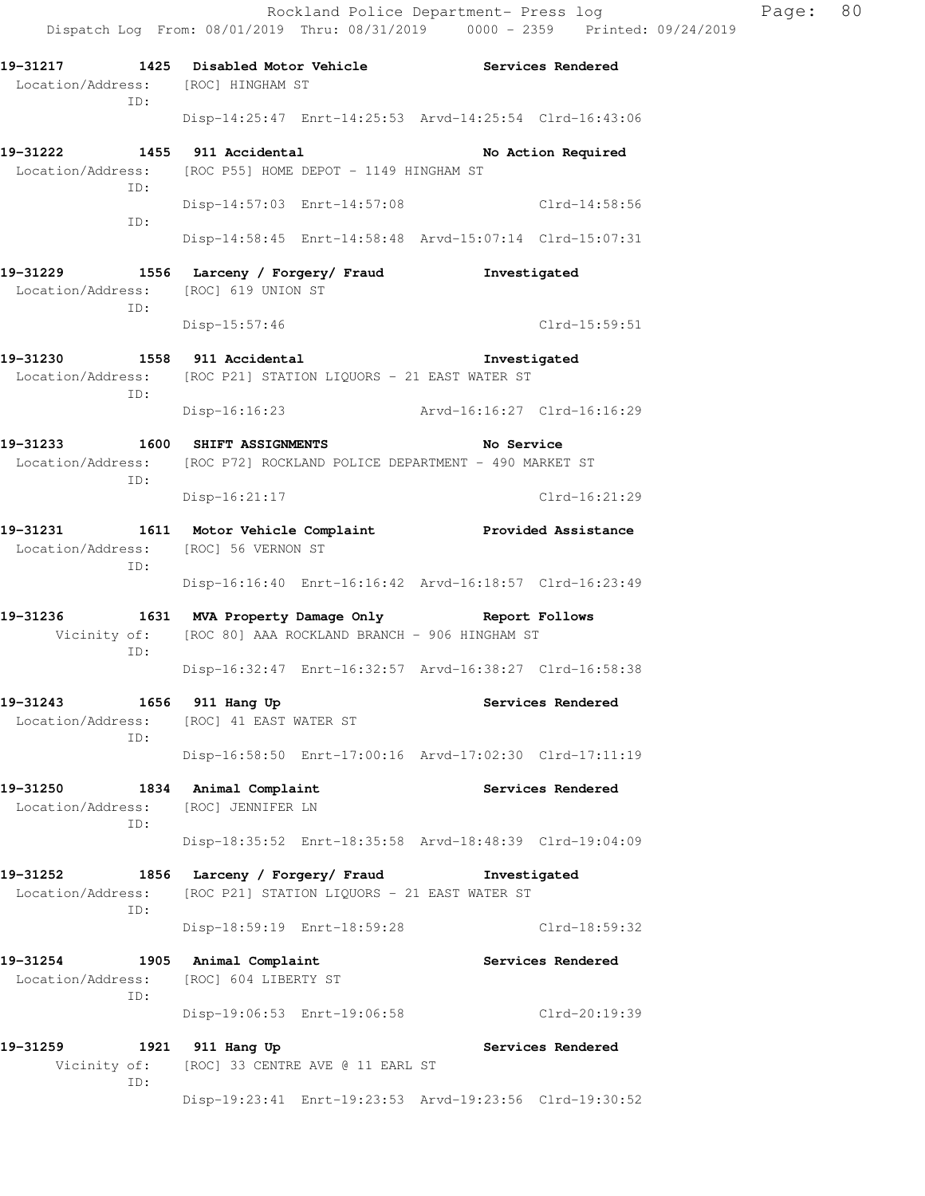19-31217 1425 Disabled Motor Vehicle Services Rendered
Location/Address: [ROC] HINGHAM ST
ID:
Disp-14:25:47 Enrt-14:25:53 Arvd-14:25:54 Clrd-16:43:06

19-31222 1455 911 Accidental No Action Required
Location/Address: [ROC P55] HOME DEPOT - 1149 HINGHAM ST
ID:
Disp-14:57:03 Enrt-14:57:08 Clrd-14:58:56
ID:
Disp-14:58:45 Enrt-14:58:48 Arvd-15:07:14 Clrd-15:07:31

19-31229 1556 Larceny / Forgery/ Fraud Investigated
Location/Address: [ROC] 619 UNION ST
ID:
Disp-15:57:46 Clrd-15:59:51

19-31230 1558 911 Accidental Investigated
Location/Address: [ROC P21] STATION LIQUORS - 21 EAST WATER ST
ID:
Disp-16:16:23 Arvd-16:16:27 Clrd-16:16:29

19-31233 1600 SHIFT ASSIGNMENTS No Service
Location/Address: [ROC P72] ROCKLAND POLICE DEPARTMENT - 490 MARKET ST
ID:
Disp-16:21:17 Clrd-16:21:29

19-31231 1611 Motor Vehicle Complaint Provided Assistance
Location/Address: [ROC] 56 VERNON ST
ID:
Disp-16:16:40 Enrt-16:16:42 Arvd-16:18:57 Clrd-16:23:49

19-31236 1631 MVA Property Damage Only Report Follows
Vicinity of: [ROC 80] AAA ROCKLAND BRANCH - 906 HINGHAM ST
ID:
Disp-16:32:47 Enrt-16:32:57 Arvd-16:38:27 Clrd-16:58:38

19-31243 1656 911 Hang Up Services Rendered
Location/Address: [ROC] 41 EAST WATER ST
ID:
Disp-16:58:50 Enrt-17:00:16 Arvd-17:02:30 Clrd-17:11:19

19-31250 1834 Animal Complaint Services Rendered
Location/Address: [ROC] JENNIFER LN
ID:
Disp-18:35:52 Enrt-18:35:58 Arvd-18:48:39 Clrd-19:04:09

19-31252 1856 Larceny / Forgery/ Fraud Investigated
Location/Address: [ROC P21] STATION LIQUORS - 21 EAST WATER ST
ID:
Disp-18:59:19 Enrt-18:59:28 Clrd-18:59:32

19-31254 1905 Animal Complaint Services Rendered
Location/Address: [ROC] 604 LIBERTY ST
ID:
Disp-19:06:53 Enrt-19:06:58 Clrd-20:19:39

19-31259 1921 911 Hang Up Services Rendered
Vicinity of: [ROC] 33 CENTRE AVE @ 11 EARL ST
ID:
Disp-19:23:41 Enrt-19:23:53 Arvd-19:23:56 Clrd-19:30:52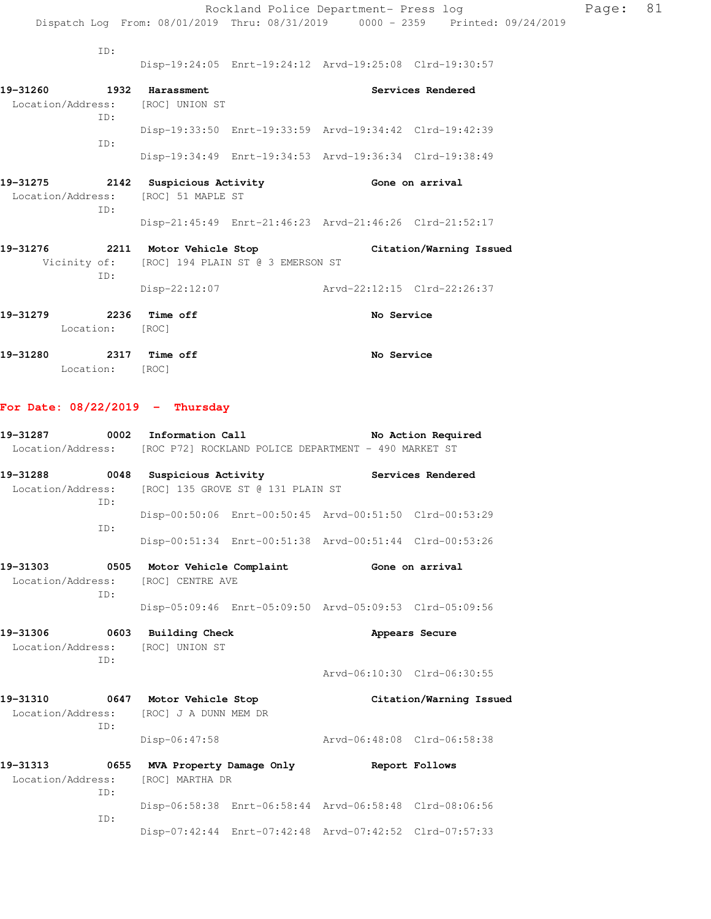ID:
Disp-19:24:05 Enrt-19:24:12 Arvd-19:25:08 Clrd-19:30:57

**19-31260 1932 Harassment** **Services Rendered**
Location/Address: [ROC] UNION ST
ID:
Disp-19:33:50 Enrt-19:33:59 Arvd-19:34:42 Clrd-19:42:39
ID:
Disp-19:34:49 Enrt-19:34:53 Arvd-19:36:34 Clrd-19:38:49

**19-31275 2142 Suspicious Activity** **Gone on arrival**
Location/Address: [ROC] 51 MAPLE ST
ID:
Disp-21:45:49 Enrt-21:46:23 Arvd-21:46:26 Clrd-21:52:17

**19-31276 2211 Motor Vehicle Stop** **Citation/Warning Issued**
Vicinity of: [ROC] 194 PLAIN ST @ 3 EMERSON ST
ID:
Disp-22:12:07 Arvd-22:12:15 Clrd-22:26:37

**19-31279 2236 Time off** **No Service**
Location: [ROC]

**19-31280 2317 Time off** **No Service**
Location: [ROC]

## For Date: 08/22/2019 - Thursday

**19-31287 0002 Information Call** **No Action Required**
Location/Address: [ROC P72] ROCKLAND POLICE DEPARTMENT - 490 MARKET ST

**19-31288 0048 Suspicious Activity** **Services Rendered**
Location/Address: [ROC] 135 GROVE ST @ 131 PLAIN ST
ID:
Disp-00:50:06 Enrt-00:50:45 Arvd-00:51:50 Clrd-00:53:29
ID:
Disp-00:51:34 Enrt-00:51:38 Arvd-00:51:44 Clrd-00:53:26

**19-31303 0505 Motor Vehicle Complaint** **Gone on arrival**
Location/Address: [ROC] CENTRE AVE
ID:
Disp-05:09:46 Enrt-05:09:50 Arvd-05:09:53 Clrd-05:09:56

**19-31306 0603 Building Check** **Appears Secure**
Location/Address: [ROC] UNION ST
ID:
Arvd-06:10:30 Clrd-06:30:55

**19-31310 0647 Motor Vehicle Stop** **Citation/Warning Issued**
Location/Address: [ROC] J A DUNN MEM DR
ID:
Disp-06:47:58 Arvd-06:48:08 Clrd-06:58:38

**19-31313 0655 MVA Property Damage Only** **Report Follows**
Location/Address: [ROC] MARTHA DR
ID:
Disp-06:58:38 Enrt-06:58:44 Arvd-06:58:48 Clrd-08:06:56
ID:
Disp-07:42:44 Enrt-07:42:48 Arvd-07:42:52 Clrd-07:57:33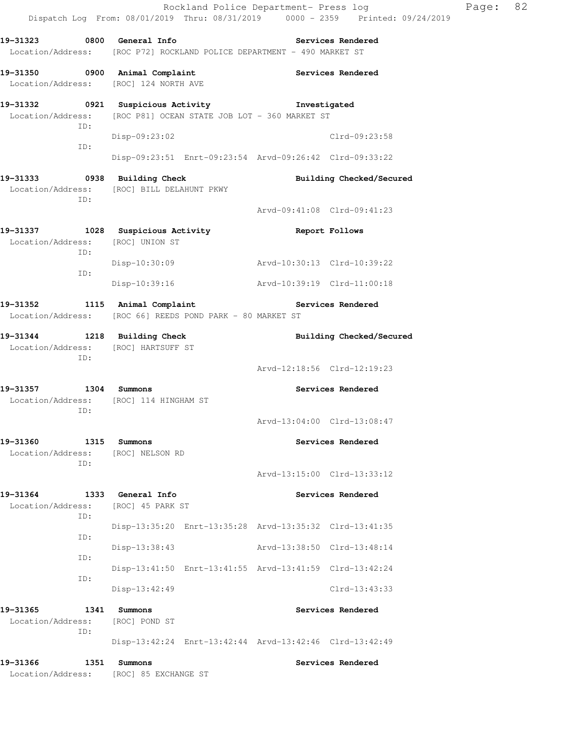19-31323 0800 General Info Services Rendered
Location/Address: [ROC P72] ROCKLAND POLICE DEPARTMENT - 490 MARKET ST

19-31350 0900 Animal Complaint Services Rendered
Location/Address: [ROC] 124 NORTH AVE

19-31332 0921 Suspicious Activity Investigated
Location/Address: [ROC P81] OCEAN STATE JOB LOT - 360 MARKET ST
ID:
Disp-09:23:02 Clrd-09:23:58
ID:
Disp-09:23:51 Enrt-09:23:54 Arvd-09:26:42 Clrd-09:33:22

19-31333 0938 Building Check Building Checked/Secured
Location/Address: [ROC] BILL DELAHUNT PKWY
ID:
Arvd-09:41:08 Clrd-09:41:23

19-31337 1028 Suspicious Activity Report Follows
Location/Address: [ROC] UNION ST
ID:
Disp-10:30:09 Arvd-10:30:13 Clrd-10:39:22
ID:
Disp-10:39:16 Arvd-10:39:19 Clrd-11:00:18

19-31352 1115 Animal Complaint Services Rendered
Location/Address: [ROC 66] REEDS POND PARK - 80 MARKET ST

19-31344 1218 Building Check Building Checked/Secured
Location/Address: [ROC] HARTSUFF ST
ID:
Arvd-12:18:56 Clrd-12:19:23

19-31357 1304 Summons Services Rendered
Location/Address: [ROC] 114 HINGHAM ST
ID:
Arvd-13:04:00 Clrd-13:08:47

19-31360 1315 Summons Services Rendered
Location/Address: [ROC] NELSON RD
ID:
Arvd-13:15:00 Clrd-13:33:12

19-31364 1333 General Info Services Rendered
Location/Address: [ROC] 45 PARK ST
ID:
Disp-13:35:20 Enrt-13:35:28 Arvd-13:35:32 Clrd-13:41:35
ID:
Disp-13:38:43 Arvd-13:38:50 Clrd-13:48:14
ID:
Disp-13:41:50 Enrt-13:41:55 Arvd-13:41:59 Clrd-13:42:24
ID:
Disp-13:42:49 Clrd-13:43:33

19-31365 1341 Summons Services Rendered
Location/Address: [ROC] POND ST
ID:
Disp-13:42:24 Enrt-13:42:44 Arvd-13:42:46 Clrd-13:42:49

19-31366 1351 Summons Services Rendered
Location/Address: [ROC] 85 EXCHANGE ST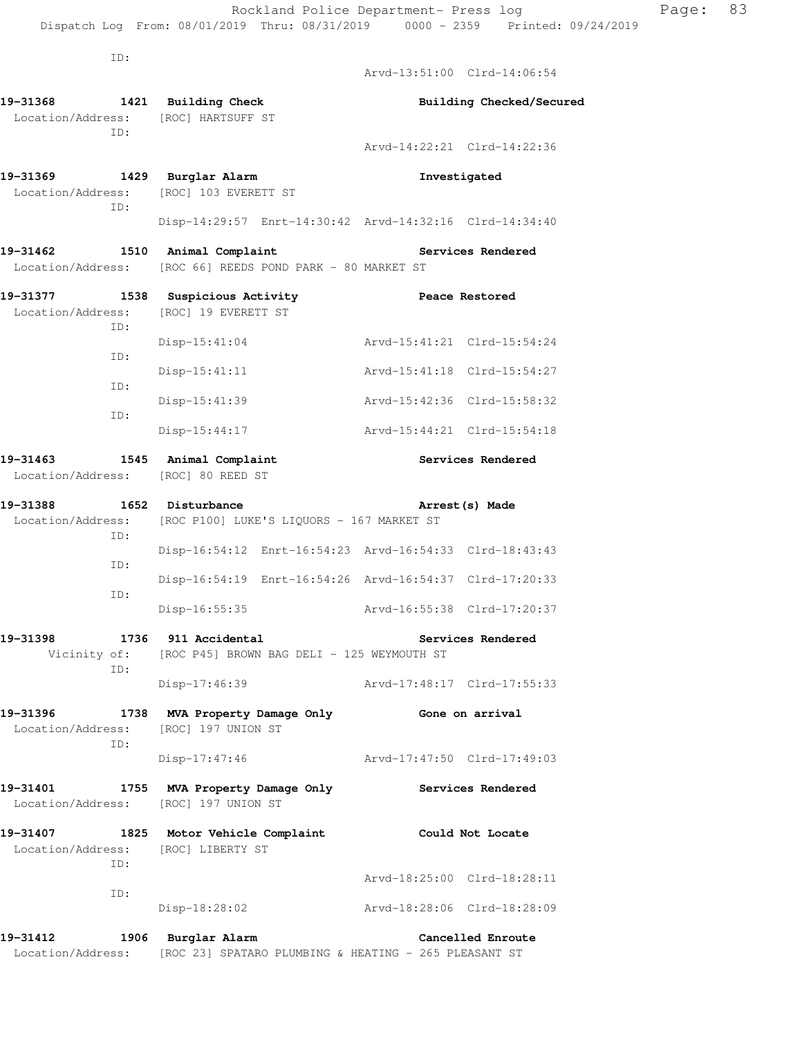ID:
Arvd-13:51:00 Clrd-14:06:54

**19-31368 1421 Building Check** — **Building Checked/Secured**
Location/Address: [ROC] HARTSUFF ST
ID:
Arvd-14:22:21 Clrd-14:22:36

**19-31369 1429 Burglar Alarm** — **Investigated**
Location/Address: [ROC] 103 EVERETT ST
ID:
Disp-14:29:57 Enrt-14:30:42 Arvd-14:32:16 Clrd-14:34:40

**19-31462 1510 Animal Complaint** — **Services Rendered**
Location/Address: [ROC 66] REEDS POND PARK - 80 MARKET ST

**19-31377 1538 Suspicious Activity** — **Peace Restored**
Location/Address: [ROC] 19 EVERETT ST
ID:
Disp-15:41:04 Arvd-15:41:21 Clrd-15:54:24
ID:
Disp-15:41:11 Arvd-15:41:18 Clrd-15:54:27
ID:
Disp-15:41:39 Arvd-15:42:36 Clrd-15:58:32
ID:
Disp-15:44:17 Arvd-15:44:21 Clrd-15:54:18

**19-31463 1545 Animal Complaint** — **Services Rendered**
Location/Address: [ROC] 80 REED ST

**19-31388 1652 Disturbance** — **Arrest(s) Made**
Location/Address: [ROC P100] LUKE'S LIQUORS - 167 MARKET ST
ID:
Disp-16:54:12 Enrt-16:54:23 Arvd-16:54:33 Clrd-18:43:43
ID:
Disp-16:54:19 Enrt-16:54:26 Arvd-16:54:37 Clrd-17:20:33
ID:
Disp-16:55:35 Arvd-16:55:38 Clrd-17:20:37

**19-31398 1736 911 Accidental** — **Services Rendered**
Vicinity of: [ROC P45] BROWN BAG DELI - 125 WEYMOUTH ST
ID:
Disp-17:46:39 Arvd-17:48:17 Clrd-17:55:33

**19-31396 1738 MVA Property Damage Only** — **Gone on arrival**
Location/Address: [ROC] 197 UNION ST
ID:
Disp-17:47:46 Arvd-17:47:50 Clrd-17:49:03

**19-31401 1755 MVA Property Damage Only** — **Services Rendered**
Location/Address: [ROC] 197 UNION ST

**19-31407 1825 Motor Vehicle Complaint** — **Could Not Locate**
Location/Address: [ROC] LIBERTY ST
ID:
Arvd-18:25:00 Clrd-18:28:11
ID:
Disp-18:28:02 Arvd-18:28:06 Clrd-18:28:09

**19-31412 1906 Burglar Alarm** — **Cancelled Enroute**
Location/Address: [ROC 23] SPATARO PLUMBING & HEATING - 265 PLEASANT ST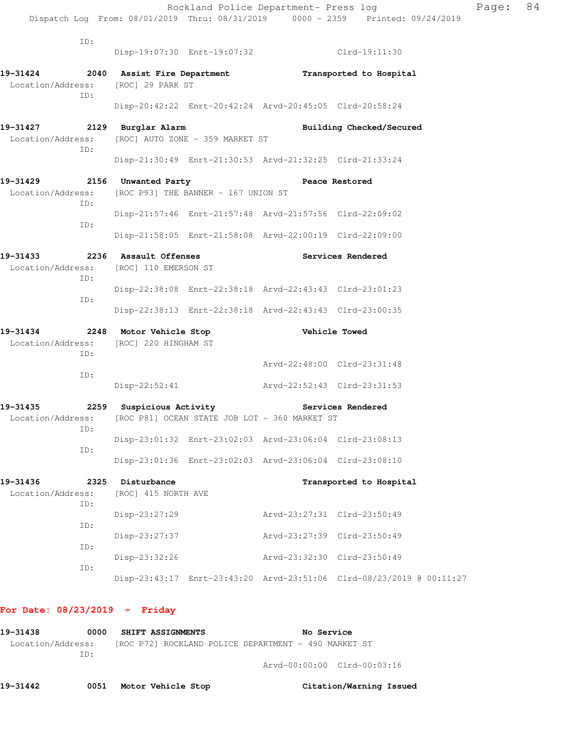ID:
Disp-19:07:30 Enrt-19:07:32 Clrd-19:11:30

**19-31424 2040 Assist Fire Department Transported to Hospital**
Location/Address: [ROC] 29 PARK ST
ID:
Disp-20:42:22 Enrt-20:42:24 Arvd-20:45:05 Clrd-20:58:24

**19-31427 2129 Burglar Alarm Building Checked/Secured**
Location/Address: [ROC] AUTO ZONE - 359 MARKET ST
ID:
Disp-21:30:49 Enrt-21:30:53 Arvd-21:32:25 Clrd-21:33:24

**19-31429 2156 Unwanted Party Peace Restored**
Location/Address: [ROC P93] THE BANNER - 167 UNION ST
ID:
Disp-21:57:46 Enrt-21:57:48 Arvd-21:57:56 Clrd-22:09:02
ID:
Disp-21:58:05 Enrt-21:58:08 Arvd-22:00:19 Clrd-22:09:00

**19-31433 2236 Assault Offenses Services Rendered**
Location/Address: [ROC] 110 EMERSON ST
ID:
Disp-22:38:08 Enrt-22:38:18 Arvd-22:43:43 Clrd-23:01:23
ID:
Disp-22:38:13 Enrt-22:38:18 Arvd-22:43:43 Clrd-23:00:35

**19-31434 2248 Motor Vehicle Stop Vehicle Towed**
Location/Address: [ROC] 220 HINGHAM ST
ID:
Arvd-22:48:00 Clrd-23:31:48
ID:
Disp-22:52:41 Arvd-22:52:43 Clrd-23:31:53

**19-31435 2259 Suspicious Activity Services Rendered**
Location/Address: [ROC P81] OCEAN STATE JOB LOT - 360 MARKET ST
ID:
Disp-23:01:32 Enrt-23:02:03 Arvd-23:06:04 Clrd-23:08:13
ID:
Disp-23:01:36 Enrt-23:02:03 Arvd-23:06:04 Clrd-23:08:10

**19-31436 2325 Disturbance Transported to Hospital**
Location/Address: [ROC] 415 NORTH AVE
ID:
Disp-23:27:29 Arvd-23:27:31 Clrd-23:50:49
ID:
Disp-23:27:37 Arvd-23:27:39 Clrd-23:50:49
ID:
Disp-23:32:26 Arvd-23:32:30 Clrd-23:50:49
ID:
Disp-23:43:17 Enrt-23:43:20 Arvd-23:51:06 Clrd-08/23/2019 @ 00:11:27

## For Date: 08/23/2019 - Friday

**19-31438 0000 SHIFT ASSIGNMENTS No Service**
Location/Address: [ROC P72] ROCKLAND POLICE DEPARTMENT - 490 MARKET ST
ID:
Arvd-00:00:00 Clrd-00:03:16

**19-31442 0051 Motor Vehicle Stop Citation/Warning Issued**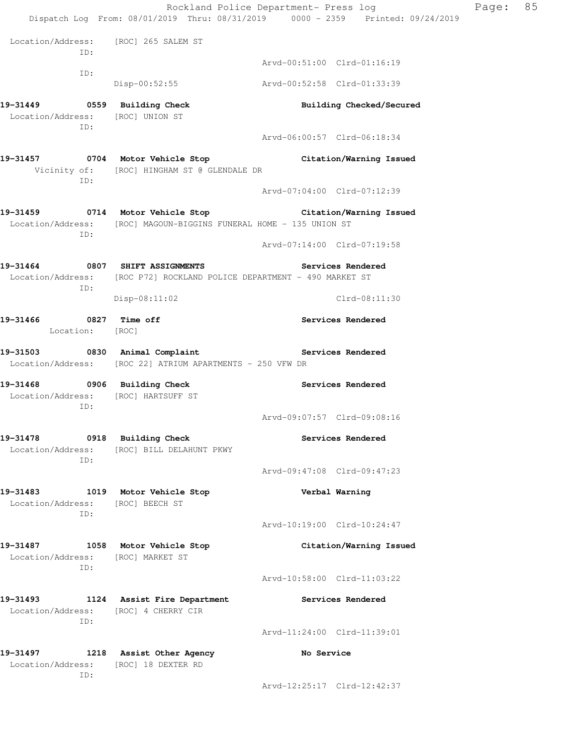Location/Address: [ROC] 265 SALEM ST

ID:

Arvd-00:51:00 Clrd-01:16:19

ID:

Disp-00:52:55 Arvd-00:52:58 Clrd-01:33:39

**19-31449 0559 Building Check — Building Checked/Secured**

Location/Address: [ROC] UNION ST

ID:

Arvd-06:00:57 Clrd-06:18:34

**19-31457 0704 Motor Vehicle Stop — Citation/Warning Issued**

Vicinity of: [ROC] HINGHAM ST @ GLENDALE DR

ID:

Arvd-07:04:00 Clrd-07:12:39

**19-31459 0714 Motor Vehicle Stop — Citation/Warning Issued**

Location/Address: [ROC] MAGOUN-BIGGINS FUNERAL HOME - 135 UNION ST

ID:

Arvd-07:14:00 Clrd-07:19:58

**19-31464 0807 SHIFT ASSIGNMENTS — Services Rendered**

Location/Address: [ROC P72] ROCKLAND POLICE DEPARTMENT - 490 MARKET ST

ID:

Disp-08:11:02 Clrd-08:11:30

**19-31466 0827 Time off — Services Rendered**

Location: [ROC]

**19-31503 0830 Animal Complaint — Services Rendered**

Location/Address: [ROC 22] ATRIUM APARTMENTS - 250 VFW DR

**19-31468 0906 Building Check — Services Rendered**

Location/Address: [ROC] HARTSUFF ST

ID:

Arvd-09:07:57 Clrd-09:08:16

**19-31478 0918 Building Check — Services Rendered**

Location/Address: [ROC] BILL DELAHUNT PKWY

ID:

Arvd-09:47:08 Clrd-09:47:23

**19-31483 1019 Motor Vehicle Stop — Verbal Warning**

Location/Address: [ROC] BEECH ST

ID:

Arvd-10:19:00 Clrd-10:24:47

**19-31487 1058 Motor Vehicle Stop — Citation/Warning Issued**

Location/Address: [ROC] MARKET ST

ID:

Arvd-10:58:00 Clrd-11:03:22

**19-31493 1124 Assist Fire Department — Services Rendered**

Location/Address: [ROC] 4 CHERRY CIR

ID:

Arvd-11:24:00 Clrd-11:39:01

**19-31497 1218 Assist Other Agency — No Service**

Location/Address: [ROC] 18 DEXTER RD

ID:

Arvd-12:25:17 Clrd-12:42:37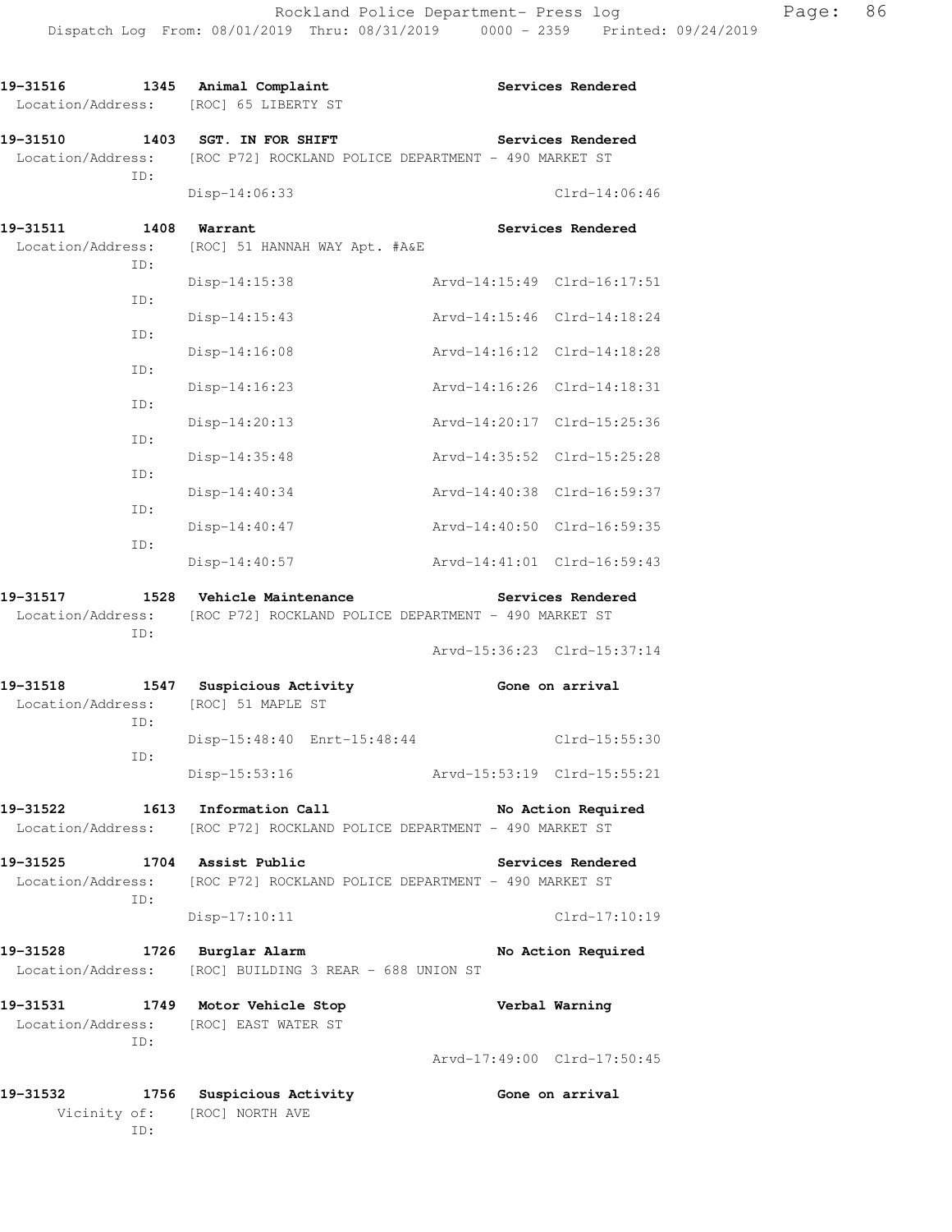19-31516 1345 Animal Complaint Services Rendered
Location/Address: [ROC] 65 LIBERTY ST

19-31510 1403 SGT. IN FOR SHIFT Services Rendered
Location/Address: [ROC P72] ROCKLAND POLICE DEPARTMENT - 490 MARKET ST
ID:
Disp-14:06:33 Clrd-14:06:46

19-31511 1408 Warrant Services Rendered
Location/Address: [ROC] 51 HANNAH WAY Apt. #A&E
ID:
Disp-14:15:38 Arvd-14:15:49 Clrd-16:17:51
ID:
Disp-14:15:43 Arvd-14:15:46 Clrd-14:18:24
ID:
Disp-14:16:08 Arvd-14:16:12 Clrd-14:18:28
ID:
Disp-14:16:23 Arvd-14:16:26 Clrd-14:18:31
ID:
Disp-14:20:13 Arvd-14:20:17 Clrd-15:25:36
ID:
Disp-14:35:48 Arvd-14:35:52 Clrd-15:25:28
ID:
Disp-14:40:34 Arvd-14:40:38 Clrd-16:59:37
ID:
Disp-14:40:47 Arvd-14:40:50 Clrd-16:59:35
ID:
Disp-14:40:57 Arvd-14:41:01 Clrd-16:59:43

19-31517 1528 Vehicle Maintenance Services Rendered
Location/Address: [ROC P72] ROCKLAND POLICE DEPARTMENT - 490 MARKET ST
ID:
Arvd-15:36:23 Clrd-15:37:14

19-31518 1547 Suspicious Activity Gone on arrival
Location/Address: [ROC] 51 MAPLE ST
ID:
Disp-15:48:40 Enrt-15:48:44 Clrd-15:55:30
ID:
Disp-15:53:16 Arvd-15:53:19 Clrd-15:55:21

19-31522 1613 Information Call No Action Required
Location/Address: [ROC P72] ROCKLAND POLICE DEPARTMENT - 490 MARKET ST

19-31525 1704 Assist Public Services Rendered
Location/Address: [ROC P72] ROCKLAND POLICE DEPARTMENT - 490 MARKET ST
ID:
Disp-17:10:11 Clrd-17:10:19

19-31528 1726 Burglar Alarm No Action Required
Location/Address: [ROC] BUILDING 3 REAR - 688 UNION ST

19-31531 1749 Motor Vehicle Stop Verbal Warning
Location/Address: [ROC] EAST WATER ST
ID:
Arvd-17:49:00 Clrd-17:50:45

19-31532 1756 Suspicious Activity Gone on arrival
Vicinity of: [ROC] NORTH AVE
ID: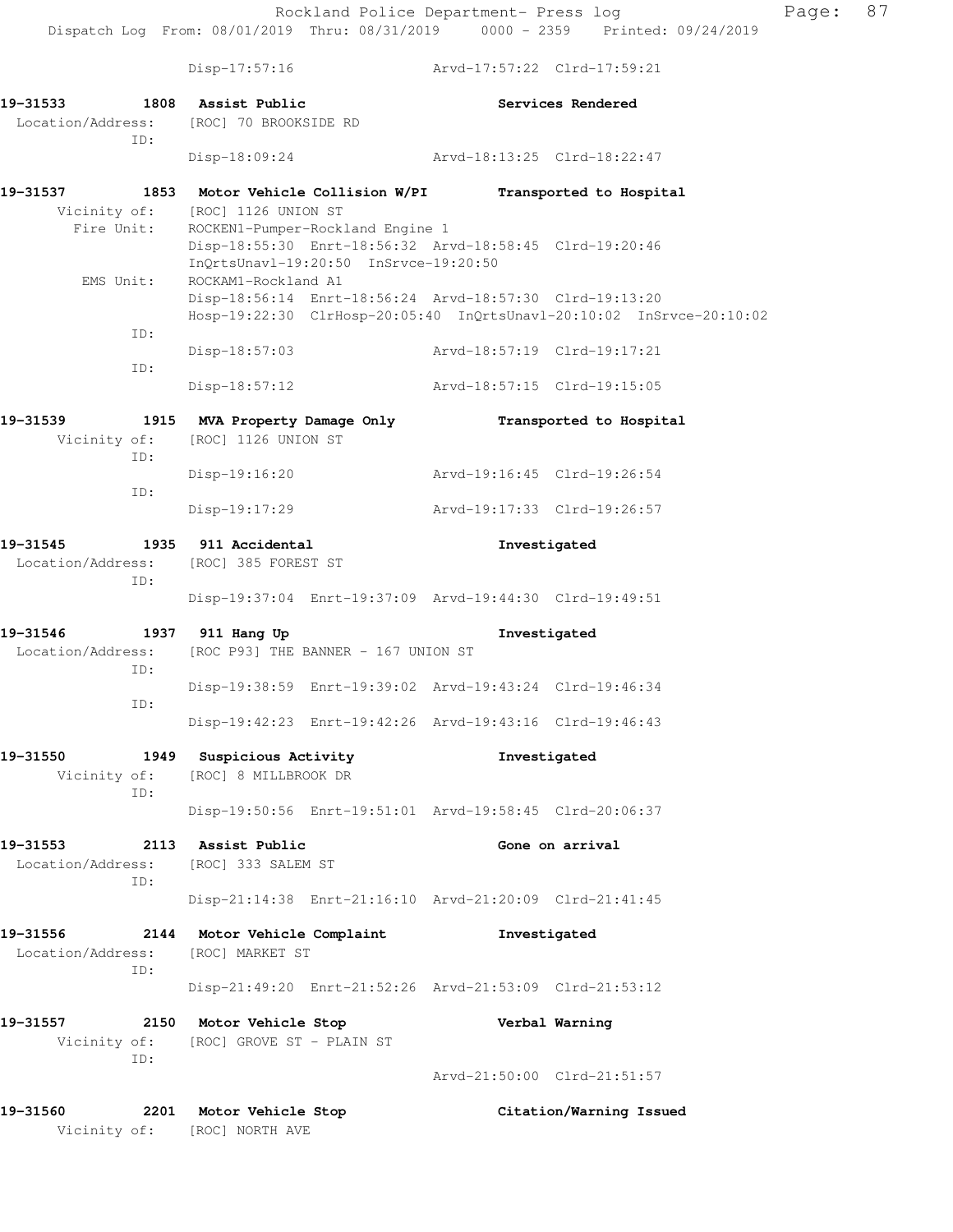Disp-17:57:16 Arvd-17:57:22 Clrd-17:59:21

**19-31533 1808 Assist Public Services Rendered**
Location/Address: [ROC] 70 BROOKSIDE RD
ID:
Disp-18:09:24 Arvd-18:13:25 Clrd-18:22:47

**19-31537 1853 Motor Vehicle Collision W/PI Transported to Hospital**
Vicinity of: [ROC] 1126 UNION ST
Fire Unit: ROCKEN1-Pumper-Rockland Engine 1
Disp-18:55:30 Enrt-18:56:32 Arvd-18:58:45 Clrd-19:20:46
InQrtsUnavl-19:20:50 InSrvce-19:20:50
EMS Unit: ROCKAM1-Rockland A1
Disp-18:56:14 Enrt-18:56:24 Arvd-18:57:30 Clrd-19:13:20
Hosp-19:22:30 ClrHosp-20:05:40 InQrtsUnavl-20:10:02 InSrvce-20:10:02
ID:
Disp-18:57:03 Arvd-18:57:19 Clrd-19:17:21
ID:
Disp-18:57:12 Arvd-18:57:15 Clrd-19:15:05

**19-31539 1915 MVA Property Damage Only Transported to Hospital**
Vicinity of: [ROC] 1126 UNION ST
ID:
Disp-19:16:20 Arvd-19:16:45 Clrd-19:26:54
ID:
Disp-19:17:29 Arvd-19:17:33 Clrd-19:26:57

**19-31545 1935 911 Accidental Investigated**
Location/Address: [ROC] 385 FOREST ST
ID:
Disp-19:37:04 Enrt-19:37:09 Arvd-19:44:30 Clrd-19:49:51

**19-31546 1937 911 Hang Up Investigated**
Location/Address: [ROC P93] THE BANNER - 167 UNION ST
ID:
Disp-19:38:59 Enrt-19:39:02 Arvd-19:43:24 Clrd-19:46:34
ID:
Disp-19:42:23 Enrt-19:42:26 Arvd-19:43:16 Clrd-19:46:43

**19-31550 1949 Suspicious Activity Investigated**
Vicinity of: [ROC] 8 MILLBROOK DR
ID:
Disp-19:50:56 Enrt-19:51:01 Arvd-19:58:45 Clrd-20:06:37

**19-31553 2113 Assist Public Gone on arrival**
Location/Address: [ROC] 333 SALEM ST
ID:
Disp-21:14:38 Enrt-21:16:10 Arvd-21:20:09 Clrd-21:41:45

**19-31556 2144 Motor Vehicle Complaint Investigated**
Location/Address: [ROC] MARKET ST
ID:
Disp-21:49:20 Enrt-21:52:26 Arvd-21:53:09 Clrd-21:53:12

**19-31557 2150 Motor Vehicle Stop Verbal Warning**
Vicinity of: [ROC] GROVE ST - PLAIN ST
ID:
Arvd-21:50:00 Clrd-21:51:57

**19-31560 2201 Motor Vehicle Stop Citation/Warning Issued**
Vicinity of: [ROC] NORTH AVE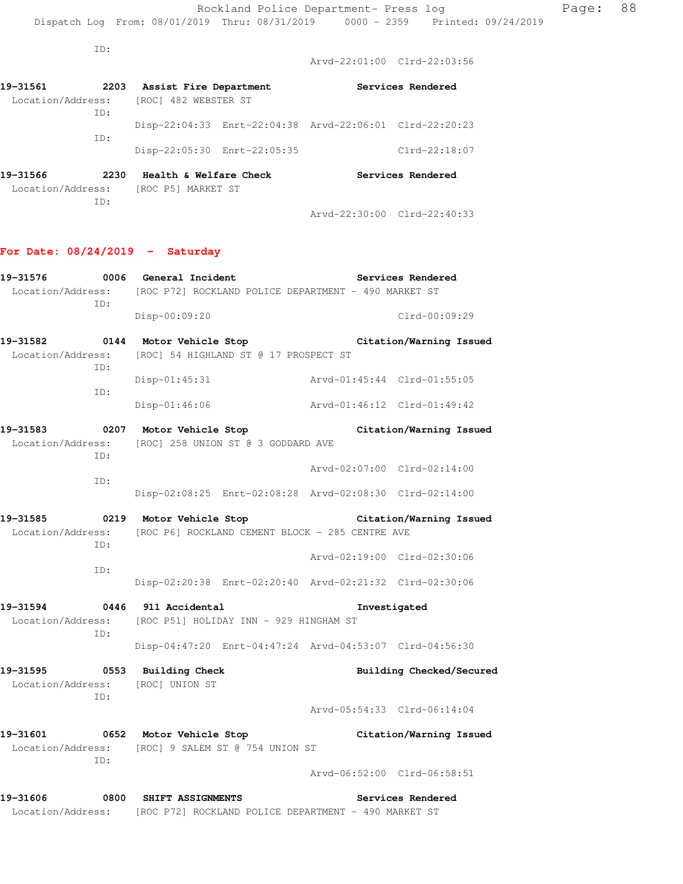ID:

Arvd-22:01:00 Clrd-22:03:56

**19-31561 2203 Assist Fire Department Services Rendered**
Location/Address: [ROC] 482 WEBSTER ST
ID:
Disp-22:04:33 Enrt-22:04:38 Arvd-22:06:01 Clrd-22:20:23
ID:
Disp-22:05:30 Enrt-22:05:35 Clrd-22:18:07

**19-31566 2230 Health & Welfare Check Services Rendered**
Location/Address: [ROC P5] MARKET ST
ID:
Arvd-22:30:00 Clrd-22:40:33

## For Date: 08/24/2019 - Saturday

**19-31576 0006 General Incident Services Rendered**
Location/Address: [ROC P72] ROCKLAND POLICE DEPARTMENT - 490 MARKET ST
ID:
Disp-00:09:20 Clrd-00:09:29

**19-31582 0144 Motor Vehicle Stop Citation/Warning Issued**
Location/Address: [ROC] 54 HIGHLAND ST @ 17 PROSPECT ST
ID:
Disp-01:45:31 Arvd-01:45:44 Clrd-01:55:05
ID:
Disp-01:46:06 Arvd-01:46:12 Clrd-01:49:42

**19-31583 0207 Motor Vehicle Stop Citation/Warning Issued**
Location/Address: [ROC] 258 UNION ST @ 3 GODDARD AVE
ID:
Arvd-02:07:00 Clrd-02:14:00
ID:
Disp-02:08:25 Enrt-02:08:28 Arvd-02:08:30 Clrd-02:14:00

**19-31585 0219 Motor Vehicle Stop Citation/Warning Issued**
Location/Address: [ROC P6] ROCKLAND CEMENT BLOCK - 285 CENTRE AVE
ID:
Arvd-02:19:00 Clrd-02:30:06
ID:
Disp-02:20:38 Enrt-02:20:40 Arvd-02:21:32 Clrd-02:30:06

**19-31594 0446 911 Accidental Investigated**
Location/Address: [ROC P51] HOLIDAY INN - 929 HINGHAM ST
ID:
Disp-04:47:20 Enrt-04:47:24 Arvd-04:53:07 Clrd-04:56:30

**19-31595 0553 Building Check Building Checked/Secured**
Location/Address: [ROC] UNION ST
ID:
Arvd-05:54:33 Clrd-06:14:04

**19-31601 0652 Motor Vehicle Stop Citation/Warning Issued**
Location/Address: [ROC] 9 SALEM ST @ 754 UNION ST
ID:
Arvd-06:52:00 Clrd-06:58:51

**19-31606 0800 SHIFT ASSIGNMENTS Services Rendered**
Location/Address: [ROC P72] ROCKLAND POLICE DEPARTMENT - 490 MARKET ST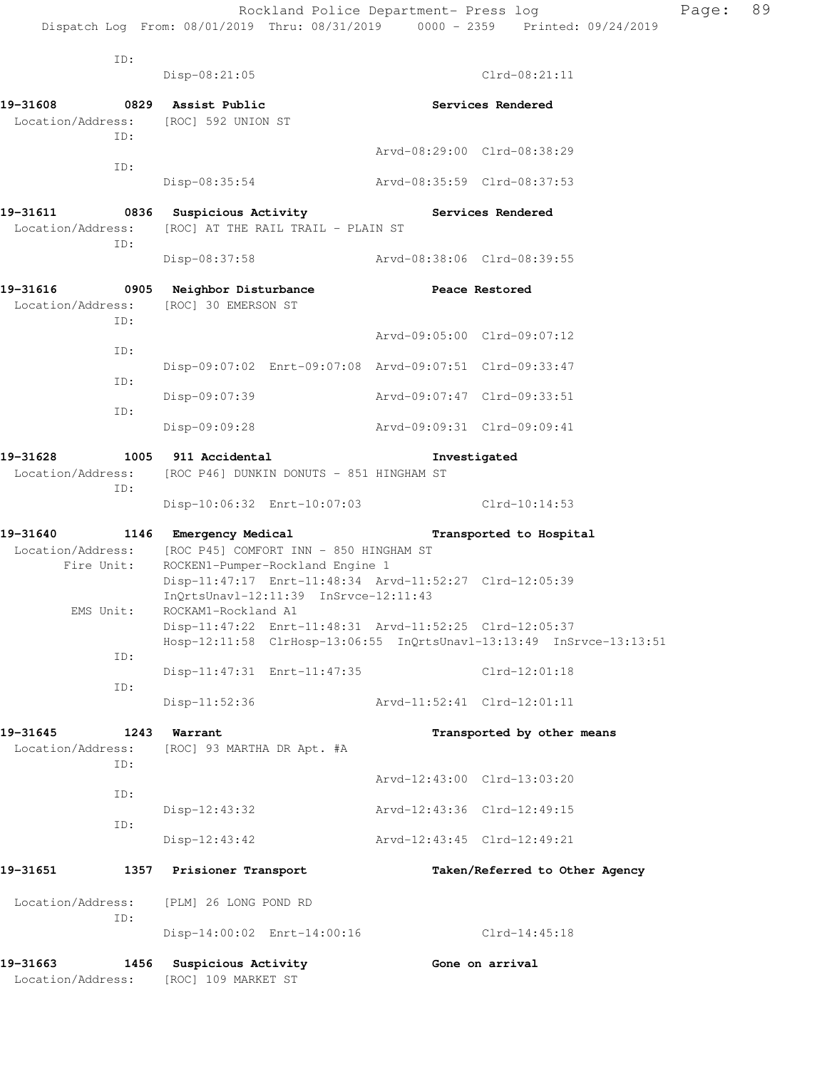ID:
Disp-08:21:05 Clrd-08:21:11

**19-31608 0829 Assist Public Services Rendered**
Location/Address: [ROC] 592 UNION ST
ID:
Arvd-08:29:00 Clrd-08:38:29
ID:
Disp-08:35:54 Arvd-08:35:59 Clrd-08:37:53

**19-31611 0836 Suspicious Activity Services Rendered**
Location/Address: [ROC] AT THE RAIL TRAIL - PLAIN ST
ID:
Disp-08:37:58 Arvd-08:38:06 Clrd-08:39:55

**19-31616 0905 Neighbor Disturbance Peace Restored**
Location/Address: [ROC] 30 EMERSON ST
ID:
Arvd-09:05:00 Clrd-09:07:12
ID:
Disp-09:07:02 Enrt-09:07:08 Arvd-09:07:51 Clrd-09:33:47
ID:
Disp-09:07:39 Arvd-09:07:47 Clrd-09:33:51
ID:
Disp-09:09:28 Arvd-09:09:31 Clrd-09:09:41

**19-31628 1005 911 Accidental Investigated**
Location/Address: [ROC P46] DUNKIN DONUTS - 851 HINGHAM ST
ID:
Disp-10:06:32 Enrt-10:07:03 Clrd-10:14:53

**19-31640 1146 Emergency Medical Transported to Hospital**
Location/Address: [ROC P45] COMFORT INN - 850 HINGHAM ST
Fire Unit: ROCKEN1-Pumper-Rockland Engine 1
Disp-11:47:17 Enrt-11:48:34 Arvd-11:52:27 Clrd-12:05:39
InQrtsUnavl-12:11:39 InSrvce-12:11:43
EMS Unit: ROCKAM1-Rockland A1
Disp-11:47:22 Enrt-11:48:31 Arvd-11:52:25 Clrd-12:05:37
Hosp-12:11:58 ClrHosp-13:06:55 InQrtsUnavl-13:13:49 InSrvce-13:13:51
ID:
Disp-11:47:31 Enrt-11:47:35 Clrd-12:01:18
ID:
Disp-11:52:36 Arvd-11:52:41 Clrd-12:01:11

**19-31645 1243 Warrant Transported by other means**
Location/Address: [ROC] 93 MARTHA DR Apt. #A
ID:
Arvd-12:43:00 Clrd-13:03:20
ID:
Disp-12:43:32 Arvd-12:43:36 Clrd-12:49:15
ID:
Disp-12:43:42 Arvd-12:43:45 Clrd-12:49:21

**19-31651 1357 Prisioner Transport Taken/Referred to Other Agency**
Location/Address: [PLM] 26 LONG POND RD
ID:
Disp-14:00:02 Enrt-14:00:16 Clrd-14:45:18

**19-31663 1456 Suspicious Activity Gone on arrival**
Location/Address: [ROC] 109 MARKET ST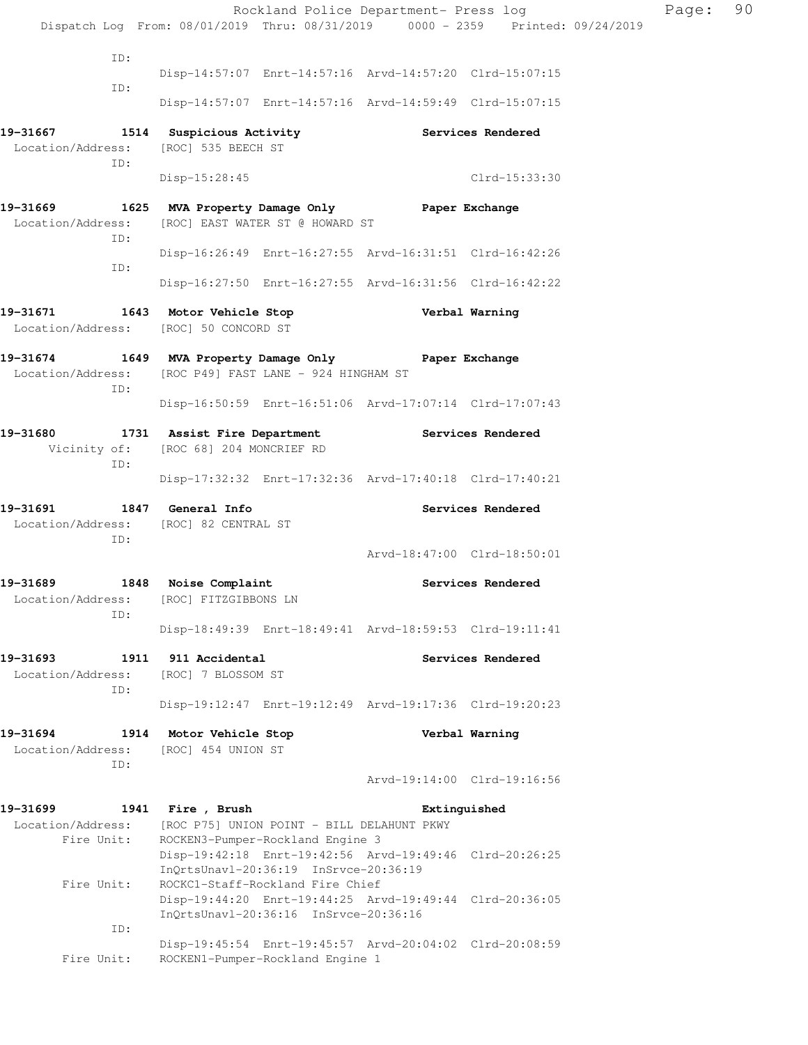ID:
Disp-14:57:07 Enrt-14:57:16 Arvd-14:57:20 Clrd-15:07:15
ID:
Disp-14:57:07 Enrt-14:57:16 Arvd-14:59:49 Clrd-15:07:15

**19-31667 1514 Suspicious Activity Services Rendered**
Location/Address: [ROC] 535 BEECH ST
ID:
Disp-15:28:45 Clrd-15:33:30

**19-31669 1625 MVA Property Damage Only Paper Exchange**
Location/Address: [ROC] EAST WATER ST @ HOWARD ST
ID:
Disp-16:26:49 Enrt-16:27:55 Arvd-16:31:51 Clrd-16:42:26
ID:
Disp-16:27:50 Enrt-16:27:55 Arvd-16:31:56 Clrd-16:42:22

**19-31671 1643 Motor Vehicle Stop Verbal Warning**
Location/Address: [ROC] 50 CONCORD ST

**19-31674 1649 MVA Property Damage Only Paper Exchange**
Location/Address: [ROC P49] FAST LANE - 924 HINGHAM ST
ID:
Disp-16:50:59 Enrt-16:51:06 Arvd-17:07:14 Clrd-17:07:43

**19-31680 1731 Assist Fire Department Services Rendered**
Vicinity of: [ROC 68] 204 MONCRIEF RD
ID:
Disp-17:32:32 Enrt-17:32:36 Arvd-17:40:18 Clrd-17:40:21

**19-31691 1847 General Info Services Rendered**
Location/Address: [ROC] 82 CENTRAL ST
ID:
Arvd-18:47:00 Clrd-18:50:01

**19-31689 1848 Noise Complaint Services Rendered**
Location/Address: [ROC] FITZGIBBONS LN
ID:
Disp-18:49:39 Enrt-18:49:41 Arvd-18:59:53 Clrd-19:11:41

**19-31693 1911 911 Accidental Services Rendered**
Location/Address: [ROC] 7 BLOSSOM ST
ID:
Disp-19:12:47 Enrt-19:12:49 Arvd-19:17:36 Clrd-19:20:23

**19-31694 1914 Motor Vehicle Stop Verbal Warning**
Location/Address: [ROC] 454 UNION ST
ID:
Arvd-19:14:00 Clrd-19:16:56

**19-31699 1941 Fire , Brush Extinguished**
Location/Address: [ROC P75] UNION POINT - BILL DELAHUNT PKWY
Fire Unit: ROCKEN3-Pumper-Rockland Engine 3
Disp-19:42:18 Enrt-19:42:56 Arvd-19:49:46 Clrd-20:26:25
InQrtsUnavl-20:36:19 InSrvce-20:36:19
Fire Unit: ROCKC1-Staff-Rockland Fire Chief
Disp-19:44:20 Enrt-19:44:25 Arvd-19:49:44 Clrd-20:36:05
InQrtsUnavl-20:36:16 InSrvce-20:36:16
ID:
Disp-19:45:54 Enrt-19:45:57 Arvd-20:04:02 Clrd-20:08:59
Fire Unit: ROCKEN1-Pumper-Rockland Engine 1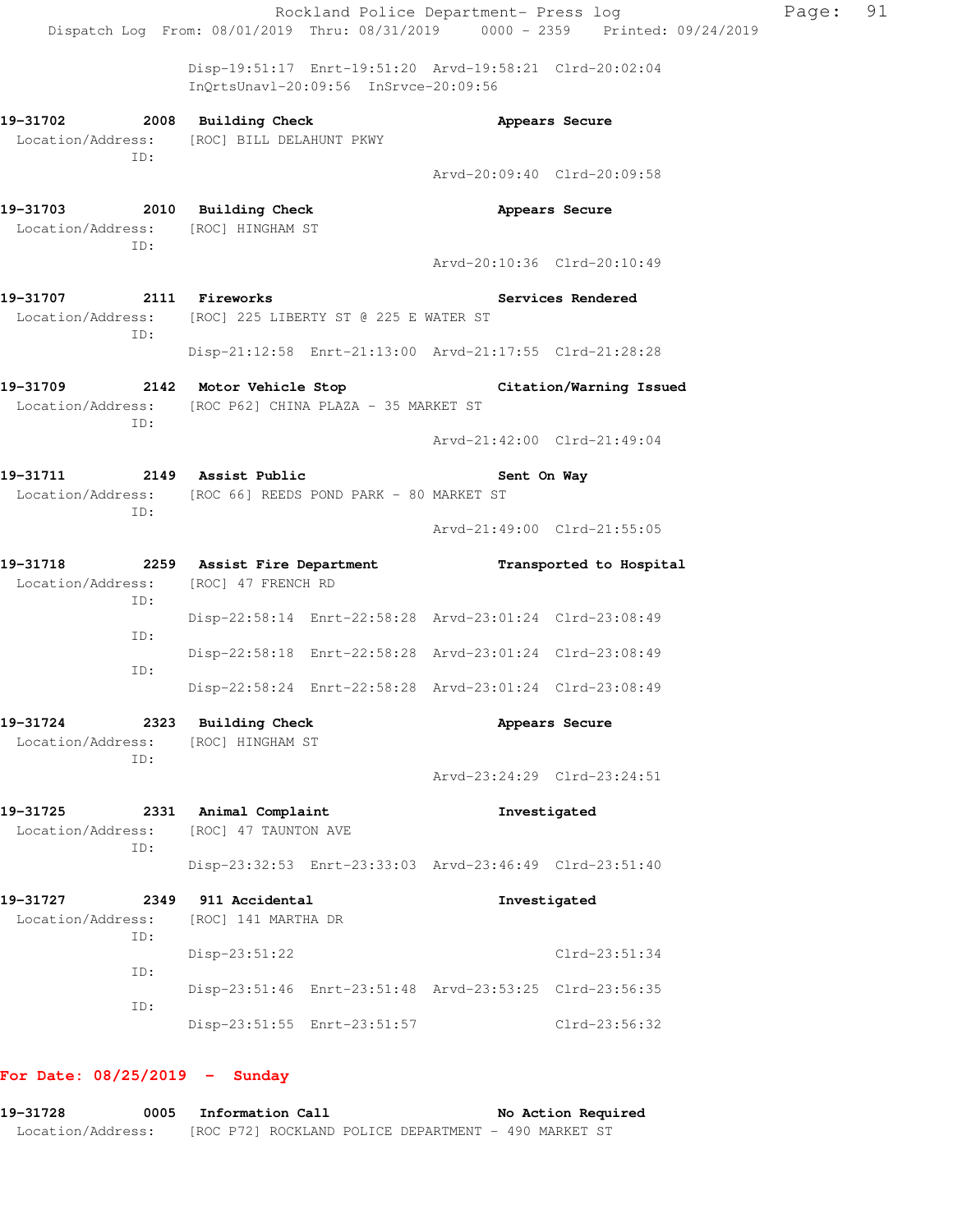Disp-19:51:17 Enrt-19:51:20 Arvd-19:58:21 Clrd-20:02:04
InQrtsUnavl-20:09:56 InSrvce-20:09:56

**19-31702 2008 Building Check** **Appears Secure**
Location/Address: [ROC] BILL DELAHUNT PKWY
ID:
Arvd-20:09:40 Clrd-20:09:58

**19-31703 2010 Building Check** **Appears Secure**
Location/Address: [ROC] HINGHAM ST
ID:
Arvd-20:10:36 Clrd-20:10:49

**19-31707 2111 Fireworks** **Services Rendered**
Location/Address: [ROC] 225 LIBERTY ST @ 225 E WATER ST
ID:
Disp-21:12:58 Enrt-21:13:00 Arvd-21:17:55 Clrd-21:28:28

**19-31709 2142 Motor Vehicle Stop** **Citation/Warning Issued**
Location/Address: [ROC P62] CHINA PLAZA - 35 MARKET ST
ID:
Arvd-21:42:00 Clrd-21:49:04

**19-31711 2149 Assist Public** **Sent On Way**
Location/Address: [ROC 66] REEDS POND PARK - 80 MARKET ST
ID:
Arvd-21:49:00 Clrd-21:55:05

**19-31718 2259 Assist Fire Department** **Transported to Hospital**
Location/Address: [ROC] 47 FRENCH RD
ID:
Disp-22:58:14 Enrt-22:58:28 Arvd-23:01:24 Clrd-23:08:49
ID:
Disp-22:58:18 Enrt-22:58:28 Arvd-23:01:24 Clrd-23:08:49
ID:
Disp-22:58:24 Enrt-22:58:28 Arvd-23:01:24 Clrd-23:08:49

**19-31724 2323 Building Check** **Appears Secure**
Location/Address: [ROC] HINGHAM ST
ID:
Arvd-23:24:29 Clrd-23:24:51

**19-31725 2331 Animal Complaint** **Investigated**
Location/Address: [ROC] 47 TAUNTON AVE
ID:
Disp-23:32:53 Enrt-23:33:03 Arvd-23:46:49 Clrd-23:51:40

**19-31727 2349 911 Accidental** **Investigated**
Location/Address: [ROC] 141 MARTHA DR
ID:
Disp-23:51:22 Clrd-23:51:34
ID:
Disp-23:51:46 Enrt-23:51:48 Arvd-23:53:25 Clrd-23:56:35
ID:
Disp-23:51:55 Enrt-23:51:57 Clrd-23:56:32

**For Date: 08/25/2019 - Sunday**

**19-31728 0005 Information Call** **No Action Required**
Location/Address: [ROC P72] ROCKLAND POLICE DEPARTMENT - 490 MARKET ST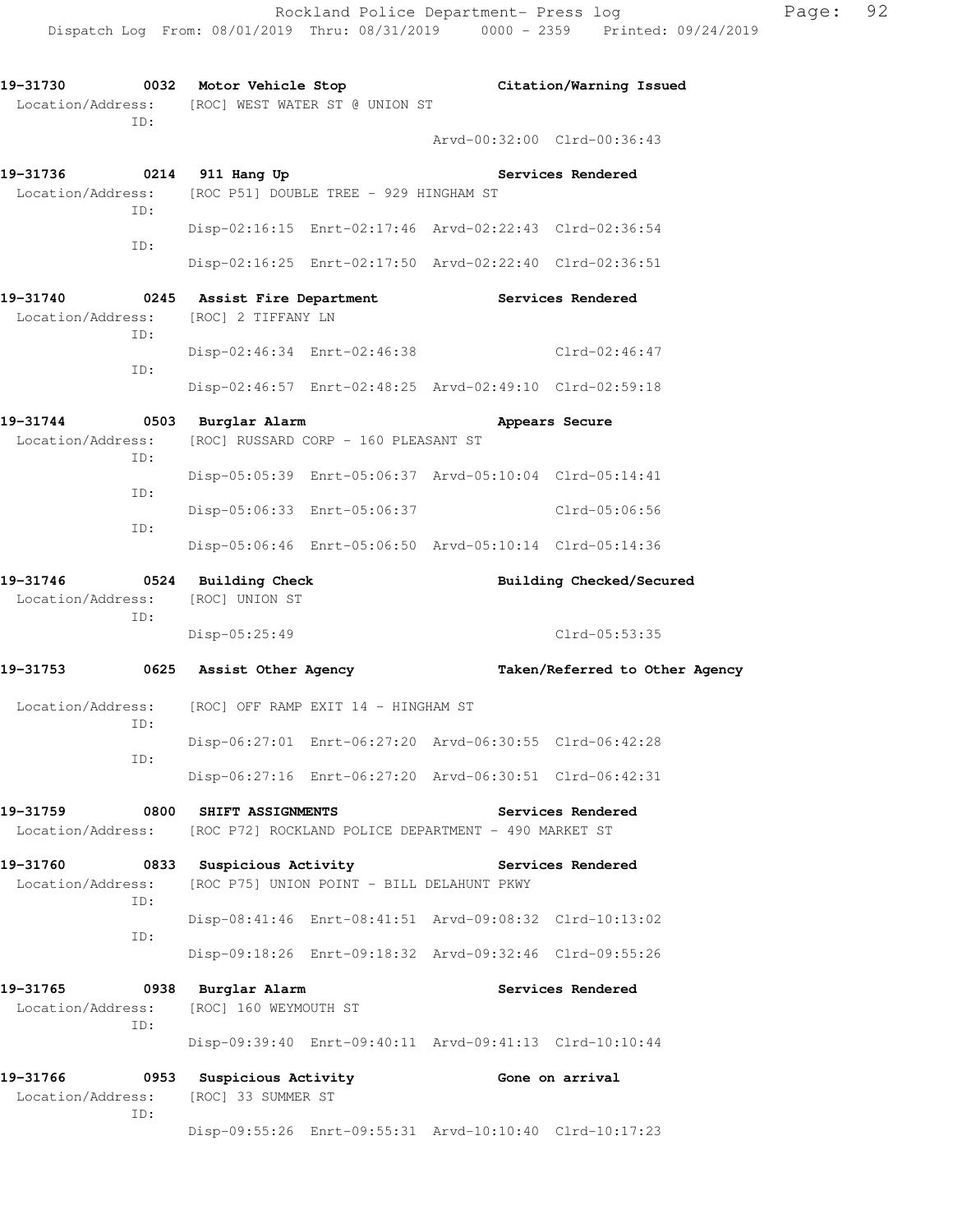**19-31730 0032 Motor Vehicle Stop — Citation/Warning Issued**
Location/Address: [ROC] WEST WATER ST @ UNION ST
ID:
Arvd-00:32:00 Clrd-00:36:43

**19-31736 0214 911 Hang Up — Services Rendered**
Location/Address: [ROC P51] DOUBLE TREE - 929 HINGHAM ST
ID:
Disp-02:16:15 Enrt-02:17:46 Arvd-02:22:43 Clrd-02:36:54
ID:
Disp-02:16:25 Enrt-02:17:50 Arvd-02:22:40 Clrd-02:36:51

**19-31740 0245 Assist Fire Department — Services Rendered**
Location/Address: [ROC] 2 TIFFANY LN
ID:
Disp-02:46:34 Enrt-02:46:38 Clrd-02:46:47
ID:
Disp-02:46:57 Enrt-02:48:25 Arvd-02:49:10 Clrd-02:59:18

**19-31744 0503 Burglar Alarm — Appears Secure**
Location/Address: [ROC] RUSSARD CORP - 160 PLEASANT ST
ID:
Disp-05:05:39 Enrt-05:06:37 Arvd-05:10:04 Clrd-05:14:41
ID:
Disp-05:06:33 Enrt-05:06:37 Clrd-05:06:56
ID:
Disp-05:06:46 Enrt-05:06:50 Arvd-05:10:14 Clrd-05:14:36

**19-31746 0524 Building Check — Building Checked/Secured**
Location/Address: [ROC] UNION ST
ID:
Disp-05:25:49 Clrd-05:53:35

**19-31753 0625 Assist Other Agency — Taken/Referred to Other Agency**
Location/Address: [ROC] OFF RAMP EXIT 14 - HINGHAM ST
ID:
Disp-06:27:01 Enrt-06:27:20 Arvd-06:30:55 Clrd-06:42:28
ID:
Disp-06:27:16 Enrt-06:27:20 Arvd-06:30:51 Clrd-06:42:31

**19-31759 0800 SHIFT ASSIGNMENTS — Services Rendered**
Location/Address: [ROC P72] ROCKLAND POLICE DEPARTMENT - 490 MARKET ST

**19-31760 0833 Suspicious Activity — Services Rendered**
Location/Address: [ROC P75] UNION POINT - BILL DELAHUNT PKWY
ID:
Disp-08:41:46 Enrt-08:41:51 Arvd-09:08:32 Clrd-10:13:02
ID:
Disp-09:18:26 Enrt-09:18:32 Arvd-09:32:46 Clrd-09:55:26

**19-31765 0938 Burglar Alarm — Services Rendered**
Location/Address: [ROC] 160 WEYMOUTH ST
ID:
Disp-09:39:40 Enrt-09:40:11 Arvd-09:41:13 Clrd-10:10:44

**19-31766 0953 Suspicious Activity — Gone on arrival**
Location/Address: [ROC] 33 SUMMER ST
ID:
Disp-09:55:26 Enrt-09:55:31 Arvd-10:10:40 Clrd-10:17:23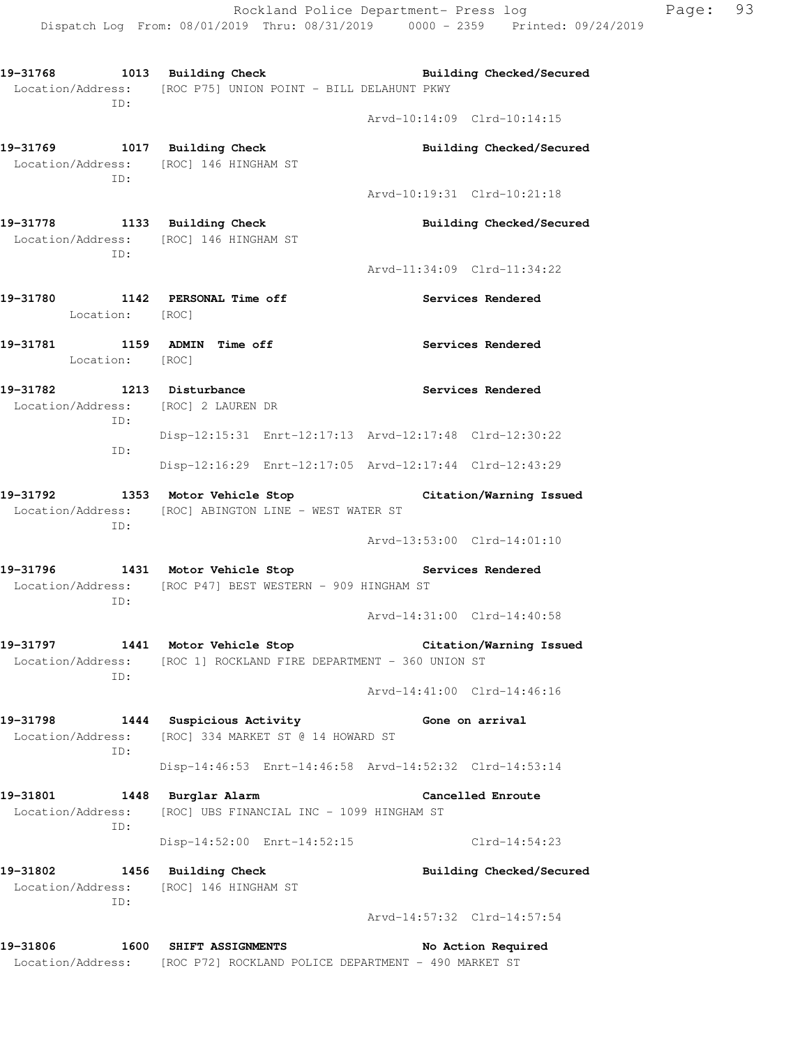19-31768 1013 Building Check Building Checked/Secured
Location/Address: [ROC P75] UNION POINT - BILL DELAHUNT PKWY
ID:
Arvd-10:14:09 Clrd-10:14:15

19-31769 1017 Building Check Building Checked/Secured
Location/Address: [ROC] 146 HINGHAM ST
ID:
Arvd-10:19:31 Clrd-10:21:18

19-31778 1133 Building Check Building Checked/Secured
Location/Address: [ROC] 146 HINGHAM ST
ID:
Arvd-11:34:09 Clrd-11:34:22

19-31780 1142 PERSONAL Time off Services Rendered
Location: [ROC]

19-31781 1159 ADMIN Time off Services Rendered
Location: [ROC]

19-31782 1213 Disturbance Services Rendered
Location/Address: [ROC] 2 LAUREN DR
ID:
Disp-12:15:31 Enrt-12:17:13 Arvd-12:17:48 Clrd-12:30:22
ID:
Disp-12:16:29 Enrt-12:17:05 Arvd-12:17:44 Clrd-12:43:29

19-31792 1353 Motor Vehicle Stop Citation/Warning Issued
Location/Address: [ROC] ABINGTON LINE - WEST WATER ST
ID:
Arvd-13:53:00 Clrd-14:01:10

19-31796 1431 Motor Vehicle Stop Services Rendered
Location/Address: [ROC P47] BEST WESTERN - 909 HINGHAM ST
ID:
Arvd-14:31:00 Clrd-14:40:58

19-31797 1441 Motor Vehicle Stop Citation/Warning Issued
Location/Address: [ROC 1] ROCKLAND FIRE DEPARTMENT - 360 UNION ST
ID:
Arvd-14:41:00 Clrd-14:46:16

19-31798 1444 Suspicious Activity Gone on arrival
Location/Address: [ROC] 334 MARKET ST @ 14 HOWARD ST
ID:
Disp-14:46:53 Enrt-14:46:58 Arvd-14:52:32 Clrd-14:53:14

19-31801 1448 Burglar Alarm Cancelled Enroute
Location/Address: [ROC] UBS FINANCIAL INC - 1099 HINGHAM ST
ID:
Disp-14:52:00 Enrt-14:52:15 Clrd-14:54:23

19-31802 1456 Building Check Building Checked/Secured
Location/Address: [ROC] 146 HINGHAM ST
ID:
Arvd-14:57:32 Clrd-14:57:54

19-31806 1600 SHIFT ASSIGNMENTS No Action Required
Location/Address: [ROC P72] ROCKLAND POLICE DEPARTMENT - 490 MARKET ST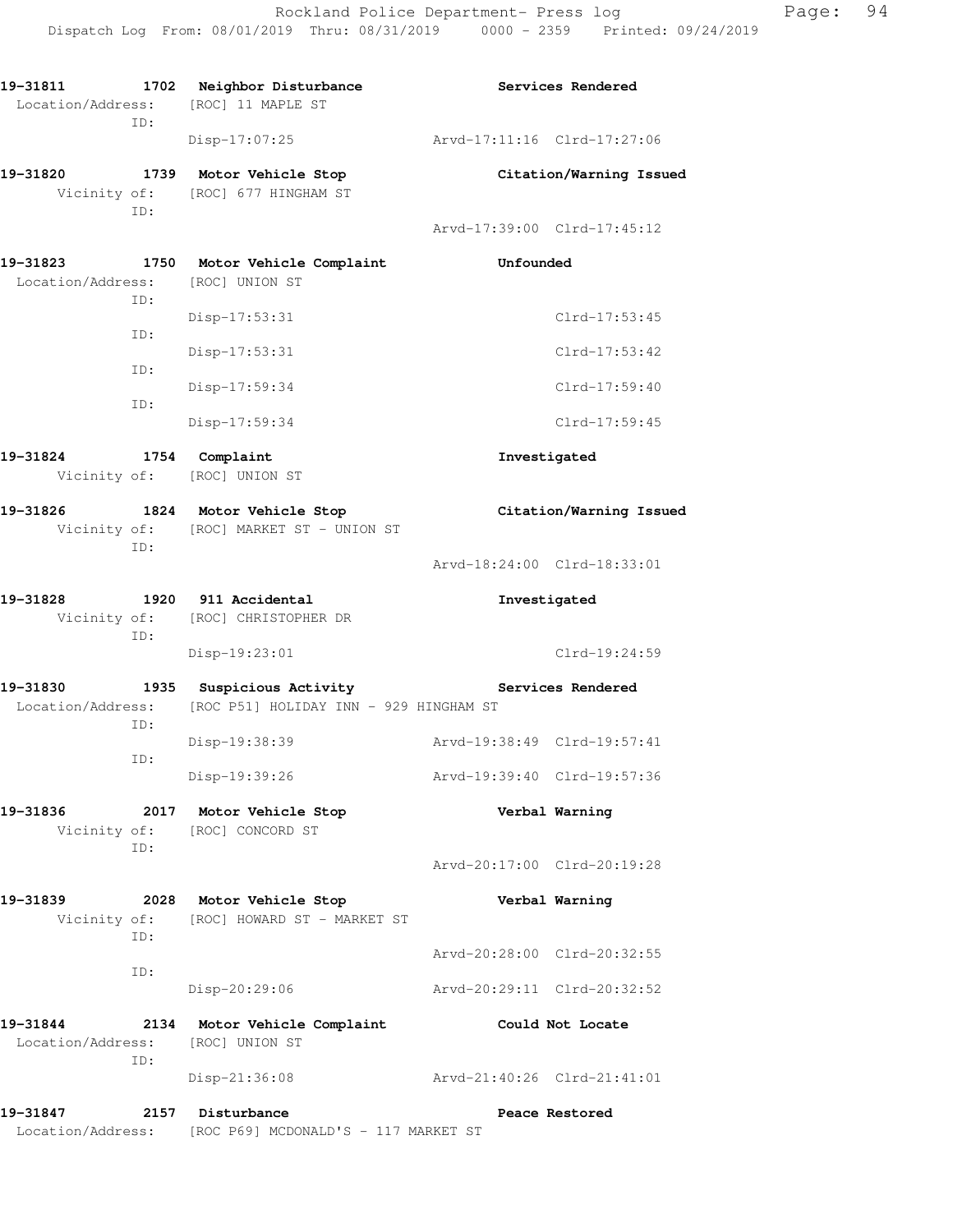**19-31811 1702 Neighbor Disturbance** **Services Rendered**
Location/Address: [ROC] 11 MAPLE ST
ID:
Disp-17:07:25 Arvd-17:11:16 Clrd-17:27:06

**19-31820 1739 Motor Vehicle Stop** **Citation/Warning Issued**
Vicinity of: [ROC] 677 HINGHAM ST
ID:
Arvd-17:39:00 Clrd-17:45:12

**19-31823 1750 Motor Vehicle Complaint** **Unfounded**
Location/Address: [ROC] UNION ST
ID:
Disp-17:53:31 Clrd-17:53:45
ID:
Disp-17:53:31 Clrd-17:53:42
ID:
Disp-17:59:34 Clrd-17:59:40
ID:
Disp-17:59:34 Clrd-17:59:45

**19-31824 1754 Complaint** **Investigated**
Vicinity of: [ROC] UNION ST

**19-31826 1824 Motor Vehicle Stop** **Citation/Warning Issued**
Vicinity of: [ROC] MARKET ST - UNION ST
ID:
Arvd-18:24:00 Clrd-18:33:01

**19-31828 1920 911 Accidental** **Investigated**
Vicinity of: [ROC] CHRISTOPHER DR
ID:
Disp-19:23:01 Clrd-19:24:59

**19-31830 1935 Suspicious Activity** **Services Rendered**
Location/Address: [ROC P51] HOLIDAY INN - 929 HINGHAM ST
ID:
Disp-19:38:39 Arvd-19:38:49 Clrd-19:57:41
ID:
Disp-19:39:26 Arvd-19:39:40 Clrd-19:57:36

**19-31836 2017 Motor Vehicle Stop** **Verbal Warning**
Vicinity of: [ROC] CONCORD ST
ID:
Arvd-20:17:00 Clrd-20:19:28

**19-31839 2028 Motor Vehicle Stop** **Verbal Warning**
Vicinity of: [ROC] HOWARD ST - MARKET ST
ID:
Arvd-20:28:00 Clrd-20:32:55
ID:
Disp-20:29:06 Arvd-20:29:11 Clrd-20:32:52

**19-31844 2134 Motor Vehicle Complaint** **Could Not Locate**
Location/Address: [ROC] UNION ST
ID:
Disp-21:36:08 Arvd-21:40:26 Clrd-21:41:01

**19-31847 2157 Disturbance** **Peace Restored**
Location/Address: [ROC P69] MCDONALD'S - 117 MARKET ST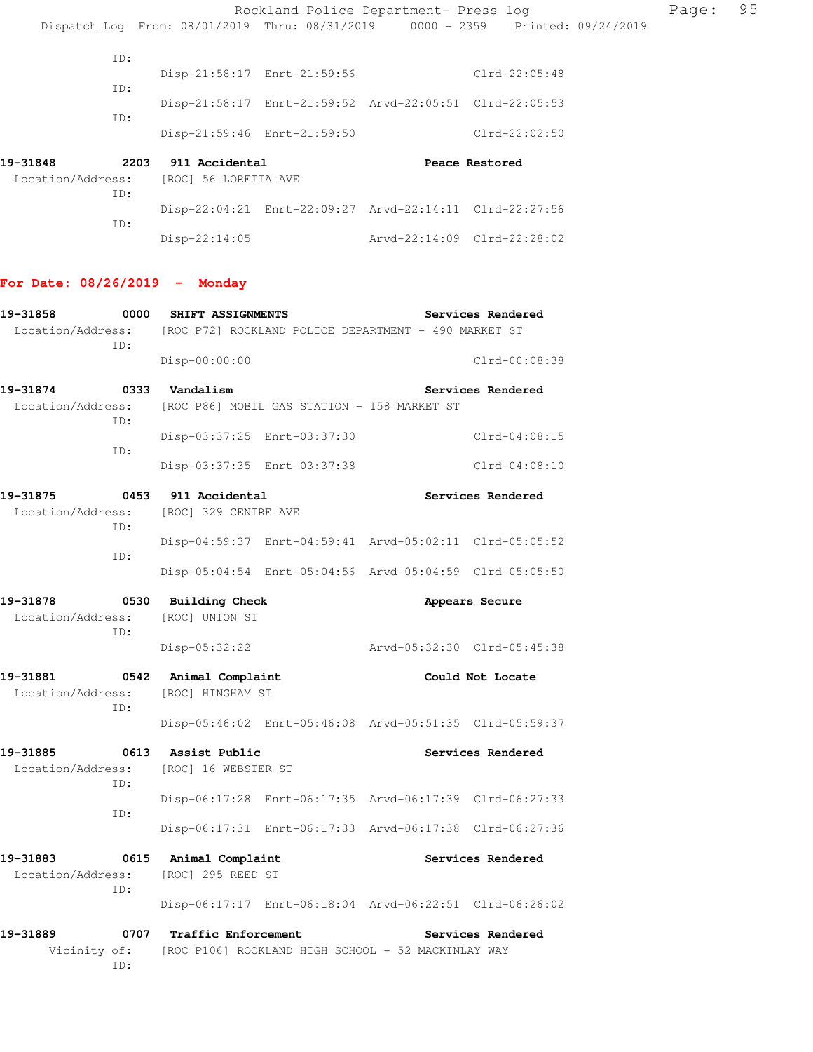ID:
Disp-21:58:17 Enrt-21:59:56 Clrd-22:05:48

ID:
Disp-21:58:17 Enrt-21:59:52 Arvd-22:05:51 Clrd-22:05:53

ID:
Disp-21:59:46 Enrt-21:59:50 Clrd-22:02:50

**19-31848 2203 911 Accidental** **Peace Restored**
Location/Address: [ROC] 56 LORETTA AVE
ID:
Disp-22:04:21 Enrt-22:09:27 Arvd-22:14:11 Clrd-22:27:56
ID:
Disp-22:14:05 Arvd-22:14:09 Clrd-22:28:02

## For Date: 08/26/2019 - Monday

**19-31858 0000 SHIFT ASSIGNMENTS** **Services Rendered**
Location/Address: [ROC P72] ROCKLAND POLICE DEPARTMENT - 490 MARKET ST
ID:
Disp-00:00:00 Clrd-00:08:38

**19-31874 0333 Vandalism** **Services Rendered**
Location/Address: [ROC P86] MOBIL GAS STATION - 158 MARKET ST
ID:
Disp-03:37:25 Enrt-03:37:30 Clrd-04:08:15
ID:
Disp-03:37:35 Enrt-03:37:38 Clrd-04:08:10

**19-31875 0453 911 Accidental** **Services Rendered**
Location/Address: [ROC] 329 CENTRE AVE
ID:
Disp-04:59:37 Enrt-04:59:41 Arvd-05:02:11 Clrd-05:05:52
ID:
Disp-05:04:54 Enrt-05:04:56 Arvd-05:04:59 Clrd-05:05:50

**19-31878 0530 Building Check** **Appears Secure**
Location/Address: [ROC] UNION ST
ID:
Disp-05:32:22 Arvd-05:32:30 Clrd-05:45:38

**19-31881 0542 Animal Complaint** **Could Not Locate**
Location/Address: [ROC] HINGHAM ST
ID:
Disp-05:46:02 Enrt-05:46:08 Arvd-05:51:35 Clrd-05:59:37

**19-31885 0613 Assist Public** **Services Rendered**
Location/Address: [ROC] 16 WEBSTER ST
ID:
Disp-06:17:28 Enrt-06:17:35 Arvd-06:17:39 Clrd-06:27:33
ID:
Disp-06:17:31 Enrt-06:17:33 Arvd-06:17:38 Clrd-06:27:36

**19-31883 0615 Animal Complaint** **Services Rendered**
Location/Address: [ROC] 295 REED ST
ID:
Disp-06:17:17 Enrt-06:18:04 Arvd-06:22:51 Clrd-06:26:02

**19-31889 0707 Traffic Enforcement** **Services Rendered**
Vicinity of: [ROC P106] ROCKLAND HIGH SCHOOL - 52 MACKINLAY WAY
ID: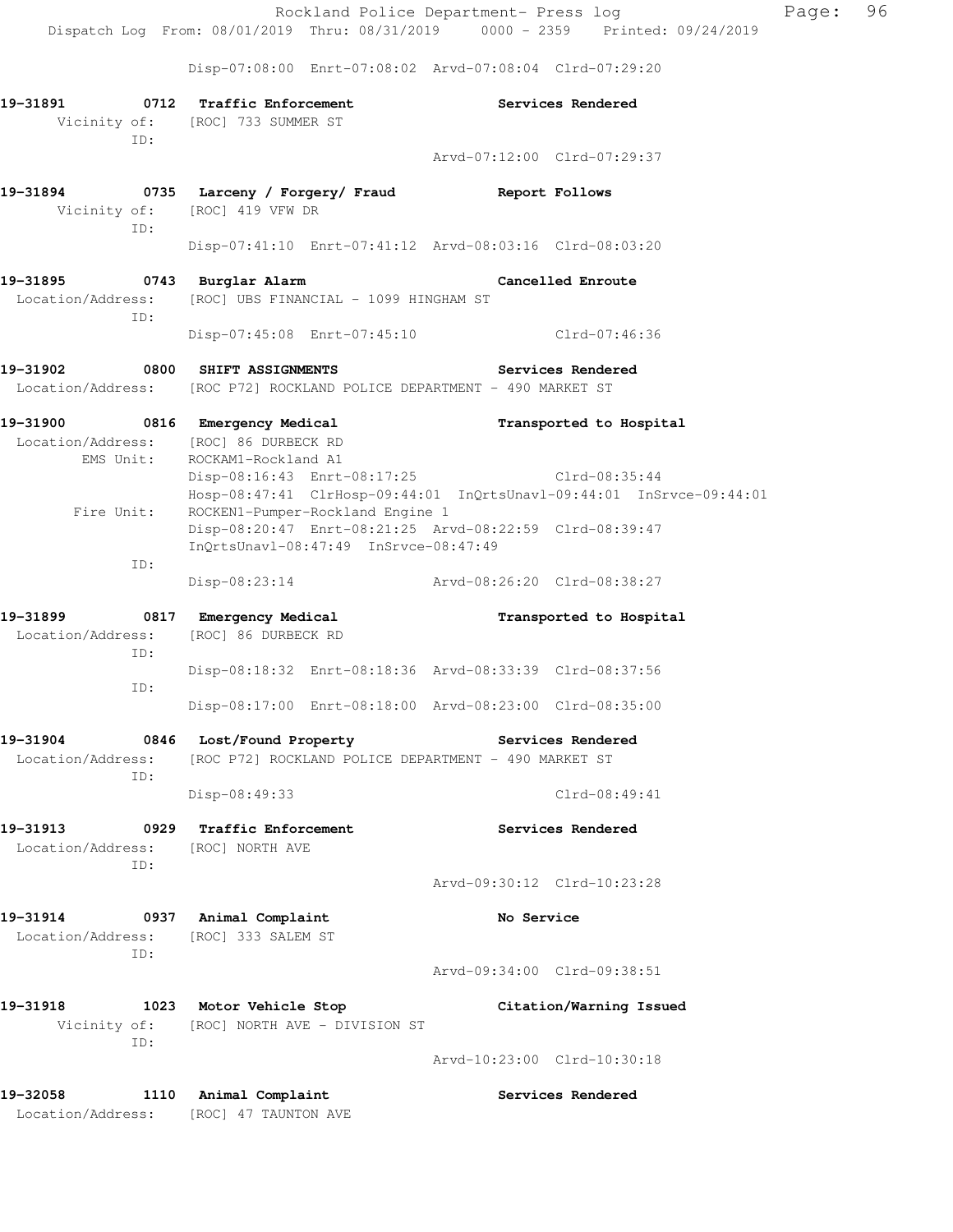Disp-07:08:00 Enrt-07:08:02 Arvd-07:08:04 Clrd-07:29:20

**19-31891 0712 Traffic Enforcement** **Services Rendered**
Vicinity of: [ROC] 733 SUMMER ST
ID:
Arvd-07:12:00 Clrd-07:29:37

**19-31894 0735 Larceny / Forgery/ Fraud** **Report Follows**
Vicinity of: [ROC] 419 VFW DR
ID:
Disp-07:41:10 Enrt-07:41:12 Arvd-08:03:16 Clrd-08:03:20

**19-31895 0743 Burglar Alarm** **Cancelled Enroute**
Location/Address: [ROC] UBS FINANCIAL - 1099 HINGHAM ST
ID:
Disp-07:45:08 Enrt-07:45:10 Clrd-07:46:36

**19-31902 0800 SHIFT ASSIGNMENTS** **Services Rendered**
Location/Address: [ROC P72] ROCKLAND POLICE DEPARTMENT - 490 MARKET ST

**19-31900 0816 Emergency Medical** **Transported to Hospital**
Location/Address: [ROC] 86 DURBECK RD
EMS Unit: ROCKAM1-Rockland A1
Disp-08:16:43 Enrt-08:17:25 Clrd-08:35:44
Hosp-08:47:41 ClrHosp-09:44:01 InQrtsUnavl-09:44:01 InSrvce-09:44:01
Fire Unit: ROCKEN1-Pumper-Rockland Engine 1
Disp-08:20:47 Enrt-08:21:25 Arvd-08:22:59 Clrd-08:39:47
InQrtsUnavl-08:47:49 InSrvce-08:47:49
ID:
Disp-08:23:14 Arvd-08:26:20 Clrd-08:38:27

**19-31899 0817 Emergency Medical** **Transported to Hospital**
Location/Address: [ROC] 86 DURBECK RD
ID:
Disp-08:18:32 Enrt-08:18:36 Arvd-08:33:39 Clrd-08:37:56
ID:
Disp-08:17:00 Enrt-08:18:00 Arvd-08:23:00 Clrd-08:35:00

**19-31904 0846 Lost/Found Property** **Services Rendered**
Location/Address: [ROC P72] ROCKLAND POLICE DEPARTMENT - 490 MARKET ST
ID:
Disp-08:49:33 Clrd-08:49:41

**19-31913 0929 Traffic Enforcement** **Services Rendered**
Location/Address: [ROC] NORTH AVE
ID:
Arvd-09:30:12 Clrd-10:23:28

**19-31914 0937 Animal Complaint** **No Service**
Location/Address: [ROC] 333 SALEM ST
ID:
Arvd-09:34:00 Clrd-09:38:51

**19-31918 1023 Motor Vehicle Stop** **Citation/Warning Issued**
Vicinity of: [ROC] NORTH AVE - DIVISION ST
ID:
Arvd-10:23:00 Clrd-10:30:18

**19-32058 1110 Animal Complaint** **Services Rendered**
Location/Address: [ROC] 47 TAUNTON AVE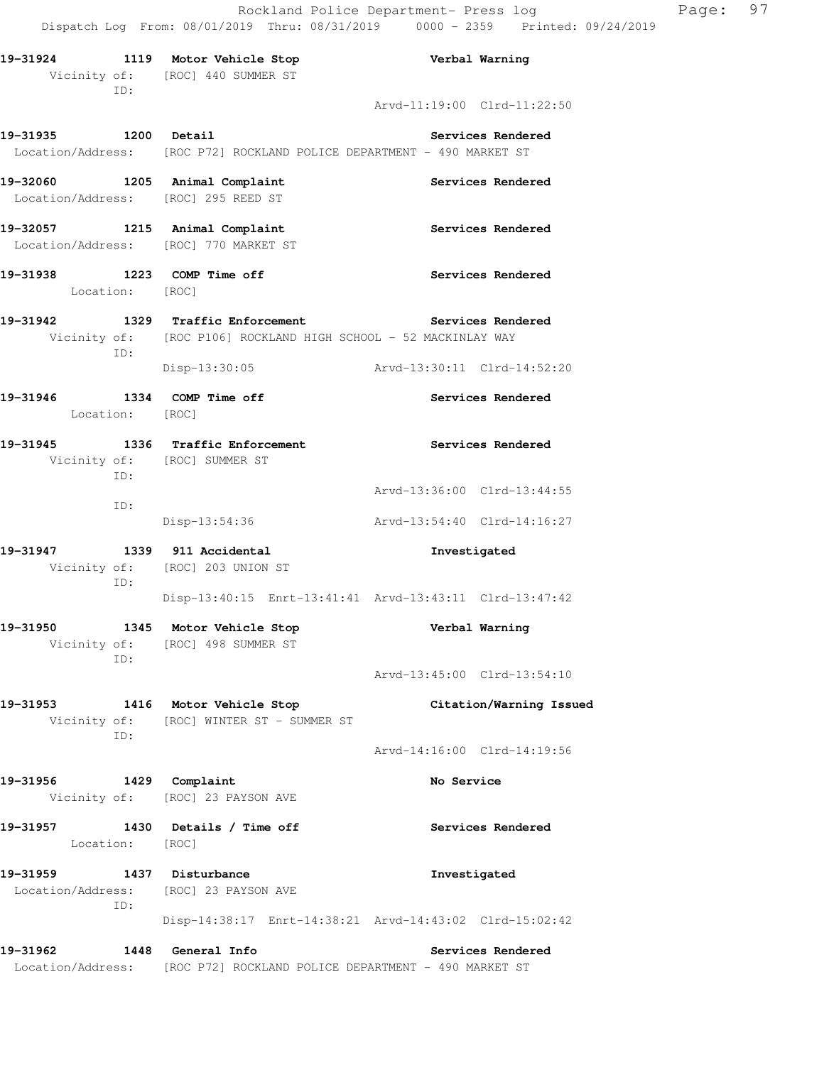**19-31924 1119 Motor Vehicle Stop** **Verbal Warning**
Vicinity of: [ROC] 440 SUMMER ST
ID:
Arvd-11:19:00 Clrd-11:22:50

**19-31935 1200 Detail** **Services Rendered**
Location/Address: [ROC P72] ROCKLAND POLICE DEPARTMENT - 490 MARKET ST

**19-32060 1205 Animal Complaint** **Services Rendered**
Location/Address: [ROC] 295 REED ST

**19-32057 1215 Animal Complaint** **Services Rendered**
Location/Address: [ROC] 770 MARKET ST

**19-31938 1223 COMP Time off** **Services Rendered**
Location: [ROC]

**19-31942 1329 Traffic Enforcement** **Services Rendered**
Vicinity of: [ROC P106] ROCKLAND HIGH SCHOOL - 52 MACKINLAY WAY
ID:
Disp-13:30:05 Arvd-13:30:11 Clrd-14:52:20

**19-31946 1334 COMP Time off** **Services Rendered**
Location: [ROC]

**19-31945 1336 Traffic Enforcement** **Services Rendered**
Vicinity of: [ROC] SUMMER ST
ID:
Arvd-13:36:00 Clrd-13:44:55
ID:
Disp-13:54:36 Arvd-13:54:40 Clrd-14:16:27

**19-31947 1339 911 Accidental** **Investigated**
Vicinity of: [ROC] 203 UNION ST
ID:
Disp-13:40:15 Enrt-13:41:41 Arvd-13:43:11 Clrd-13:47:42

**19-31950 1345 Motor Vehicle Stop** **Verbal Warning**
Vicinity of: [ROC] 498 SUMMER ST
ID:
Arvd-13:45:00 Clrd-13:54:10

**19-31953 1416 Motor Vehicle Stop** **Citation/Warning Issued**
Vicinity of: [ROC] WINTER ST - SUMMER ST
ID:
Arvd-14:16:00 Clrd-14:19:56

**19-31956 1429 Complaint** **No Service**
Vicinity of: [ROC] 23 PAYSON AVE

**19-31957 1430 Details / Time off** **Services Rendered**
Location: [ROC]

**19-31959 1437 Disturbance** **Investigated**
Location/Address: [ROC] 23 PAYSON AVE
ID:
Disp-14:38:17 Enrt-14:38:21 Arvd-14:43:02 Clrd-15:02:42

**19-31962 1448 General Info** **Services Rendered**
Location/Address: [ROC P72] ROCKLAND POLICE DEPARTMENT - 490 MARKET ST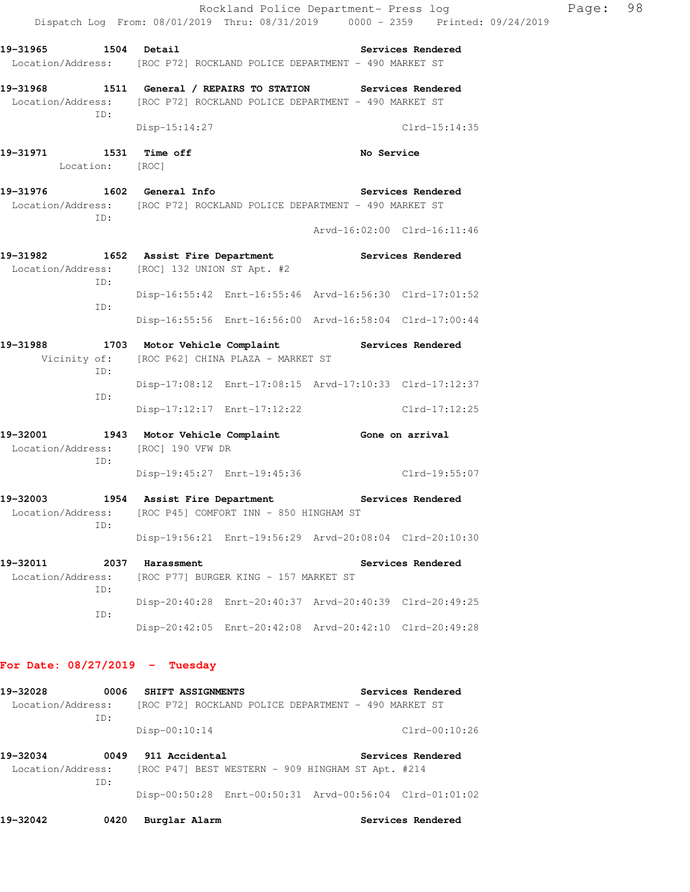19-31965 1504 Detail Services Rendered
Location/Address: [ROC P72] ROCKLAND POLICE DEPARTMENT - 490 MARKET ST

19-31968 1511 General / REPAIRS TO STATION Services Rendered
Location/Address: [ROC P72] ROCKLAND POLICE DEPARTMENT - 490 MARKET ST
ID:
Disp-15:14:27 Clrd-15:14:35

19-31971 1531 Time off No Service
Location: [ROC]

19-31976 1602 General Info Services Rendered
Location/Address: [ROC P72] ROCKLAND POLICE DEPARTMENT - 490 MARKET ST
ID:
Arvd-16:02:00 Clrd-16:11:46

19-31982 1652 Assist Fire Department Services Rendered
Location/Address: [ROC] 132 UNION ST Apt. #2
ID:
Disp-16:55:42 Enrt-16:55:46 Arvd-16:56:30 Clrd-17:01:52
ID:
Disp-16:55:56 Enrt-16:56:00 Arvd-16:58:04 Clrd-17:00:44

19-31988 1703 Motor Vehicle Complaint Services Rendered
Vicinity of: [ROC P62] CHINA PLAZA - MARKET ST
ID:
Disp-17:08:12 Enrt-17:08:15 Arvd-17:10:33 Clrd-17:12:37
ID:
Disp-17:12:17 Enrt-17:12:22 Clrd-17:12:25

19-32001 1943 Motor Vehicle Complaint Gone on arrival
Location/Address: [ROC] 190 VFW DR
ID:
Disp-19:45:27 Enrt-19:45:36 Clrd-19:55:07

19-32003 1954 Assist Fire Department Services Rendered
Location/Address: [ROC P45] COMFORT INN - 850 HINGHAM ST
ID:
Disp-19:56:21 Enrt-19:56:29 Arvd-20:08:04 Clrd-20:10:30

19-32011 2037 Harassment Services Rendered
Location/Address: [ROC P77] BURGER KING - 157 MARKET ST
ID:
Disp-20:40:28 Enrt-20:40:37 Arvd-20:40:39 Clrd-20:49:25
ID:
Disp-20:42:05 Enrt-20:42:08 Arvd-20:42:10 Clrd-20:49:28

## For Date: 08/27/2019 - Tuesday

19-32028 0006 SHIFT ASSIGNMENTS Services Rendered
Location/Address: [ROC P72] ROCKLAND POLICE DEPARTMENT - 490 MARKET ST
ID:
Disp-00:10:14 Clrd-00:10:26

19-32034 0049 911 Accidental Services Rendered
Location/Address: [ROC P47] BEST WESTERN - 909 HINGHAM ST Apt. #214
ID:
Disp-00:50:28 Enrt-00:50:31 Arvd-00:56:04 Clrd-01:01:02

19-32042 0420 Burglar Alarm Services Rendered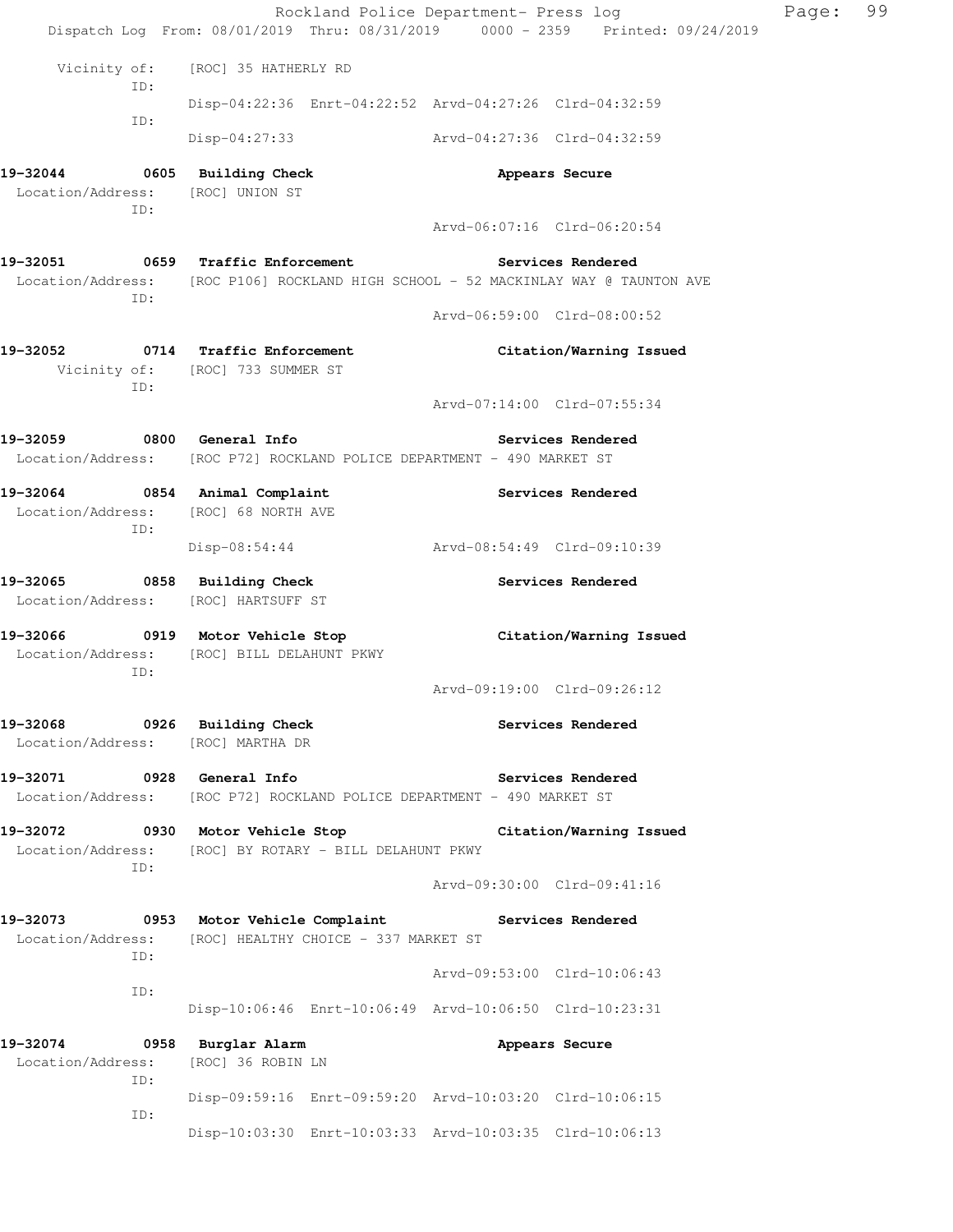Vicinity of: [ROC] 35 HATHERLY RD
ID:
Disp-04:22:36 Enrt-04:22:52 Arvd-04:27:26 Clrd-04:32:59
ID:
Disp-04:27:33 Arvd-04:27:36 Clrd-04:32:59

**19-32044 0605 Building Check Appears Secure**
Location/Address: [ROC] UNION ST
ID:
Arvd-06:07:16 Clrd-06:20:54

**19-32051 0659 Traffic Enforcement Services Rendered**
Location/Address: [ROC P106] ROCKLAND HIGH SCHOOL - 52 MACKINLAY WAY @ TAUNTON AVE
ID:
Arvd-06:59:00 Clrd-08:00:52

**19-32052 0714 Traffic Enforcement Citation/Warning Issued**
Vicinity of: [ROC] 733 SUMMER ST
ID:
Arvd-07:14:00 Clrd-07:55:34

**19-32059 0800 General Info Services Rendered**
Location/Address: [ROC P72] ROCKLAND POLICE DEPARTMENT - 490 MARKET ST

**19-32064 0854 Animal Complaint Services Rendered**
Location/Address: [ROC] 68 NORTH AVE
ID:
Disp-08:54:44 Arvd-08:54:49 Clrd-09:10:39

**19-32065 0858 Building Check Services Rendered**
Location/Address: [ROC] HARTSUFF ST

**19-32066 0919 Motor Vehicle Stop Citation/Warning Issued**
Location/Address: [ROC] BILL DELAHUNT PKWY
ID:
Arvd-09:19:00 Clrd-09:26:12

**19-32068 0926 Building Check Services Rendered**
Location/Address: [ROC] MARTHA DR

**19-32071 0928 General Info Services Rendered**
Location/Address: [ROC P72] ROCKLAND POLICE DEPARTMENT - 490 MARKET ST

**19-32072 0930 Motor Vehicle Stop Citation/Warning Issued**
Location/Address: [ROC] BY ROTARY - BILL DELAHUNT PKWY
ID:
Arvd-09:30:00 Clrd-09:41:16

**19-32073 0953 Motor Vehicle Complaint Services Rendered**
Location/Address: [ROC] HEALTHY CHOICE - 337 MARKET ST
ID:
Arvd-09:53:00 Clrd-10:06:43
ID:
Disp-10:06:46 Enrt-10:06:49 Arvd-10:06:50 Clrd-10:23:31

**19-32074 0958 Burglar Alarm Appears Secure**
Location/Address: [ROC] 36 ROBIN LN
ID:
Disp-09:59:16 Enrt-09:59:20 Arvd-10:03:20 Clrd-10:06:15
ID:
Disp-10:03:30 Enrt-10:03:33 Arvd-10:03:35 Clrd-10:06:13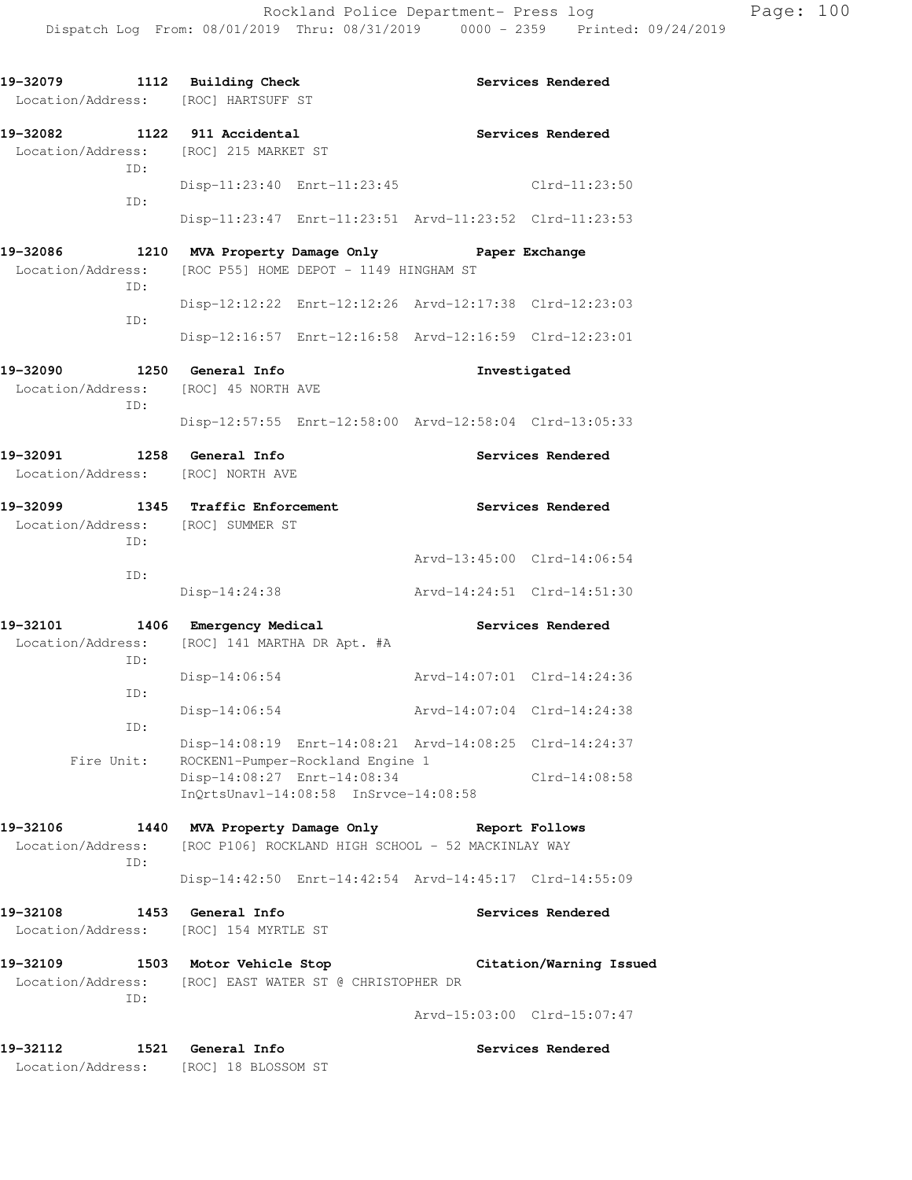19-32079 1112 Building Check Services Rendered
Location/Address: [ROC] HARTSUFF ST

19-32082 1122 911 Accidental Services Rendered
Location/Address: [ROC] 215 MARKET ST
ID:
Disp-11:23:40 Enrt-11:23:45 Clrd-11:23:50
ID:
Disp-11:23:47 Enrt-11:23:51 Arvd-11:23:52 Clrd-11:23:53

19-32086 1210 MVA Property Damage Only Paper Exchange
Location/Address: [ROC P55] HOME DEPOT - 1149 HINGHAM ST
ID:
Disp-12:12:22 Enrt-12:12:26 Arvd-12:17:38 Clrd-12:23:03
ID:
Disp-12:16:57 Enrt-12:16:58 Arvd-12:16:59 Clrd-12:23:01

19-32090 1250 General Info Investigated
Location/Address: [ROC] 45 NORTH AVE
ID:
Disp-12:57:55 Enrt-12:58:00 Arvd-12:58:04 Clrd-13:05:33

19-32091 1258 General Info Services Rendered
Location/Address: [ROC] NORTH AVE

19-32099 1345 Traffic Enforcement Services Rendered
Location/Address: [ROC] SUMMER ST
ID:
Arvd-13:45:00 Clrd-14:06:54
ID:
Disp-14:24:38 Arvd-14:24:51 Clrd-14:51:30

19-32101 1406 Emergency Medical Services Rendered
Location/Address: [ROC] 141 MARTHA DR Apt. #A
ID:
Disp-14:06:54 Arvd-14:07:01 Clrd-14:24:36
ID:
Disp-14:06:54 Arvd-14:07:04 Clrd-14:24:38
ID:
Disp-14:08:19 Enrt-14:08:21 Arvd-14:08:25 Clrd-14:24:37
Fire Unit: ROCKEN1-Pumper-Rockland Engine 1
Disp-14:08:27 Enrt-14:08:34 Clrd-14:08:58
InQrtsUnavl-14:08:58 InSrvce-14:08:58

19-32106 1440 MVA Property Damage Only Report Follows
Location/Address: [ROC P106] ROCKLAND HIGH SCHOOL - 52 MACKINLAY WAY
ID:
Disp-14:42:50 Enrt-14:42:54 Arvd-14:45:17 Clrd-14:55:09

19-32108 1453 General Info Services Rendered
Location/Address: [ROC] 154 MYRTLE ST

19-32109 1503 Motor Vehicle Stop Citation/Warning Issued
Location/Address: [ROC] EAST WATER ST @ CHRISTOPHER DR
ID:
Arvd-15:03:00 Clrd-15:07:47

19-32112 1521 General Info Services Rendered
Location/Address: [ROC] 18 BLOSSOM ST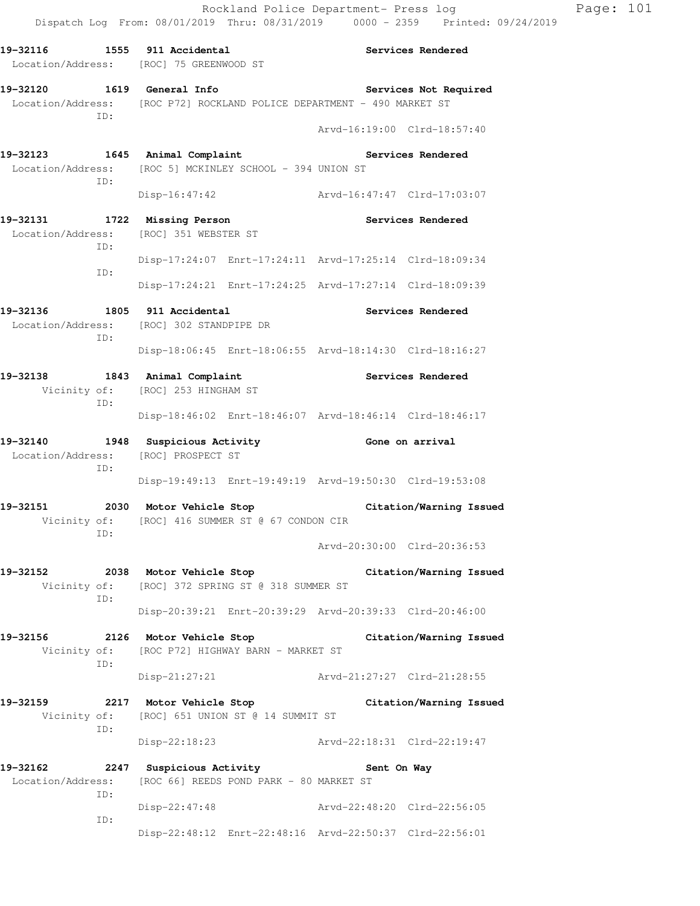Rockland Police Department- Press log
Dispatch Log From: 08/01/2019 Thru: 08/31/2019 0000 - 2359 Printed: 09/24/2019

**19-32116 1555 911 Accidental** Services Rendered
Location/Address: [ROC] 75 GREENWOOD ST

**19-32120 1619 General Info** Services Not Required
Location/Address: [ROC P72] ROCKLAND POLICE DEPARTMENT - 490 MARKET ST
ID:
Arvd-16:19:00 Clrd-18:57:40

**19-32123 1645 Animal Complaint** Services Rendered
Location/Address: [ROC 5] MCKINLEY SCHOOL - 394 UNION ST
ID:
Disp-16:47:42 Arvd-16:47:47 Clrd-17:03:07

**19-32131 1722 Missing Person** Services Rendered
Location/Address: [ROC] 351 WEBSTER ST
ID:
Disp-17:24:07 Enrt-17:24:11 Arvd-17:25:14 Clrd-18:09:34
ID:
Disp-17:24:21 Enrt-17:24:25 Arvd-17:27:14 Clrd-18:09:39

**19-32136 1805 911 Accidental** Services Rendered
Location/Address: [ROC] 302 STANDPIPE DR
ID:
Disp-18:06:45 Enrt-18:06:55 Arvd-18:14:30 Clrd-18:16:27

**19-32138 1843 Animal Complaint** Services Rendered
Vicinity of: [ROC] 253 HINGHAM ST
ID:
Disp-18:46:02 Enrt-18:46:07 Arvd-18:46:14 Clrd-18:46:17

**19-32140 1948 Suspicious Activity** Gone on arrival
Location/Address: [ROC] PROSPECT ST
ID:
Disp-19:49:13 Enrt-19:49:19 Arvd-19:50:30 Clrd-19:53:08

**19-32151 2030 Motor Vehicle Stop** Citation/Warning Issued
Vicinity of: [ROC] 416 SUMMER ST @ 67 CONDON CIR
ID:
Arvd-20:30:00 Clrd-20:36:53

**19-32152 2038 Motor Vehicle Stop** Citation/Warning Issued
Vicinity of: [ROC] 372 SPRING ST @ 318 SUMMER ST
ID:
Disp-20:39:21 Enrt-20:39:29 Arvd-20:39:33 Clrd-20:46:00

**19-32156 2126 Motor Vehicle Stop** Citation/Warning Issued
Vicinity of: [ROC P72] HIGHWAY BARN - MARKET ST
ID:
Disp-21:27:21 Arvd-21:27:27 Clrd-21:28:55

**19-32159 2217 Motor Vehicle Stop** Citation/Warning Issued
Vicinity of: [ROC] 651 UNION ST @ 14 SUMMIT ST
ID:
Disp-22:18:23 Arvd-22:18:31 Clrd-22:19:47

**19-32162 2247 Suspicious Activity** Sent On Way
Location/Address: [ROC 66] REEDS POND PARK - 80 MARKET ST
ID:
Disp-22:47:48 Arvd-22:48:20 Clrd-22:56:05
ID:
Disp-22:48:12 Enrt-22:48:16 Arvd-22:50:37 Clrd-22:56:01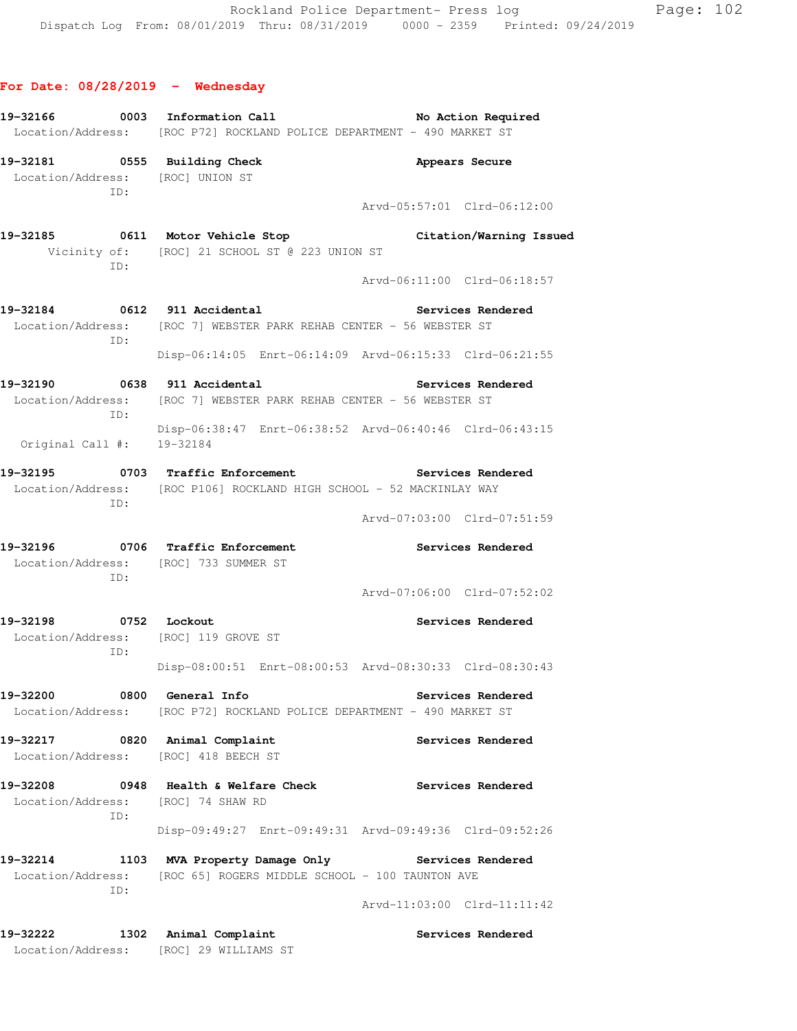## For Date: 08/28/2019 - Wednesday

**19-32166** 0003 **Information Call** **No Action Required**
Location/Address: [ROC P72] ROCKLAND POLICE DEPARTMENT - 490 MARKET ST

**19-32181** 0555 **Building Check** **Appears Secure**
Location/Address: [ROC] UNION ST
ID:
Arvd-05:57:01 Clrd-06:12:00

**19-32185** 0611 **Motor Vehicle Stop** **Citation/Warning Issued**
Vicinity of: [ROC] 21 SCHOOL ST @ 223 UNION ST
ID:
Arvd-06:11:00 Clrd-06:18:57

**19-32184** 0612 **911 Accidental** **Services Rendered**
Location/Address: [ROC 7] WEBSTER PARK REHAB CENTER - 56 WEBSTER ST
ID:
Disp-06:14:05 Enrt-06:14:09 Arvd-06:15:33 Clrd-06:21:55

**19-32190** 0638 **911 Accidental** **Services Rendered**
Location/Address: [ROC 7] WEBSTER PARK REHAB CENTER - 56 WEBSTER ST
ID:
Disp-06:38:47 Enrt-06:38:52 Arvd-06:40:46 Clrd-06:43:15
Original Call #: 19-32184

**19-32195** 0703 **Traffic Enforcement** **Services Rendered**
Location/Address: [ROC P106] ROCKLAND HIGH SCHOOL - 52 MACKINLAY WAY
ID:
Arvd-07:03:00 Clrd-07:51:59

**19-32196** 0706 **Traffic Enforcement** **Services Rendered**
Location/Address: [ROC] 733 SUMMER ST
ID:
Arvd-07:06:00 Clrd-07:52:02

**19-32198** 0752 **Lockout** **Services Rendered**
Location/Address: [ROC] 119 GROVE ST
ID:
Disp-08:00:51 Enrt-08:00:53 Arvd-08:30:33 Clrd-08:30:43

**19-32200** 0800 **General Info** **Services Rendered**
Location/Address: [ROC P72] ROCKLAND POLICE DEPARTMENT - 490 MARKET ST

**19-32217** 0820 **Animal Complaint** **Services Rendered**
Location/Address: [ROC] 418 BEECH ST

**19-32208** 0948 **Health & Welfare Check** **Services Rendered**
Location/Address: [ROC] 74 SHAW RD
ID:
Disp-09:49:27 Enrt-09:49:31 Arvd-09:49:36 Clrd-09:52:26

**19-32214** 1103 **MVA Property Damage Only** **Services Rendered**
Location/Address: [ROC 65] ROGERS MIDDLE SCHOOL - 100 TAUNTON AVE
ID:
Arvd-11:03:00 Clrd-11:11:42

**19-32222** 1302 **Animal Complaint** **Services Rendered**
Location/Address: [ROC] 29 WILLIAMS ST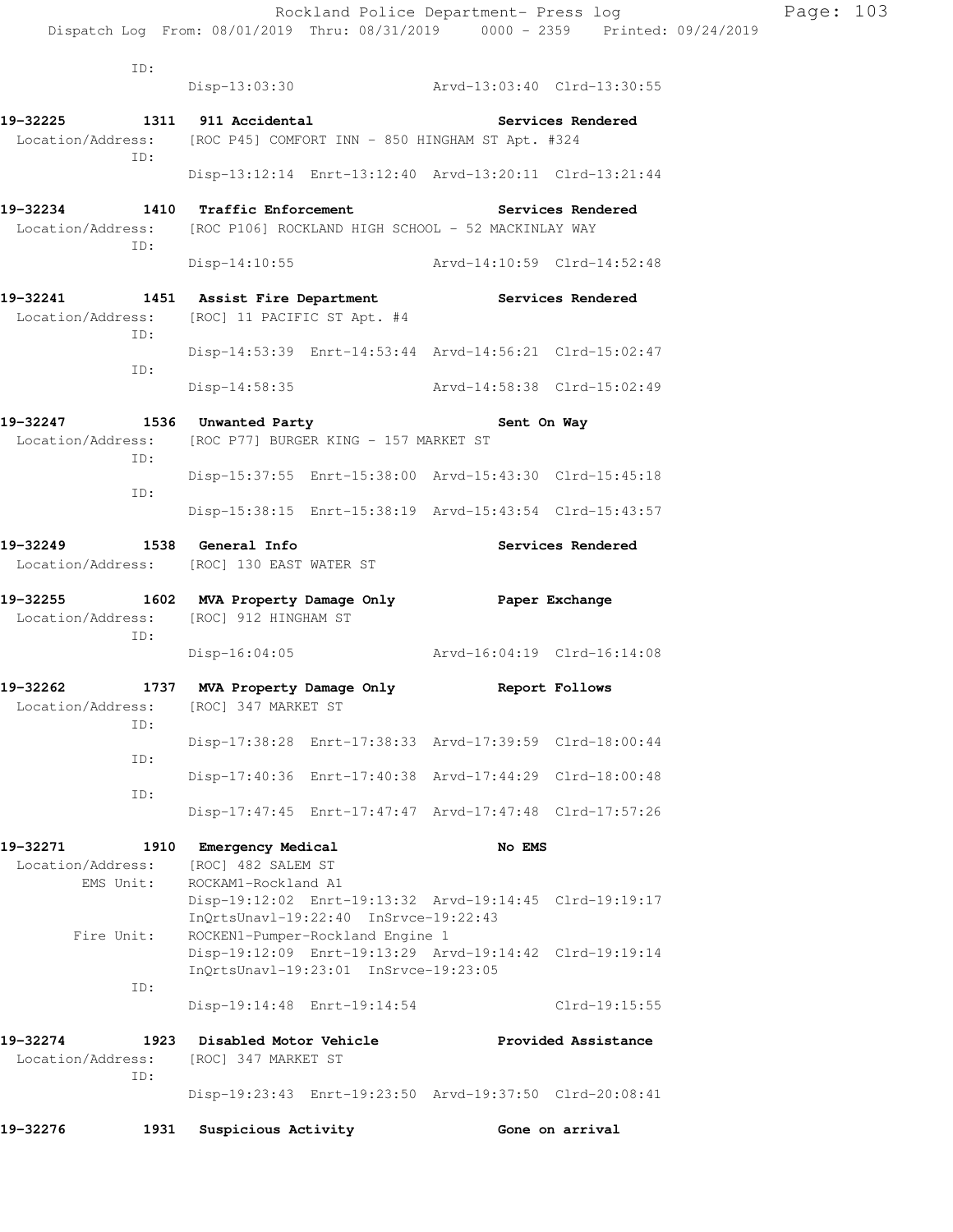ID:
Disp-13:03:30 Arvd-13:03:40 Clrd-13:30:55

**19-32225 1311 911 Accidental Services Rendered**
Location/Address: [ROC P45] COMFORT INN - 850 HINGHAM ST Apt. #324
ID:
Disp-13:12:14 Enrt-13:12:40 Arvd-13:20:11 Clrd-13:21:44

**19-32234 1410 Traffic Enforcement Services Rendered**
Location/Address: [ROC P106] ROCKLAND HIGH SCHOOL - 52 MACKINLAY WAY
ID:
Disp-14:10:55 Arvd-14:10:59 Clrd-14:52:48

**19-32241 1451 Assist Fire Department Services Rendered**
Location/Address: [ROC] 11 PACIFIC ST Apt. #4
ID:
Disp-14:53:39 Enrt-14:53:44 Arvd-14:56:21 Clrd-15:02:47
ID:
Disp-14:58:35 Arvd-14:58:38 Clrd-15:02:49

**19-32247 1536 Unwanted Party Sent On Way**
Location/Address: [ROC P77] BURGER KING - 157 MARKET ST
ID:
Disp-15:37:55 Enrt-15:38:00 Arvd-15:43:30 Clrd-15:45:18
ID:
Disp-15:38:15 Enrt-15:38:19 Arvd-15:43:54 Clrd-15:43:57

**19-32249 1538 General Info Services Rendered**
Location/Address: [ROC] 130 EAST WATER ST

**19-32255 1602 MVA Property Damage Only Paper Exchange**
Location/Address: [ROC] 912 HINGHAM ST
ID:
Disp-16:04:05 Arvd-16:04:19 Clrd-16:14:08

**19-32262 1737 MVA Property Damage Only Report Follows**
Location/Address: [ROC] 347 MARKET ST
ID:
Disp-17:38:28 Enrt-17:38:33 Arvd-17:39:59 Clrd-18:00:44
ID:
Disp-17:40:36 Enrt-17:40:38 Arvd-17:44:29 Clrd-18:00:48
ID:
Disp-17:47:45 Enrt-17:47:47 Arvd-17:47:48 Clrd-17:57:26

**19-32271 1910 Emergency Medical No EMS**
Location/Address: [ROC] 482 SALEM ST
EMS Unit: ROCKAM1-Rockland A1
Disp-19:12:02 Enrt-19:13:32 Arvd-19:14:45 Clrd-19:19:17
InQrtsUnavl-19:22:40 InSrvce-19:22:43
Fire Unit: ROCKEN1-Pumper-Rockland Engine 1
Disp-19:12:09 Enrt-19:13:29 Arvd-19:14:42 Clrd-19:19:14
InQrtsUnavl-19:23:01 InSrvce-19:23:05
ID:
Disp-19:14:48 Enrt-19:14:54 Clrd-19:15:55

**19-32274 1923 Disabled Motor Vehicle Provided Assistance**
Location/Address: [ROC] 347 MARKET ST
ID:
Disp-19:23:43 Enrt-19:23:50 Arvd-19:37:50 Clrd-20:08:41

**19-32276 1931 Suspicious Activity Gone on arrival**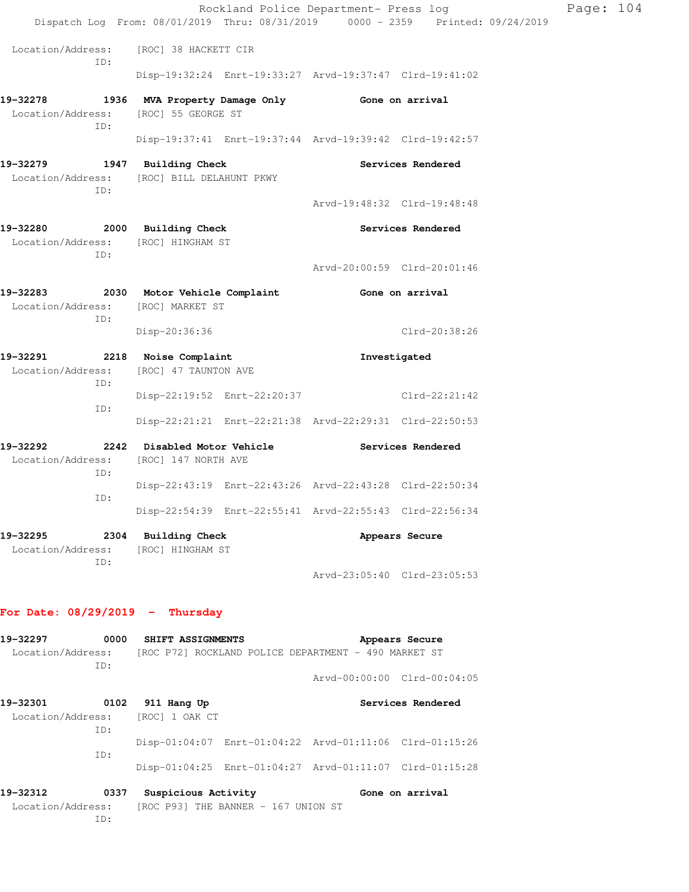Location/Address: [ROC] 38 HACKETT CIR
ID:
Disp-19:32:24 Enrt-19:33:27 Arvd-19:37:47 Clrd-19:41:02

**19-32278 1936 MVA Property Damage Only** **Gone on arrival**
Location/Address: [ROC] 55 GEORGE ST
ID:
Disp-19:37:41 Enrt-19:37:44 Arvd-19:39:42 Clrd-19:42:57

**19-32279 1947 Building Check** **Services Rendered**
Location/Address: [ROC] BILL DELAHUNT PKWY
ID:
Arvd-19:48:32 Clrd-19:48:48

**19-32280 2000 Building Check** **Services Rendered**
Location/Address: [ROC] HINGHAM ST
ID:
Arvd-20:00:59 Clrd-20:01:46

**19-32283 2030 Motor Vehicle Complaint** **Gone on arrival**
Location/Address: [ROC] MARKET ST
ID:
Disp-20:36:36 Clrd-20:38:26

**19-32291 2218 Noise Complaint** **Investigated**
Location/Address: [ROC] 47 TAUNTON AVE
ID:
Disp-22:19:52 Enrt-22:20:37 Clrd-22:21:42
ID:
Disp-22:21:21 Enrt-22:21:38 Arvd-22:29:31 Clrd-22:50:53

**19-32292 2242 Disabled Motor Vehicle** **Services Rendered**
Location/Address: [ROC] 147 NORTH AVE
ID:
Disp-22:43:19 Enrt-22:43:26 Arvd-22:43:28 Clrd-22:50:34
ID:
Disp-22:54:39 Enrt-22:55:41 Arvd-22:55:43 Clrd-22:56:34

**19-32295 2304 Building Check** **Appears Secure**
Location/Address: [ROC] HINGHAM ST
ID:
Arvd-23:05:40 Clrd-23:05:53

## For Date: 08/29/2019 - Thursday

**19-32297 0000 SHIFT ASSIGNMENTS** **Appears Secure**
Location/Address: [ROC P72] ROCKLAND POLICE DEPARTMENT - 490 MARKET ST
ID:
Arvd-00:00:00 Clrd-00:04:05

**19-32301 0102 911 Hang Up** **Services Rendered**
Location/Address: [ROC] 1 OAK CT
ID:
Disp-01:04:07 Enrt-01:04:22 Arvd-01:11:06 Clrd-01:15:26
ID:
Disp-01:04:25 Enrt-01:04:27 Arvd-01:11:07 Clrd-01:15:28

**19-32312 0337 Suspicious Activity** **Gone on arrival**
Location/Address: [ROC P93] THE BANNER - 167 UNION ST
ID: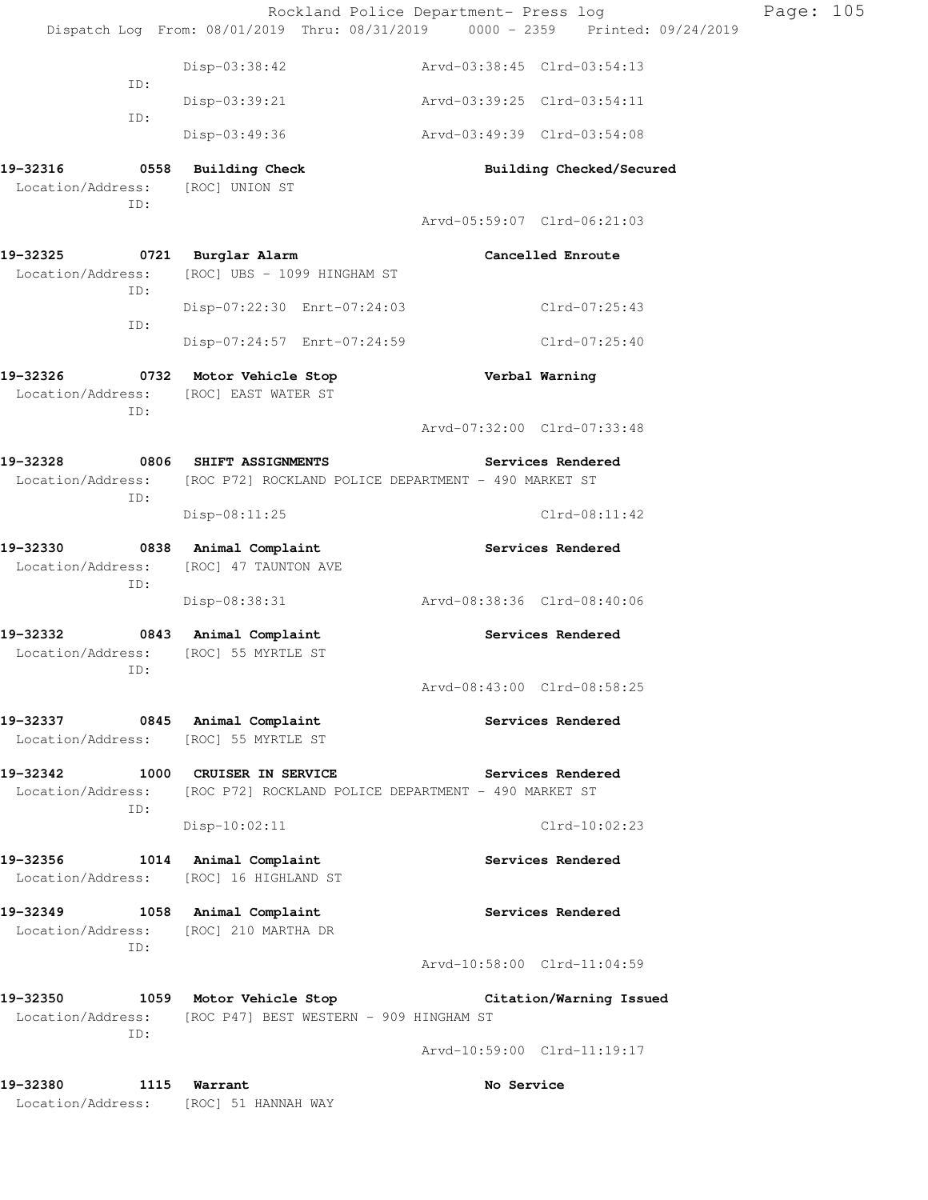Disp-03:38:42 Arvd-03:38:45 Clrd-03:54:13
ID:
Disp-03:39:21 Arvd-03:39:25 Clrd-03:54:11
ID:
Disp-03:49:36 Arvd-03:49:39 Clrd-03:54:08

**19-32316 0558 Building Check** **Building Checked/Secured**
Location/Address: [ROC] UNION ST
ID:
Arvd-05:59:07 Clrd-06:21:03

**19-32325 0721 Burglar Alarm** **Cancelled Enroute**
Location/Address: [ROC] UBS - 1099 HINGHAM ST
ID:
Disp-07:22:30 Enrt-07:24:03 Clrd-07:25:43
ID:
Disp-07:24:57 Enrt-07:24:59 Clrd-07:25:40

**19-32326 0732 Motor Vehicle Stop** **Verbal Warning**
Location/Address: [ROC] EAST WATER ST
ID:
Arvd-07:32:00 Clrd-07:33:48

**19-32328 0806 SHIFT ASSIGNMENTS** **Services Rendered**
Location/Address: [ROC P72] ROCKLAND POLICE DEPARTMENT - 490 MARKET ST
ID:
Disp-08:11:25 Clrd-08:11:42

**19-32330 0838 Animal Complaint** **Services Rendered**
Location/Address: [ROC] 47 TAUNTON AVE
ID:
Disp-08:38:31 Arvd-08:38:36 Clrd-08:40:06

**19-32332 0843 Animal Complaint** **Services Rendered**
Location/Address: [ROC] 55 MYRTLE ST
ID:
Arvd-08:43:00 Clrd-08:58:25

**19-32337 0845 Animal Complaint** **Services Rendered**
Location/Address: [ROC] 55 MYRTLE ST

**19-32342 1000 CRUISER IN SERVICE** **Services Rendered**
Location/Address: [ROC P72] ROCKLAND POLICE DEPARTMENT - 490 MARKET ST
ID:
Disp-10:02:11 Clrd-10:02:23

**19-32356 1014 Animal Complaint** **Services Rendered**
Location/Address: [ROC] 16 HIGHLAND ST

**19-32349 1058 Animal Complaint** **Services Rendered**
Location/Address: [ROC] 210 MARTHA DR
ID:
Arvd-10:58:00 Clrd-11:04:59

**19-32350 1059 Motor Vehicle Stop** **Citation/Warning Issued**
Location/Address: [ROC P47] BEST WESTERN - 909 HINGHAM ST
ID:
Arvd-10:59:00 Clrd-11:19:17

**19-32380 1115 Warrant** **No Service**
Location/Address: [ROC] 51 HANNAH WAY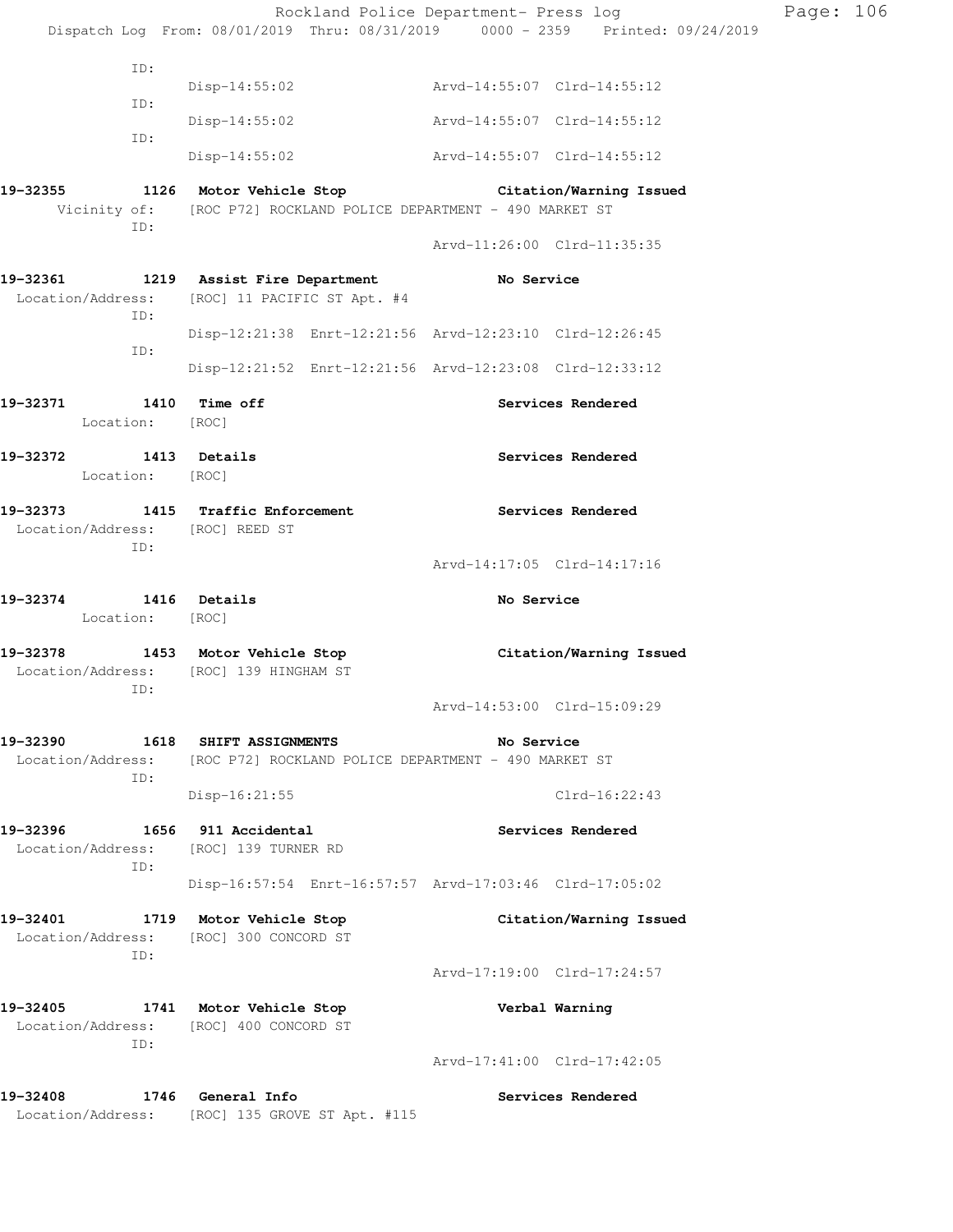ID:
Disp-14:55:02 Arvd-14:55:07 Clrd-14:55:12
ID:
Disp-14:55:02 Arvd-14:55:07 Clrd-14:55:12
ID:
Disp-14:55:02 Arvd-14:55:07 Clrd-14:55:12

**19-32355 1126 Motor Vehicle Stop** **Citation/Warning Issued**
Vicinity of: [ROC P72] ROCKLAND POLICE DEPARTMENT - 490 MARKET ST
ID:
Arvd-11:26:00 Clrd-11:35:35

**19-32361 1219 Assist Fire Department** **No Service**
Location/Address: [ROC] 11 PACIFIC ST Apt. #4
ID:
Disp-12:21:38 Enrt-12:21:56 Arvd-12:23:10 Clrd-12:26:45
ID:
Disp-12:21:52 Enrt-12:21:56 Arvd-12:23:08 Clrd-12:33:12

**19-32371 1410 Time off** **Services Rendered**
Location: [ROC]

**19-32372 1413 Details** **Services Rendered**
Location: [ROC]

**19-32373 1415 Traffic Enforcement** **Services Rendered**
Location/Address: [ROC] REED ST
ID:
Arvd-14:17:05 Clrd-14:17:16

**19-32374 1416 Details** **No Service**
Location: [ROC]

**19-32378 1453 Motor Vehicle Stop** **Citation/Warning Issued**
Location/Address: [ROC] 139 HINGHAM ST
ID:
Arvd-14:53:00 Clrd-15:09:29

**19-32390 1618 SHIFT ASSIGNMENTS** **No Service**
Location/Address: [ROC P72] ROCKLAND POLICE DEPARTMENT - 490 MARKET ST
ID:
Disp-16:21:55 Clrd-16:22:43

**19-32396 1656 911 Accidental** **Services Rendered**
Location/Address: [ROC] 139 TURNER RD
ID:
Disp-16:57:54 Enrt-16:57:57 Arvd-17:03:46 Clrd-17:05:02

**19-32401 1719 Motor Vehicle Stop** **Citation/Warning Issued**
Location/Address: [ROC] 300 CONCORD ST
ID:
Arvd-17:19:00 Clrd-17:24:57

**19-32405 1741 Motor Vehicle Stop** **Verbal Warning**
Location/Address: [ROC] 400 CONCORD ST
ID:
Arvd-17:41:00 Clrd-17:42:05

**19-32408 1746 General Info** **Services Rendered**
Location/Address: [ROC] 135 GROVE ST Apt. #115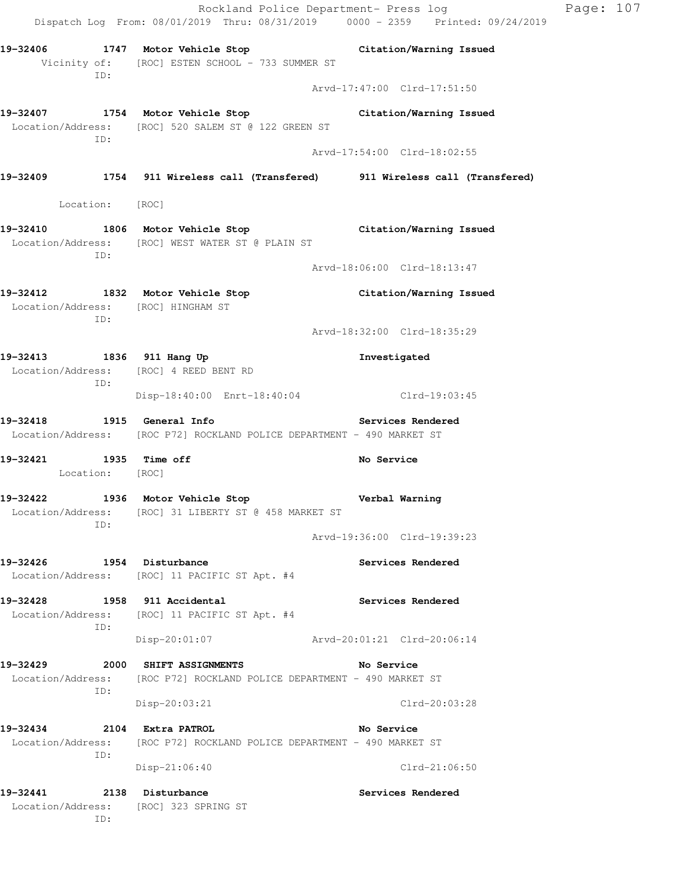Rockland Police Department- Press log

Dispatch Log From: 08/01/2019 Thru: 08/31/2019 0000 - 2359 Printed: 09/24/2019

**19-32406 1747 Motor Vehicle Stop** **Citation/Warning Issued**
Vicinity of: [ROC] ESTEN SCHOOL - 733 SUMMER ST
ID:
Arvd-17:47:00 Clrd-17:51:50

**19-32407 1754 Motor Vehicle Stop** **Citation/Warning Issued**
Location/Address: [ROC] 520 SALEM ST @ 122 GREEN ST
ID:
Arvd-17:54:00 Clrd-18:02:55

**19-32409 1754 911 Wireless call (Transfered)** **911 Wireless call (Transfered)**
Location: [ROC]

**19-32410 1806 Motor Vehicle Stop** **Citation/Warning Issued**
Location/Address: [ROC] WEST WATER ST @ PLAIN ST
ID:
Arvd-18:06:00 Clrd-18:13:47

**19-32412 1832 Motor Vehicle Stop** **Citation/Warning Issued**
Location/Address: [ROC] HINGHAM ST
ID:
Arvd-18:32:00 Clrd-18:35:29

**19-32413 1836 911 Hang Up** **Investigated**
Location/Address: [ROC] 4 REED BENT RD
ID:
Disp-18:40:00 Enrt-18:40:04 Clrd-19:03:45

**19-32418 1915 General Info** **Services Rendered**
Location/Address: [ROC P72] ROCKLAND POLICE DEPARTMENT - 490 MARKET ST

**19-32421 1935 Time off** **No Service**
Location: [ROC]

**19-32422 1936 Motor Vehicle Stop** **Verbal Warning**
Location/Address: [ROC] 31 LIBERTY ST @ 458 MARKET ST
ID:
Arvd-19:36:00 Clrd-19:39:23

**19-32426 1954 Disturbance** **Services Rendered**
Location/Address: [ROC] 11 PACIFIC ST Apt. #4

**19-32428 1958 911 Accidental** **Services Rendered**
Location/Address: [ROC] 11 PACIFIC ST Apt. #4
ID:
Disp-20:01:07 Arvd-20:01:21 Clrd-20:06:14

**19-32429 2000 SHIFT ASSIGNMENTS** **No Service**
Location/Address: [ROC P72] ROCKLAND POLICE DEPARTMENT - 490 MARKET ST
ID:
Disp-20:03:21 Clrd-20:03:28

**19-32434 2104 Extra PATROL** **No Service**
Location/Address: [ROC P72] ROCKLAND POLICE DEPARTMENT - 490 MARKET ST
ID:
Disp-21:06:40 Clrd-21:06:50

**19-32441 2138 Disturbance** **Services Rendered**
Location/Address: [ROC] 323 SPRING ST
ID: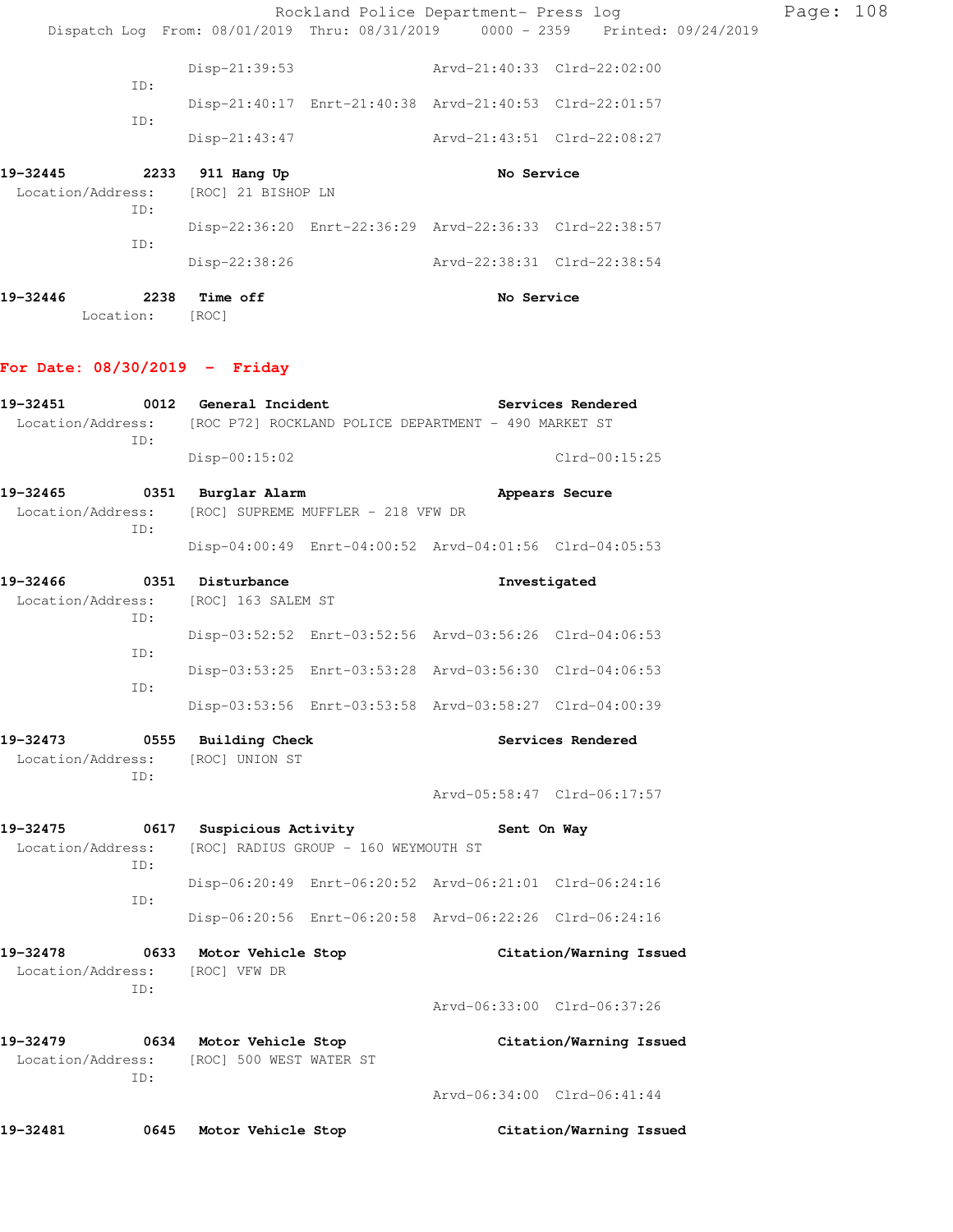```
            Disp-21:39:53                Arvd-21:40:33  Clrd-22:02:00
        ID:
            Disp-21:40:17  Enrt-21:40:38  Arvd-21:40:53  Clrd-22:01:57
        ID:
            Disp-21:43:47                Arvd-21:43:51  Clrd-22:08:27
```

**19-32445** 2233 **911 Hang Up** **No Service**
Location/Address: [ROC] 21 BISHOP LN

```
        ID:
            Disp-22:36:20  Enrt-22:36:29  Arvd-22:36:33  Clrd-22:38:57
        ID:
            Disp-22:38:26                Arvd-22:38:31  Clrd-22:38:54
```

**19-32446** 2238 **Time off** **No Service**
Location: [ROC]

## For Date: 08/30/2019 - Friday

**19-32451** 0012 **General Incident** **Services Rendered**
Location/Address: [ROC P72] ROCKLAND POLICE DEPARTMENT - 490 MARKET ST

```
        ID:
            Disp-00:15:02                               Clrd-00:15:25
```

**19-32465** 0351 **Burglar Alarm** **Appears Secure**
Location/Address: [ROC] SUPREME MUFFLER - 218 VFW DR

```
        ID:
            Disp-04:00:49  Enrt-04:00:52  Arvd-04:01:56  Clrd-04:05:53
```

**19-32466** 0351 **Disturbance** **Investigated**
Location/Address: [ROC] 163 SALEM ST

```
        ID:
            Disp-03:52:52  Enrt-03:52:56  Arvd-03:56:26  Clrd-04:06:53
        ID:
            Disp-03:53:25  Enrt-03:53:28  Arvd-03:56:30  Clrd-04:06:53
        ID:
            Disp-03:53:56  Enrt-03:53:58  Arvd-03:58:27  Clrd-04:00:39
```

**19-32473** 0555 **Building Check** **Services Rendered**
Location/Address: [ROC] UNION ST

```
        ID:
                                         Arvd-05:58:47  Clrd-06:17:57
```

**19-32475** 0617 **Suspicious Activity** **Sent On Way**
Location/Address: [ROC] RADIUS GROUP - 160 WEYMOUTH ST

```
        ID:
            Disp-06:20:49  Enrt-06:20:52  Arvd-06:21:01  Clrd-06:24:16
        ID:
            Disp-06:20:56  Enrt-06:20:58  Arvd-06:22:26  Clrd-06:24:16
```

**19-32478** 0633 **Motor Vehicle Stop** **Citation/Warning Issued**
Location/Address: [ROC] VFW DR

```
        ID:
                                         Arvd-06:33:00  Clrd-06:37:26
```

**19-32479** 0634 **Motor Vehicle Stop** **Citation/Warning Issued**
Location/Address: [ROC] 500 WEST WATER ST

```
        ID:
                                         Arvd-06:34:00  Clrd-06:41:44
```

**19-32481** 0645 **Motor Vehicle Stop** **Citation/Warning Issued**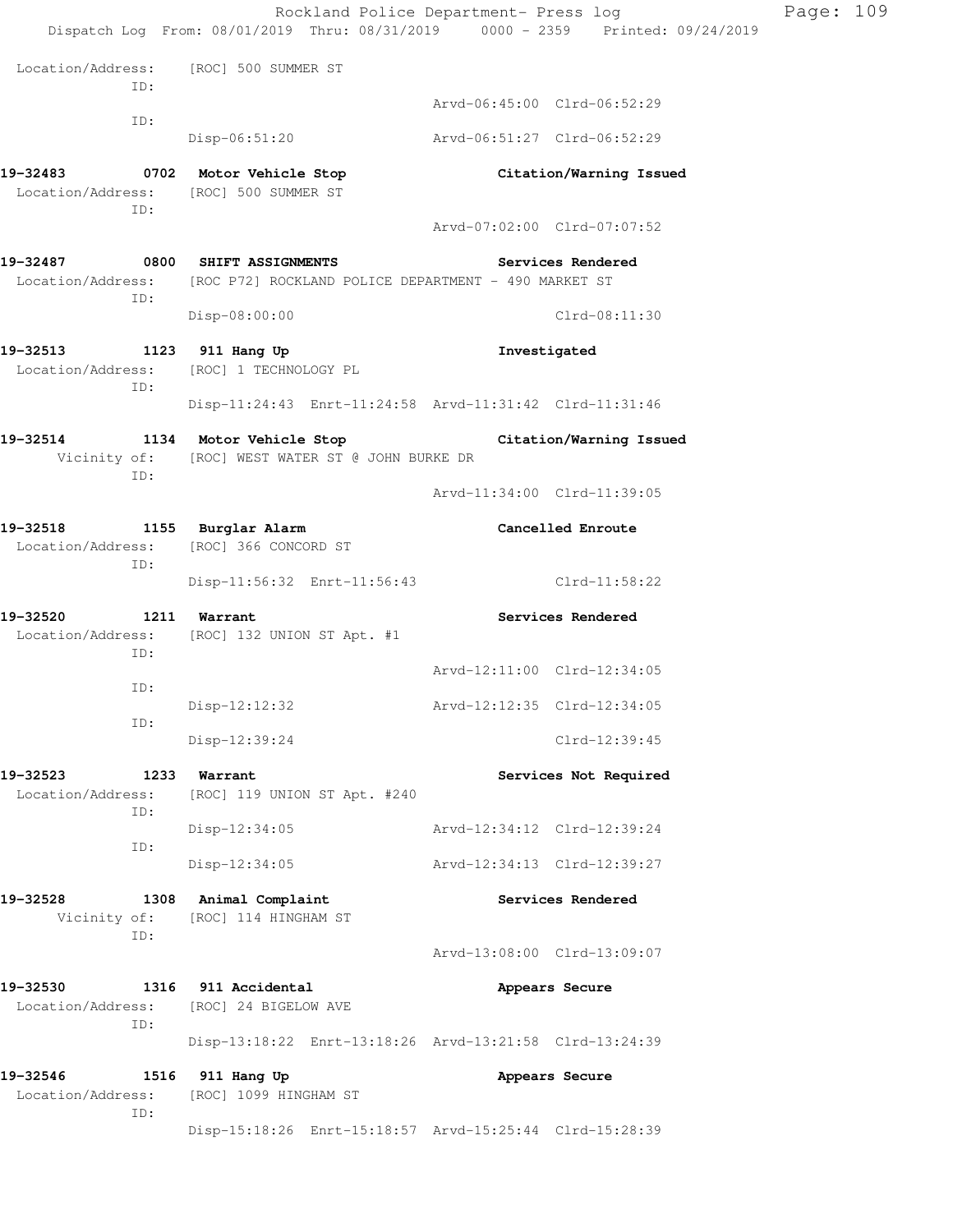Location/Address: [ROC] 500 SUMMER ST
ID:
Arvd-06:45:00 Clrd-06:52:29
ID:
Disp-06:51:20 Arvd-06:51:27 Clrd-06:52:29

**19-32483 0702 Motor Vehicle Stop** **Citation/Warning Issued**
Location/Address: [ROC] 500 SUMMER ST
ID:
Arvd-07:02:00 Clrd-07:07:52

**19-32487 0800 SHIFT ASSIGNMENTS** **Services Rendered**
Location/Address: [ROC P72] ROCKLAND POLICE DEPARTMENT - 490 MARKET ST
ID:
Disp-08:00:00 Clrd-08:11:30

**19-32513 1123 911 Hang Up** **Investigated**
Location/Address: [ROC] 1 TECHNOLOGY PL
ID:
Disp-11:24:43 Enrt-11:24:58 Arvd-11:31:42 Clrd-11:31:46

**19-32514 1134 Motor Vehicle Stop** **Citation/Warning Issued**
Vicinity of: [ROC] WEST WATER ST @ JOHN BURKE DR
ID:
Arvd-11:34:00 Clrd-11:39:05

**19-32518 1155 Burglar Alarm** **Cancelled Enroute**
Location/Address: [ROC] 366 CONCORD ST
ID:
Disp-11:56:32 Enrt-11:56:43 Clrd-11:58:22

**19-32520 1211 Warrant** **Services Rendered**
Location/Address: [ROC] 132 UNION ST Apt. #1
ID:
Arvd-12:11:00 Clrd-12:34:05
ID:
Disp-12:12:32 Arvd-12:12:35 Clrd-12:34:05
ID:
Disp-12:39:24 Clrd-12:39:45

**19-32523 1233 Warrant** **Services Not Required**
Location/Address: [ROC] 119 UNION ST Apt. #240
ID:
Disp-12:34:05 Arvd-12:34:12 Clrd-12:39:24
ID:
Disp-12:34:05 Arvd-12:34:13 Clrd-12:39:27

**19-32528 1308 Animal Complaint** **Services Rendered**
Vicinity of: [ROC] 114 HINGHAM ST
ID:
Arvd-13:08:00 Clrd-13:09:07

**19-32530 1316 911 Accidental** **Appears Secure**
Location/Address: [ROC] 24 BIGELOW AVE
ID:
Disp-13:18:22 Enrt-13:18:26 Arvd-13:21:58 Clrd-13:24:39

**19-32546 1516 911 Hang Up** **Appears Secure**
Location/Address: [ROC] 1099 HINGHAM ST
ID:
Disp-15:18:26 Enrt-15:18:57 Arvd-15:25:44 Clrd-15:28:39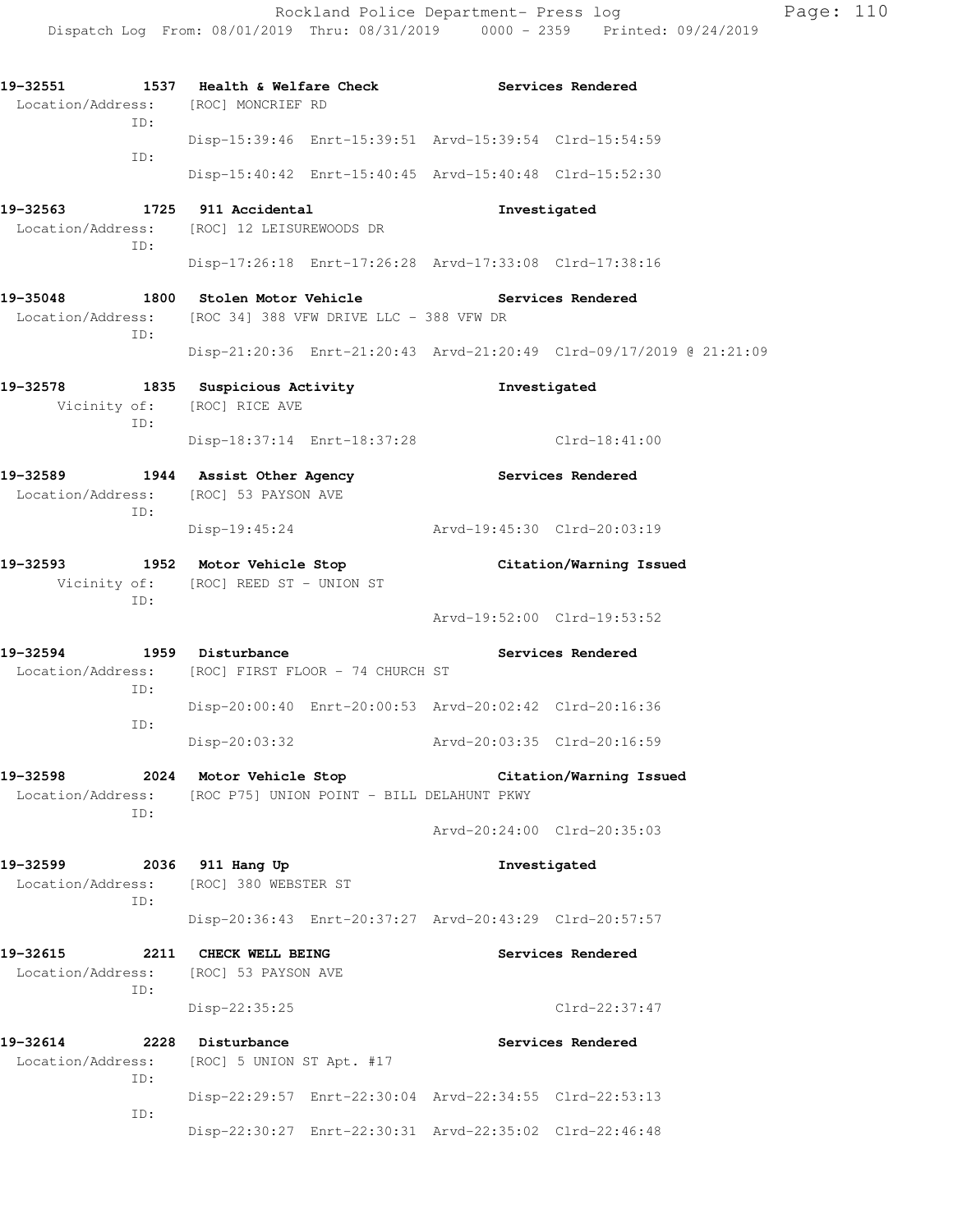19-32551 1537 Health & Welfare Check Services Rendered
Location/Address: [ROC] MONCRIEF RD
ID:
Disp-15:39:46 Enrt-15:39:51 Arvd-15:39:54 Clrd-15:54:59
ID:
Disp-15:40:42 Enrt-15:40:45 Arvd-15:40:48 Clrd-15:52:30

19-32563 1725 911 Accidental Investigated
Location/Address: [ROC] 12 LEISUREWOODS DR
ID:
Disp-17:26:18 Enrt-17:26:28 Arvd-17:33:08 Clrd-17:38:16

19-35048 1800 Stolen Motor Vehicle Services Rendered
Location/Address: [ROC 34] 388 VFW DRIVE LLC - 388 VFW DR
ID:
Disp-21:20:36 Enrt-21:20:43 Arvd-21:20:49 Clrd-09/17/2019 @ 21:21:09

19-32578 1835 Suspicious Activity Investigated
Vicinity of: [ROC] RICE AVE
ID:
Disp-18:37:14 Enrt-18:37:28 Clrd-18:41:00

19-32589 1944 Assist Other Agency Services Rendered
Location/Address: [ROC] 53 PAYSON AVE
ID:
Disp-19:45:24 Arvd-19:45:30 Clrd-20:03:19

19-32593 1952 Motor Vehicle Stop Citation/Warning Issued
Vicinity of: [ROC] REED ST - UNION ST
ID:
Arvd-19:52:00 Clrd-19:53:52

19-32594 1959 Disturbance Services Rendered
Location/Address: [ROC] FIRST FLOOR - 74 CHURCH ST
ID:
Disp-20:00:40 Enrt-20:00:53 Arvd-20:02:42 Clrd-20:16:36
ID:
Disp-20:03:32 Arvd-20:03:35 Clrd-20:16:59

19-32598 2024 Motor Vehicle Stop Citation/Warning Issued
Location/Address: [ROC P75] UNION POINT - BILL DELAHUNT PKWY
ID:
Arvd-20:24:00 Clrd-20:35:03

19-32599 2036 911 Hang Up Investigated
Location/Address: [ROC] 380 WEBSTER ST
ID:
Disp-20:36:43 Enrt-20:37:27 Arvd-20:43:29 Clrd-20:57:57

19-32615 2211 CHECK WELL BEING Services Rendered
Location/Address: [ROC] 53 PAYSON AVE
ID:
Disp-22:35:25 Clrd-22:37:47

19-32614 2228 Disturbance Services Rendered
Location/Address: [ROC] 5 UNION ST Apt. #17
ID:
Disp-22:29:57 Enrt-22:30:04 Arvd-22:34:55 Clrd-22:53:13
ID:
Disp-22:30:27 Enrt-22:30:31 Arvd-22:35:02 Clrd-22:46:48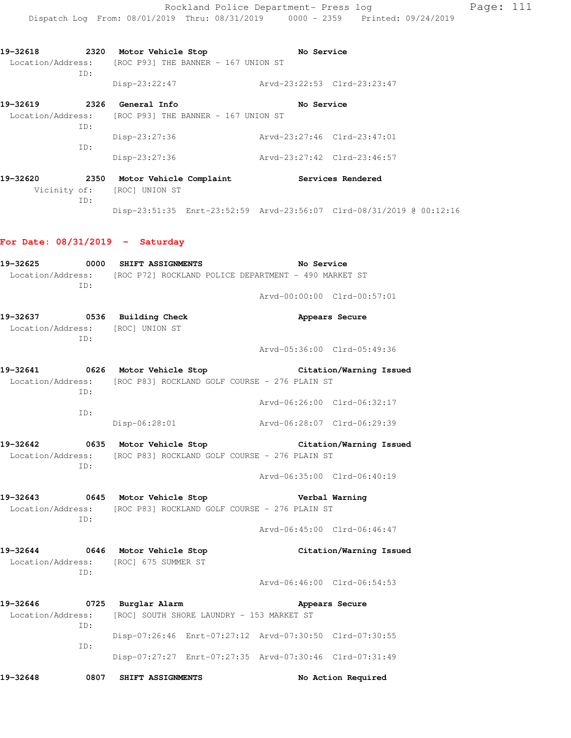**19-32618** 2320 **Motor Vehicle Stop** **No Service**
Location/Address: [ROC P93] THE BANNER - 167 UNION ST
ID:
Disp-23:22:47 Arvd-23:22:53 Clrd-23:23:47

**19-32619** 2326 **General Info** **No Service**
Location/Address: [ROC P93] THE BANNER - 167 UNION ST
ID:
Disp-23:27:36 Arvd-23:27:46 Clrd-23:47:01
ID:
Disp-23:27:36 Arvd-23:27:42 Clrd-23:46:57

**19-32620** 2350 **Motor Vehicle Complaint** **Services Rendered**
Vicinity of: [ROC] UNION ST
ID:
Disp-23:51:35 Enrt-23:52:59 Arvd-23:56:07 Clrd-08/31/2019 @ 00:12:16

## For Date: 08/31/2019 - Saturday

**19-32625** 0000 **SHIFT ASSIGNMENTS** **No Service**
Location/Address: [ROC P72] ROCKLAND POLICE DEPARTMENT - 490 MARKET ST
ID:
Arvd-00:00:00 Clrd-00:57:01

**19-32637** 0536 **Building Check** **Appears Secure**
Location/Address: [ROC] UNION ST
ID:
Arvd-05:36:00 Clrd-05:49:36

**19-32641** 0626 **Motor Vehicle Stop** **Citation/Warning Issued**
Location/Address: [ROC P83] ROCKLAND GOLF COURSE - 276 PLAIN ST
ID:
Arvd-06:26:00 Clrd-06:32:17
ID:
Disp-06:28:01 Arvd-06:28:07 Clrd-06:29:39

**19-32642** 0635 **Motor Vehicle Stop** **Citation/Warning Issued**
Location/Address: [ROC P83] ROCKLAND GOLF COURSE - 276 PLAIN ST
ID:
Arvd-06:35:00 Clrd-06:40:19

**19-32643** 0645 **Motor Vehicle Stop** **Verbal Warning**
Location/Address: [ROC P83] ROCKLAND GOLF COURSE - 276 PLAIN ST
ID:
Arvd-06:45:00 Clrd-06:46:47

**19-32644** 0646 **Motor Vehicle Stop** **Citation/Warning Issued**
Location/Address: [ROC] 675 SUMMER ST
ID:
Arvd-06:46:00 Clrd-06:54:53

**19-32646** 0725 **Burglar Alarm** **Appears Secure**
Location/Address: [ROC] SOUTH SHORE LAUNDRY - 153 MARKET ST
ID:
Disp-07:26:46 Enrt-07:27:12 Arvd-07:30:50 Clrd-07:30:55
ID:
Disp-07:27:27 Enrt-07:27:35 Arvd-07:30:46 Clrd-07:31:49

**19-32648** 0807 **SHIFT ASSIGNMENTS** **No Action Required**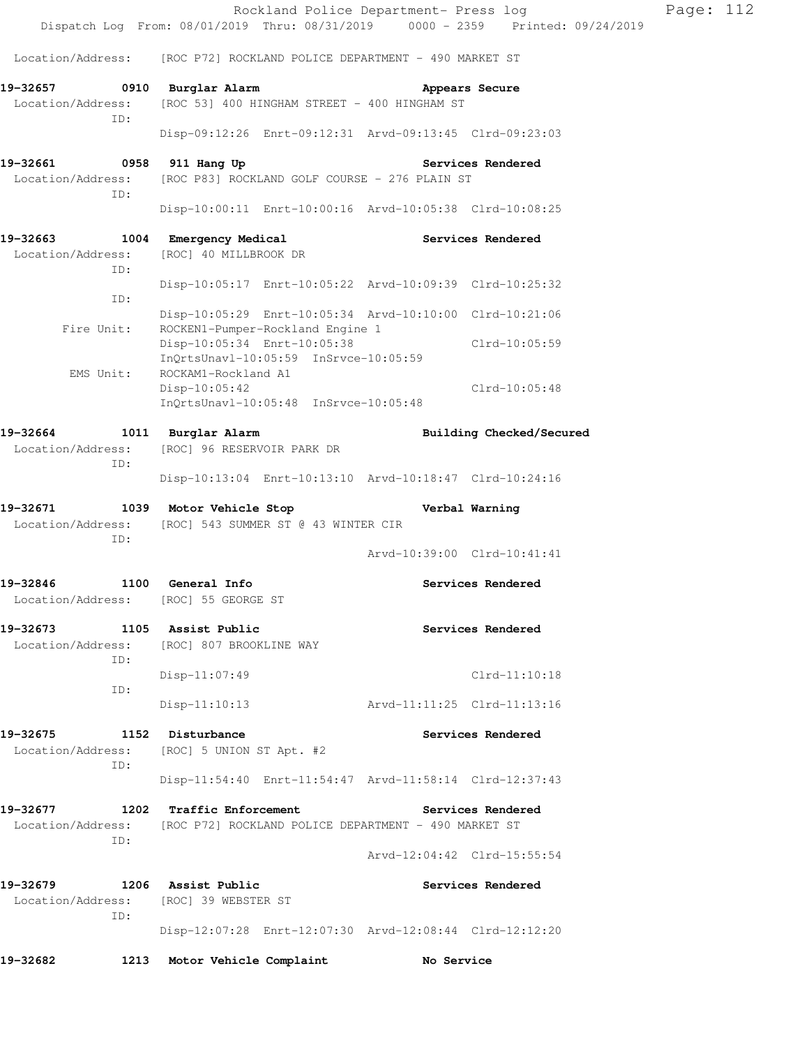Location/Address: [ROC P72] ROCKLAND POLICE DEPARTMENT - 490 MARKET ST

**19-32657 0910 Burglar Alarm** **Appears Secure**
Location/Address: [ROC 53] 400 HINGHAM STREET - 400 HINGHAM ST
ID:
Disp-09:12:26 Enrt-09:12:31 Arvd-09:13:45 Clrd-09:23:03

**19-32661 0958 911 Hang Up** **Services Rendered**
Location/Address: [ROC P83] ROCKLAND GOLF COURSE - 276 PLAIN ST
ID:
Disp-10:00:11 Enrt-10:00:16 Arvd-10:05:38 Clrd-10:08:25

**19-32663 1004 Emergency Medical** **Services Rendered**
Location/Address: [ROC] 40 MILLBROOK DR
ID:
Disp-10:05:17 Enrt-10:05:22 Arvd-10:09:39 Clrd-10:25:32
ID:
Disp-10:05:29 Enrt-10:05:34 Arvd-10:10:00 Clrd-10:21:06
Fire Unit: ROCKEN1-Pumper-Rockland Engine 1
Disp-10:05:34 Enrt-10:05:38 Clrd-10:05:59
InQrtsUnavl-10:05:59 InSrvce-10:05:59
EMS Unit: ROCKAM1-Rockland A1
Disp-10:05:42 Clrd-10:05:48
InQrtsUnavl-10:05:48 InSrvce-10:05:48

**19-32664 1011 Burglar Alarm** **Building Checked/Secured**
Location/Address: [ROC] 96 RESERVOIR PARK DR
ID:
Disp-10:13:04 Enrt-10:13:10 Arvd-10:18:47 Clrd-10:24:16

**19-32671 1039 Motor Vehicle Stop** **Verbal Warning**
Location/Address: [ROC] 543 SUMMER ST @ 43 WINTER CIR
ID:
Arvd-10:39:00 Clrd-10:41:41

**19-32846 1100 General Info** **Services Rendered**
Location/Address: [ROC] 55 GEORGE ST

**19-32673 1105 Assist Public** **Services Rendered**
Location/Address: [ROC] 807 BROOKLINE WAY
ID:
Disp-11:07:49 Clrd-11:10:18
ID:
Disp-11:10:13 Arvd-11:11:25 Clrd-11:13:16

**19-32675 1152 Disturbance** **Services Rendered**
Location/Address: [ROC] 5 UNION ST Apt. #2
ID:
Disp-11:54:40 Enrt-11:54:47 Arvd-11:58:14 Clrd-12:37:43

**19-32677 1202 Traffic Enforcement** **Services Rendered**
Location/Address: [ROC P72] ROCKLAND POLICE DEPARTMENT - 490 MARKET ST
ID:
Arvd-12:04:42 Clrd-15:55:54

**19-32679 1206 Assist Public** **Services Rendered**
Location/Address: [ROC] 39 WEBSTER ST
ID:
Disp-12:07:28 Enrt-12:07:30 Arvd-12:08:44 Clrd-12:12:20

**19-32682 1213 Motor Vehicle Complaint** **No Service**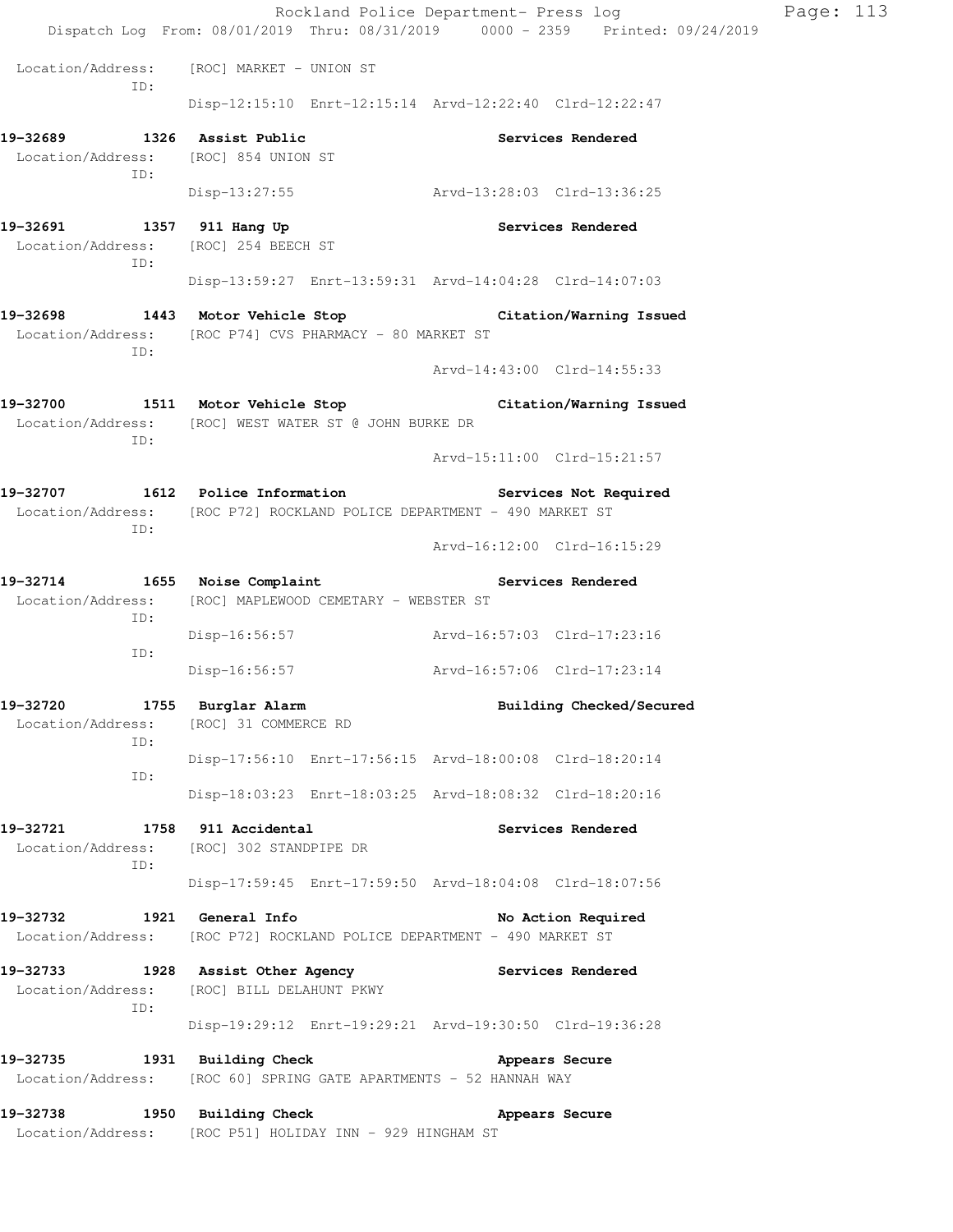Location/Address: [ROC] MARKET - UNION ST
ID:
Disp-12:15:10 Enrt-12:15:14 Arvd-12:22:40 Clrd-12:22:47

**19-32689 1326 Assist Public** **Services Rendered**
Location/Address: [ROC] 854 UNION ST
ID:
Disp-13:27:55 Arvd-13:28:03 Clrd-13:36:25

**19-32691 1357 911 Hang Up** **Services Rendered**
Location/Address: [ROC] 254 BEECH ST
ID:
Disp-13:59:27 Enrt-13:59:31 Arvd-14:04:28 Clrd-14:07:03

**19-32698 1443 Motor Vehicle Stop** **Citation/Warning Issued**
Location/Address: [ROC P74] CVS PHARMACY - 80 MARKET ST
ID:
Arvd-14:43:00 Clrd-14:55:33

**19-32700 1511 Motor Vehicle Stop** **Citation/Warning Issued**
Location/Address: [ROC] WEST WATER ST @ JOHN BURKE DR
ID:
Arvd-15:11:00 Clrd-15:21:57

**19-32707 1612 Police Information** **Services Not Required**
Location/Address: [ROC P72] ROCKLAND POLICE DEPARTMENT - 490 MARKET ST
ID:
Arvd-16:12:00 Clrd-16:15:29

**19-32714 1655 Noise Complaint** **Services Rendered**
Location/Address: [ROC] MAPLEWOOD CEMETARY - WEBSTER ST
ID:
Disp-16:56:57 Arvd-16:57:03 Clrd-17:23:16
ID:
Disp-16:56:57 Arvd-16:57:06 Clrd-17:23:14

**19-32720 1755 Burglar Alarm** **Building Checked/Secured**
Location/Address: [ROC] 31 COMMERCE RD
ID:
Disp-17:56:10 Enrt-17:56:15 Arvd-18:00:08 Clrd-18:20:14
ID:
Disp-18:03:23 Enrt-18:03:25 Arvd-18:08:32 Clrd-18:20:16

**19-32721 1758 911 Accidental** **Services Rendered**
Location/Address: [ROC] 302 STANDPIPE DR
ID:
Disp-17:59:45 Enrt-17:59:50 Arvd-18:04:08 Clrd-18:07:56

**19-32732 1921 General Info** **No Action Required**
Location/Address: [ROC P72] ROCKLAND POLICE DEPARTMENT - 490 MARKET ST

**19-32733 1928 Assist Other Agency** **Services Rendered**
Location/Address: [ROC] BILL DELAHUNT PKWY
ID:
Disp-19:29:12 Enrt-19:29:21 Arvd-19:30:50 Clrd-19:36:28

**19-32735 1931 Building Check** **Appears Secure**
Location/Address: [ROC 60] SPRING GATE APARTMENTS - 52 HANNAH WAY

**19-32738 1950 Building Check** **Appears Secure**
Location/Address: [ROC P51] HOLIDAY INN - 929 HINGHAM ST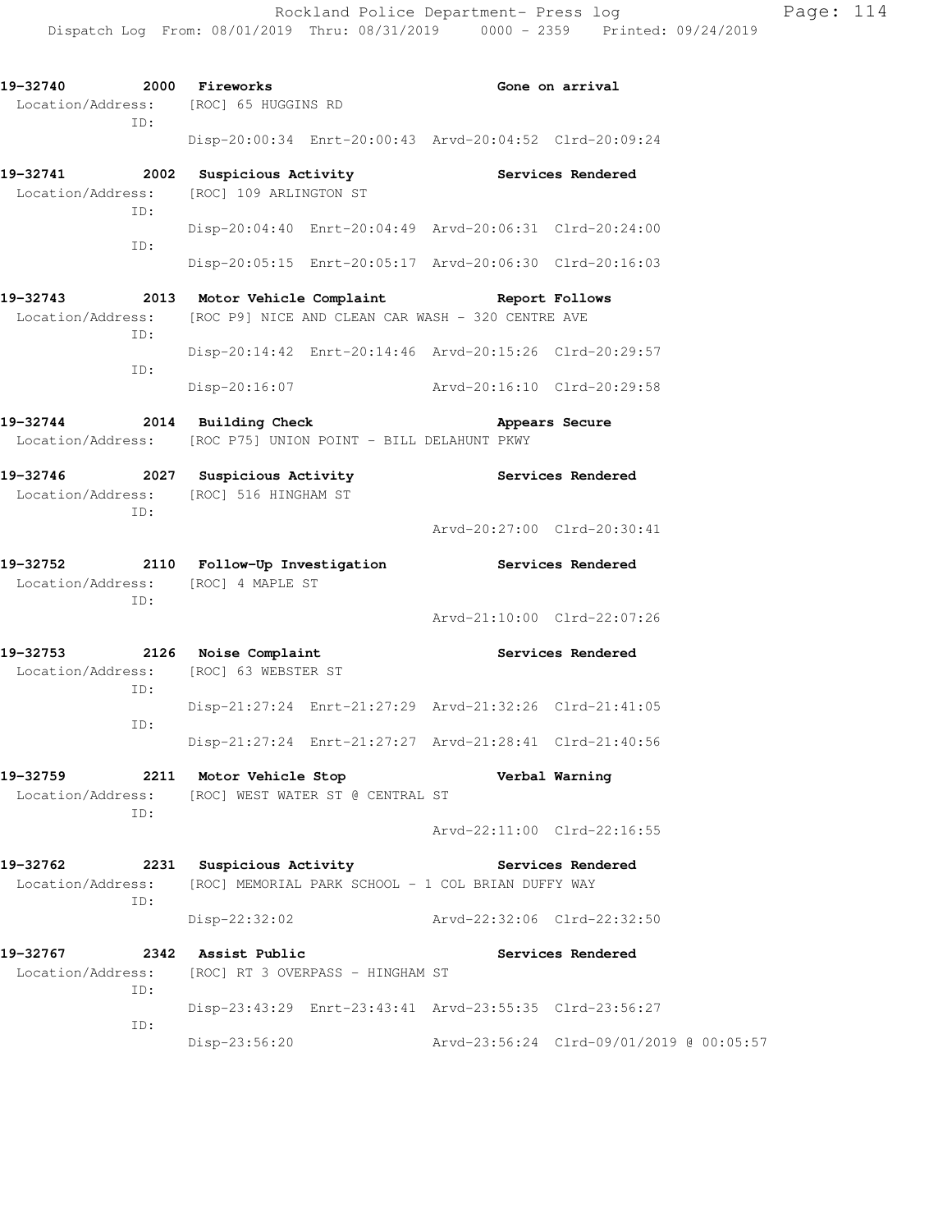**19-32740 2000 Fireworks** **Gone on arrival**
Location/Address: [ROC] 65 HUGGINS RD
ID:
Disp-20:00:34 Enrt-20:00:43 Arvd-20:04:52 Clrd-20:09:24

**19-32741 2002 Suspicious Activity** **Services Rendered**
Location/Address: [ROC] 109 ARLINGTON ST
ID:
Disp-20:04:40 Enrt-20:04:49 Arvd-20:06:31 Clrd-20:24:00
ID:
Disp-20:05:15 Enrt-20:05:17 Arvd-20:06:30 Clrd-20:16:03

**19-32743 2013 Motor Vehicle Complaint** **Report Follows**
Location/Address: [ROC P9] NICE AND CLEAN CAR WASH - 320 CENTRE AVE
ID:
Disp-20:14:42 Enrt-20:14:46 Arvd-20:15:26 Clrd-20:29:57
ID:
Disp-20:16:07 Arvd-20:16:10 Clrd-20:29:58

**19-32744 2014 Building Check** **Appears Secure**
Location/Address: [ROC P75] UNION POINT - BILL DELAHUNT PKWY

**19-32746 2027 Suspicious Activity** **Services Rendered**
Location/Address: [ROC] 516 HINGHAM ST
ID:
Arvd-20:27:00 Clrd-20:30:41

**19-32752 2110 Follow-Up Investigation** **Services Rendered**
Location/Address: [ROC] 4 MAPLE ST
ID:
Arvd-21:10:00 Clrd-22:07:26

**19-32753 2126 Noise Complaint** **Services Rendered**
Location/Address: [ROC] 63 WEBSTER ST
ID:
Disp-21:27:24 Enrt-21:27:29 Arvd-21:32:26 Clrd-21:41:05
ID:
Disp-21:27:24 Enrt-21:27:27 Arvd-21:28:41 Clrd-21:40:56

**19-32759 2211 Motor Vehicle Stop** **Verbal Warning**
Location/Address: [ROC] WEST WATER ST @ CENTRAL ST
ID:
Arvd-22:11:00 Clrd-22:16:55

**19-32762 2231 Suspicious Activity** **Services Rendered**
Location/Address: [ROC] MEMORIAL PARK SCHOOL - 1 COL BRIAN DUFFY WAY
ID:
Disp-22:32:02 Arvd-22:32:06 Clrd-22:32:50

**19-32767 2342 Assist Public** **Services Rendered**
Location/Address: [ROC] RT 3 OVERPASS - HINGHAM ST
ID:
Disp-23:43:29 Enrt-23:43:41 Arvd-23:55:35 Clrd-23:56:27
ID:
Disp-23:56:20 Arvd-23:56:24 Clrd-09/01/2019 @ 00:05:57